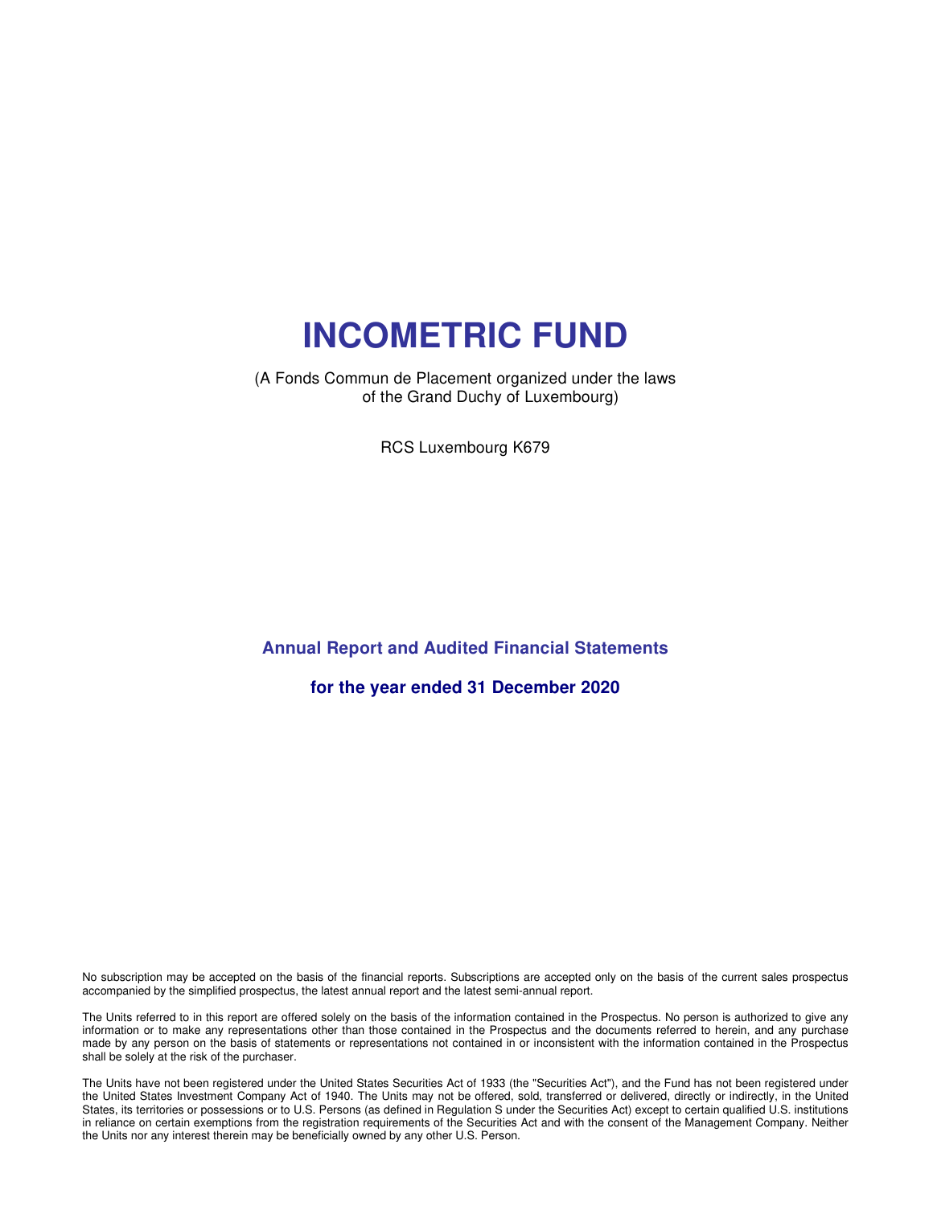# INCOMETRIC FUND

(A Fonds Commun de Placement organized under the laws of the Grand Duchy of Luxembourg)

RCS Luxembourg K679

## Annual Report and Audited Financial Statements

## for the year ended 31 December 2020

No subscription may be accepted on the basis of the financial reports. Subscriptions are accepted only on the basis of the current sales prospectus accompanied by the simplified prospectus, the latest annual report and the latest semi-annual report.

The Units referred to in this report are offered solely on the basis of the information contained in the Prospectus. No person is authorized to give any information or to make any representations other than those contained in the Prospectus and the documents referred to herein, and any purchase made by any person on the basis of statements or representations not contained in or inconsistent with the information contained in the Prospectus shall be solely at the risk of the purchaser.

The Units have not been registered under the United States Securities Act of 1933 (the "Securities Act"), and the Fund has not been registered under the United States Investment Company Act of 1940. The Units may not be offered, sold, transferred or delivered, directly or indirectly, in the United States, its territories or possessions or to U.S. Persons (as defined in Regulation S under the Securities Act) except to certain qualified U.S. institutions in reliance on certain exemptions from the registration requirements of the Securities Act and with the consent of the Management Company. Neither the Units nor any interest therein may be beneficially owned by any other U.S. Person.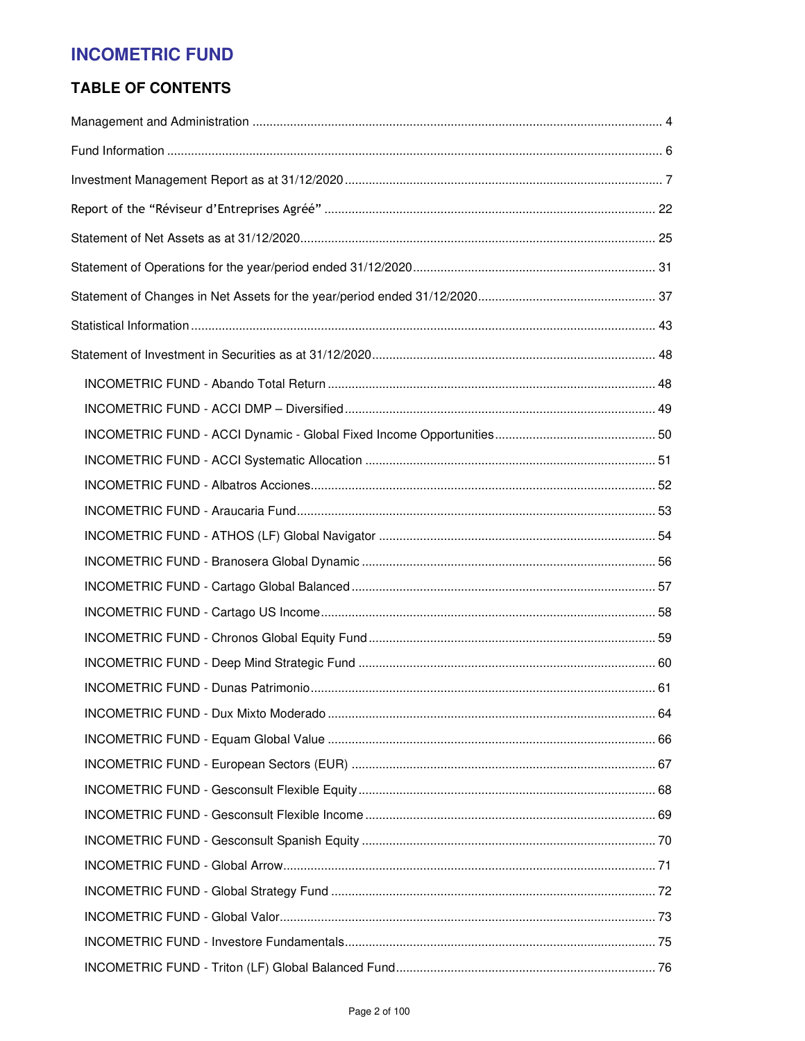# INCOMETRIC FUND

## TABLE OF CONTENTS

Management and Administration ..... 4

Fund Information ..... 6

Investment Management Report as at 31/12/2020 ..... 7

Report of the "Réviseur d'Entreprises Agréé" ..... 22

Statement of Net Assets as at 31/12/2020 ..... 25

Statement of Operations for the year/period ended 31/12/2020 ..... 31

Statement of Changes in Net Assets for the year/period ended 31/12/2020 ..... 37

Statistical Information ..... 43

Statement of Investment in Securities as at 31/12/2020 ..... 48

- INCOMETRIC FUND - Abando Total Return ..... 48
- INCOMETRIC FUND - ACCI DMP – Diversified ..... 49
- INCOMETRIC FUND - ACCI Dynamic - Global Fixed Income Opportunities ..... 50
- INCOMETRIC FUND - ACCI Systematic Allocation ..... 51
- INCOMETRIC FUND - Albatros Acciones ..... 52
- INCOMETRIC FUND - Araucaria Fund ..... 53
- INCOMETRIC FUND - ATHOS (LF) Global Navigator ..... 54
- INCOMETRIC FUND - Branosera Global Dynamic ..... 56
- INCOMETRIC FUND - Cartago Global Balanced ..... 57
- INCOMETRIC FUND - Cartago US Income ..... 58
- INCOMETRIC FUND - Chronos Global Equity Fund ..... 59
- INCOMETRIC FUND - Deep Mind Strategic Fund ..... 60
- INCOMETRIC FUND - Dunas Patrimonio ..... 61
- INCOMETRIC FUND - Dux Mixto Moderado ..... 64
- INCOMETRIC FUND - Equam Global Value ..... 66
- INCOMETRIC FUND - European Sectors (EUR) ..... 67
- INCOMETRIC FUND - Gesconsult Flexible Equity ..... 68
- INCOMETRIC FUND - Gesconsult Flexible Income ..... 69
- INCOMETRIC FUND - Gesconsult Spanish Equity ..... 70
- INCOMETRIC FUND - Global Arrow ..... 71
- INCOMETRIC FUND - Global Strategy Fund ..... 72
- INCOMETRIC FUND - Global Valor ..... 73
- INCOMETRIC FUND - Investore Fundamentals ..... 75
- INCOMETRIC FUND - Triton (LF) Global Balanced Fund ..... 76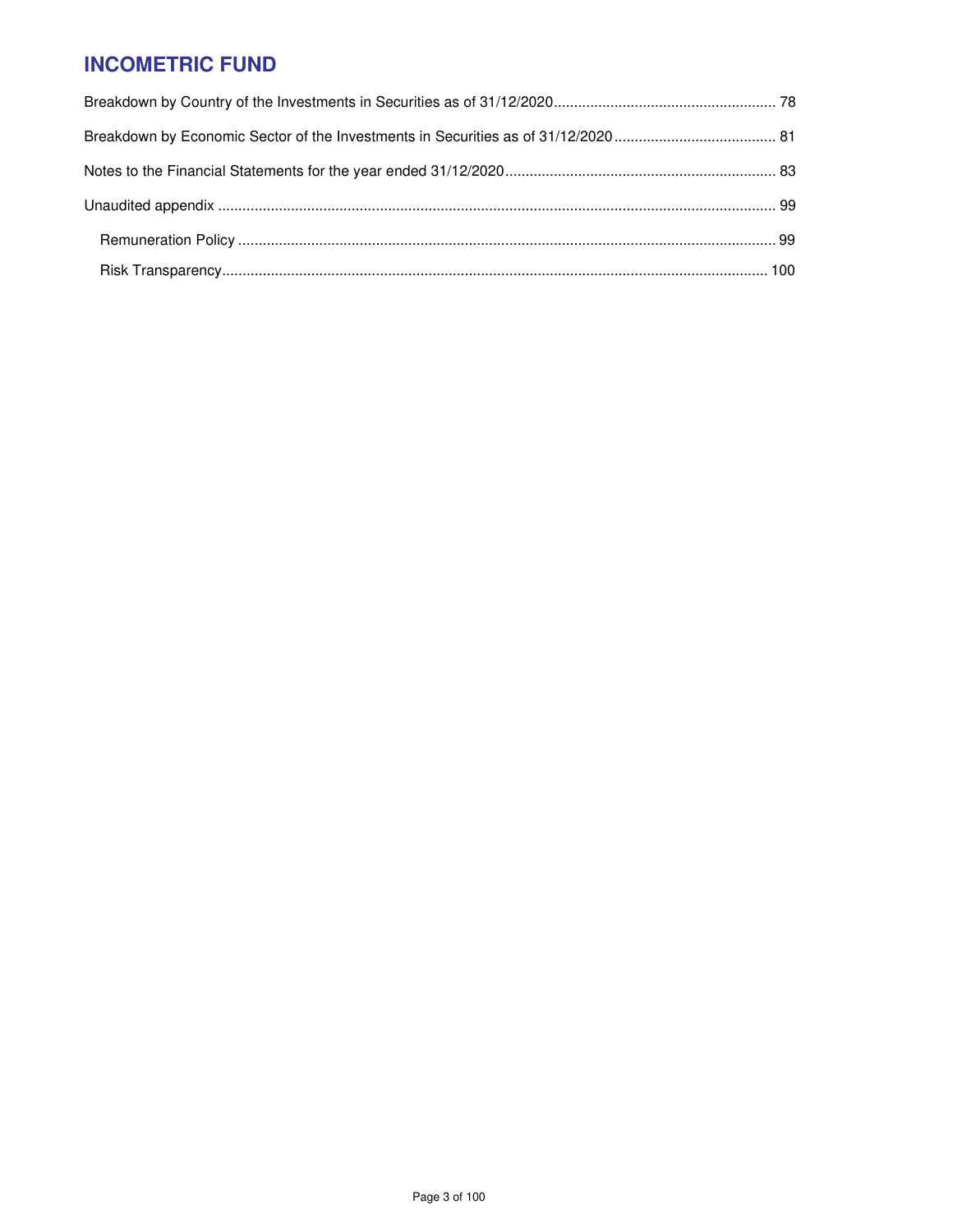## INCOMETRIC FUND

Breakdown by Country of the Investments in Securities as of 31/12/2020 ...................................................... 78

Breakdown by Economic Sector of the Investments in Securities as of 31/12/2020 ....................................... 81

Notes to the Financial Statements for the year ended 31/12/2020 .................................................................. 83

Unaudited appendix ........................................................................................................................................ 99

- Remuneration Policy .................................................................................................................................. 99
- Risk Transparency ................................................................................................................................... 100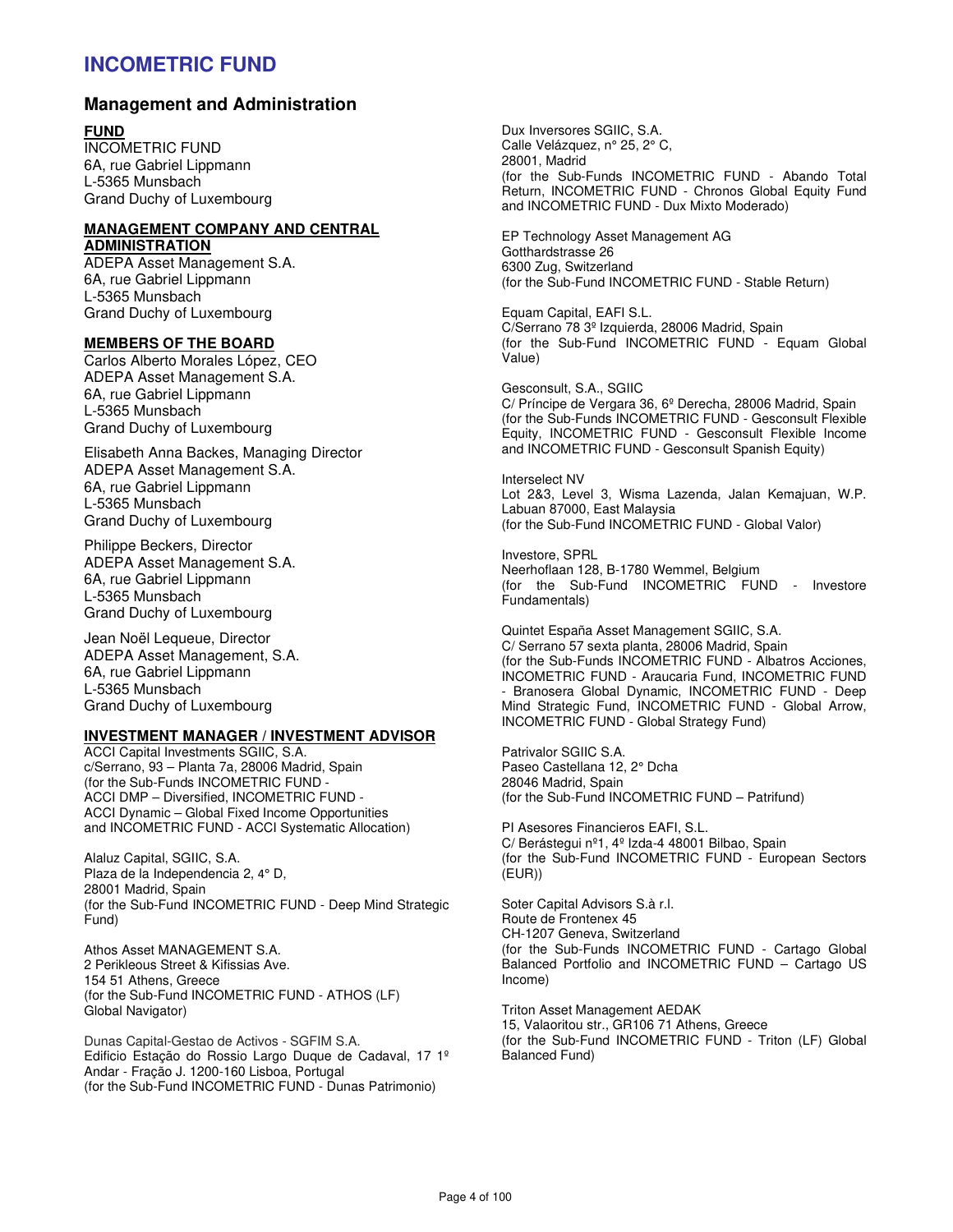# INCOMETRIC FUND

## Management and Administration

**FUND**

INCOMETRIC FUND
6A, rue Gabriel Lippmann
L-5365 Munsbach
Grand Duchy of Luxembourg

**MANAGEMENT COMPANY AND CENTRAL ADMINISTRATION**

ADEPA Asset Management S.A.
6A, rue Gabriel Lippmann
L-5365 Munsbach
Grand Duchy of Luxembourg

**MEMBERS OF THE BOARD**

Carlos Alberto Morales López, CEO
ADEPA Asset Management S.A.
6A, rue Gabriel Lippmann
L-5365 Munsbach
Grand Duchy of Luxembourg

Elisabeth Anna Backes, Managing Director
ADEPA Asset Management S.A.
6A, rue Gabriel Lippmann
L-5365 Munsbach
Grand Duchy of Luxembourg

Philippe Beckers, Director
ADEPA Asset Management S.A.
6A, rue Gabriel Lippmann
L-5365 Munsbach
Grand Duchy of Luxembourg

Jean Noël Lequeue, Director
ADEPA Asset Management, S.A.
6A, rue Gabriel Lippmann
L-5365 Munsbach
Grand Duchy of Luxembourg

**INVESTMENT MANAGER / INVESTMENT ADVISOR**

ACCI Capital Investments SGIIC, S.A.
c/Serrano, 93 – Planta 7a, 28006 Madrid, Spain
(for the Sub-Funds INCOMETRIC FUND - ACCI DMP – Diversified, INCOMETRIC FUND - ACCI Dynamic – Global Fixed Income Opportunities and INCOMETRIC FUND - ACCI Systematic Allocation)

Alaluz Capital, SGIIC, S.A.
Plaza de la Independencia 2, 4° D,
28001 Madrid, Spain
(for the Sub-Fund INCOMETRIC FUND - Deep Mind Strategic Fund)

Athos Asset MANAGEMENT S.A.
2 Perikleous Street & Kifissias Ave.
154 51 Athens, Greece
(for the Sub-Fund INCOMETRIC FUND - ATHOS (LF) Global Navigator)

Dunas Capital-Gestao de Activos - SGFIM S.A.
Edificio Estação do Rossio Largo Duque de Cadaval, 17 1º Andar - Fração J. 1200-160 Lisboa, Portugal
(for the Sub-Fund INCOMETRIC FUND - Dunas Patrimonio)

Dux Inversores SGIIC, S.A.
Calle Velázquez, n° 25, 2° C,
28001, Madrid
(for the Sub-Funds INCOMETRIC FUND - Abando Total Return, INCOMETRIC FUND - Chronos Global Equity Fund and INCOMETRIC FUND - Dux Mixto Moderado)

EP Technology Asset Management AG
Gotthardstrasse 26
6300 Zug, Switzerland
(for the Sub-Fund INCOMETRIC FUND - Stable Return)

Equam Capital, EAFI S.L.
C/Serrano 78 3º Izquierda, 28006 Madrid, Spain
(for the Sub-Fund INCOMETRIC FUND - Equam Global Value)

Gesconsult, S.A., SGIIC
C/ Príncipe de Vergara 36, 6º Derecha, 28006 Madrid, Spain
(for the Sub-Funds INCOMETRIC FUND - Gesconsult Flexible Equity, INCOMETRIC FUND - Gesconsult Flexible Income and INCOMETRIC FUND - Gesconsult Spanish Equity)

Interselect NV
Lot 2&3, Level 3, Wisma Lazenda, Jalan Kemajuan, W.P. Labuan 87000, East Malaysia
(for the Sub-Fund INCOMETRIC FUND - Global Valor)

Investore, SPRL
Neerhoflaan 128, B-1780 Wemmel, Belgium
(for the Sub-Fund INCOMETRIC FUND - Investore Fundamentals)

Quintet España Asset Management SGIIC, S.A.
C/ Serrano 57 sexta planta, 28006 Madrid, Spain
(for the Sub-Funds INCOMETRIC FUND - Albatros Acciones, INCOMETRIC FUND - Araucaria Fund, INCOMETRIC FUND - Branosera Global Dynamic, INCOMETRIC FUND - Deep Mind Strategic Fund, INCOMETRIC FUND - Global Arrow, INCOMETRIC FUND - Global Strategy Fund)

Patrivalor SGIIC S.A.
Paseo Castellana 12, 2° Dcha
28046 Madrid, Spain
(for the Sub-Fund INCOMETRIC FUND – Patrifund)

PI Asesores Financieros EAFI, S.L.
C/ Berástegui nº1, 4º Izda-4 48001 Bilbao, Spain
(for the Sub-Fund INCOMETRIC FUND - European Sectors (EUR))

Soter Capital Advisors S.à r.l.
Route de Frontenex 45
CH-1207 Geneva, Switzerland
(for the Sub-Funds INCOMETRIC FUND - Cartago Global Balanced Portfolio and INCOMETRIC FUND – Cartago US Income)

Triton Asset Management AEDAK
15, Valaoritou str., GR106 71 Athens, Greece
(for the Sub-Fund INCOMETRIC FUND - Triton (LF) Global Balanced Fund)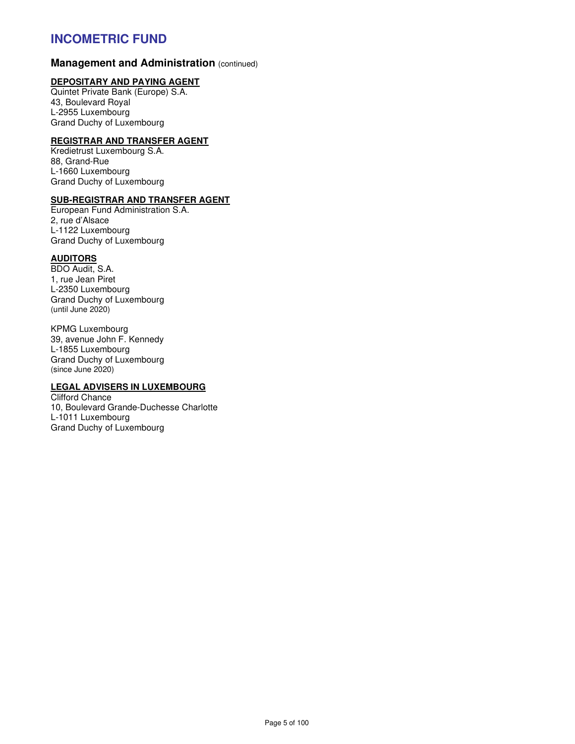# INCOMETRIC FUND

## Management and Administration (continued)

**DEPOSITARY AND PAYING AGENT**

Quintet Private Bank (Europe) S.A.
43, Boulevard Royal
L-2955 Luxembourg
Grand Duchy of Luxembourg

**REGISTRAR AND TRANSFER AGENT**

Kredietrust Luxembourg S.A.
88, Grand-Rue
L-1660 Luxembourg
Grand Duchy of Luxembourg

**SUB-REGISTRAR AND TRANSFER AGENT**

European Fund Administration S.A.
2, rue d'Alsace
L-1122 Luxembourg
Grand Duchy of Luxembourg

**AUDITORS**

BDO Audit, S.A.
1, rue Jean Piret
L-2350 Luxembourg
Grand Duchy of Luxembourg
(until June 2020)

KPMG Luxembourg
39, avenue John F. Kennedy
L-1855 Luxembourg
Grand Duchy of Luxembourg
(since June 2020)

**LEGAL ADVISERS IN LUXEMBOURG**

Clifford Chance
10, Boulevard Grande-Duchesse Charlotte
L-1011 Luxembourg
Grand Duchy of Luxembourg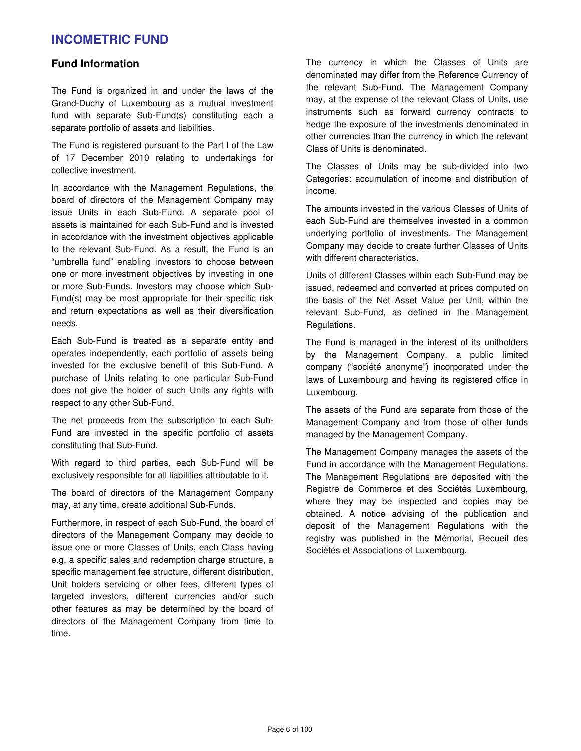# INCOMETRIC FUND

## Fund Information

The Fund is organized in and under the laws of the Grand-Duchy of Luxembourg as a mutual investment fund with separate Sub-Fund(s) constituting each a separate portfolio of assets and liabilities.

The Fund is registered pursuant to the Part I of the Law of 17 December 2010 relating to undertakings for collective investment.

In accordance with the Management Regulations, the board of directors of the Management Company may issue Units in each Sub-Fund. A separate pool of assets is maintained for each Sub-Fund and is invested in accordance with the investment objectives applicable to the relevant Sub-Fund. As a result, the Fund is an "umbrella fund" enabling investors to choose between one or more investment objectives by investing in one or more Sub-Funds. Investors may choose which Sub-Fund(s) may be most appropriate for their specific risk and return expectations as well as their diversification needs.

Each Sub-Fund is treated as a separate entity and operates independently, each portfolio of assets being invested for the exclusive benefit of this Sub-Fund. A purchase of Units relating to one particular Sub-Fund does not give the holder of such Units any rights with respect to any other Sub-Fund.

The net proceeds from the subscription to each Sub-Fund are invested in the specific portfolio of assets constituting that Sub-Fund.

With regard to third parties, each Sub-Fund will be exclusively responsible for all liabilities attributable to it.

The board of directors of the Management Company may, at any time, create additional Sub-Funds.

Furthermore, in respect of each Sub-Fund, the board of directors of the Management Company may decide to issue one or more Classes of Units, each Class having e.g. a specific sales and redemption charge structure, a specific management fee structure, different distribution, Unit holders servicing or other fees, different types of targeted investors, different currencies and/or such other features as may be determined by the board of directors of the Management Company from time to time.

The currency in which the Classes of Units are denominated may differ from the Reference Currency of the relevant Sub-Fund. The Management Company may, at the expense of the relevant Class of Units, use instruments such as forward currency contracts to hedge the exposure of the investments denominated in other currencies than the currency in which the relevant Class of Units is denominated.

The Classes of Units may be sub-divided into two Categories: accumulation of income and distribution of income.

The amounts invested in the various Classes of Units of each Sub-Fund are themselves invested in a common underlying portfolio of investments. The Management Company may decide to create further Classes of Units with different characteristics.

Units of different Classes within each Sub-Fund may be issued, redeemed and converted at prices computed on the basis of the Net Asset Value per Unit, within the relevant Sub-Fund, as defined in the Management Regulations.

The Fund is managed in the interest of its unitholders by the Management Company, a public limited company ("société anonyme") incorporated under the laws of Luxembourg and having its registered office in Luxembourg.

The assets of the Fund are separate from those of the Management Company and from those of other funds managed by the Management Company.

The Management Company manages the assets of the Fund in accordance with the Management Regulations. The Management Regulations are deposited with the Registre de Commerce et des Sociétés Luxembourg, where they may be inspected and copies may be obtained. A notice advising of the publication and deposit of the Management Regulations with the registry was published in the Mémorial, Recueil des Sociétés et Associations of Luxembourg.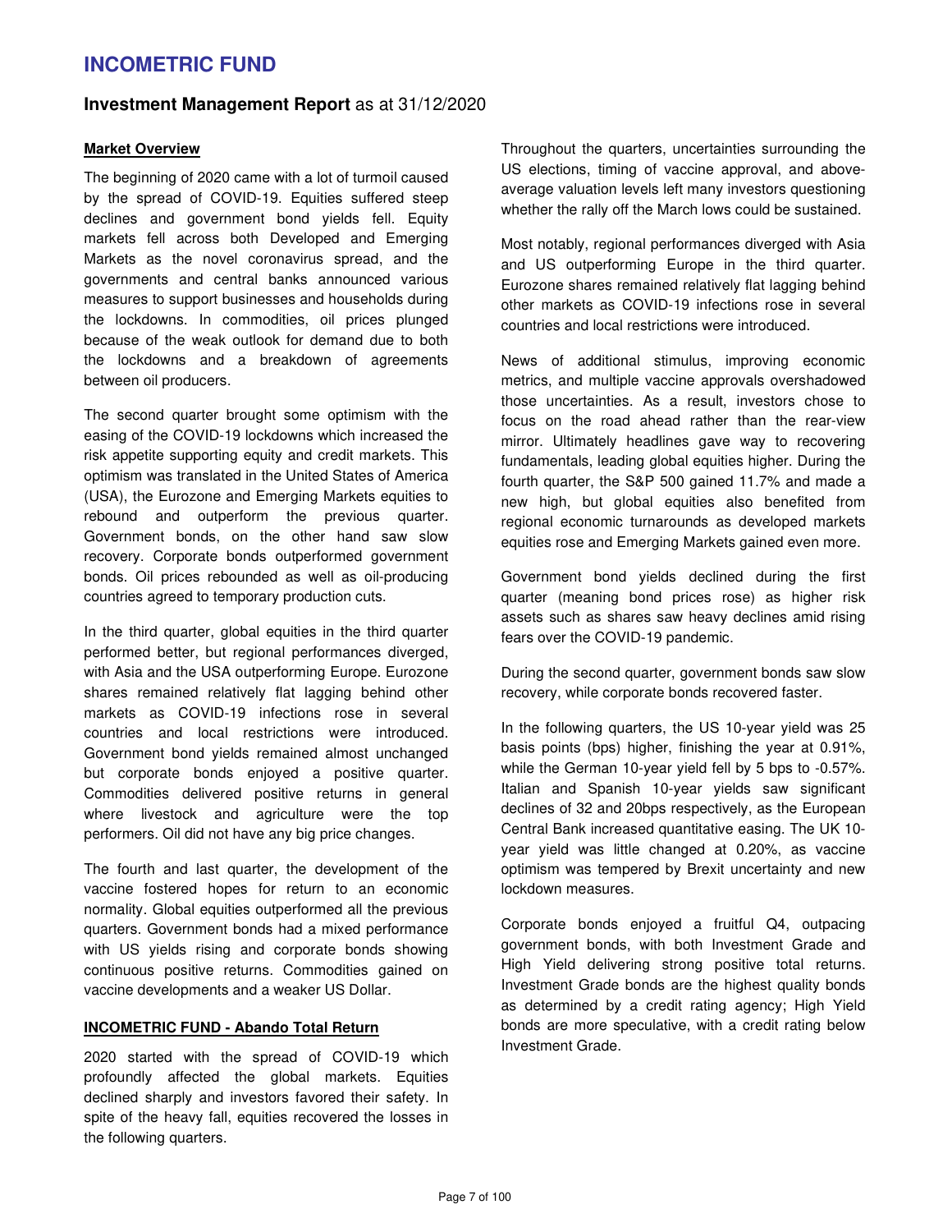# INCOMETRIC FUND

## **Investment Management Report** as at 31/12/2020

### Market Overview

The beginning of 2020 came with a lot of turmoil caused by the spread of COVID-19. Equities suffered steep declines and government bond yields fell. Equity markets fell across both Developed and Emerging Markets as the novel coronavirus spread, and the governments and central banks announced various measures to support businesses and households during the lockdowns. In commodities, oil prices plunged because of the weak outlook for demand due to both the lockdowns and a breakdown of agreements between oil producers.

The second quarter brought some optimism with the easing of the COVID-19 lockdowns which increased the risk appetite supporting equity and credit markets. This optimism was translated in the United States of America (USA), the Eurozone and Emerging Markets equities to rebound and outperform the previous quarter. Government bonds, on the other hand saw slow recovery. Corporate bonds outperformed government bonds. Oil prices rebounded as well as oil-producing countries agreed to temporary production cuts.

In the third quarter, global equities in the third quarter performed better, but regional performances diverged, with Asia and the USA outperforming Europe. Eurozone shares remained relatively flat lagging behind other markets as COVID-19 infections rose in several countries and local restrictions were introduced. Government bond yields remained almost unchanged but corporate bonds enjoyed a positive quarter. Commodities delivered positive returns in general where livestock and agriculture were the top performers. Oil did not have any big price changes.

The fourth and last quarter, the development of the vaccine fostered hopes for return to an economic normality. Global equities outperformed all the previous quarters. Government bonds had a mixed performance with US yields rising and corporate bonds showing continuous positive returns. Commodities gained on vaccine developments and a weaker US Dollar.

### INCOMETRIC FUND - Abando Total Return

2020 started with the spread of COVID-19 which profoundly affected the global markets. Equities declined sharply and investors favored their safety. In spite of the heavy fall, equities recovered the losses in the following quarters.

Throughout the quarters, uncertainties surrounding the US elections, timing of vaccine approval, and above-average valuation levels left many investors questioning whether the rally off the March lows could be sustained.

Most notably, regional performances diverged with Asia and US outperforming Europe in the third quarter. Eurozone shares remained relatively flat lagging behind other markets as COVID-19 infections rose in several countries and local restrictions were introduced.

News of additional stimulus, improving economic metrics, and multiple vaccine approvals overshadowed those uncertainties. As a result, investors chose to focus on the road ahead rather than the rear-view mirror. Ultimately headlines gave way to recovering fundamentals, leading global equities higher. During the fourth quarter, the S&P 500 gained 11.7% and made a new high, but global equities also benefited from regional economic turnarounds as developed markets equities rose and Emerging Markets gained even more.

Government bond yields declined during the first quarter (meaning bond prices rose) as higher risk assets such as shares saw heavy declines amid rising fears over the COVID-19 pandemic.

During the second quarter, government bonds saw slow recovery, while corporate bonds recovered faster.

In the following quarters, the US 10-year yield was 25 basis points (bps) higher, finishing the year at 0.91%, while the German 10-year yield fell by 5 bps to -0.57%. Italian and Spanish 10-year yields saw significant declines of 32 and 20bps respectively, as the European Central Bank increased quantitative easing. The UK 10-year yield was little changed at 0.20%, as vaccine optimism was tempered by Brexit uncertainty and new lockdown measures.

Corporate bonds enjoyed a fruitful Q4, outpacing government bonds, with both Investment Grade and High Yield delivering strong positive total returns. Investment Grade bonds are the highest quality bonds as determined by a credit rating agency; High Yield bonds are more speculative, with a credit rating below Investment Grade.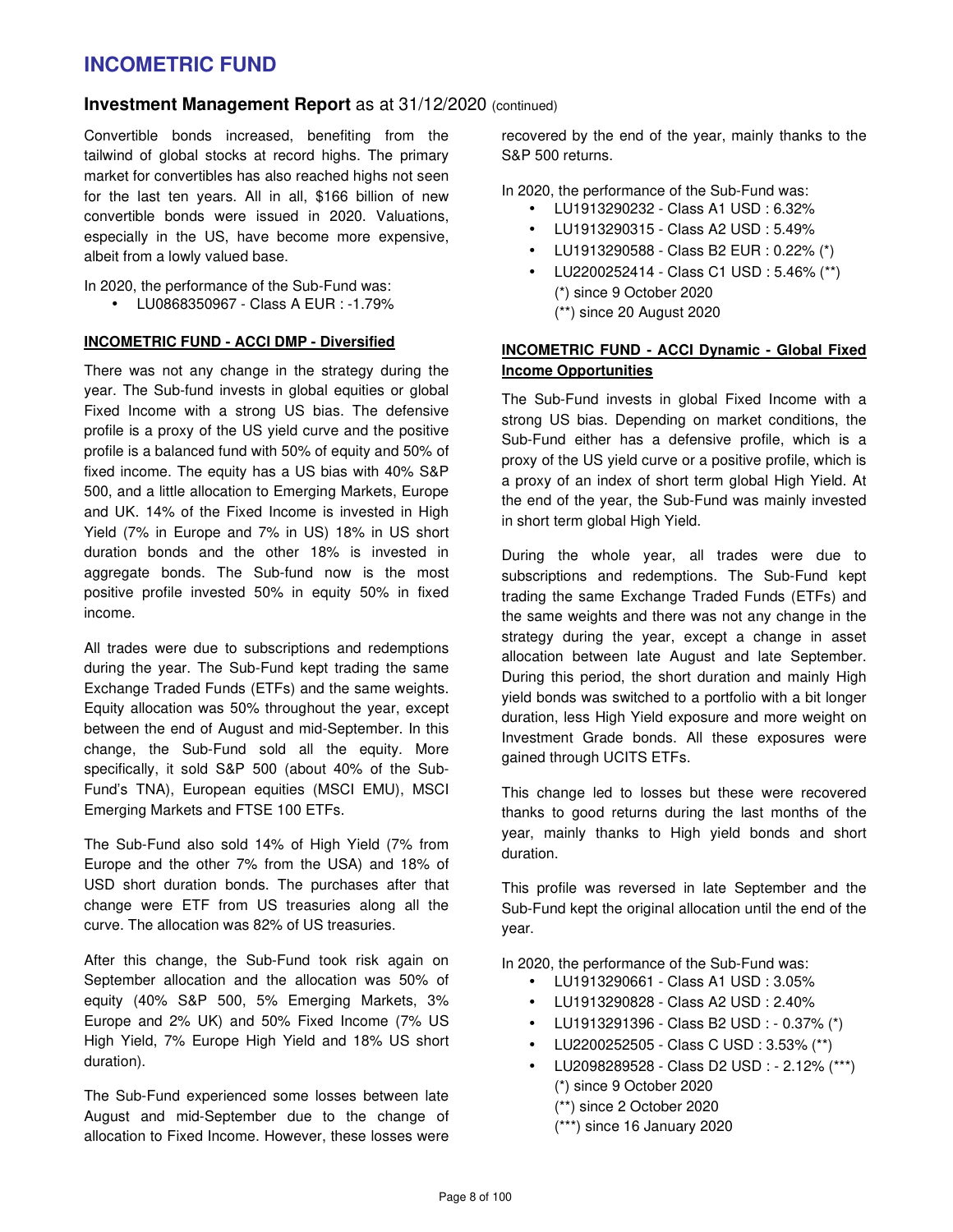Convertible bonds increased, benefiting from the tailwind of global stocks at record highs. The primary market for convertibles has also reached highs not seen for the last ten years. All in all, $166 billion of new convertible bonds were issued in 2020. Valuations, especially in the US, have become more expensive, albeit from a lowly valued base.

In 2020, the performance of the Sub-Fund was:

- LU0868350967 - Class A EUR : -1.79%

**INCOMETRIC FUND - ACCI DMP - Diversified**

There was not any change in the strategy during the year. The Sub-fund invests in global equities or global Fixed Income with a strong US bias. The defensive profile is a proxy of the US yield curve and the positive profile is a balanced fund with 50% of equity and 50% of fixed income. The equity has a US bias with 40% S&P 500, and a little allocation to Emerging Markets, Europe and UK. 14% of the Fixed Income is invested in High Yield (7% in Europe and 7% in US) 18% in US short duration bonds and the other 18% is invested in aggregate bonds. The Sub-fund now is the most positive profile invested 50% in equity 50% in fixed income.

All trades were due to subscriptions and redemptions during the year. The Sub-Fund kept trading the same Exchange Traded Funds (ETFs) and the same weights. Equity allocation was 50% throughout the year, except between the end of August and mid-September. In this change, the Sub-Fund sold all the equity. More specifically, it sold S&P 500 (about 40% of the Sub-Fund's TNA), European equities (MSCI EMU), MSCI Emerging Markets and FTSE 100 ETFs.

The Sub-Fund also sold 14% of High Yield (7% from Europe and the other 7% from the USA) and 18% of USD short duration bonds. The purchases after that change were ETF from US treasuries along all the curve. The allocation was 82% of US treasuries.

After this change, the Sub-Fund took risk again on September allocation and the allocation was 50% of equity (40% S&P 500, 5% Emerging Markets, 3% Europe and 2% UK) and 50% Fixed Income (7% US High Yield, 7% Europe High Yield and 18% US short duration).

The Sub-Fund experienced some losses between late August and mid-September due to the change of allocation to Fixed Income. However, these losses were recovered by the end of the year, mainly thanks to the S&P 500 returns.

In 2020, the performance of the Sub-Fund was:

- LU1913290232 - Class A1 USD : 6.32%
- LU1913290315 - Class A2 USD : 5.49%
- LU1913290588 - Class B2 EUR : 0.22% (*)
- LU2200252414 - Class C1 USD : 5.46% (**)

(*) since 9 October 2020
(**) since 20 August 2020

**INCOMETRIC FUND - ACCI Dynamic - Global Fixed Income Opportunities**

The Sub-Fund invests in global Fixed Income with a strong US bias. Depending on market conditions, the Sub-Fund either has a defensive profile, which is a proxy of the US yield curve or a positive profile, which is a proxy of an index of short term global High Yield. At the end of the year, the Sub-Fund was mainly invested in short term global High Yield.

During the whole year, all trades were due to subscriptions and redemptions. The Sub-Fund kept trading the same Exchange Traded Funds (ETFs) and the same weights and there was not any change in the strategy during the year, except a change in asset allocation between late August and late September. During this period, the short duration and mainly High yield bonds was switched to a portfolio with a bit longer duration, less High Yield exposure and more weight on Investment Grade bonds. All these exposures were gained through UCITS ETFs.

This change led to losses but these were recovered thanks to good returns during the last months of the year, mainly thanks to High yield bonds and short duration.

This profile was reversed in late September and the Sub-Fund kept the original allocation until the end of the year.

In 2020, the performance of the Sub-Fund was:

- LU1913290661 - Class A1 USD : 3.05%
- LU1913290828 - Class A2 USD : 2.40%
- LU1913291396 - Class B2 USD : - 0.37% (*)
- LU2200252505 - Class C USD : 3.53% (**)
- LU2098289528 - Class D2 USD : - 2.12% (***)

(*) since 9 October 2020
(**) since 2 October 2020
(***) since 16 January 2020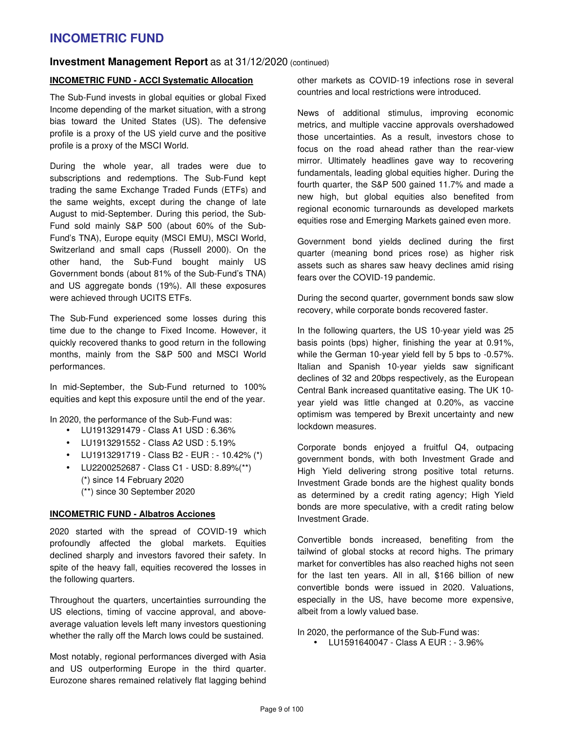# INCOMETRIC FUND

## Investment Management Report as at 31/12/2020 (continued)

### INCOMETRIC FUND - ACCI Systematic Allocation

The Sub-Fund invests in global equities or global Fixed Income depending of the market situation, with a strong bias toward the United States (US). The defensive profile is a proxy of the US yield curve and the positive profile is a proxy of the MSCI World.

During the whole year, all trades were due to subscriptions and redemptions. The Sub-Fund kept trading the same Exchange Traded Funds (ETFs) and the same weights, except during the change of late August to mid-September. During this period, the Sub-Fund sold mainly S&P 500 (about 60% of the Sub-Fund's TNA), Europe equity (MSCI EMU), MSCI World, Switzerland and small caps (Russell 2000). On the other hand, the Sub-Fund bought mainly US Government bonds (about 81% of the Sub-Fund's TNA) and US aggregate bonds (19%). All these exposures were achieved through UCITS ETFs.

The Sub-Fund experienced some losses during this time due to the change to Fixed Income. However, it quickly recovered thanks to good return in the following months, mainly from the S&P 500 and MSCI World performances.

In mid-September, the Sub-Fund returned to 100% equities and kept this exposure until the end of the year.

In 2020, the performance of the Sub-Fund was:

- LU1913291479 - Class A1 USD : 6.36%
- LU1913291552 - Class A2 USD : 5.19%
- LU1913291719 - Class B2 - EUR : - 10.42% (*)
- LU2200252687 - Class C1 - USD: 8.89%(**)
  (*) since 14 February 2020
  (**) since 30 September 2020

### INCOMETRIC FUND - Albatros Acciones

2020 started with the spread of COVID-19 which profoundly affected the global markets. Equities declined sharply and investors favored their safety. In spite of the heavy fall, equities recovered the losses in the following quarters.

Throughout the quarters, uncertainties surrounding the US elections, timing of vaccine approval, and above-average valuation levels left many investors questioning whether the rally off the March lows could be sustained.

Most notably, regional performances diverged with Asia and US outperforming Europe in the third quarter. Eurozone shares remained relatively flat lagging behind other markets as COVID-19 infections rose in several countries and local restrictions were introduced.

News of additional stimulus, improving economic metrics, and multiple vaccine approvals overshadowed those uncertainties. As a result, investors chose to focus on the road ahead rather than the rear-view mirror. Ultimately headlines gave way to recovering fundamentals, leading global equities higher. During the fourth quarter, the S&P 500 gained 11.7% and made a new high, but global equities also benefited from regional economic turnarounds as developed markets equities rose and Emerging Markets gained even more.

Government bond yields declined during the first quarter (meaning bond prices rose) as higher risk assets such as shares saw heavy declines amid rising fears over the COVID-19 pandemic.

During the second quarter, government bonds saw slow recovery, while corporate bonds recovered faster.

In the following quarters, the US 10-year yield was 25 basis points (bps) higher, finishing the year at 0.91%, while the German 10-year yield fell by 5 bps to -0.57%. Italian and Spanish 10-year yields saw significant declines of 32 and 20bps respectively, as the European Central Bank increased quantitative easing. The UK 10-year yield was little changed at 0.20%, as vaccine optimism was tempered by Brexit uncertainty and new lockdown measures.

Corporate bonds enjoyed a fruitful Q4, outpacing government bonds, with both Investment Grade and High Yield delivering strong positive total returns. Investment Grade bonds are the highest quality bonds as determined by a credit rating agency; High Yield bonds are more speculative, with a credit rating below Investment Grade.

Convertible bonds increased, benefiting from the tailwind of global stocks at record highs. The primary market for convertibles has also reached highs not seen for the last ten years. All in all, $166 billion of new convertible bonds were issued in 2020. Valuations, especially in the US, have become more expensive, albeit from a lowly valued base.

In 2020, the performance of the Sub-Fund was:

- LU1591640047 - Class A EUR : - 3.96%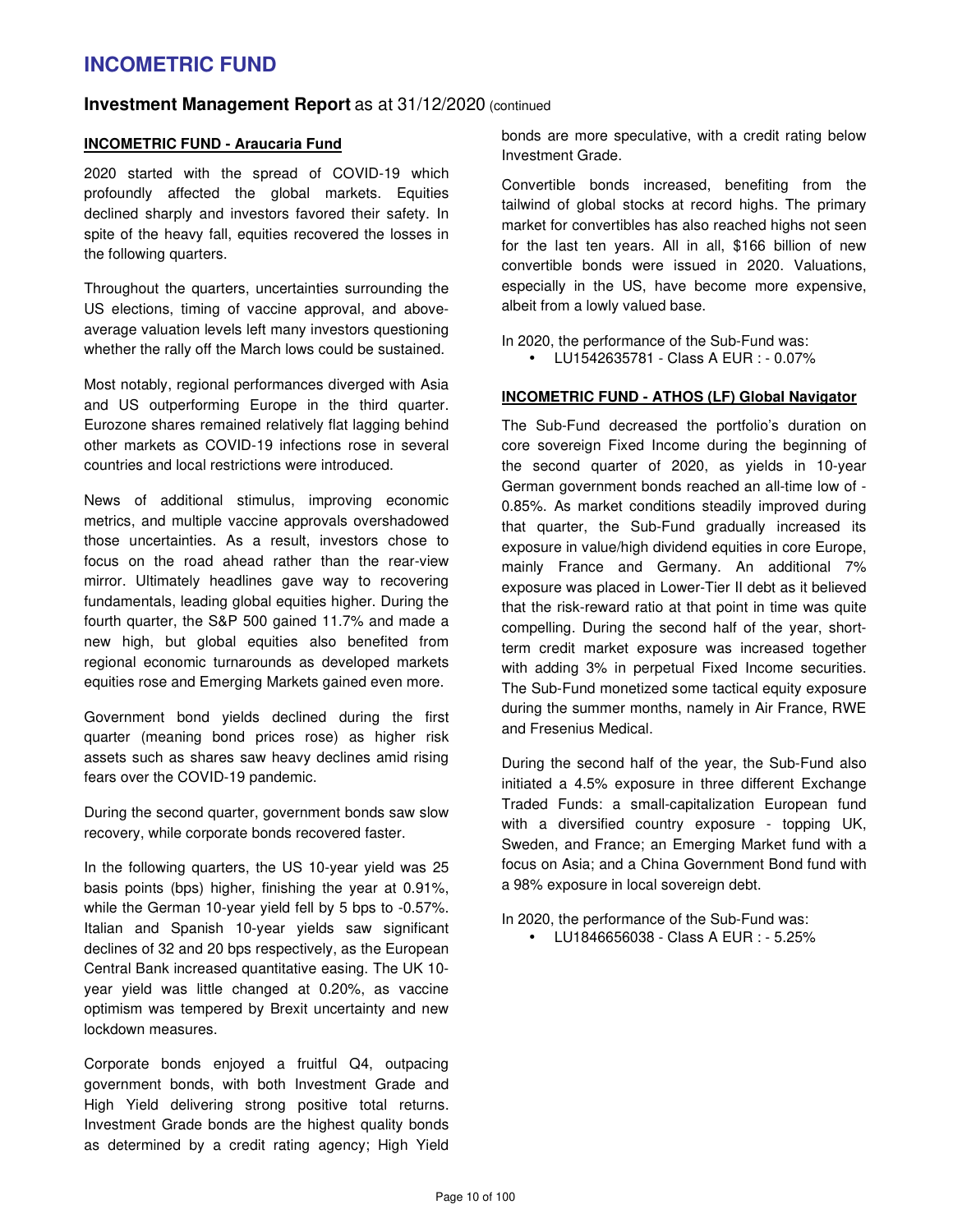# INCOMETRIC FUND

## Investment Management Report as at 31/12/2020 (continued

### INCOMETRIC FUND - Araucaria Fund

2020 started with the spread of COVID-19 which profoundly affected the global markets. Equities declined sharply and investors favored their safety. In spite of the heavy fall, equities recovered the losses in the following quarters.

Throughout the quarters, uncertainties surrounding the US elections, timing of vaccine approval, and above-average valuation levels left many investors questioning whether the rally off the March lows could be sustained.

Most notably, regional performances diverged with Asia and US outperforming Europe in the third quarter. Eurozone shares remained relatively flat lagging behind other markets as COVID-19 infections rose in several countries and local restrictions were introduced.

News of additional stimulus, improving economic metrics, and multiple vaccine approvals overshadowed those uncertainties. As a result, investors chose to focus on the road ahead rather than the rear-view mirror. Ultimately headlines gave way to recovering fundamentals, leading global equities higher. During the fourth quarter, the S&P 500 gained 11.7% and made a new high, but global equities also benefited from regional economic turnarounds as developed markets equities rose and Emerging Markets gained even more.

Government bond yields declined during the first quarter (meaning bond prices rose) as higher risk assets such as shares saw heavy declines amid rising fears over the COVID-19 pandemic.

During the second quarter, government bonds saw slow recovery, while corporate bonds recovered faster.

In the following quarters, the US 10-year yield was 25 basis points (bps) higher, finishing the year at 0.91%, while the German 10-year yield fell by 5 bps to -0.57%. Italian and Spanish 10-year yields saw significant declines of 32 and 20 bps respectively, as the European Central Bank increased quantitative easing. The UK 10-year yield was little changed at 0.20%, as vaccine optimism was tempered by Brexit uncertainty and new lockdown measures.

Corporate bonds enjoyed a fruitful Q4, outpacing government bonds, with both Investment Grade and High Yield delivering strong positive total returns. Investment Grade bonds are the highest quality bonds as determined by a credit rating agency; High Yield bonds are more speculative, with a credit rating below Investment Grade.

Convertible bonds increased, benefiting from the tailwind of global stocks at record highs. The primary market for convertibles has also reached highs not seen for the last ten years. All in all, $166 billion of new convertible bonds were issued in 2020. Valuations, especially in the US, have become more expensive, albeit from a lowly valued base.

In 2020, the performance of the Sub-Fund was:

- LU1542635781 - Class A EUR : - 0.07%

### INCOMETRIC FUND - ATHOS (LF) Global Navigator

The Sub-Fund decreased the portfolio's duration on core sovereign Fixed Income during the beginning of the second quarter of 2020, as yields in 10-year German government bonds reached an all-time low of -0.85%. As market conditions steadily improved during that quarter, the Sub-Fund gradually increased its exposure in value/high dividend equities in core Europe, mainly France and Germany. An additional 7% exposure was placed in Lower-Tier II debt as it believed that the risk-reward ratio at that point in time was quite compelling. During the second half of the year, short-term credit market exposure was increased together with adding 3% in perpetual Fixed Income securities. The Sub-Fund monetized some tactical equity exposure during the summer months, namely in Air France, RWE and Fresenius Medical.

During the second half of the year, the Sub-Fund also initiated a 4.5% exposure in three different Exchange Traded Funds: a small-capitalization European fund with a diversified country exposure - topping UK, Sweden, and France; an Emerging Market fund with a focus on Asia; and a China Government Bond fund with a 98% exposure in local sovereign debt.

In 2020, the performance of the Sub-Fund was:

- LU1846656038 - Class A EUR : - 5.25%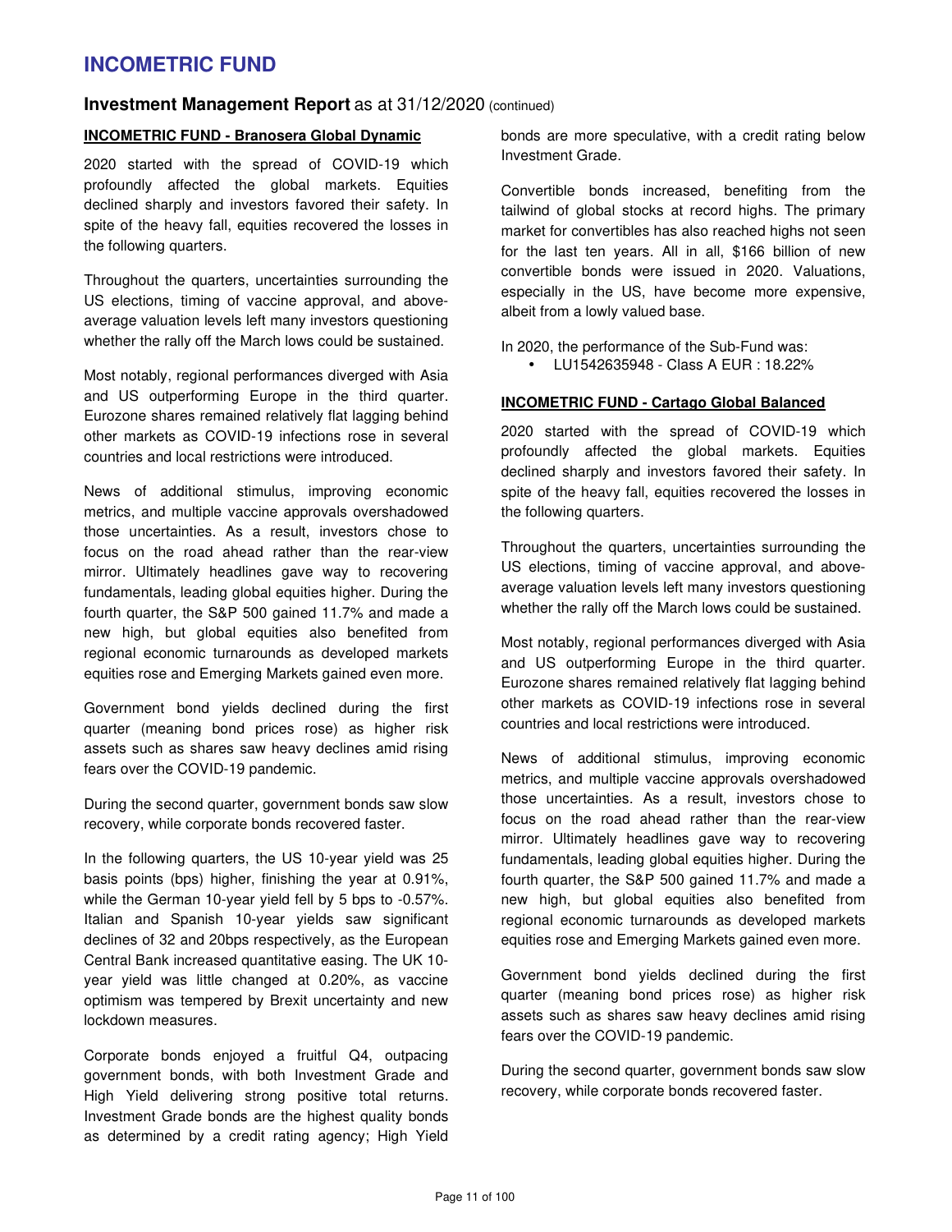# INCOMETRIC FUND

## Investment Management Report as at 31/12/2020 (continued)

### INCOMETRIC FUND - Branosera Global Dynamic

2020 started with the spread of COVID-19 which profoundly affected the global markets. Equities declined sharply and investors favored their safety. In spite of the heavy fall, equities recovered the losses in the following quarters.

Throughout the quarters, uncertainties surrounding the US elections, timing of vaccine approval, and above-average valuation levels left many investors questioning whether the rally off the March lows could be sustained.

Most notably, regional performances diverged with Asia and US outperforming Europe in the third quarter. Eurozone shares remained relatively flat lagging behind other markets as COVID-19 infections rose in several countries and local restrictions were introduced.

News of additional stimulus, improving economic metrics, and multiple vaccine approvals overshadowed those uncertainties. As a result, investors chose to focus on the road ahead rather than the rear-view mirror. Ultimately headlines gave way to recovering fundamentals, leading global equities higher. During the fourth quarter, the S&P 500 gained 11.7% and made a new high, but global equities also benefited from regional economic turnarounds as developed markets equities rose and Emerging Markets gained even more.

Government bond yields declined during the first quarter (meaning bond prices rose) as higher risk assets such as shares saw heavy declines amid rising fears over the COVID-19 pandemic.

During the second quarter, government bonds saw slow recovery, while corporate bonds recovered faster.

In the following quarters, the US 10-year yield was 25 basis points (bps) higher, finishing the year at 0.91%, while the German 10-year yield fell by 5 bps to -0.57%. Italian and Spanish 10-year yields saw significant declines of 32 and 20bps respectively, as the European Central Bank increased quantitative easing. The UK 10-year yield was little changed at 0.20%, as vaccine optimism was tempered by Brexit uncertainty and new lockdown measures.

Corporate bonds enjoyed a fruitful Q4, outpacing government bonds, with both Investment Grade and High Yield delivering strong positive total returns. Investment Grade bonds are the highest quality bonds as determined by a credit rating agency; High Yield bonds are more speculative, with a credit rating below Investment Grade.

Convertible bonds increased, benefiting from the tailwind of global stocks at record highs. The primary market for convertibles has also reached highs not seen for the last ten years. All in all, $166 billion of new convertible bonds were issued in 2020. Valuations, especially in the US, have become more expensive, albeit from a lowly valued base.

In 2020, the performance of the Sub-Fund was:

- LU1542635948 - Class A EUR : 18.22%

### INCOMETRIC FUND - Cartago Global Balanced

2020 started with the spread of COVID-19 which profoundly affected the global markets. Equities declined sharply and investors favored their safety. In spite of the heavy fall, equities recovered the losses in the following quarters.

Throughout the quarters, uncertainties surrounding the US elections, timing of vaccine approval, and above-average valuation levels left many investors questioning whether the rally off the March lows could be sustained.

Most notably, regional performances diverged with Asia and US outperforming Europe in the third quarter. Eurozone shares remained relatively flat lagging behind other markets as COVID-19 infections rose in several countries and local restrictions were introduced.

News of additional stimulus, improving economic metrics, and multiple vaccine approvals overshadowed those uncertainties. As a result, investors chose to focus on the road ahead rather than the rear-view mirror. Ultimately headlines gave way to recovering fundamentals, leading global equities higher. During the fourth quarter, the S&P 500 gained 11.7% and made a new high, but global equities also benefited from regional economic turnarounds as developed markets equities rose and Emerging Markets gained even more.

Government bond yields declined during the first quarter (meaning bond prices rose) as higher risk assets such as shares saw heavy declines amid rising fears over the COVID-19 pandemic.

During the second quarter, government bonds saw slow recovery, while corporate bonds recovered faster.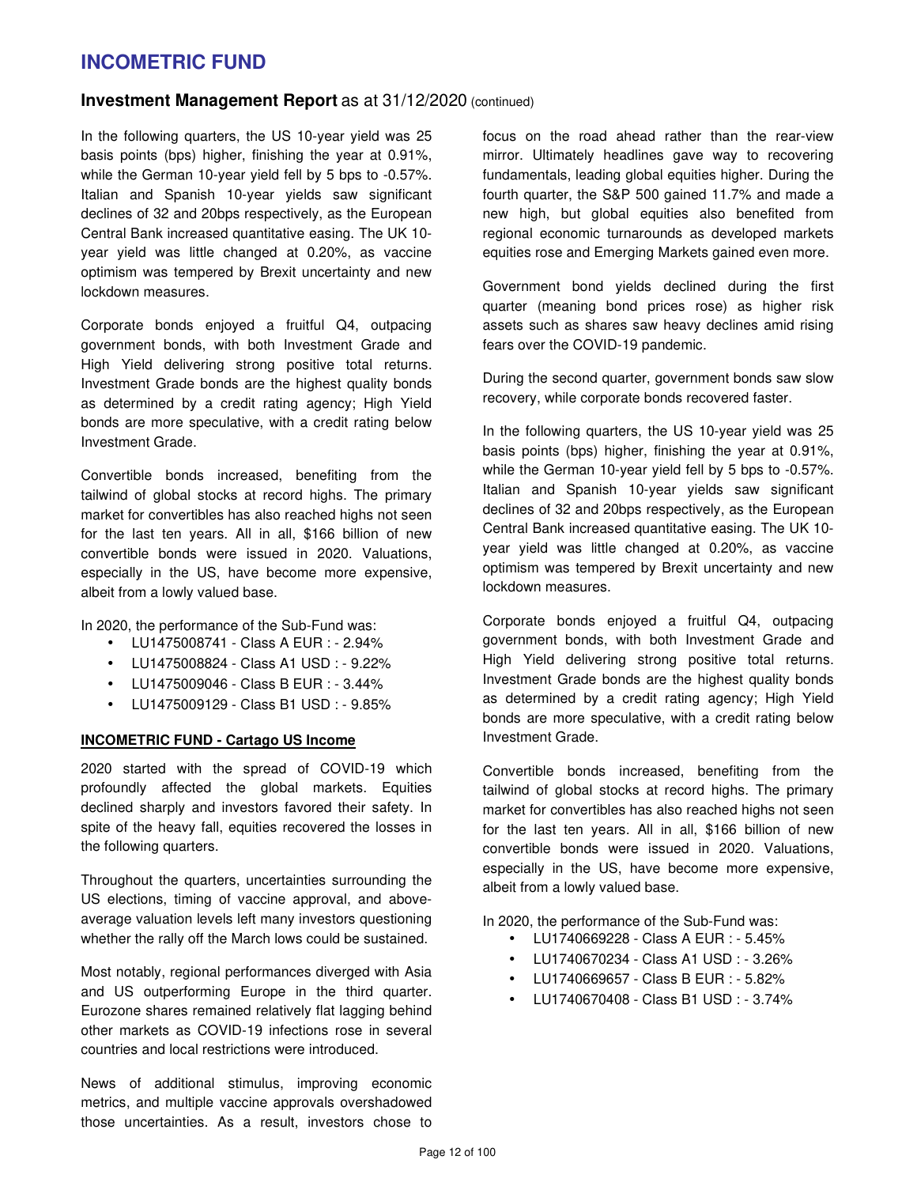In the following quarters, the US 10-year yield was 25 basis points (bps) higher, finishing the year at 0.91%, while the German 10-year yield fell by 5 bps to -0.57%. Italian and Spanish 10-year yields saw significant declines of 32 and 20bps respectively, as the European Central Bank increased quantitative easing. The UK 10-year yield was little changed at 0.20%, as vaccine optimism was tempered by Brexit uncertainty and new lockdown measures.

Corporate bonds enjoyed a fruitful Q4, outpacing government bonds, with both Investment Grade and High Yield delivering strong positive total returns. Investment Grade bonds are the highest quality bonds as determined by a credit rating agency; High Yield bonds are more speculative, with a credit rating below Investment Grade.

Convertible bonds increased, benefiting from the tailwind of global stocks at record highs. The primary market for convertibles has also reached highs not seen for the last ten years. All in all, $166 billion of new convertible bonds were issued in 2020. Valuations, especially in the US, have become more expensive, albeit from a lowly valued base.

In 2020, the performance of the Sub-Fund was:

- LU1475008741 - Class A EUR : - 2.94%
- LU1475008824 - Class A1 USD : - 9.22%
- LU1475009046 - Class B EUR : - 3.44%
- LU1475009129 - Class B1 USD : - 9.85%

**INCOMETRIC FUND - Cartago US Income**

2020 started with the spread of COVID-19 which profoundly affected the global markets. Equities declined sharply and investors favored their safety. In spite of the heavy fall, equities recovered the losses in the following quarters.

Throughout the quarters, uncertainties surrounding the US elections, timing of vaccine approval, and above-average valuation levels left many investors questioning whether the rally off the March lows could be sustained.

Most notably, regional performances diverged with Asia and US outperforming Europe in the third quarter. Eurozone shares remained relatively flat lagging behind other markets as COVID-19 infections rose in several countries and local restrictions were introduced.

News of additional stimulus, improving economic metrics, and multiple vaccine approvals overshadowed those uncertainties. As a result, investors chose to focus on the road ahead rather than the rear-view mirror. Ultimately headlines gave way to recovering fundamentals, leading global equities higher. During the fourth quarter, the S&P 500 gained 11.7% and made a new high, but global equities also benefited from regional economic turnarounds as developed markets equities rose and Emerging Markets gained even more.

Government bond yields declined during the first quarter (meaning bond prices rose) as higher risk assets such as shares saw heavy declines amid rising fears over the COVID-19 pandemic.

During the second quarter, government bonds saw slow recovery, while corporate bonds recovered faster.

In the following quarters, the US 10-year yield was 25 basis points (bps) higher, finishing the year at 0.91%, while the German 10-year yield fell by 5 bps to -0.57%. Italian and Spanish 10-year yields saw significant declines of 32 and 20bps respectively, as the European Central Bank increased quantitative easing. The UK 10-year yield was little changed at 0.20%, as vaccine optimism was tempered by Brexit uncertainty and new lockdown measures.

Corporate bonds enjoyed a fruitful Q4, outpacing government bonds, with both Investment Grade and High Yield delivering strong positive total returns. Investment Grade bonds are the highest quality bonds as determined by a credit rating agency; High Yield bonds are more speculative, with a credit rating below Investment Grade.

Convertible bonds increased, benefiting from the tailwind of global stocks at record highs. The primary market for convertibles has also reached highs not seen for the last ten years. All in all, $166 billion of new convertible bonds were issued in 2020. Valuations, especially in the US, have become more expensive, albeit from a lowly valued base.

In 2020, the performance of the Sub-Fund was:

- LU1740669228 - Class A EUR : - 5.45%
- LU1740670234 - Class A1 USD : - 3.26%
- LU1740669657 - Class B EUR : - 5.82%
- LU1740670408 - Class B1 USD : - 3.74%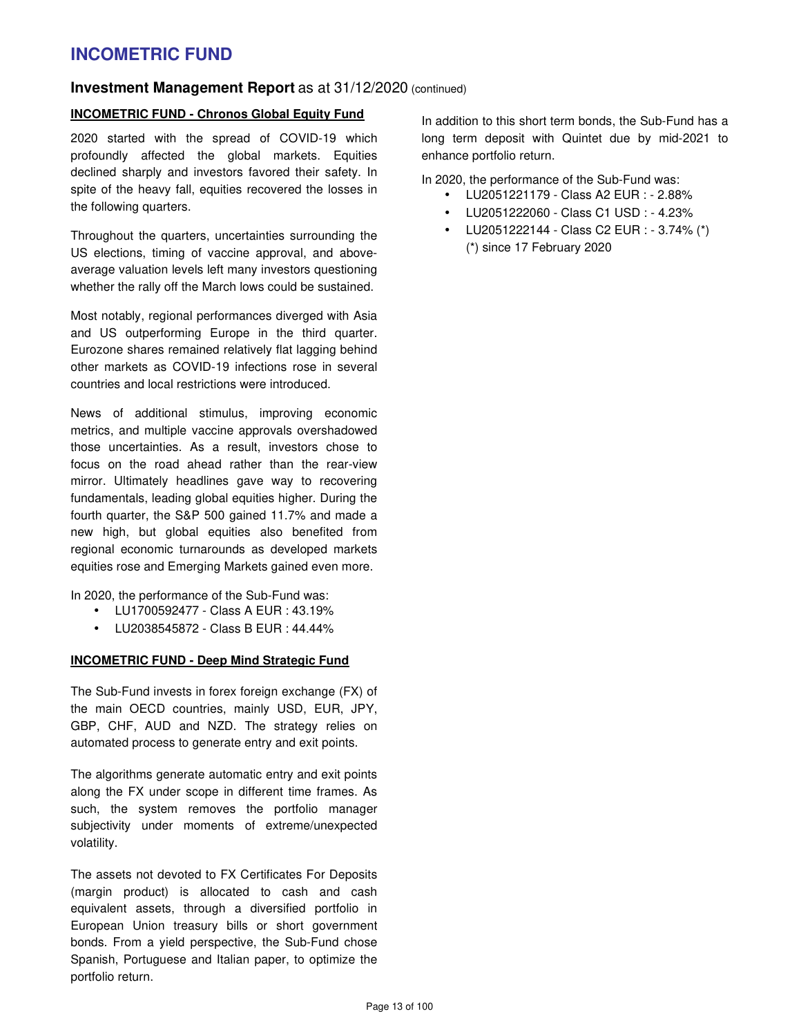# INCOMETRIC FUND

## Investment Management Report as at 31/12/2020 (continued)

### INCOMETRIC FUND - Chronos Global Equity Fund

2020 started with the spread of COVID-19 which profoundly affected the global markets. Equities declined sharply and investors favored their safety. In spite of the heavy fall, equities recovered the losses in the following quarters.

Throughout the quarters, uncertainties surrounding the US elections, timing of vaccine approval, and above-average valuation levels left many investors questioning whether the rally off the March lows could be sustained.

Most notably, regional performances diverged with Asia and US outperforming Europe in the third quarter. Eurozone shares remained relatively flat lagging behind other markets as COVID-19 infections rose in several countries and local restrictions were introduced.

News of additional stimulus, improving economic metrics, and multiple vaccine approvals overshadowed those uncertainties. As a result, investors chose to focus on the road ahead rather than the rear-view mirror. Ultimately headlines gave way to recovering fundamentals, leading global equities higher. During the fourth quarter, the S&P 500 gained 11.7% and made a new high, but global equities also benefited from regional economic turnarounds as developed markets equities rose and Emerging Markets gained even more.

In 2020, the performance of the Sub-Fund was:

- LU1700592477 - Class A EUR : 43.19%
- LU2038545872 - Class B EUR : 44.44%

### INCOMETRIC FUND - Deep Mind Strategic Fund

The Sub-Fund invests in forex foreign exchange (FX) of the main OECD countries, mainly USD, EUR, JPY, GBP, CHF, AUD and NZD. The strategy relies on automated process to generate entry and exit points.

The algorithms generate automatic entry and exit points along the FX under scope in different time frames. As such, the system removes the portfolio manager subjectivity under moments of extreme/unexpected volatility.

The assets not devoted to FX Certificates For Deposits (margin product) is allocated to cash and cash equivalent assets, through a diversified portfolio in European Union treasury bills or short government bonds. From a yield perspective, the Sub-Fund chose Spanish, Portuguese and Italian paper, to optimize the portfolio return.

In addition to this short term bonds, the Sub-Fund has a long term deposit with Quintet due by mid-2021 to enhance portfolio return.

In 2020, the performance of the Sub-Fund was:

- LU2051221179 - Class A2 EUR : - 2.88%
- LU2051222060 - Class C1 USD : - 4.23%
- LU2051222144 - Class C2 EUR : - 3.74% (*)
  (*) since 17 February 2020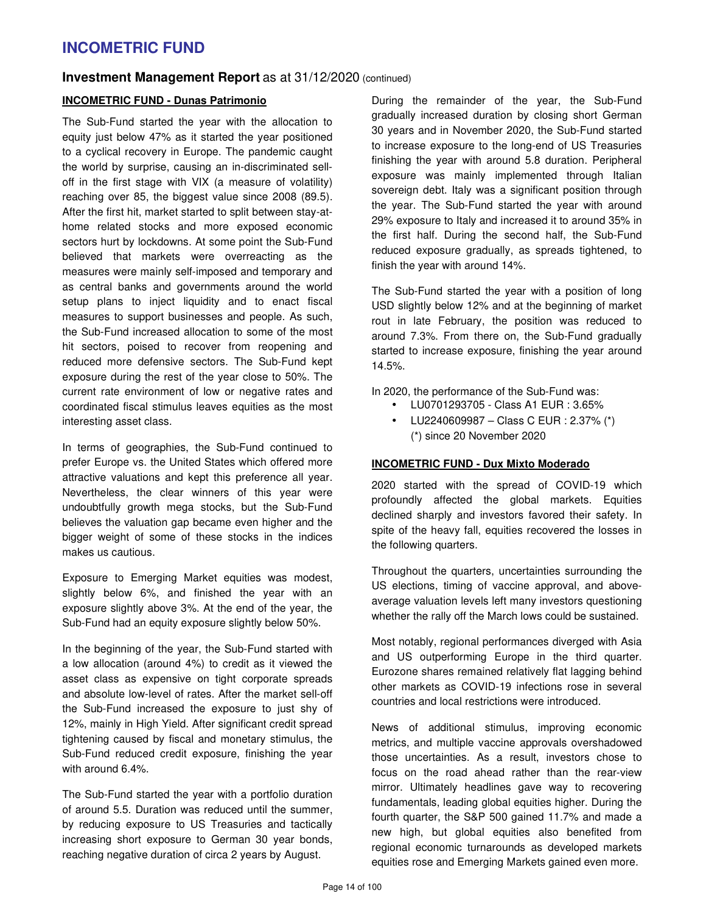# INCOMETRIC FUND

## Investment Management Report as at 31/12/2020 (continued)

### INCOMETRIC FUND - Dunas Patrimonio

The Sub-Fund started the year with the allocation to equity just below 47% as it started the year positioned to a cyclical recovery in Europe. The pandemic caught the world by surprise, causing an in-discriminated sell-off in the first stage with VIX (a measure of volatility) reaching over 85, the biggest value since 2008 (89.5). After the first hit, market started to split between stay-at-home related stocks and more exposed economic sectors hurt by lockdowns. At some point the Sub-Fund believed that markets were overreacting as the measures were mainly self-imposed and temporary and as central banks and governments around the world setup plans to inject liquidity and to enact fiscal measures to support businesses and people. As such, the Sub-Fund increased allocation to some of the most hit sectors, poised to recover from reopening and reduced more defensive sectors. The Sub-Fund kept exposure during the rest of the year close to 50%. The current rate environment of low or negative rates and coordinated fiscal stimulus leaves equities as the most interesting asset class.

In terms of geographies, the Sub-Fund continued to prefer Europe vs. the United States which offered more attractive valuations and kept this preference all year. Nevertheless, the clear winners of this year were undoubtfully growth mega stocks, but the Sub-Fund believes the valuation gap became even higher and the bigger weight of some of these stocks in the indices makes us cautious.

Exposure to Emerging Market equities was modest, slightly below 6%, and finished the year with an exposure slightly above 3%. At the end of the year, the Sub-Fund had an equity exposure slightly below 50%.

In the beginning of the year, the Sub-Fund started with a low allocation (around 4%) to credit as it viewed the asset class as expensive on tight corporate spreads and absolute low-level of rates. After the market sell-off the Sub-Fund increased the exposure to just shy of 12%, mainly in High Yield. After significant credit spread tightening caused by fiscal and monetary stimulus, the Sub-Fund reduced credit exposure, finishing the year with around 6.4%.

The Sub-Fund started the year with a portfolio duration of around 5.5. Duration was reduced until the summer, by reducing exposure to US Treasuries and tactically increasing short exposure to German 30 year bonds, reaching negative duration of circa 2 years by August.

During the remainder of the year, the Sub-Fund gradually increased duration by closing short German 30 years and in November 2020, the Sub-Fund started to increase exposure to the long-end of US Treasuries finishing the year with around 5.8 duration. Peripheral exposure was mainly implemented through Italian sovereign debt. Italy was a significant position through the year. The Sub-Fund started the year with around 29% exposure to Italy and increased it to around 35% in the first half. During the second half, the Sub-Fund reduced exposure gradually, as spreads tightened, to finish the year with around 14%.

The Sub-Fund started the year with a position of long USD slightly below 12% and at the beginning of market rout in late February, the position was reduced to around 7.3%. From there on, the Sub-Fund gradually started to increase exposure, finishing the year around 14.5%.

In 2020, the performance of the Sub-Fund was:

- LU0701293705 - Class A1 EUR : 3.65%
- LU2240609987 – Class C EUR : 2.37% (*)
  (*) since 20 November 2020

### INCOMETRIC FUND - Dux Mixto Moderado

2020 started with the spread of COVID-19 which profoundly affected the global markets. Equities declined sharply and investors favored their safety. In spite of the heavy fall, equities recovered the losses in the following quarters.

Throughout the quarters, uncertainties surrounding the US elections, timing of vaccine approval, and above-average valuation levels left many investors questioning whether the rally off the March lows could be sustained.

Most notably, regional performances diverged with Asia and US outperforming Europe in the third quarter. Eurozone shares remained relatively flat lagging behind other markets as COVID-19 infections rose in several countries and local restrictions were introduced.

News of additional stimulus, improving economic metrics, and multiple vaccine approvals overshadowed those uncertainties. As a result, investors chose to focus on the road ahead rather than the rear-view mirror. Ultimately headlines gave way to recovering fundamentals, leading global equities higher. During the fourth quarter, the S&P 500 gained 11.7% and made a new high, but global equities also benefited from regional economic turnarounds as developed markets equities rose and Emerging Markets gained even more.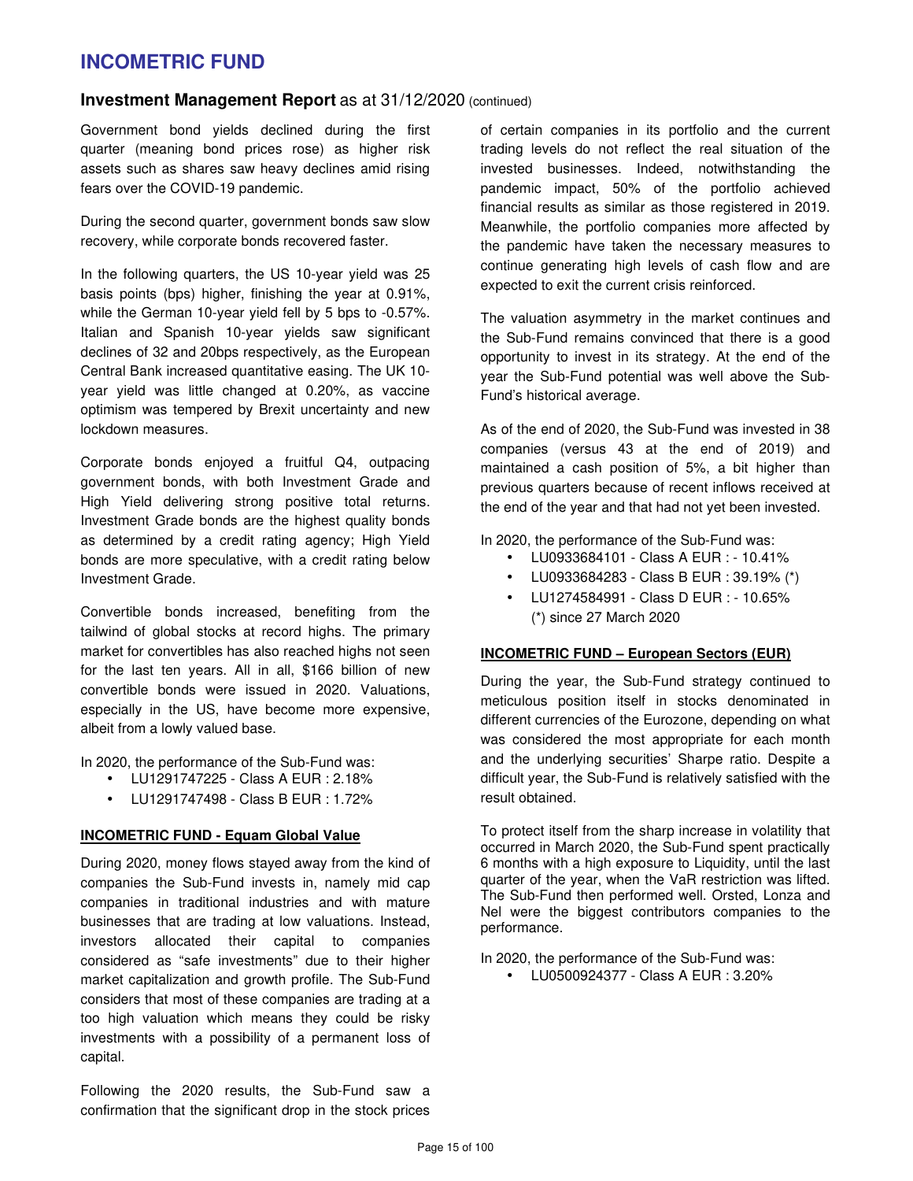# INCOMETRIC FUND

## Investment Management Report as at 31/12/2020 (continued)

Government bond yields declined during the first quarter (meaning bond prices rose) as higher risk assets such as shares saw heavy declines amid rising fears over the COVID-19 pandemic.

During the second quarter, government bonds saw slow recovery, while corporate bonds recovered faster.

In the following quarters, the US 10-year yield was 25 basis points (bps) higher, finishing the year at 0.91%, while the German 10-year yield fell by 5 bps to -0.57%. Italian and Spanish 10-year yields saw significant declines of 32 and 20bps respectively, as the European Central Bank increased quantitative easing. The UK 10-year yield was little changed at 0.20%, as vaccine optimism was tempered by Brexit uncertainty and new lockdown measures.

Corporate bonds enjoyed a fruitful Q4, outpacing government bonds, with both Investment Grade and High Yield delivering strong positive total returns. Investment Grade bonds are the highest quality bonds as determined by a credit rating agency; High Yield bonds are more speculative, with a credit rating below Investment Grade.

Convertible bonds increased, benefiting from the tailwind of global stocks at record highs. The primary market for convertibles has also reached highs not seen for the last ten years. All in all, $166 billion of new convertible bonds were issued in 2020. Valuations, especially in the US, have become more expensive, albeit from a lowly valued base.

In 2020, the performance of the Sub-Fund was:

- LU1291747225 - Class A EUR : 2.18%
- LU1291747498 - Class B EUR : 1.72%

**INCOMETRIC FUND - Equam Global Value**

During 2020, money flows stayed away from the kind of companies the Sub-Fund invests in, namely mid cap companies in traditional industries and with mature businesses that are trading at low valuations. Instead, investors allocated their capital to companies considered as "safe investments" due to their higher market capitalization and growth profile. The Sub-Fund considers that most of these companies are trading at a too high valuation which means they could be risky investments with a possibility of a permanent loss of capital.

Following the 2020 results, the Sub-Fund saw a confirmation that the significant drop in the stock prices of certain companies in its portfolio and the current trading levels do not reflect the real situation of the invested businesses. Indeed, notwithstanding the pandemic impact, 50% of the portfolio achieved financial results as similar as those registered in 2019. Meanwhile, the portfolio companies more affected by the pandemic have taken the necessary measures to continue generating high levels of cash flow and are expected to exit the current crisis reinforced.

The valuation asymmetry in the market continues and the Sub-Fund remains convinced that there is a good opportunity to invest in its strategy. At the end of the year the Sub-Fund potential was well above the Sub-Fund's historical average.

As of the end of 2020, the Sub-Fund was invested in 38 companies (versus 43 at the end of 2019) and maintained a cash position of 5%, a bit higher than previous quarters because of recent inflows received at the end of the year and that had not yet been invested.

In 2020, the performance of the Sub-Fund was:

- LU0933684101 - Class A EUR : - 10.41%
- LU0933684283 - Class B EUR : 39.19% (*)
- LU1274584991 - Class D EUR : - 10.65%
  (*) since 27 March 2020

**INCOMETRIC FUND – European Sectors (EUR)**

During the year, the Sub-Fund strategy continued to meticulous position itself in stocks denominated in different currencies of the Eurozone, depending on what was considered the most appropriate for each month and the underlying securities' Sharpe ratio. Despite a difficult year, the Sub-Fund is relatively satisfied with the result obtained.

To protect itself from the sharp increase in volatility that occurred in March 2020, the Sub-Fund spent practically 6 months with a high exposure to Liquidity, until the last quarter of the year, when the VaR restriction was lifted. The Sub-Fund then performed well. Orsted, Lonza and Nel were the biggest contributors companies to the performance.

In 2020, the performance of the Sub-Fund was:

- LU0500924377 - Class A EUR : 3.20%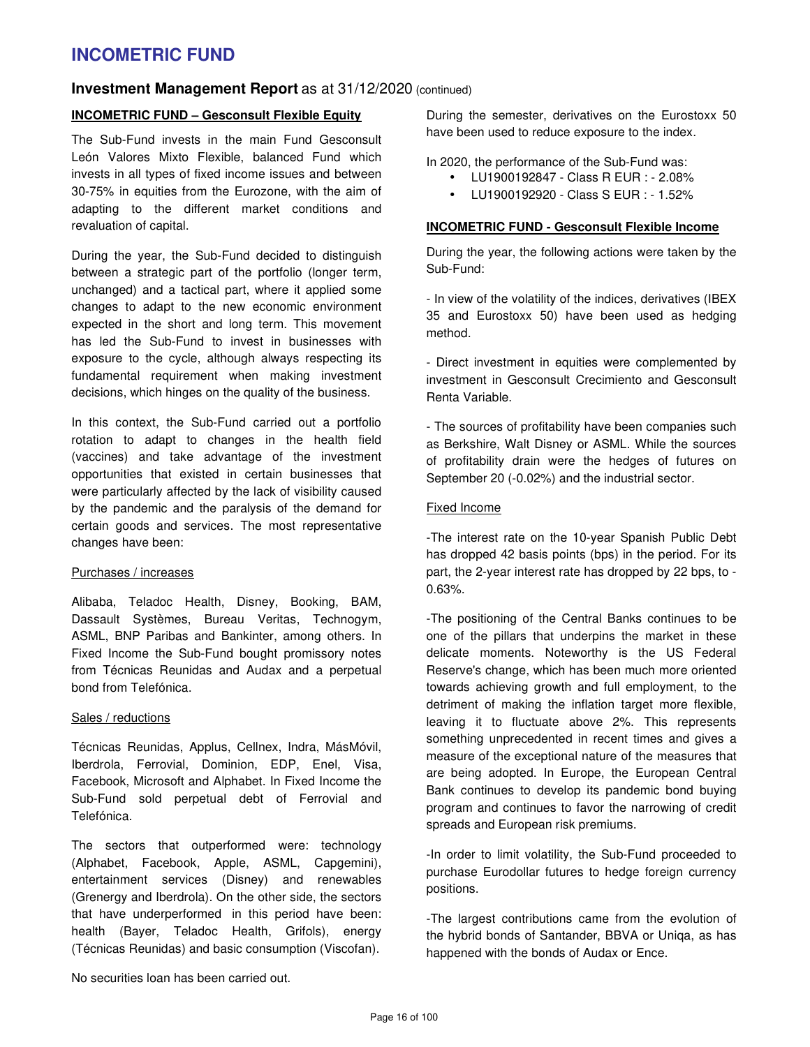# INCOMETRIC FUND

## Investment Management Report as at 31/12/2020 (continued)

### INCOMETRIC FUND – Gesconsult Flexible Equity

The Sub-Fund invests in the main Fund Gesconsult León Valores Mixto Flexible, balanced Fund which invests in all types of fixed income issues and between 30-75% in equities from the Eurozone, with the aim of adapting to the different market conditions and revaluation of capital.

During the year, the Sub-Fund decided to distinguish between a strategic part of the portfolio (longer term, unchanged) and a tactical part, where it applied some changes to adapt to the new economic environment expected in the short and long term. This movement has led the Sub-Fund to invest in businesses with exposure to the cycle, although always respecting its fundamental requirement when making investment decisions, which hinges on the quality of the business.

In this context, the Sub-Fund carried out a portfolio rotation to adapt to changes in the health field (vaccines) and take advantage of the investment opportunities that existed in certain businesses that were particularly affected by the lack of visibility caused by the pandemic and the paralysis of the demand for certain goods and services. The most representative changes have been:

Purchases / increases

Alibaba, Teladoc Health, Disney, Booking, BAM, Dassault Systèmes, Bureau Veritas, Technogym, ASML, BNP Paribas and Bankinter, among others. In Fixed Income the Sub-Fund bought promissory notes from Técnicas Reunidas and Audax and a perpetual bond from Telefónica.

Sales / reductions

Técnicas Reunidas, Applus, Cellnex, Indra, MásMóvil, Iberdrola, Ferrovial, Dominion, EDP, Enel, Visa, Facebook, Microsoft and Alphabet. In Fixed Income the Sub-Fund sold perpetual debt of Ferrovial and Telefónica.

The sectors that outperformed were: technology (Alphabet, Facebook, Apple, ASML, Capgemini), entertainment services (Disney) and renewables (Grenergy and Iberdrola). On the other side, the sectors that have underperformed in this period have been: health (Bayer, Teladoc Health, Grifols), energy (Técnicas Reunidas) and basic consumption (Viscofan).

No securities loan has been carried out.

During the semester, derivatives on the Eurostoxx 50 have been used to reduce exposure to the index.

In 2020, the performance of the Sub-Fund was:

- LU1900192847 - Class R EUR : - 2.08%
- LU1900192920 - Class S EUR : - 1.52%

### INCOMETRIC FUND - Gesconsult Flexible Income

During the year, the following actions were taken by the Sub-Fund:

- In view of the volatility of the indices, derivatives (IBEX 35 and Eurostoxx 50) have been used as hedging method.

- Direct investment in equities were complemented by investment in Gesconsult Crecimiento and Gesconsult Renta Variable.

- The sources of profitability have been companies such as Berkshire, Walt Disney or ASML. While the sources of profitability drain were the hedges of futures on September 20 (-0.02%) and the industrial sector.

Fixed Income

-The interest rate on the 10-year Spanish Public Debt has dropped 42 basis points (bps) in the period. For its part, the 2-year interest rate has dropped by 22 bps, to -0.63%.

-The positioning of the Central Banks continues to be one of the pillars that underpins the market in these delicate moments. Noteworthy is the US Federal Reserve's change, which has been much more oriented towards achieving growth and full employment, to the detriment of making the inflation target more flexible, leaving it to fluctuate above 2%. This represents something unprecedented in recent times and gives a measure of the exceptional nature of the measures that are being adopted. In Europe, the European Central Bank continues to develop its pandemic bond buying program and continues to favor the narrowing of credit spreads and European risk premiums.

-In order to limit volatility, the Sub-Fund proceeded to purchase Eurodollar futures to hedge foreign currency positions.

-The largest contributions came from the evolution of the hybrid bonds of Santander, BBVA or Uniqa, as has happened with the bonds of Audax or Ence.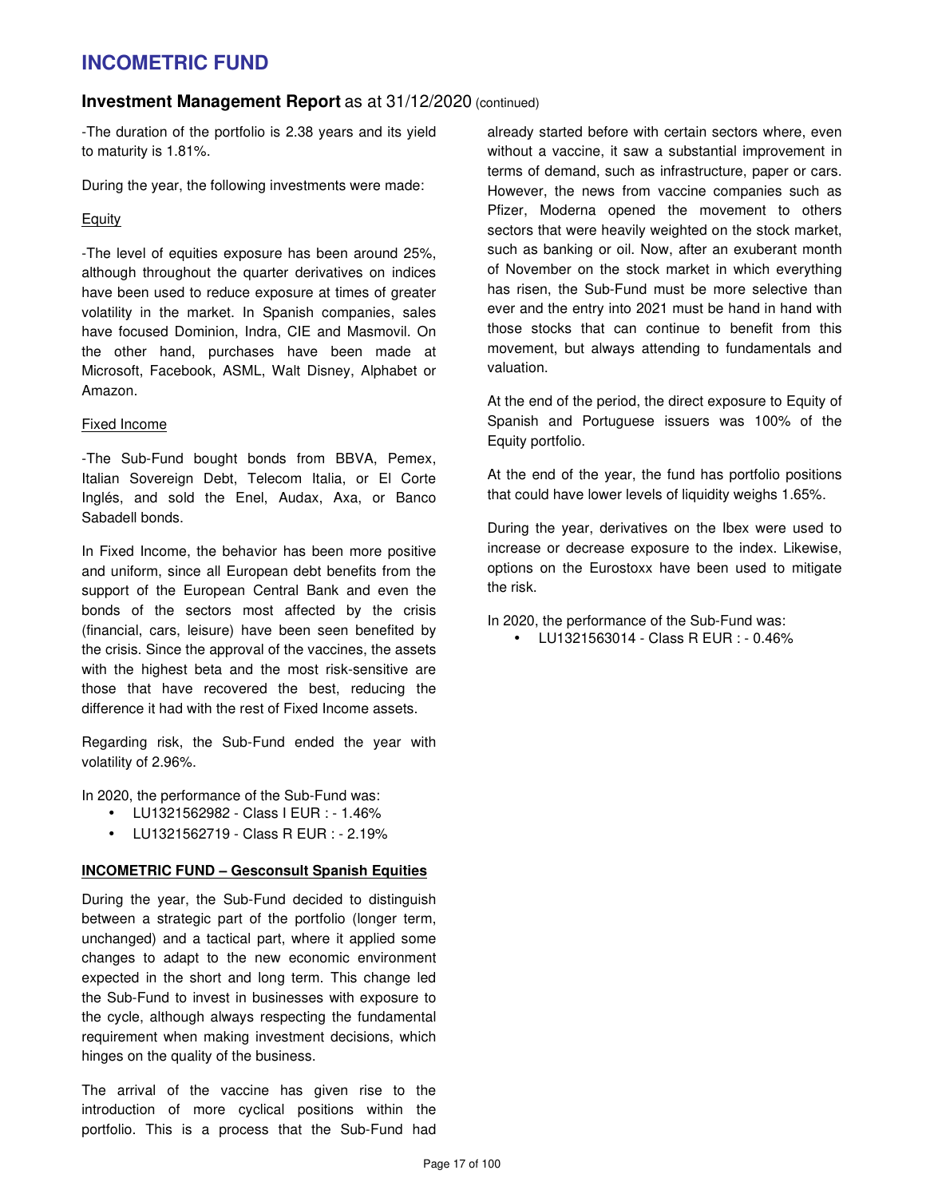# INCOMETRIC FUND

## Investment Management Report as at 31/12/2020 (continued)

-The duration of the portfolio is 2.38 years and its yield to maturity is 1.81%.

During the year, the following investments were made:

Equity

-The level of equities exposure has been around 25%, although throughout the quarter derivatives on indices have been used to reduce exposure at times of greater volatility in the market. In Spanish companies, sales have focused Dominion, Indra, CIE and Masmovil. On the other hand, purchases have been made at Microsoft, Facebook, ASML, Walt Disney, Alphabet or Amazon.

Fixed Income

-The Sub-Fund bought bonds from BBVA, Pemex, Italian Sovereign Debt, Telecom Italia, or El Corte Inglés, and sold the Enel, Audax, Axa, or Banco Sabadell bonds.

In Fixed Income, the behavior has been more positive and uniform, since all European debt benefits from the support of the European Central Bank and even the bonds of the sectors most affected by the crisis (financial, cars, leisure) have been seen benefited by the crisis. Since the approval of the vaccines, the assets with the highest beta and the most risk-sensitive are those that have recovered the best, reducing the difference it had with the rest of Fixed Income assets.

Regarding risk, the Sub-Fund ended the year with volatility of 2.96%.

In 2020, the performance of the Sub-Fund was:

- LU1321562982 - Class I EUR : - 1.46%
- LU1321562719 - Class R EUR : - 2.19%

**INCOMETRIC FUND – Gesconsult Spanish Equities**

During the year, the Sub-Fund decided to distinguish between a strategic part of the portfolio (longer term, unchanged) and a tactical part, where it applied some changes to adapt to the new economic environment expected in the short and long term. This change led the Sub-Fund to invest in businesses with exposure to the cycle, although always respecting the fundamental requirement when making investment decisions, which hinges on the quality of the business.

The arrival of the vaccine has given rise to the introduction of more cyclical positions within the portfolio. This is a process that the Sub-Fund had already started before with certain sectors where, even without a vaccine, it saw a substantial improvement in terms of demand, such as infrastructure, paper or cars. However, the news from vaccine companies such as Pfizer, Moderna opened the movement to others sectors that were heavily weighted on the stock market, such as banking or oil. Now, after an exuberant month of November on the stock market in which everything has risen, the Sub-Fund must be more selective than ever and the entry into 2021 must be hand in hand with those stocks that can continue to benefit from this movement, but always attending to fundamentals and valuation.

At the end of the period, the direct exposure to Equity of Spanish and Portuguese issuers was 100% of the Equity portfolio.

At the end of the year, the fund has portfolio positions that could have lower levels of liquidity weighs 1.65%.

During the year, derivatives on the Ibex were used to increase or decrease exposure to the index. Likewise, options on the Eurostoxx have been used to mitigate the risk.

In 2020, the performance of the Sub-Fund was:

- LU1321563014 - Class R EUR : - 0.46%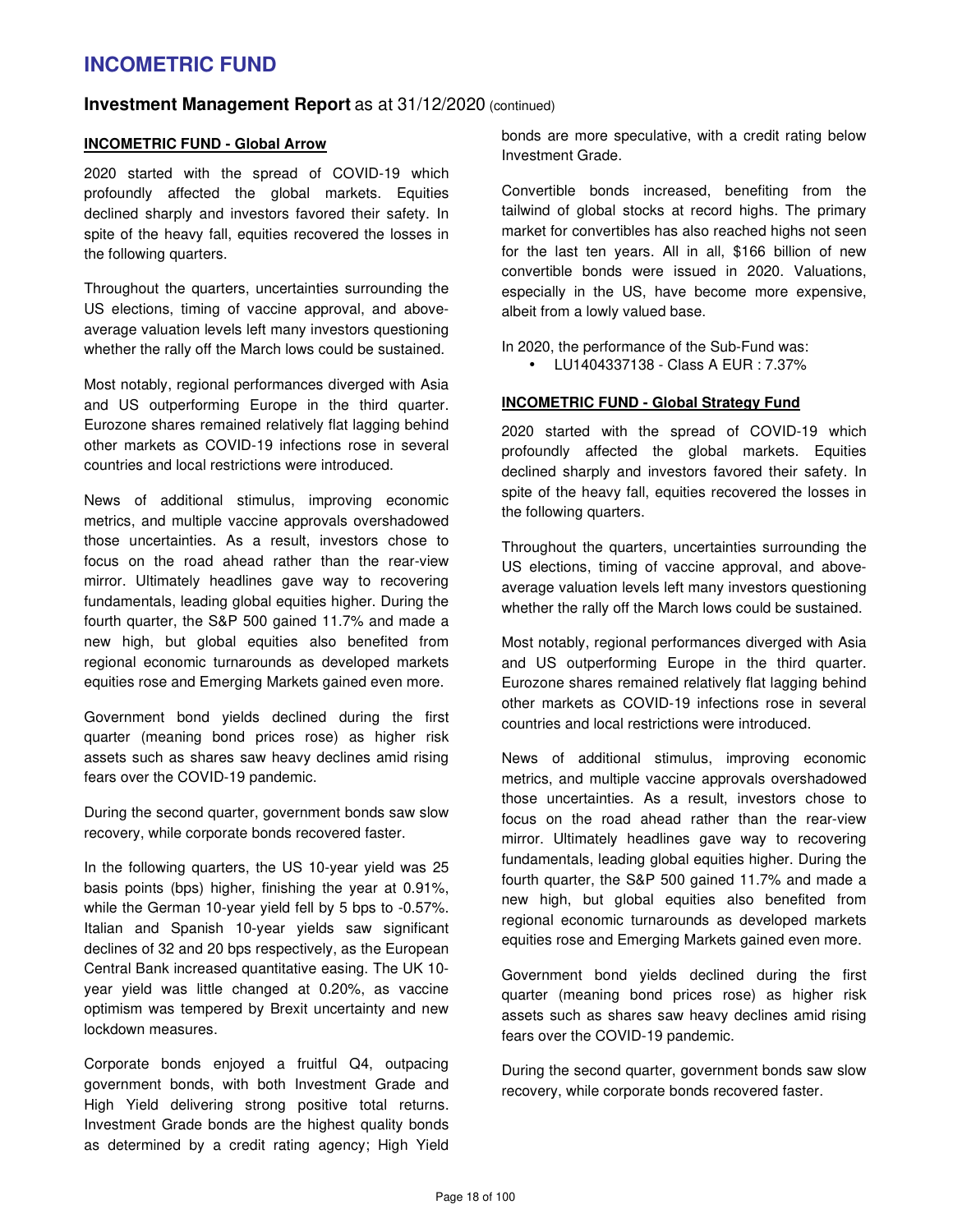# INCOMETRIC FUND

## Investment Management Report as at 31/12/2020 (continued)

### INCOMETRIC FUND - Global Arrow

2020 started with the spread of COVID-19 which profoundly affected the global markets. Equities declined sharply and investors favored their safety. In spite of the heavy fall, equities recovered the losses in the following quarters.

Throughout the quarters, uncertainties surrounding the US elections, timing of vaccine approval, and above-average valuation levels left many investors questioning whether the rally off the March lows could be sustained.

Most notably, regional performances diverged with Asia and US outperforming Europe in the third quarter. Eurozone shares remained relatively flat lagging behind other markets as COVID-19 infections rose in several countries and local restrictions were introduced.

News of additional stimulus, improving economic metrics, and multiple vaccine approvals overshadowed those uncertainties. As a result, investors chose to focus on the road ahead rather than the rear-view mirror. Ultimately headlines gave way to recovering fundamentals, leading global equities higher. During the fourth quarter, the S&P 500 gained 11.7% and made a new high, but global equities also benefited from regional economic turnarounds as developed markets equities rose and Emerging Markets gained even more.

Government bond yields declined during the first quarter (meaning bond prices rose) as higher risk assets such as shares saw heavy declines amid rising fears over the COVID-19 pandemic.

During the second quarter, government bonds saw slow recovery, while corporate bonds recovered faster.

In the following quarters, the US 10-year yield was 25 basis points (bps) higher, finishing the year at 0.91%, while the German 10-year yield fell by 5 bps to -0.57%. Italian and Spanish 10-year yields saw significant declines of 32 and 20 bps respectively, as the European Central Bank increased quantitative easing. The UK 10-year yield was little changed at 0.20%, as vaccine optimism was tempered by Brexit uncertainty and new lockdown measures.

Corporate bonds enjoyed a fruitful Q4, outpacing government bonds, with both Investment Grade and High Yield delivering strong positive total returns. Investment Grade bonds are the highest quality bonds as determined by a credit rating agency; High Yield bonds are more speculative, with a credit rating below Investment Grade.

Convertible bonds increased, benefiting from the tailwind of global stocks at record highs. The primary market for convertibles has also reached highs not seen for the last ten years. All in all, $166 billion of new convertible bonds were issued in 2020. Valuations, especially in the US, have become more expensive, albeit from a lowly valued base.

In 2020, the performance of the Sub-Fund was:

- LU1404337138 - Class A EUR : 7.37%

### INCOMETRIC FUND - Global Strategy Fund

2020 started with the spread of COVID-19 which profoundly affected the global markets. Equities declined sharply and investors favored their safety. In spite of the heavy fall, equities recovered the losses in the following quarters.

Throughout the quarters, uncertainties surrounding the US elections, timing of vaccine approval, and above-average valuation levels left many investors questioning whether the rally off the March lows could be sustained.

Most notably, regional performances diverged with Asia and US outperforming Europe in the third quarter. Eurozone shares remained relatively flat lagging behind other markets as COVID-19 infections rose in several countries and local restrictions were introduced.

News of additional stimulus, improving economic metrics, and multiple vaccine approvals overshadowed those uncertainties. As a result, investors chose to focus on the road ahead rather than the rear-view mirror. Ultimately headlines gave way to recovering fundamentals, leading global equities higher. During the fourth quarter, the S&P 500 gained 11.7% and made a new high, but global equities also benefited from regional economic turnarounds as developed markets equities rose and Emerging Markets gained even more.

Government bond yields declined during the first quarter (meaning bond prices rose) as higher risk assets such as shares saw heavy declines amid rising fears over the COVID-19 pandemic.

During the second quarter, government bonds saw slow recovery, while corporate bonds recovered faster.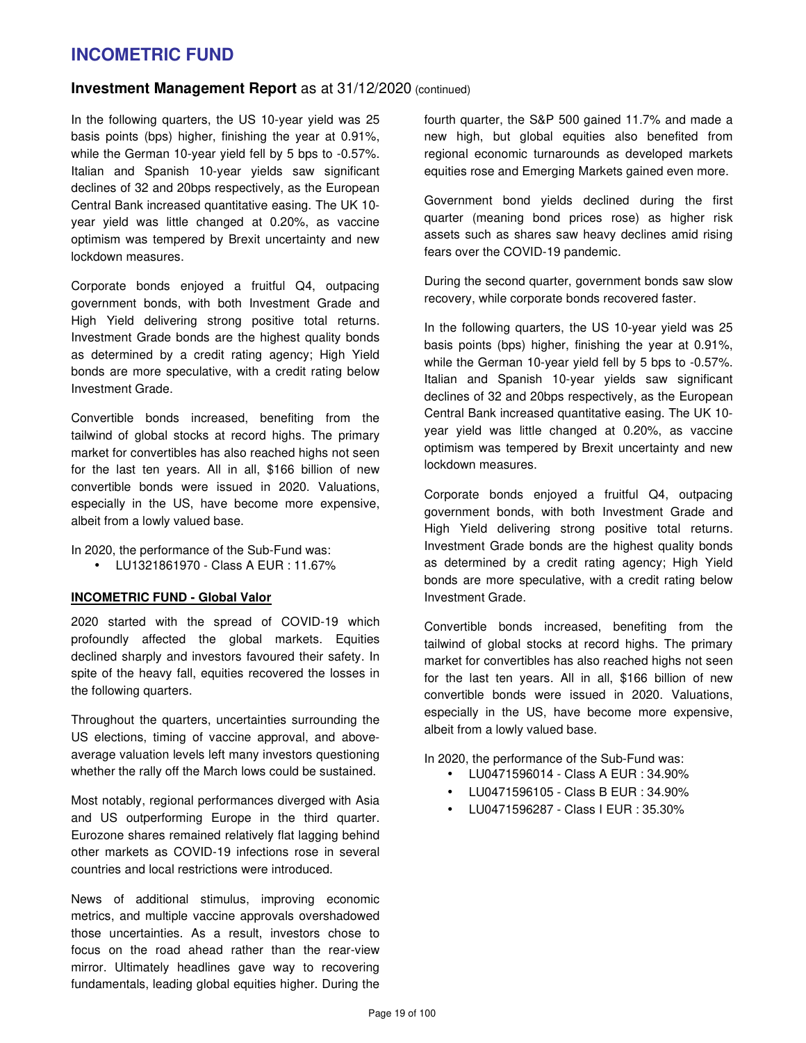In the following quarters, the US 10-year yield was 25 basis points (bps) higher, finishing the year at 0.91%, while the German 10-year yield fell by 5 bps to -0.57%. Italian and Spanish 10-year yields saw significant declines of 32 and 20bps respectively, as the European Central Bank increased quantitative easing. The UK 10-year yield was little changed at 0.20%, as vaccine optimism was tempered by Brexit uncertainty and new lockdown measures.

Corporate bonds enjoyed a fruitful Q4, outpacing government bonds, with both Investment Grade and High Yield delivering strong positive total returns. Investment Grade bonds are the highest quality bonds as determined by a credit rating agency; High Yield bonds are more speculative, with a credit rating below Investment Grade.

Convertible bonds increased, benefiting from the tailwind of global stocks at record highs. The primary market for convertibles has also reached highs not seen for the last ten years. All in all, $166 billion of new convertible bonds were issued in 2020. Valuations, especially in the US, have become more expensive, albeit from a lowly valued base.

In 2020, the performance of the Sub-Fund was:

- LU1321861970 - Class A EUR : 11.67%

**INCOMETRIC FUND - Global Valor**

2020 started with the spread of COVID-19 which profoundly affected the global markets. Equities declined sharply and investors favoured their safety. In spite of the heavy fall, equities recovered the losses in the following quarters.

Throughout the quarters, uncertainties surrounding the US elections, timing of vaccine approval, and above-average valuation levels left many investors questioning whether the rally off the March lows could be sustained.

Most notably, regional performances diverged with Asia and US outperforming Europe in the third quarter. Eurozone shares remained relatively flat lagging behind other markets as COVID-19 infections rose in several countries and local restrictions were introduced.

News of additional stimulus, improving economic metrics, and multiple vaccine approvals overshadowed those uncertainties. As a result, investors chose to focus on the road ahead rather than the rear-view mirror. Ultimately headlines gave way to recovering fundamentals, leading global equities higher. During the fourth quarter, the S&P 500 gained 11.7% and made a new high, but global equities also benefited from regional economic turnarounds as developed markets equities rose and Emerging Markets gained even more.

Government bond yields declined during the first quarter (meaning bond prices rose) as higher risk assets such as shares saw heavy declines amid rising fears over the COVID-19 pandemic.

During the second quarter, government bonds saw slow recovery, while corporate bonds recovered faster.

In the following quarters, the US 10-year yield was 25 basis points (bps) higher, finishing the year at 0.91%, while the German 10-year yield fell by 5 bps to -0.57%. Italian and Spanish 10-year yields saw significant declines of 32 and 20bps respectively, as the European Central Bank increased quantitative easing. The UK 10-year yield was little changed at 0.20%, as vaccine optimism was tempered by Brexit uncertainty and new lockdown measures.

Corporate bonds enjoyed a fruitful Q4, outpacing government bonds, with both Investment Grade and High Yield delivering strong positive total returns. Investment Grade bonds are the highest quality bonds as determined by a credit rating agency; High Yield bonds are more speculative, with a credit rating below Investment Grade.

Convertible bonds increased, benefiting from the tailwind of global stocks at record highs. The primary market for convertibles has also reached highs not seen for the last ten years. All in all, $166 billion of new convertible bonds were issued in 2020. Valuations, especially in the US, have become more expensive, albeit from a lowly valued base.

In 2020, the performance of the Sub-Fund was:

- LU0471596014 - Class A EUR : 34.90%
- LU0471596105 - Class B EUR : 34.90%
- LU0471596287 - Class I EUR : 35.30%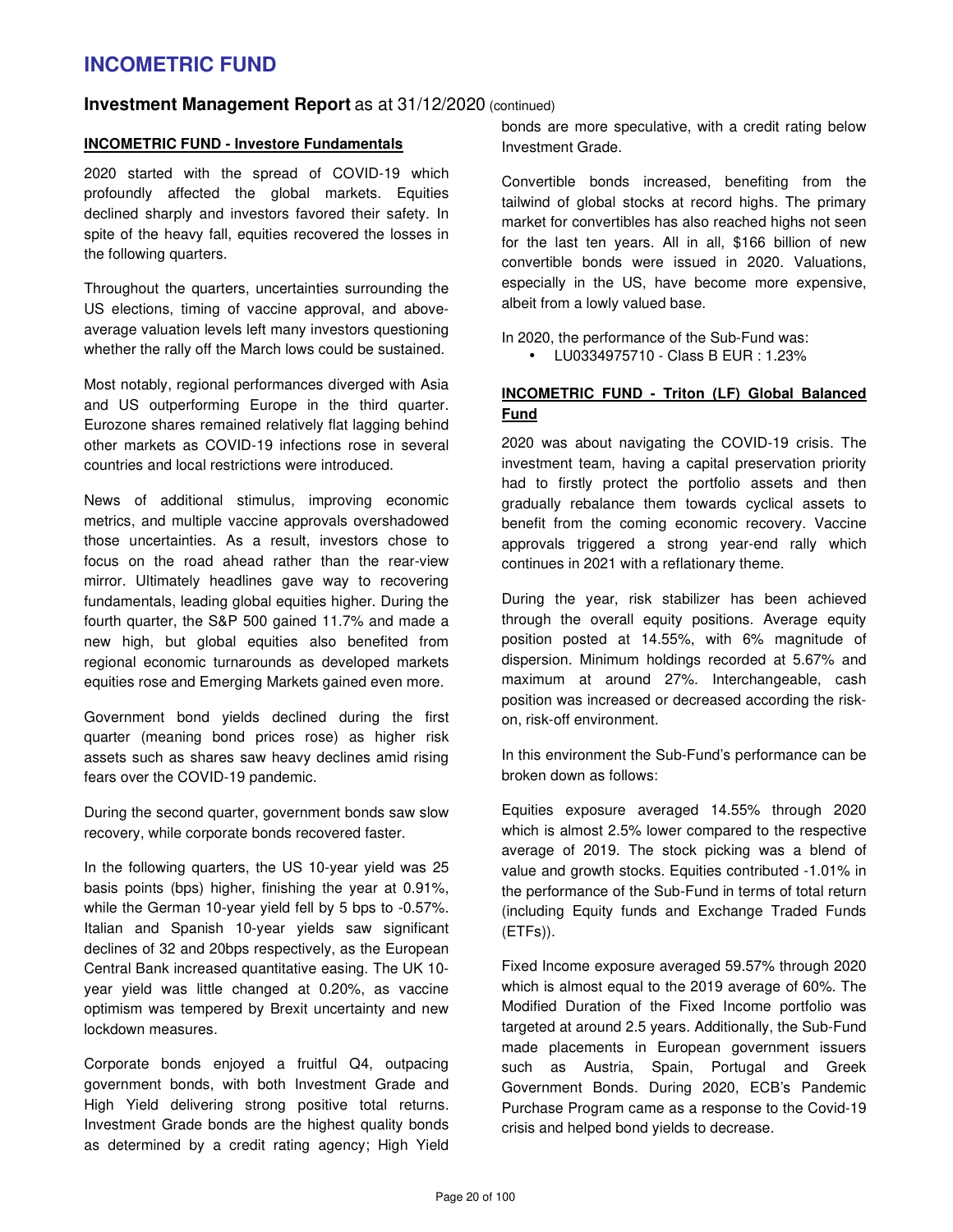# INCOMETRIC FUND

## Investment Management Report as at 31/12/2020 (continued)

### INCOMETRIC FUND - Investore Fundamentals

2020 started with the spread of COVID-19 which profoundly affected the global markets. Equities declined sharply and investors favored their safety. In spite of the heavy fall, equities recovered the losses in the following quarters.

Throughout the quarters, uncertainties surrounding the US elections, timing of vaccine approval, and above-average valuation levels left many investors questioning whether the rally off the March lows could be sustained.

Most notably, regional performances diverged with Asia and US outperforming Europe in the third quarter. Eurozone shares remained relatively flat lagging behind other markets as COVID-19 infections rose in several countries and local restrictions were introduced.

News of additional stimulus, improving economic metrics, and multiple vaccine approvals overshadowed those uncertainties. As a result, investors chose to focus on the road ahead rather than the rear-view mirror. Ultimately headlines gave way to recovering fundamentals, leading global equities higher. During the fourth quarter, the S&P 500 gained 11.7% and made a new high, but global equities also benefited from regional economic turnarounds as developed markets equities rose and Emerging Markets gained even more.

Government bond yields declined during the first quarter (meaning bond prices rose) as higher risk assets such as shares saw heavy declines amid rising fears over the COVID-19 pandemic.

During the second quarter, government bonds saw slow recovery, while corporate bonds recovered faster.

In the following quarters, the US 10-year yield was 25 basis points (bps) higher, finishing the year at 0.91%, while the German 10-year yield fell by 5 bps to -0.57%. Italian and Spanish 10-year yields saw significant declines of 32 and 20bps respectively, as the European Central Bank increased quantitative easing. The UK 10-year yield was little changed at 0.20%, as vaccine optimism was tempered by Brexit uncertainty and new lockdown measures.

Corporate bonds enjoyed a fruitful Q4, outpacing government bonds, with both Investment Grade and High Yield delivering strong positive total returns. Investment Grade bonds are the highest quality bonds as determined by a credit rating agency; High Yield bonds are more speculative, with a credit rating below Investment Grade.

Convertible bonds increased, benefiting from the tailwind of global stocks at record highs. The primary market for convertibles has also reached highs not seen for the last ten years. All in all, $166 billion of new convertible bonds were issued in 2020. Valuations, especially in the US, have become more expensive, albeit from a lowly valued base.

In 2020, the performance of the Sub-Fund was:

- LU0334975710 - Class B EUR : 1.23%

### INCOMETRIC FUND - Triton (LF) Global Balanced Fund

2020 was about navigating the COVID-19 crisis. The investment team, having a capital preservation priority had to firstly protect the portfolio assets and then gradually rebalance them towards cyclical assets to benefit from the coming economic recovery. Vaccine approvals triggered a strong year-end rally which continues in 2021 with a reflationary theme.

During the year, risk stabilizer has been achieved through the overall equity positions. Average equity position posted at 14.55%, with 6% magnitude of dispersion. Minimum holdings recorded at 5.67% and maximum at around 27%. Interchangeable, cash position was increased or decreased according the risk-on, risk-off environment.

In this environment the Sub-Fund's performance can be broken down as follows:

Equities exposure averaged 14.55% through 2020 which is almost 2.5% lower compared to the respective average of 2019. The stock picking was a blend of value and growth stocks. Equities contributed -1.01% in the performance of the Sub-Fund in terms of total return (including Equity funds and Exchange Traded Funds (ETFs)).

Fixed Income exposure averaged 59.57% through 2020 which is almost equal to the 2019 average of 60%. The Modified Duration of the Fixed Income portfolio was targeted at around 2.5 years. Additionally, the Sub-Fund made placements in European government issuers such as Austria, Spain, Portugal and Greek Government Bonds. During 2020, ECB's Pandemic Purchase Program came as a response to the Covid-19 crisis and helped bond yields to decrease.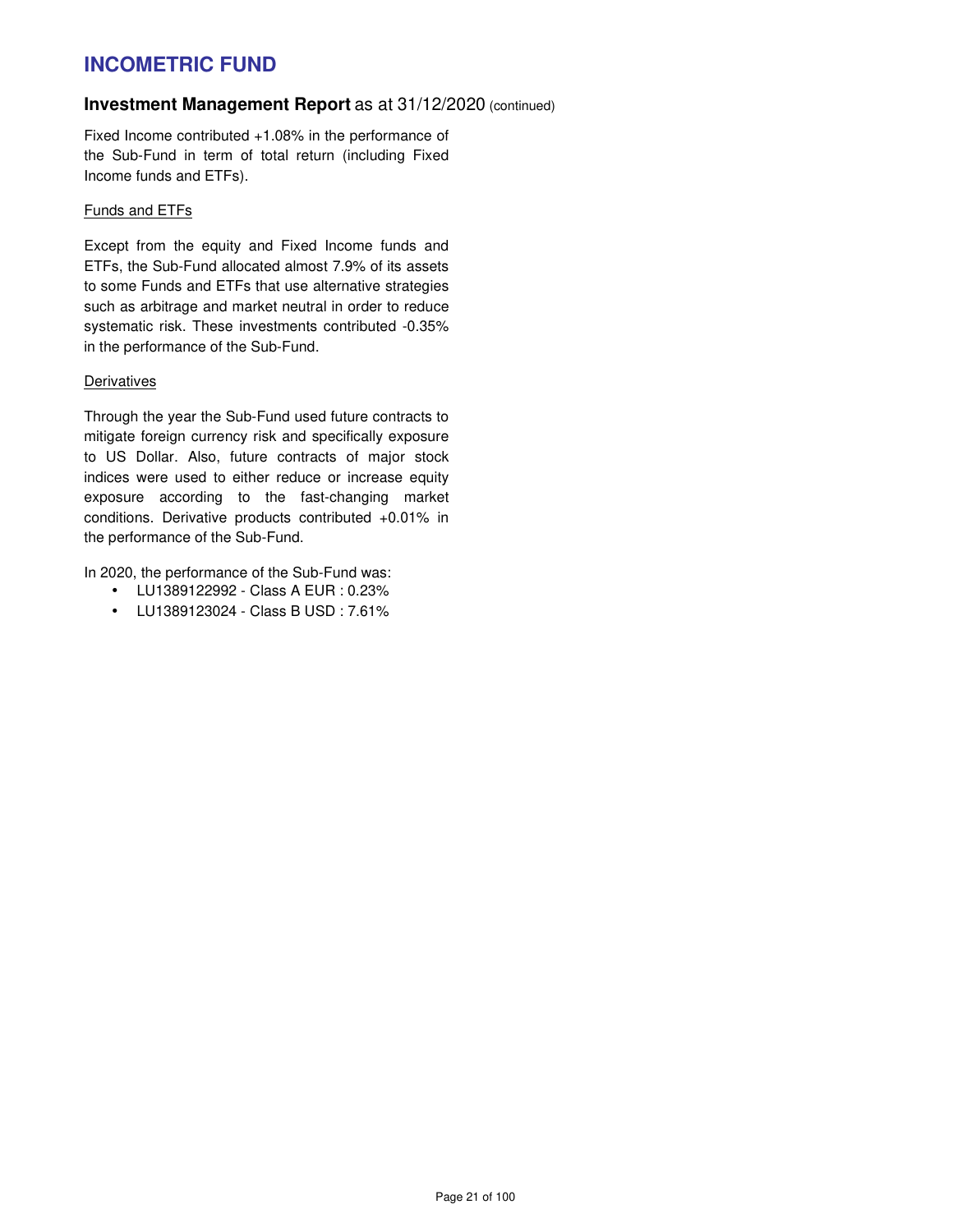# INCOMETRIC FUND

## Investment Management Report as at 31/12/2020 (continued)

Fixed Income contributed +1.08% in the performance of the Sub-Fund in term of total return (including Fixed Income funds and ETFs).

Funds and ETFs

Except from the equity and Fixed Income funds and ETFs, the Sub-Fund allocated almost 7.9% of its assets to some Funds and ETFs that use alternative strategies such as arbitrage and market neutral in order to reduce systematic risk. These investments contributed -0.35% in the performance of the Sub-Fund.

Derivatives

Through the year the Sub-Fund used future contracts to mitigate foreign currency risk and specifically exposure to US Dollar. Also, future contracts of major stock indices were used to either reduce or increase equity exposure according to the fast-changing market conditions. Derivative products contributed +0.01% in the performance of the Sub-Fund.

In 2020, the performance of the Sub-Fund was:

- LU1389122992 - Class A EUR : 0.23%
- LU1389123024 - Class B USD : 7.61%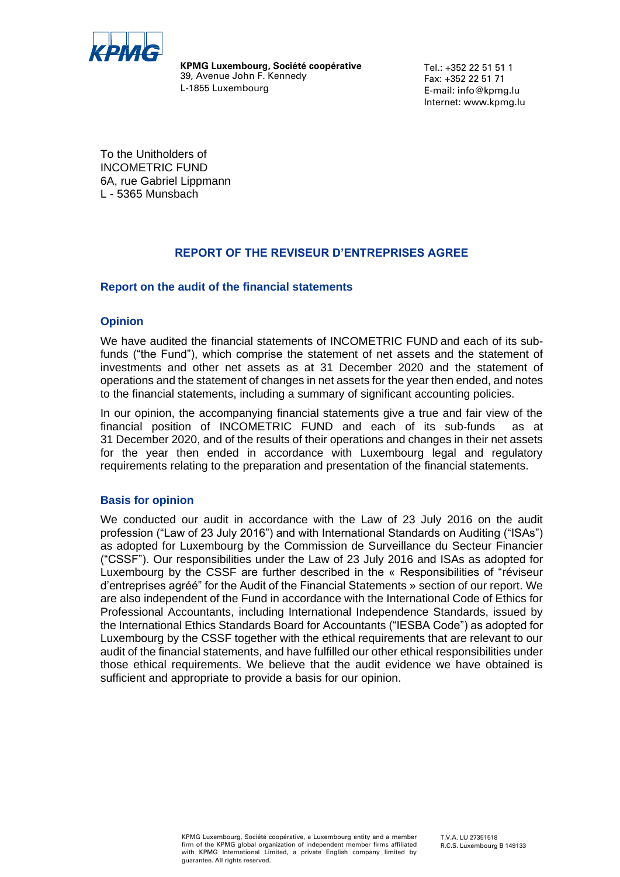**KPMG Luxembourg, Société coopérative**
39, Avenue John F. Kennedy
L-1855 Luxembourg

Tel.: +352 22 51 51 1
Fax: +352 22 51 71
E-mail: info@kpmg.lu
Internet: www.kpmg.lu

To the Unitholders of
INCOMETRIC FUND
6A, rue Gabriel Lippmann
L - 5365 Munsbach

# REPORT OF THE REVISEUR D'ENTREPRISES AGREE

## Report on the audit of the financial statements

### Opinion

We have audited the financial statements of INCOMETRIC FUND and each of its sub-funds ("the Fund"), which comprise the statement of net assets and the statement of investments and other net assets as at 31 December 2020 and the statement of operations and the statement of changes in net assets for the year then ended, and notes to the financial statements, including a summary of significant accounting policies.

In our opinion, the accompanying financial statements give a true and fair view of the financial position of INCOMETRIC FUND and each of its sub-funds as at 31 December 2020, and of the results of their operations and changes in their net assets for the year then ended in accordance with Luxembourg legal and regulatory requirements relating to the preparation and presentation of the financial statements.

### Basis for opinion

We conducted our audit in accordance with the Law of 23 July 2016 on the audit profession ("Law of 23 July 2016") and with International Standards on Auditing ("ISAs") as adopted for Luxembourg by the Commission de Surveillance du Secteur Financier ("CSSF"). Our responsibilities under the Law of 23 July 2016 and ISAs as adopted for Luxembourg by the CSSF are further described in the « Responsibilities of "réviseur d'entreprises agréé" for the Audit of the Financial Statements » section of our report. We are also independent of the Fund in accordance with the International Code of Ethics for Professional Accountants, including International Independence Standards, issued by the International Ethics Standards Board for Accountants ("IESBA Code") as adopted for Luxembourg by the CSSF together with the ethical requirements that are relevant to our audit of the financial statements, and have fulfilled our other ethical responsibilities under those ethical requirements. We believe that the audit evidence we have obtained is sufficient and appropriate to provide a basis for our opinion.

KPMG Luxembourg, Société coopérative, a Luxembourg entity and a member firm of the KPMG global organization of independent member firms affiliated with KPMG International Limited, a private English company limited by guarantee. All rights reserved.

T.V.A. LU 27351518
R.C.S. Luxembourg B 149133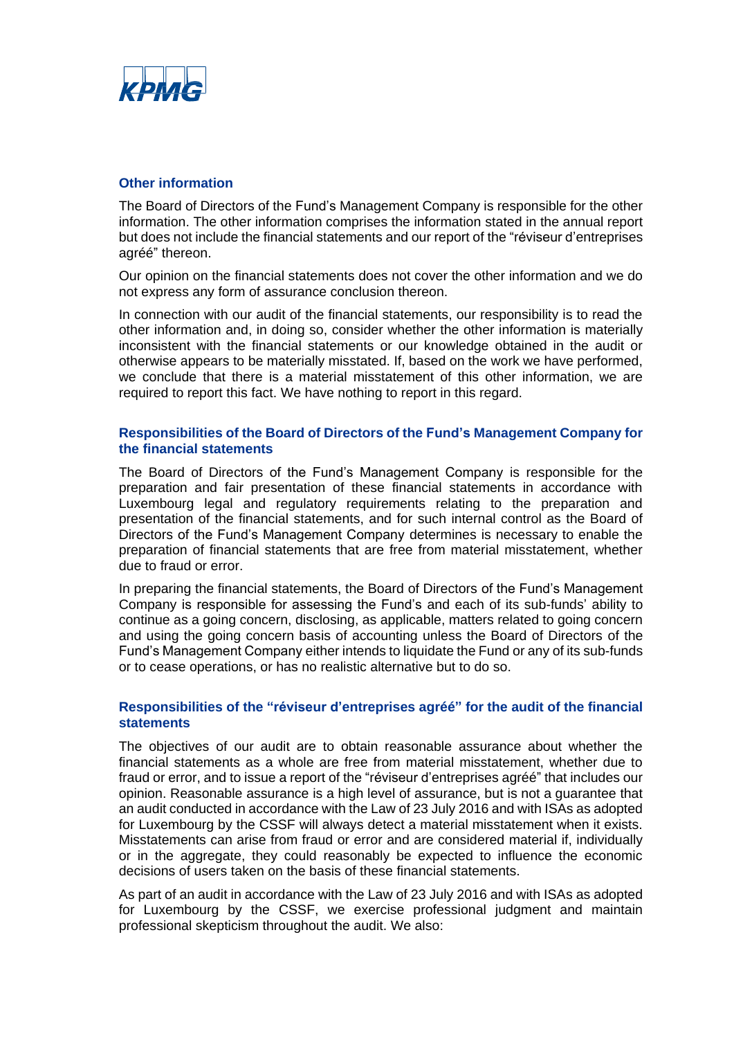## Other information

The Board of Directors of the Fund's Management Company is responsible for the other information. The other information comprises the information stated in the annual report but does not include the financial statements and our report of the "réviseur d'entreprises agréé" thereon.

Our opinion on the financial statements does not cover the other information and we do not express any form of assurance conclusion thereon.

In connection with our audit of the financial statements, our responsibility is to read the other information and, in doing so, consider whether the other information is materially inconsistent with the financial statements or our knowledge obtained in the audit or otherwise appears to be materially misstated. If, based on the work we have performed, we conclude that there is a material misstatement of this other information, we are required to report this fact. We have nothing to report in this regard.

## Responsibilities of the Board of Directors of the Fund's Management Company for the financial statements

The Board of Directors of the Fund's Management Company is responsible for the preparation and fair presentation of these financial statements in accordance with Luxembourg legal and regulatory requirements relating to the preparation and presentation of the financial statements, and for such internal control as the Board of Directors of the Fund's Management Company determines is necessary to enable the preparation of financial statements that are free from material misstatement, whether due to fraud or error.

In preparing the financial statements, the Board of Directors of the Fund's Management Company is responsible for assessing the Fund's and each of its sub-funds' ability to continue as a going concern, disclosing, as applicable, matters related to going concern and using the going concern basis of accounting unless the Board of Directors of the Fund's Management Company either intends to liquidate the Fund or any of its sub-funds or to cease operations, or has no realistic alternative but to do so.

## Responsibilities of the "réviseur d'entreprises agréé" for the audit of the financial statements

The objectives of our audit are to obtain reasonable assurance about whether the financial statements as a whole are free from material misstatement, whether due to fraud or error, and to issue a report of the "réviseur d'entreprises agréé" that includes our opinion. Reasonable assurance is a high level of assurance, but is not a guarantee that an audit conducted in accordance with the Law of 23 July 2016 and with ISAs as adopted for Luxembourg by the CSSF will always detect a material misstatement when it exists. Misstatements can arise from fraud or error and are considered material if, individually or in the aggregate, they could reasonably be expected to influence the economic decisions of users taken on the basis of these financial statements.

As part of an audit in accordance with the Law of 23 July 2016 and with ISAs as adopted for Luxembourg by the CSSF, we exercise professional judgment and maintain professional skepticism throughout the audit. We also: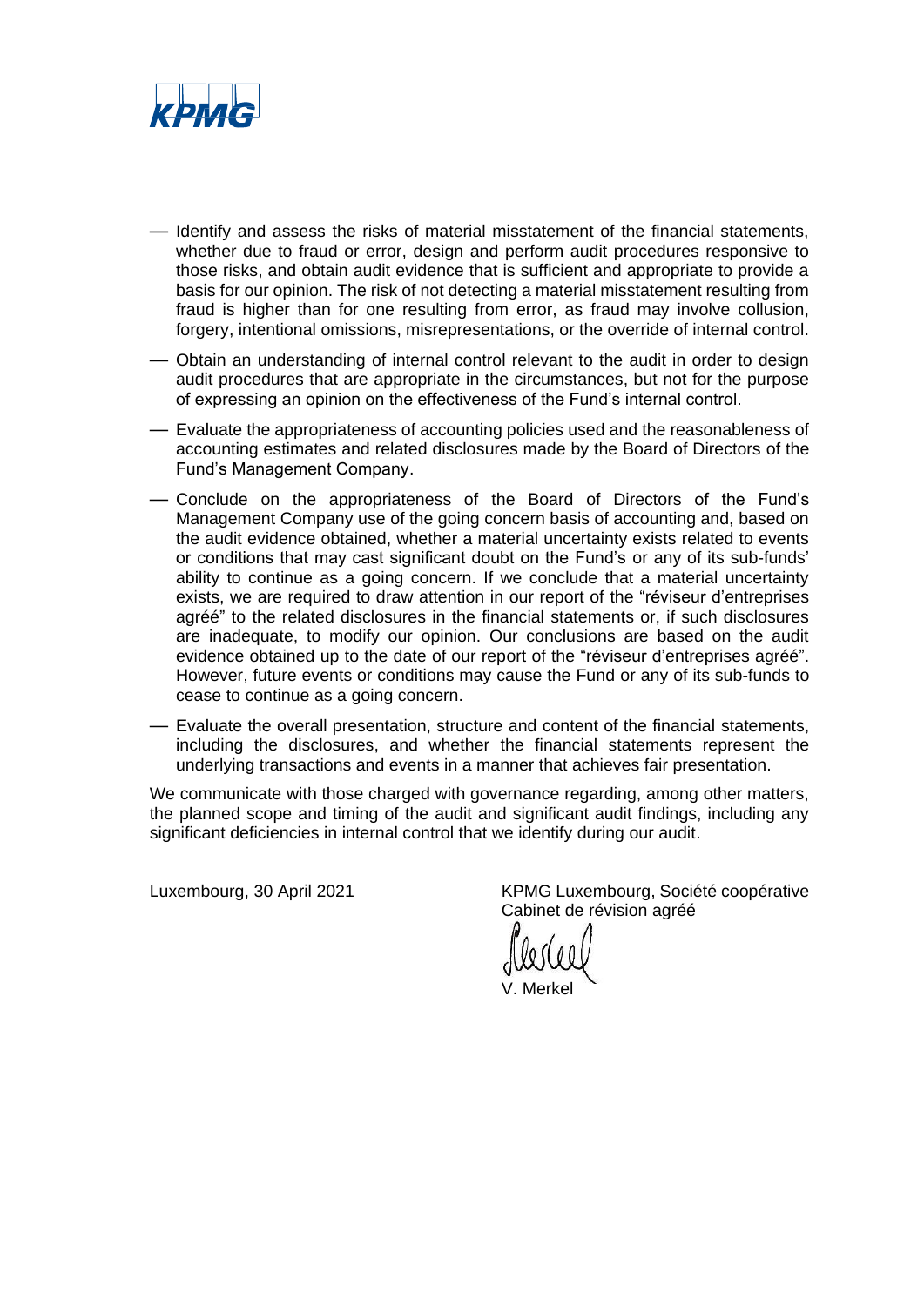- Identify and assess the risks of material misstatement of the financial statements, whether due to fraud or error, design and perform audit procedures responsive to those risks, and obtain audit evidence that is sufficient and appropriate to provide a basis for our opinion. The risk of not detecting a material misstatement resulting from fraud is higher than for one resulting from error, as fraud may involve collusion, forgery, intentional omissions, misrepresentations, or the override of internal control.
- Obtain an understanding of internal control relevant to the audit in order to design audit procedures that are appropriate in the circumstances, but not for the purpose of expressing an opinion on the effectiveness of the Fund's internal control.
- Evaluate the appropriateness of accounting policies used and the reasonableness of accounting estimates and related disclosures made by the Board of Directors of the Fund's Management Company.
- Conclude on the appropriateness of the Board of Directors of the Fund's Management Company use of the going concern basis of accounting and, based on the audit evidence obtained, whether a material uncertainty exists related to events or conditions that may cast significant doubt on the Fund's or any of its sub-funds' ability to continue as a going concern. If we conclude that a material uncertainty exists, we are required to draw attention in our report of the "réviseur d'entreprises agréé" to the related disclosures in the financial statements or, if such disclosures are inadequate, to modify our opinion. Our conclusions are based on the audit evidence obtained up to the date of our report of the "réviseur d'entreprises agréé". However, future events or conditions may cause the Fund or any of its sub-funds to cease to continue as a going concern.
- Evaluate the overall presentation, structure and content of the financial statements, including the disclosures, and whether the financial statements represent the underlying transactions and events in a manner that achieves fair presentation.

We communicate with those charged with governance regarding, among other matters, the planned scope and timing of the audit and significant audit findings, including any significant deficiencies in internal control that we identify during our audit.

Luxembourg, 30 April 2021

KPMG Luxembourg, Société coopérative
Cabinet de révision agréé

V. Merkel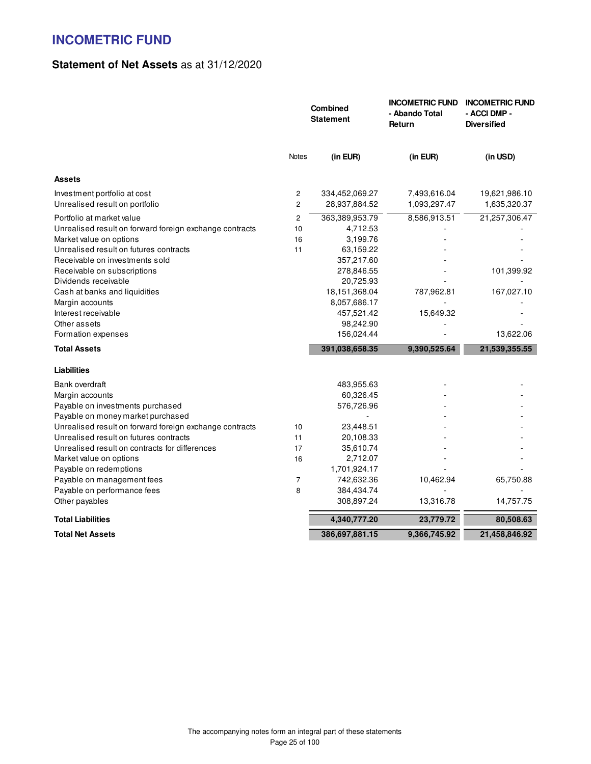# INCOMETRIC FUND

## Statement of Net Assets as at 31/12/2020

| | Notes | Combined Statement | INCOMETRIC FUND - Abando Total Return | INCOMETRIC FUND - ACCI DMP - Diversified |
|---|---|---|---|---|
| | | (in EUR) | (in EUR) | (in USD) |
| **Assets** | | | | |
| Investment portfolio at cost | 2 | 334,452,069.27 | 7,493,616.04 | 19,621,986.10 |
| Unrealised result on portfolio | 2 | 28,937,884.52 | 1,093,297.47 | 1,635,320.37 |
| Portfolio at market value | 2 | 363,389,953.79 | 8,586,913.51 | 21,257,306.47 |
| Unrealised result on forward foreign exchange contracts | 10 | 4,712.53 | - | - |
| Market value on options | 16 | 3,199.76 | - | - |
| Unrealised result on futures contracts | 11 | 63,159.22 | - | - |
| Receivable on investments sold | | 357,217.60 | - | - |
| Receivable on subscriptions | | 278,846.55 | - | 101,399.92 |
| Dividends receivable | | 20,725.93 | - | - |
| Cash at banks and liquidities | | 18,151,368.04 | 787,962.81 | 167,027.10 |
| Margin accounts | | 8,057,686.17 | - | - |
| Interest receivable | | 457,521.42 | 15,649.32 | - |
| Other assets | | 98,242.90 | - | - |
| Formation expenses | | 156,024.44 | - | 13,622.06 |
| **Total Assets** | | **391,038,658.35** | **9,390,525.64** | **21,539,355.55** |
| **Liabilities** | | | | |
| Bank overdraft | | 483,955.63 | - | - |
| Margin accounts | | 60,326.45 | - | - |
| Payable on investments purchased | | 576,726.96 | - | - |
| Payable on money market purchased | | - | - | - |
| Unrealised result on forward foreign exchange contracts | 10 | 23,448.51 | - | - |
| Unrealised result on futures contracts | 11 | 20,108.33 | - | - |
| Unrealised result on contracts for differences | 17 | 35,610.74 | - | - |
| Market value on options | 16 | 2,712.07 | - | - |
| Payable on redemptions | | 1,701,924.17 | - | - |
| Payable on management fees | 7 | 742,632.36 | 10,462.94 | 65,750.88 |
| Payable on performance fees | 8 | 384,434.74 | - | - |
| Other payables | | 308,897.24 | 13,316.78 | 14,757.75 |
| **Total Liabilities** | | **4,340,777.20** | **23,779.72** | **80,508.63** |
| **Total Net Assets** | | **386,697,881.15** | **9,366,745.92** | **21,458,846.92** |

The accompanying notes form an integral part of these statements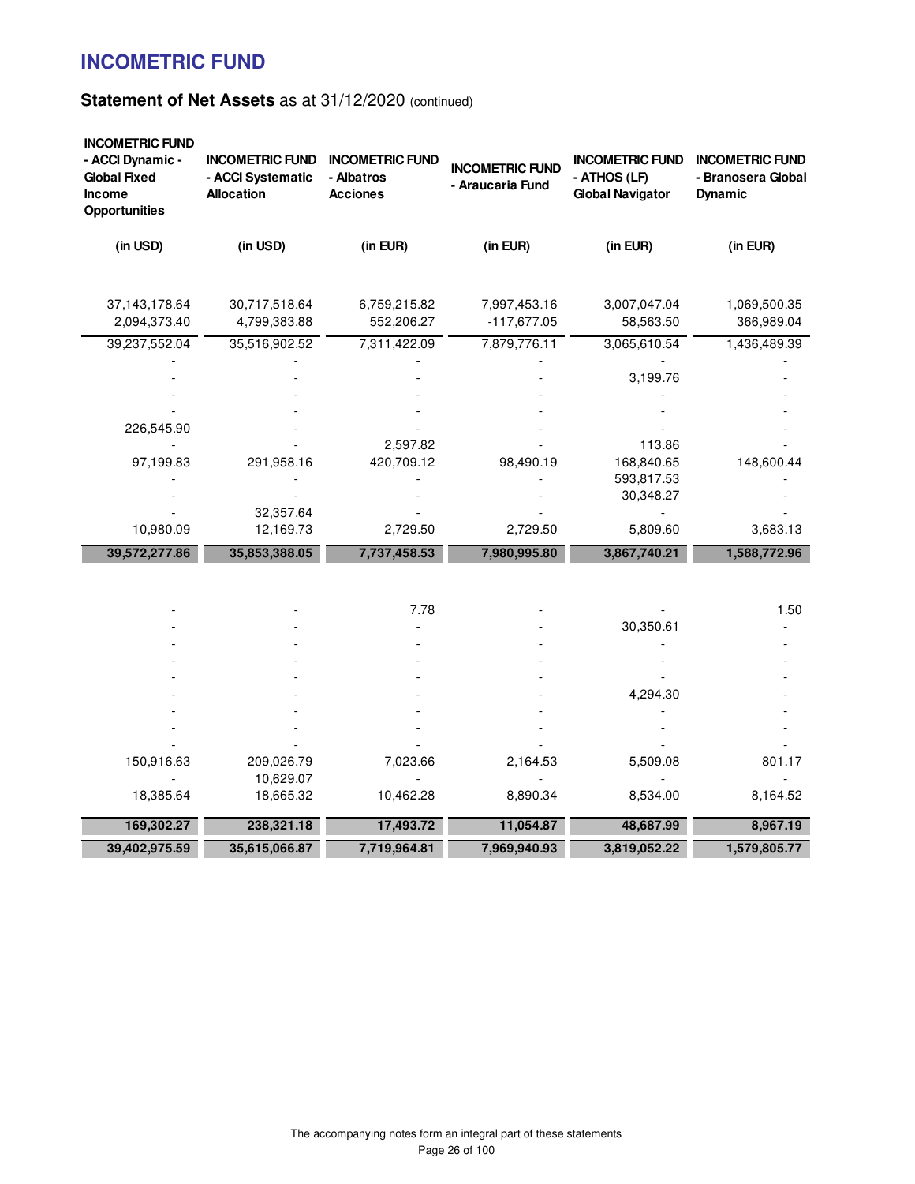# INCOMETRIC FUND

## Statement of Net Assets as at 31/12/2020 (continued)

| INCOMETRIC FUND - ACCI Dynamic - Global Fixed Income Opportunities | INCOMETRIC FUND - ACCI Systematic Allocation | INCOMETRIC FUND - Albatros Acciones | INCOMETRIC FUND - Araucaria Fund | INCOMETRIC FUND - ATHOS (LF) Global Navigator | INCOMETRIC FUND - Branosera Global Dynamic |
|---|---|---|---|---|---|
| (in USD) | (in USD) | (in EUR) | (in EUR) | (in EUR) | (in EUR) |
| 37,143,178.64 | 30,717,518.64 | 6,759,215.82 | 7,997,453.16 | 3,007,047.04 | 1,069,500.35 |
| 2,094,373.40 | 4,799,383.88 | 552,206.27 | -117,677.05 | 58,563.50 | 366,989.04 |
| 39,237,552.04 | 35,516,902.52 | 7,311,422.09 | 7,879,776.11 | 3,065,610.54 | 1,436,489.39 |
| - | - | - | - | - | - |
| - | - | - | - | 3,199.76 | - |
| - | - | - | - | - | - |
| - | - | - | - | - | - |
| 226,545.90 | - | - | - | - | - |
| - | - | 2,597.82 | - | 113.86 | - |
| 97,199.83 | 291,958.16 | 420,709.12 | 98,490.19 | 168,840.65 | 148,600.44 |
| - | - | - | - | 593,817.53 | - |
| - | - | - | - | 30,348.27 | - |
| - | 32,357.64 | - | - | - | - |
| 10,980.09 | 12,169.73 | 2,729.50 | 2,729.50 | 5,809.60 | 3,683.13 |
| **39,572,277.86** | **35,853,388.05** | **7,737,458.53** | **7,980,995.80** | **3,867,740.21** | **1,588,772.96** |
| | | | | | |
| - | - | 7.78 | - | - | 1.50 |
| - | - | - | - | 30,350.61 | - |
| - | - | - | - | - | - |
| - | - | - | - | - | - |
| - | - | - | - | - | - |
| - | - | - | - | 4,294.30 | - |
| - | - | - | - | - | - |
| - | - | - | - | - | - |
| - | - | - | - | - | - |
| 150,916.63 | 209,026.79 | 7,023.66 | 2,164.53 | 5,509.08 | 801.17 |
| - | 10,629.07 | - | - | - | - |
| 18,385.64 | 18,665.32 | 10,462.28 | 8,890.34 | 8,534.00 | 8,164.52 |
| **169,302.27** | **238,321.18** | **17,493.72** | **11,054.87** | **48,687.99** | **8,967.19** |
| **39,402,975.59** | **35,615,066.87** | **7,719,964.81** | **7,969,940.93** | **3,819,052.22** | **1,579,805.77** |

The accompanying notes form an integral part of these statements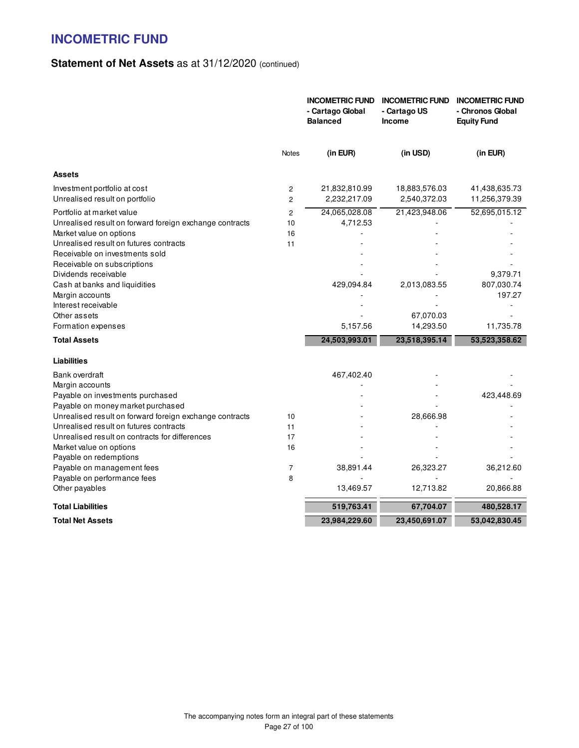# INCOMETRIC FUND

## **Statement of Net Assets** as at 31/12/2020 (continued)

| | Notes | INCOMETRIC FUND - Cartago Global Balanced | INCOMETRIC FUND - Cartago US Income | INCOMETRIC FUND - Chronos Global Equity Fund |
|---|---|---|---|---|
| | | **(in EUR)** | **(in USD)** | **(in EUR)** |
| **Assets** | | | | |
| Investment portfolio at cost | 2 | 21,832,810.99 | 18,883,576.03 | 41,438,635.73 |
| Unrealised result on portfolio | 2 | 2,232,217.09 | 2,540,372.03 | 11,256,379.39 |
| Portfolio at market value | 2 | 24,065,028.08 | 21,423,948.06 | 52,695,015.12 |
| Unrealised result on forward foreign exchange contracts | 10 | 4,712.53 | - | - |
| Market value on options | 16 | - | - | - |
| Unrealised result on futures contracts | 11 | - | - | - |
| Receivable on investments sold | | - | - | - |
| Receivable on subscriptions | | - | - | - |
| Dividends receivable | | - | - | 9,379.71 |
| Cash at banks and liquidities | | 429,094.84 | 2,013,083.55 | 807,030.74 |
| Margin accounts | | - | - | 197.27 |
| Interest receivable | | - | - | - |
| Other assets | | - | 67,070.03 | - |
| Formation expenses | | 5,157.56 | 14,293.50 | 11,735.78 |
| **Total Assets** | | **24,503,993.01** | **23,518,395.14** | **53,523,358.62** |
| **Liabilities** | | | | |
| Bank overdraft | | 467,402.40 | - | - |
| Margin accounts | | - | - | - |
| Payable on investments purchased | | - | - | 423,448.69 |
| Payable on money market purchased | | - | - | - |
| Unrealised result on forward foreign exchange contracts | 10 | - | 28,666.98 | - |
| Unrealised result on futures contracts | 11 | - | - | - |
| Unrealised result on contracts for differences | 17 | - | - | - |
| Market value on options | 16 | - | - | - |
| Payable on redemptions | | - | - | - |
| Payable on management fees | 7 | 38,891.44 | 26,323.27 | 36,212.60 |
| Payable on performance fees | 8 | - | - | - |
| Other payables | | 13,469.57 | 12,713.82 | 20,866.88 |
| **Total Liabilities** | | **519,763.41** | **67,704.07** | **480,528.17** |
| **Total Net Assets** | | **23,984,229.60** | **23,450,691.07** | **53,042,830.45** |

The accompanying notes form an integral part of these statements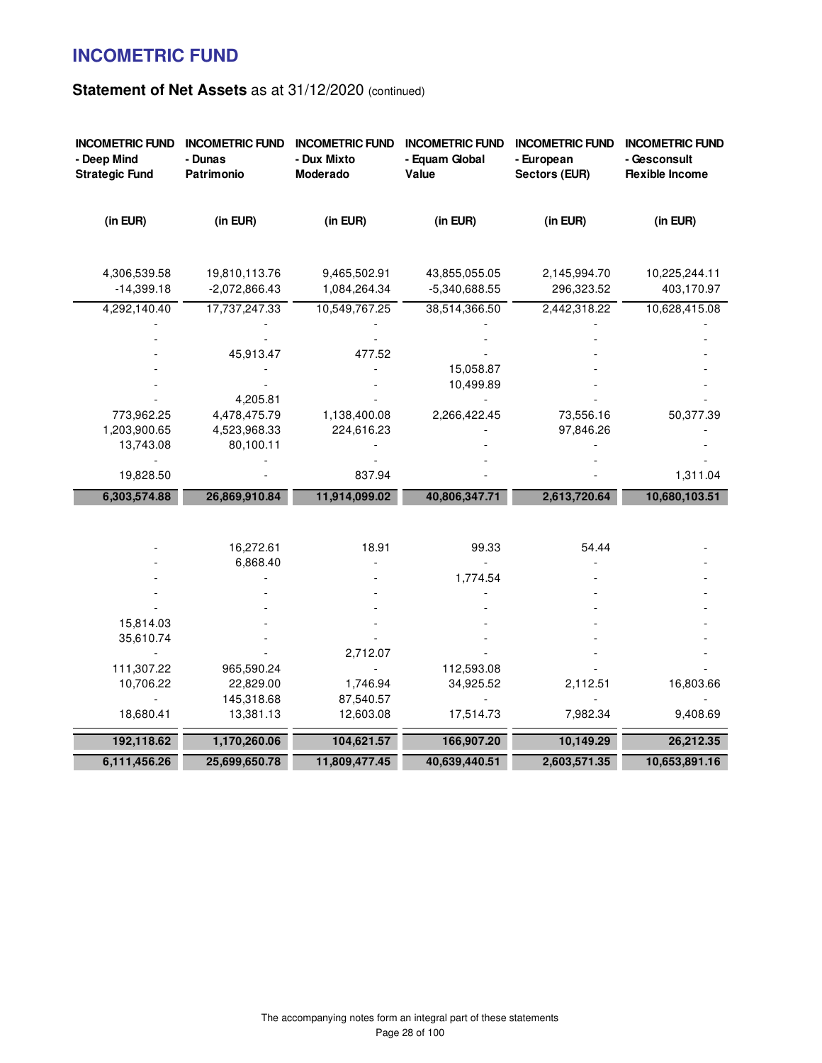# INCOMETRIC FUND

## Statement of Net Assets as at 31/12/2020 (continued)

| INCOMETRIC FUND - Deep Mind Strategic Fund | INCOMETRIC FUND - Dunas Patrimonio | INCOMETRIC FUND - Dux Mixto Moderado | INCOMETRIC FUND - Equam Global Value | INCOMETRIC FUND - European Sectors (EUR) | INCOMETRIC FUND - Gesconsult Flexible Income |
|---|---|---|---|---|---|
| (in EUR) | (in EUR) | (in EUR) | (in EUR) | (in EUR) | (in EUR) |
| 4,306,539.58 | 19,810,113.76 | 9,465,502.91 | 43,855,055.05 | 2,145,994.70 | 10,225,244.11 |
| -14,399.18 | -2,072,866.43 | 1,084,264.34 | -5,340,688.55 | 296,323.52 | 403,170.97 |
| 4,292,140.40 | 17,737,247.33 | 10,549,767.25 | 38,514,366.50 | 2,442,318.22 | 10,628,415.08 |
| - | - | - | - | - | - |
| - | - | - | - | - | - |
| - | 45,913.47 | 477.52 | - | - | - |
| - | - | - | 15,058.87 | - | - |
| - | - | - | 10,499.89 | - | - |
| - | 4,205.81 | - | - | - | - |
| 773,962.25 | 4,478,475.79 | 1,138,400.08 | 2,266,422.45 | 73,556.16 | 50,377.39 |
| 1,203,900.65 | 4,523,968.33 | 224,616.23 | - | 97,846.26 | - |
| 13,743.08 | 80,100.11 | - | - | - | - |
| - | - | - | - | - | - |
| 19,828.50 | - | 837.94 | - | - | 1,311.04 |
| **6,303,574.88** | **26,869,910.84** | **11,914,099.02** | **40,806,347.71** | **2,613,720.64** | **10,680,103.51** |
| - | 16,272.61 | 18.91 | 99.33 | 54.44 | - |
| - | 6,868.40 | - | - | - | - |
| - | - | - | 1,774.54 | - | - |
| - | - | - | - | - | - |
| - | - | - | - | - | - |
| 15,814.03 | - | - | - | - | - |
| 35,610.74 | - | - | - | - | - |
| - | - | 2,712.07 | - | - | - |
| 111,307.22 | 965,590.24 | - | 112,593.08 | - | - |
| 10,706.22 | 22,829.00 | 1,746.94 | 34,925.52 | 2,112.51 | 16,803.66 |
| - | 145,318.68 | 87,540.57 | - | - | - |
| 18,680.41 | 13,381.13 | 12,603.08 | 17,514.73 | 7,982.34 | 9,408.69 |
| **192,118.62** | **1,170,260.06** | **104,621.57** | **166,907.20** | **10,149.29** | **26,212.35** |
| **6,111,456.26** | **25,699,650.78** | **11,809,477.45** | **40,639,440.51** | **2,603,571.35** | **10,653,891.16** |

The accompanying notes form an integral part of these statements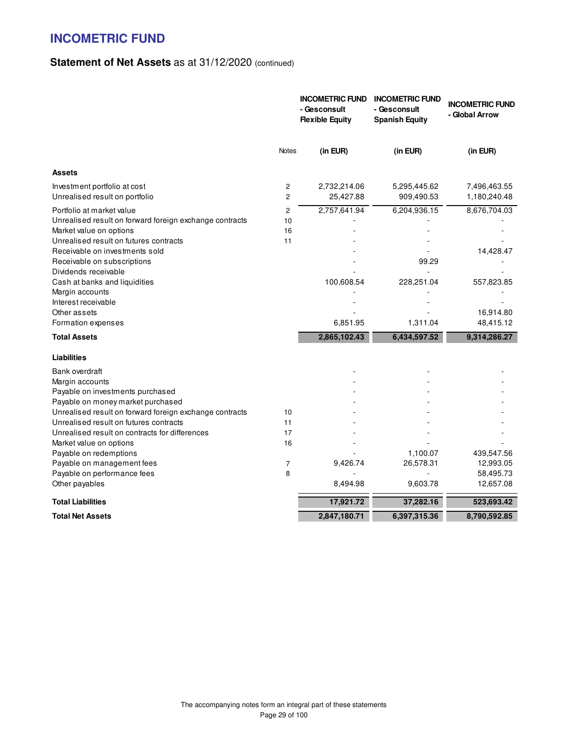# INCOMETRIC FUND

## Statement of Net Assets as at 31/12/2020 (continued)

| | Notes | INCOMETRIC FUND - Gesconsult Flexible Equity (in EUR) | INCOMETRIC FUND - Gesconsult Spanish Equity (in EUR) | INCOMETRIC FUND - Global Arrow (in EUR) |
|---|---|---|---|---|
| **Assets** | | | | |
| Investment portfolio at cost | 2 | 2,732,214.06 | 5,295,445.62 | 7,496,463.55 |
| Unrealised result on portfolio | 2 | 25,427.88 | 909,490.53 | 1,180,240.48 |
| Portfolio at market value | 2 | 2,757,641.94 | 6,204,936.15 | 8,676,704.03 |
| Unrealised result on forward foreign exchange contracts | 10 | - | - | - |
| Market value on options | 16 | - | - | - |
| Unrealised result on futures contracts | 11 | - | - | - |
| Receivable on investments sold | | - | - | 14,428.47 |
| Receivable on subscriptions | | - | 99.29 | - |
| Dividends receivable | | - | - | - |
| Cash at banks and liquidities | | 100,608.54 | 228,251.04 | 557,823.85 |
| Margin accounts | | - | - | - |
| Interest receivable | | - | - | - |
| Other assets | | - | - | 16,914.80 |
| Formation expenses | | 6,851.95 | 1,311.04 | 48,415.12 |
| **Total Assets** | | **2,865,102.43** | **6,434,597.52** | **9,314,286.27** |
| **Liabilities** | | | | |
| Bank overdraft | | - | - | - |
| Margin accounts | | - | - | - |
| Payable on investments purchased | | - | - | - |
| Payable on money market purchased | | - | - | - |
| Unrealised result on forward foreign exchange contracts | 10 | - | - | - |
| Unrealised result on futures contracts | 11 | - | - | - |
| Unrealised result on contracts for differences | 17 | - | - | - |
| Market value on options | 16 | - | - | - |
| Payable on redemptions | | - | 1,100.07 | 439,547.56 |
| Payable on management fees | 7 | 9,426.74 | 26,578.31 | 12,993.05 |
| Payable on performance fees | 8 | - | - | 58,495.73 |
| Other payables | | 8,494.98 | 9,603.78 | 12,657.08 |
| **Total Liabilities** | | **17,921.72** | **37,282.16** | **523,693.42** |
| **Total Net Assets** | | **2,847,180.71** | **6,397,315.36** | **8,790,592.85** |

The accompanying notes form an integral part of these statements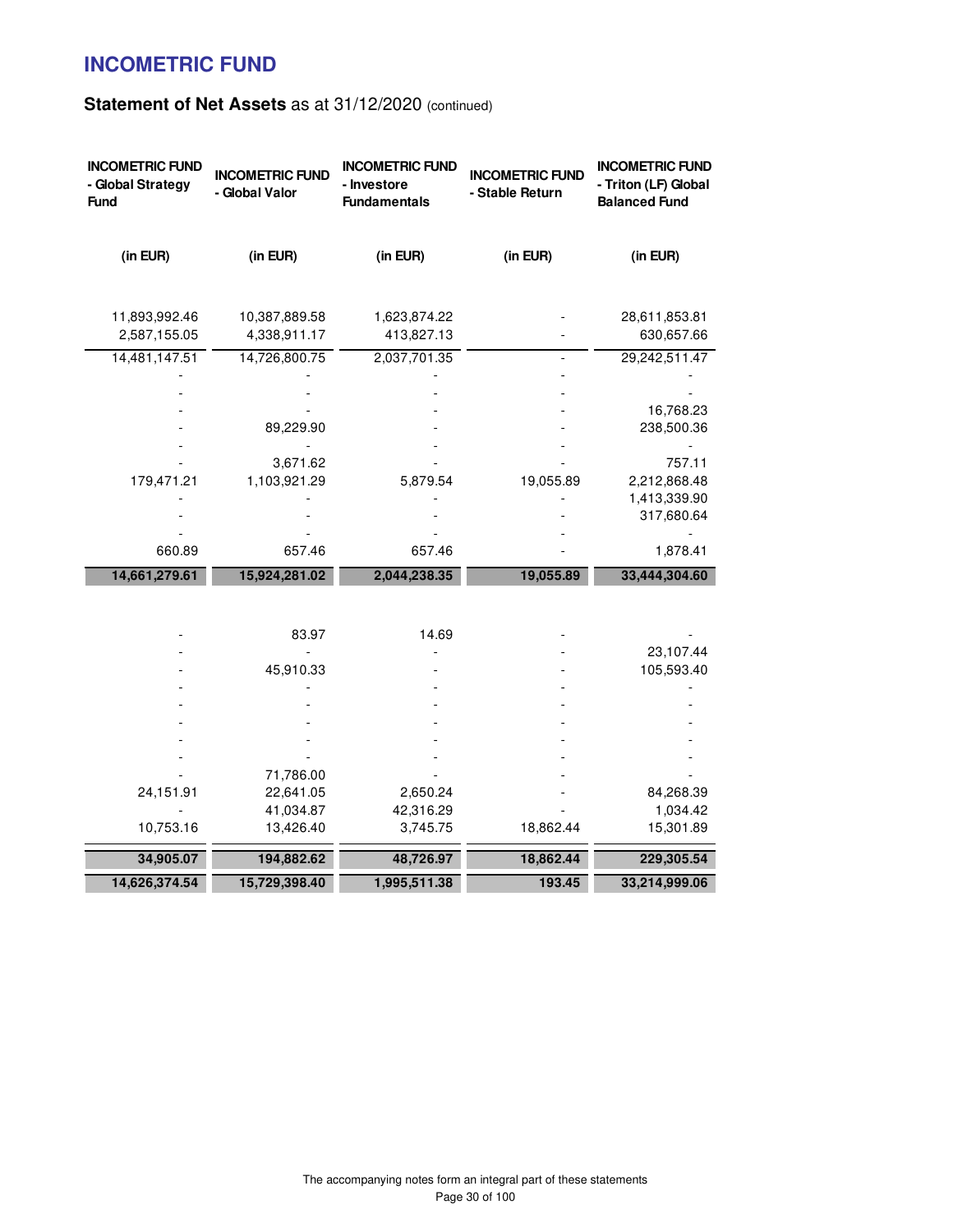# INCOMETRIC FUND

## Statement of Net Assets as at 31/12/2020 (continued)

| INCOMETRIC FUND - Global Strategy Fund | INCOMETRIC FUND - Global Valor | INCOMETRIC FUND - Investore Fundamentals | INCOMETRIC FUND - Stable Return | INCOMETRIC FUND - Triton (LF) Global Balanced Fund |
|---|---|---|---|---|
| (in EUR) | (in EUR) | (in EUR) | (in EUR) | (in EUR) |
| 11,893,992.46 | 10,387,889.58 | 1,623,874.22 | - | 28,611,853.81 |
| 2,587,155.05 | 4,338,911.17 | 413,827.13 | - | 630,657.66 |
| 14,481,147.51 | 14,726,800.75 | 2,037,701.35 | - | 29,242,511.47 |
| - | - | - | - | - |
| - | - | - | - | - |
| - | - | - | - | 16,768.23 |
| - | 89,229.90 | - | - | 238,500.36 |
| - | - | - | - | - |
| - | 3,671.62 | - | - | 757.11 |
| 179,471.21 | 1,103,921.29 | 5,879.54 | 19,055.89 | 2,212,868.48 |
| - | - | - | - | 1,413,339.90 |
| - | - | - | - | 317,680.64 |
| - | - | - | - | - |
| 660.89 | 657.46 | 657.46 | - | 1,878.41 |
| **14,661,279.61** | **15,924,281.02** | **2,044,238.35** | **19,055.89** | **33,444,304.60** |
| | | | | |
| - | 83.97 | 14.69 | - | - |
| - | - | - | - | 23,107.44 |
| - | 45,910.33 | - | - | 105,593.40 |
| - | - | - | - | - |
| - | - | - | - | - |
| - | - | - | - | - |
| - | - | - | - | - |
| - | - | - | - | - |
| - | 71,786.00 | - | - | - |
| 24,151.91 | 22,641.05 | 2,650.24 | - | 84,268.39 |
| - | 41,034.87 | 42,316.29 | - | 1,034.42 |
| 10,753.16 | 13,426.40 | 3,745.75 | 18,862.44 | 15,301.89 |
| **34,905.07** | **194,882.62** | **48,726.97** | **18,862.44** | **229,305.54** |
| **14,626,374.54** | **15,729,398.40** | **1,995,511.38** | **193.45** | **33,214,999.06** |

The accompanying notes form an integral part of these statements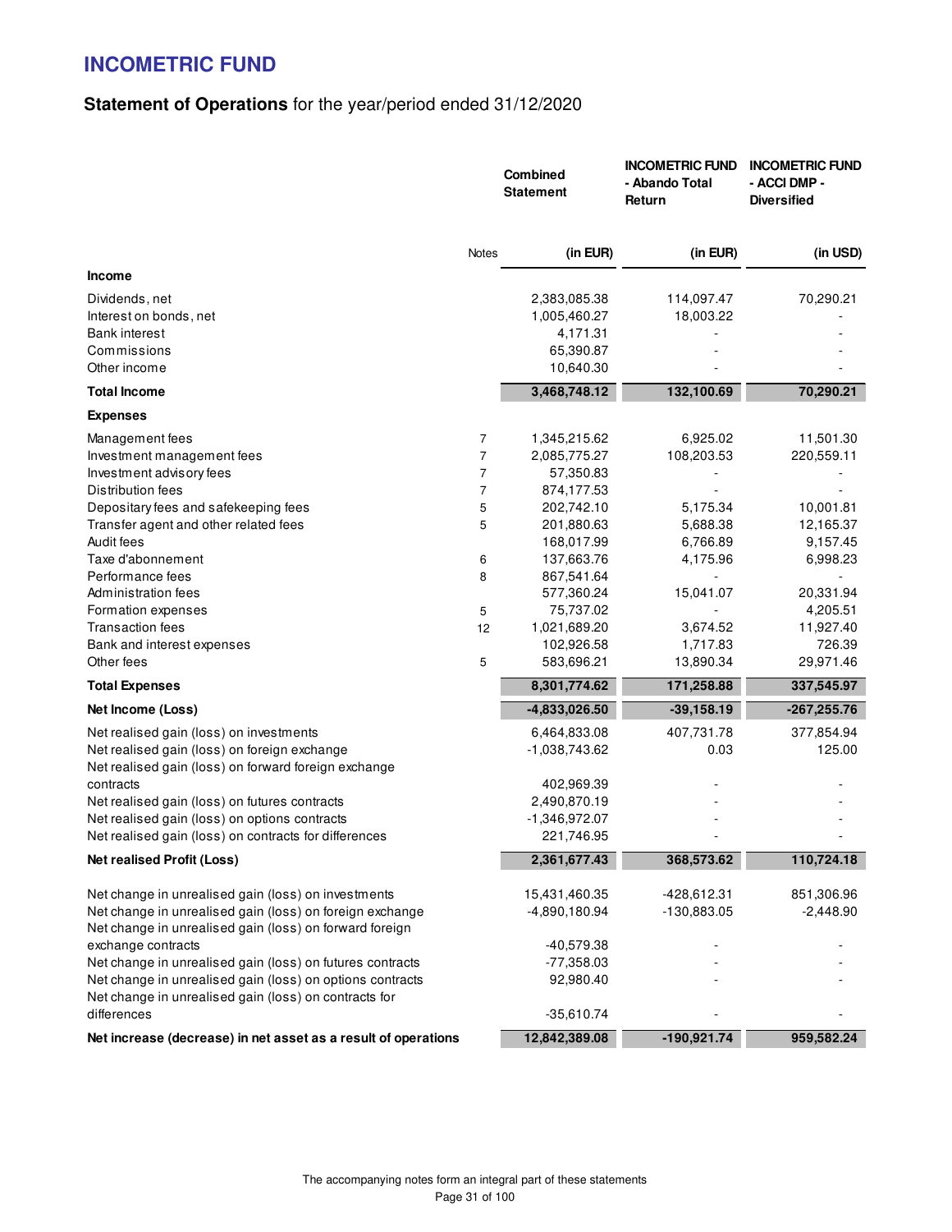# INCOMETRIC FUND

## Statement of Operations for the year/period ended 31/12/2020

| | Notes | Combined Statement (in EUR) | INCOMETRIC FUND - Abando Total Return (in EUR) | INCOMETRIC FUND - ACCI DMP - Diversified (in USD) |
|---|---|---|---|---|
| **Income** | | | | |
| Dividends, net | | 2,383,085.38 | 114,097.47 | 70,290.21 |
| Interest on bonds, net | | 1,005,460.27 | 18,003.22 | - |
| Bank interest | | 4,171.31 | - | - |
| Commissions | | 65,390.87 | - | - |
| Other income | | 10,640.30 | - | - |
| **Total Income** | | **3,468,748.12** | **132,100.69** | **70,290.21** |
| **Expenses** | | | | |
| Management fees | 7 | 1,345,215.62 | 6,925.02 | 11,501.30 |
| Investment management fees | 7 | 2,085,775.27 | 108,203.53 | 220,559.11 |
| Investment advisory fees | 7 | 57,350.83 | - | - |
| Distribution fees | 7 | 874,177.53 | - | - |
| Depositary fees and safekeeping fees | 5 | 202,742.10 | 5,175.34 | 10,001.81 |
| Transfer agent and other related fees | 5 | 201,880.63 | 5,688.38 | 12,165.37 |
| Audit fees | | 168,017.99 | 6,766.89 | 9,157.45 |
| Taxe d'abonnement | 6 | 137,663.76 | 4,175.96 | 6,998.23 |
| Performance fees | 8 | 867,541.64 | - | - |
| Administration fees | | 577,360.24 | 15,041.07 | 20,331.94 |
| Formation expenses | 5 | 75,737.02 | - | 4,205.51 |
| Transaction fees | 12 | 1,021,689.20 | 3,674.52 | 11,927.40 |
| Bank and interest expenses | | 102,926.58 | 1,717.83 | 726.39 |
| Other fees | 5 | 583,696.21 | 13,890.34 | 29,971.46 |
| **Total Expenses** | | **8,301,774.62** | **171,258.88** | **337,545.97** |
| **Net Income (Loss)** | | **-4,833,026.50** | **-39,158.19** | **-267,255.76** |
| Net realised gain (loss) on investments | | 6,464,833.08 | 407,731.78 | 377,854.94 |
| Net realised gain (loss) on foreign exchange | | -1,038,743.62 | 0.03 | 125.00 |
| Net realised gain (loss) on forward foreign exchange contracts | | 402,969.39 | - | - |
| Net realised gain (loss) on futures contracts | | 2,490,870.19 | - | - |
| Net realised gain (loss) on options contracts | | -1,346,972.07 | - | - |
| Net realised gain (loss) on contracts for differences | | 221,746.95 | - | - |
| **Net realised Profit (Loss)** | | **2,361,677.43** | **368,573.62** | **110,724.18** |
| Net change in unrealised gain (loss) on investments | | 15,431,460.35 | -428,612.31 | 851,306.96 |
| Net change in unrealised gain (loss) on foreign exchange | | -4,890,180.94 | -130,883.05 | -2,448.90 |
| Net change in unrealised gain (loss) on forward foreign exchange contracts | | -40,579.38 | - | - |
| Net change in unrealised gain (loss) on futures contracts | | -77,358.03 | - | - |
| Net change in unrealised gain (loss) on options contracts | | 92,980.40 | - | - |
| Net change in unrealised gain (loss) on contracts for differences | | -35,610.74 | - | - |
| **Net increase (decrease) in net asset as a result of operations** | | **12,842,389.08** | **-190,921.74** | **959,582.24** |

The accompanying notes form an integral part of these statements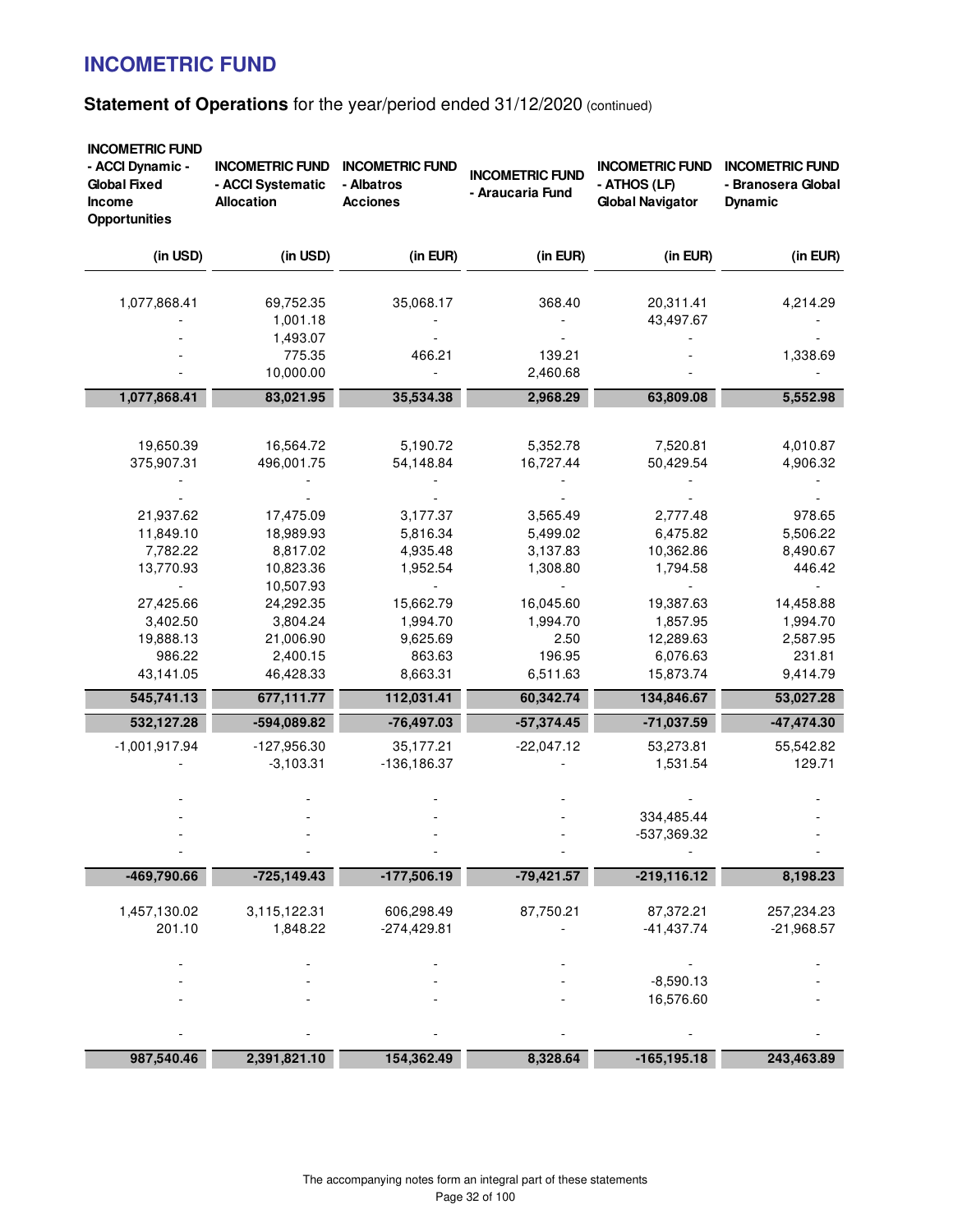# INCOMETRIC FUND

## Statement of Operations for the year/period ended 31/12/2020 (continued)

| INCOMETRIC FUND - ACCI Dynamic - Global Fixed Income Opportunities | INCOMETRIC FUND - ACCI Systematic Allocation | INCOMETRIC FUND - Albatros Acciones | INCOMETRIC FUND - Araucaria Fund | INCOMETRIC FUND - ATHOS (LF) Global Navigator | INCOMETRIC FUND - Branosera Global Dynamic |
|---|---|---|---|---|---|
| (in USD) | (in USD) | (in EUR) | (in EUR) | (in EUR) | (in EUR) |
| 1,077,868.41 | 69,752.35 | 35,068.17 | 368.40 | 20,311.41 | 4,214.29 |
| - | 1,001.18 | - | - | 43,497.67 | - |
| - | 1,493.07 | - | - | - | - |
| - | 775.35 | 466.21 | 139.21 | - | 1,338.69 |
| - | 10,000.00 | - | 2,460.68 | - | - |
| **1,077,868.41** | **83,021.95** | **35,534.38** | **2,968.29** | **63,809.08** | **5,552.98** |
| 19,650.39 | 16,564.72 | 5,190.72 | 5,352.78 | 7,520.81 | 4,010.87 |
| 375,907.31 | 496,001.75 | 54,148.84 | 16,727.44 | 50,429.54 | 4,906.32 |
| - | - | - | - | - | - |
| - | - | - | - | - | - |
| 21,937.62 | 17,475.09 | 3,177.37 | 3,565.49 | 2,777.48 | 978.65 |
| 11,849.10 | 18,989.93 | 5,816.34 | 5,499.02 | 6,475.82 | 5,506.22 |
| 7,782.22 | 8,817.02 | 4,935.48 | 3,137.83 | 10,362.86 | 8,490.67 |
| 13,770.93 | 10,823.36 | 1,952.54 | 1,308.80 | 1,794.58 | 446.42 |
| - | 10,507.93 | - | - | - | - |
| 27,425.66 | 24,292.35 | 15,662.79 | 16,045.60 | 19,387.63 | 14,458.88 |
| 3,402.50 | 3,804.24 | 1,994.70 | 1,994.70 | 1,857.95 | 1,994.70 |
| 19,888.13 | 21,006.90 | 9,625.69 | 2.50 | 12,289.63 | 2,587.95 |
| 986.22 | 2,400.15 | 863.63 | 196.95 | 6,076.63 | 231.81 |
| 43,141.05 | 46,428.33 | 8,663.31 | 6,511.63 | 15,873.74 | 9,414.79 |
| **545,741.13** | **677,111.77** | **112,031.41** | **60,342.74** | **134,846.67** | **53,027.28** |
| **532,127.28** | **-594,089.82** | **-76,497.03** | **-57,374.45** | **-71,037.59** | **-47,474.30** |
| -1,001,917.94 | -127,956.30 | 35,177.21 | -22,047.12 | 53,273.81 | 55,542.82 |
| - | -3,103.31 | -136,186.37 | - | 1,531.54 | 129.71 |
| - | - | - | - | - | - |
| - | - | - | - | 334,485.44 | - |
| - | - | - | - | -537,369.32 | - |
| - | - | - | - | - | - |
| **-469,790.66** | **-725,149.43** | **-177,506.19** | **-79,421.57** | **-219,116.12** | **8,198.23** |
| 1,457,130.02 | 3,115,122.31 | 606,298.49 | 87,750.21 | 87,372.21 | 257,234.23 |
| 201.10 | 1,848.22 | -274,429.81 | - | -41,437.74 | -21,968.57 |
| - | - | - | - | - | - |
| - | - | - | - | -8,590.13 | - |
| - | - | - | - | 16,576.60 | - |
| - | - | - | - | - | - |
| **987,540.46** | **2,391,821.10** | **154,362.49** | **8,328.64** | **-165,195.18** | **243,463.89** |

The accompanying notes form an integral part of these statements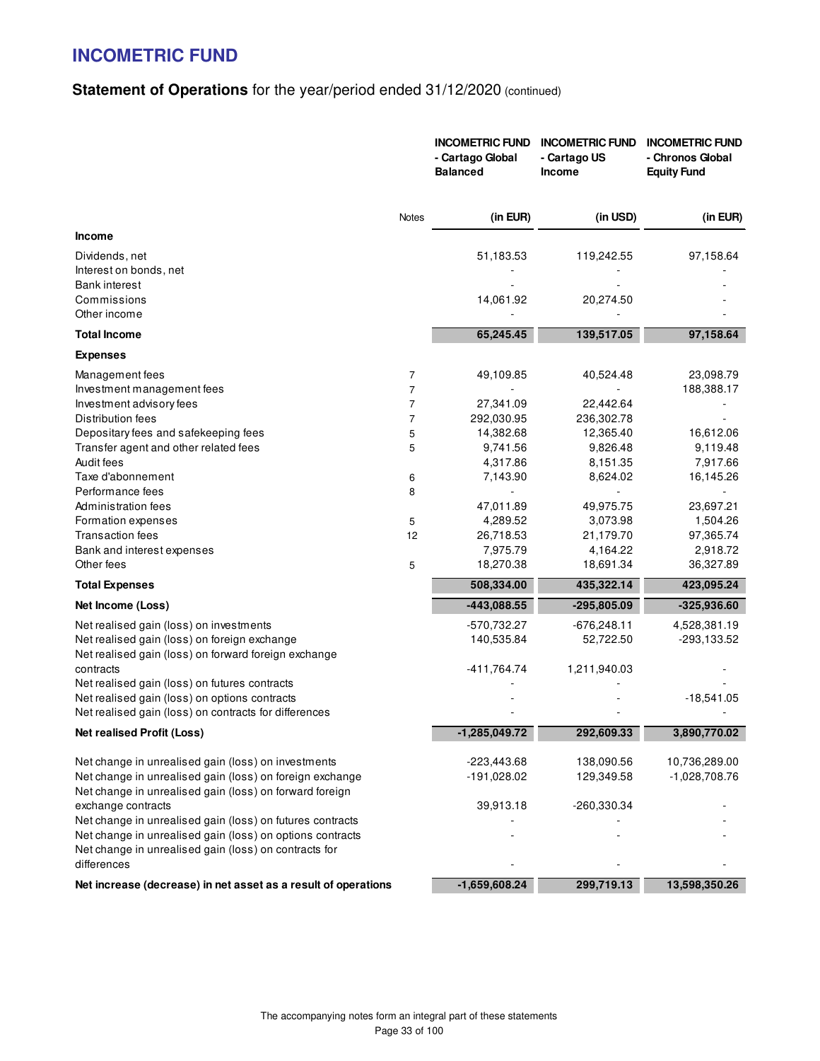# INCOMETRIC FUND

## Statement of Operations for the year/period ended 31/12/2020 (continued)

| | Notes | INCOMETRIC FUND - Cartago Global Balanced | INCOMETRIC FUND - Cartago US Income | INCOMETRIC FUND - Chronos Global Equity Fund |
|---|---|---|---|---|
| | | (in EUR) | (in USD) | (in EUR) |
| **Income** | | | | |
| Dividends, net | | 51,183.53 | 119,242.55 | 97,158.64 |
| Interest on bonds, net | | - | - | - |
| Bank interest | | - | - | - |
| Commissions | | 14,061.92 | 20,274.50 | - |
| Other income | | - | - | - |
| **Total Income** | | **65,245.45** | **139,517.05** | **97,158.64** |
| **Expenses** | | | | |
| Management fees | 7 | 49,109.85 | 40,524.48 | 23,098.79 |
| Investment management fees | 7 | - | - | 188,388.17 |
| Investment advisory fees | 7 | 27,341.09 | 22,442.64 | - |
| Distribution fees | 7 | 292,030.95 | 236,302.78 | - |
| Depositary fees and safekeeping fees | 5 | 14,382.68 | 12,365.40 | 16,612.06 |
| Transfer agent and other related fees | 5 | 9,741.56 | 9,826.48 | 9,119.48 |
| Audit fees | | 4,317.86 | 8,151.35 | 7,917.66 |
| Taxe d'abonnement | 6 | 7,143.90 | 8,624.02 | 16,145.26 |
| Performance fees | 8 | - | - | - |
| Administration fees | | 47,011.89 | 49,975.75 | 23,697.21 |
| Formation expenses | 5 | 4,289.52 | 3,073.98 | 1,504.26 |
| Transaction fees | 12 | 26,718.53 | 21,179.70 | 97,365.74 |
| Bank and interest expenses | | 7,975.79 | 4,164.22 | 2,918.72 |
| Other fees | 5 | 18,270.38 | 18,691.34 | 36,327.89 |
| **Total Expenses** | | **508,334.00** | **435,322.14** | **423,095.24** |
| **Net Income (Loss)** | | **-443,088.55** | **-295,805.09** | **-325,936.60** |
| Net realised gain (loss) on investments | | -570,732.27 | -676,248.11 | 4,528,381.19 |
| Net realised gain (loss) on foreign exchange | | 140,535.84 | 52,722.50 | -293,133.52 |
| Net realised gain (loss) on forward foreign exchange contracts | | -411,764.74 | 1,211,940.03 | - |
| Net realised gain (loss) on futures contracts | | - | - | - |
| Net realised gain (loss) on options contracts | | - | - | -18,541.05 |
| Net realised gain (loss) on contracts for differences | | - | - | - |
| **Net realised Profit (Loss)** | | **-1,285,049.72** | **292,609.33** | **3,890,770.02** |
| Net change in unrealised gain (loss) on investments | | -223,443.68 | 138,090.56 | 10,736,289.00 |
| Net change in unrealised gain (loss) on foreign exchange | | -191,028.02 | 129,349.58 | -1,028,708.76 |
| Net change in unrealised gain (loss) on forward foreign exchange contracts | | 39,913.18 | -260,330.34 | - |
| Net change in unrealised gain (loss) on futures contracts | | - | - | - |
| Net change in unrealised gain (loss) on options contracts | | - | - | - |
| Net change in unrealised gain (loss) on contracts for differences | | - | - | - |
| **Net increase (decrease) in net asset as a result of operations** | | **-1,659,608.24** | **299,719.13** | **13,598,350.26** |

The accompanying notes form an integral part of these statements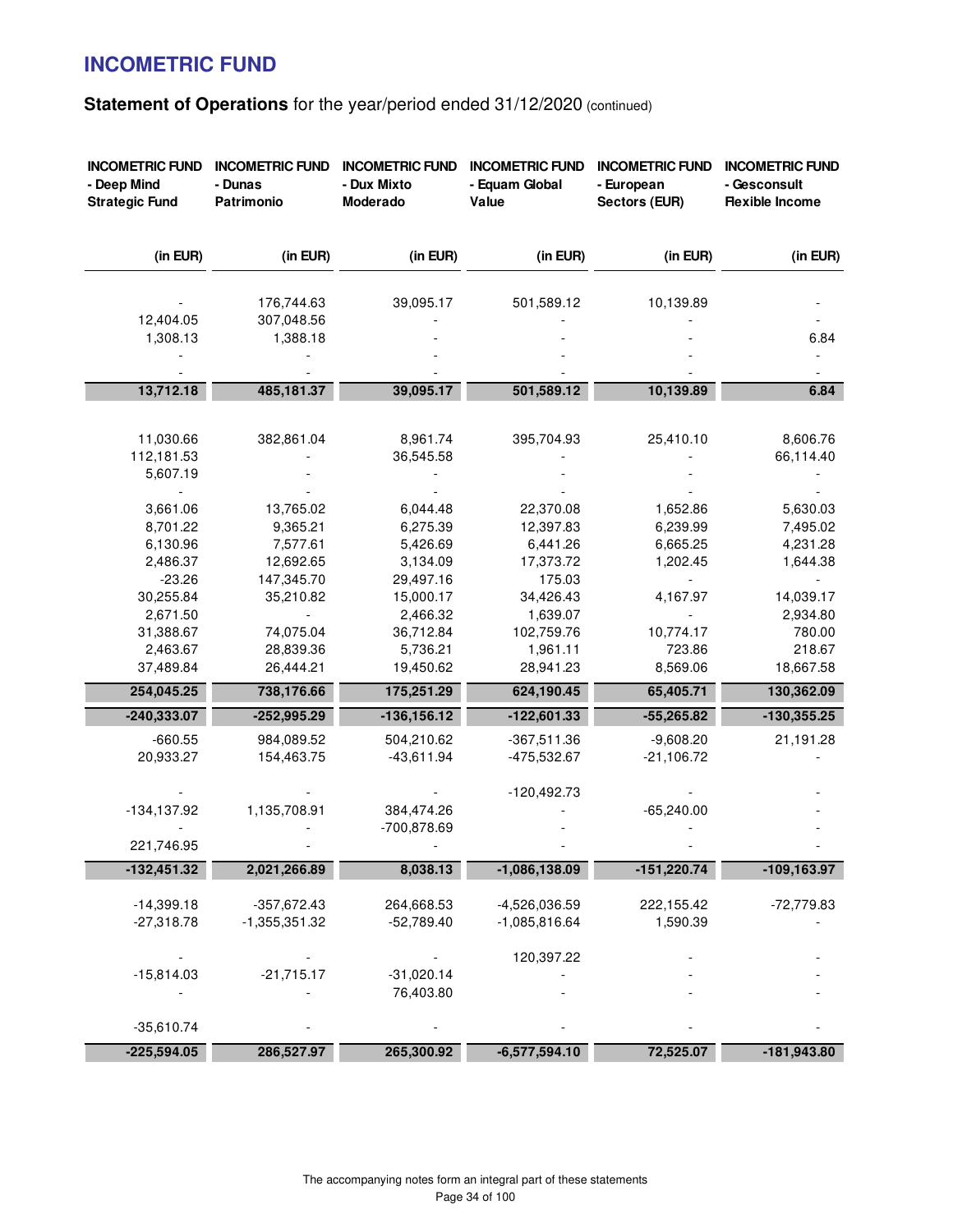# INCOMETRIC FUND

## Statement of Operations for the year/period ended 31/12/2020 (continued)

| INCOMETRIC FUND - Deep Mind Strategic Fund | INCOMETRIC FUND - Dunas Patrimonio | INCOMETRIC FUND - Dux Mixto Moderado | INCOMETRIC FUND - Equam Global Value | INCOMETRIC FUND - European Sectors (EUR) | INCOMETRIC FUND - Gesconsult Flexible Income |
|---:|---:|---:|---:|---:|---:|
| (in EUR) | (in EUR) | (in EUR) | (in EUR) | (in EUR) | (in EUR) |
| - | 176,744.63 | 39,095.17 | 501,589.12 | 10,139.89 | - |
| 12,404.05 | 307,048.56 | - | - | - | - |
| 1,308.13 | 1,388.18 | - | - | - | 6.84 |
| - | - | - | - | - | - |
| - | - | - | - | - | - |
| **13,712.18** | **485,181.37** | **39,095.17** | **501,589.12** | **10,139.89** | **6.84** |
| 11,030.66 | 382,861.04 | 8,961.74 | 395,704.93 | 25,410.10 | 8,606.76 |
| 112,181.53 | - | 36,545.58 | - | - | 66,114.40 |
| 5,607.19 | - | - | - | - | - |
| - | - | - | - | - | - |
| 3,661.06 | 13,765.02 | 6,044.48 | 22,370.08 | 1,652.86 | 5,630.03 |
| 8,701.22 | 9,365.21 | 6,275.39 | 12,397.83 | 6,239.99 | 7,495.02 |
| 6,130.96 | 7,577.61 | 5,426.69 | 6,441.26 | 6,665.25 | 4,231.28 |
| 2,486.37 | 12,692.65 | 3,134.09 | 17,373.72 | 1,202.45 | 1,644.38 |
| -23.26 | 147,345.70 | 29,497.16 | 175.03 | - | - |
| 30,255.84 | 35,210.82 | 15,000.17 | 34,426.43 | 4,167.97 | 14,039.17 |
| 2,671.50 | - | 2,466.32 | 1,639.07 | - | 2,934.80 |
| 31,388.67 | 74,075.04 | 36,712.84 | 102,759.76 | 10,774.17 | 780.00 |
| 2,463.67 | 28,839.36 | 5,736.21 | 1,961.11 | 723.86 | 218.67 |
| 37,489.84 | 26,444.21 | 19,450.62 | 28,941.23 | 8,569.06 | 18,667.58 |
| **254,045.25** | **738,176.66** | **175,251.29** | **624,190.45** | **65,405.71** | **130,362.09** |
| **-240,333.07** | **-252,995.29** | **-136,156.12** | **-122,601.33** | **-55,265.82** | **-130,355.25** |
| -660.55 | 984,089.52 | 504,210.62 | -367,511.36 | -9,608.20 | 21,191.28 |
| 20,933.27 | 154,463.75 | -43,611.94 | -475,532.67 | -21,106.72 | - |
| - | - | - | -120,492.73 | - | - |
| -134,137.92 | 1,135,708.91 | 384,474.26 | - | -65,240.00 | - |
| - | - | -700,878.69 | - | - | - |
| 221,746.95 | - | - | - | - | - |
| **-132,451.32** | **2,021,266.89** | **8,038.13** | **-1,086,138.09** | **-151,220.74** | **-109,163.97** |
| -14,399.18 | -357,672.43 | 264,668.53 | -4,526,036.59 | 222,155.42 | -72,779.83 |
| -27,318.78 | -1,355,351.32 | -52,789.40 | -1,085,816.64 | 1,590.39 | - |
| - | - | - | 120,397.22 | - | - |
| -15,814.03 | -21,715.17 | -31,020.14 | - | - | - |
| - | - | 76,403.80 | - | - | - |
| -35,610.74 | - | - | - | - | - |
| **-225,594.05** | **286,527.97** | **265,300.92** | **-6,577,594.10** | **72,525.07** | **-181,943.80** |

The accompanying notes form an integral part of these statements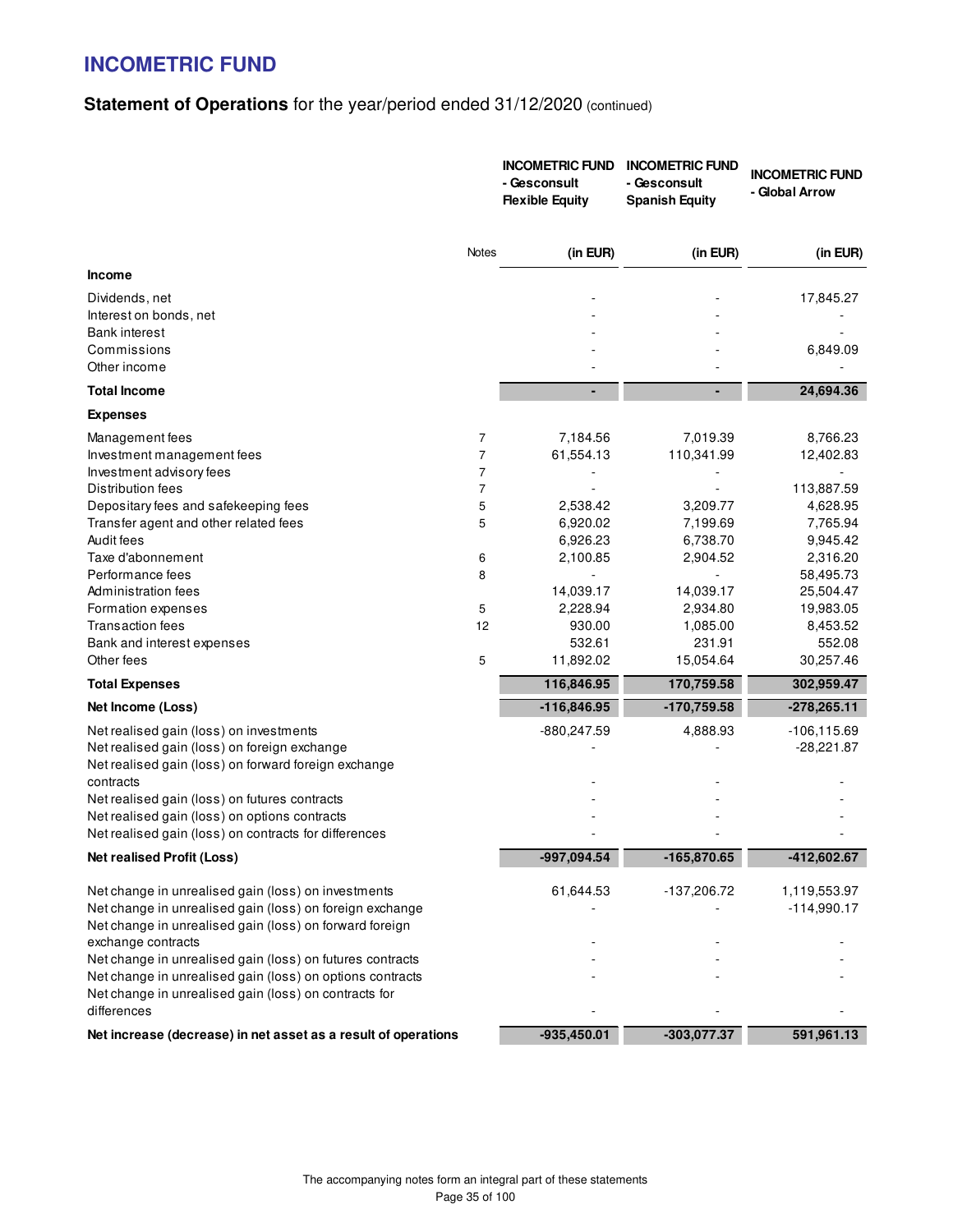# INCOMETRIC FUND

## Statement of Operations for the year/period ended 31/12/2020 (continued)

| | Notes | INCOMETRIC FUND - Gesconsult Flexible Equity | INCOMETRIC FUND - Gesconsult Spanish Equity | INCOMETRIC FUND - Global Arrow |
|---|---|---|---|---|
| | | (in EUR) | (in EUR) | (in EUR) |
| **Income** | | | | |
| Dividends, net | | - | - | 17,845.27 |
| Interest on bonds, net | | - | - | - |
| Bank interest | | - | - | - |
| Commissions | | - | - | 6,849.09 |
| Other income | | - | - | - |
| **Total Income** | | **-** | **-** | **24,694.36** |
| **Expenses** | | | | |
| Management fees | 7 | 7,184.56 | 7,019.39 | 8,766.23 |
| Investment management fees | 7 | 61,554.13 | 110,341.99 | 12,402.83 |
| Investment advisory fees | 7 | - | - | - |
| Distribution fees | 7 | - | - | 113,887.59 |
| Depositary fees and safekeeping fees | 5 | 2,538.42 | 3,209.77 | 4,628.95 |
| Transfer agent and other related fees | 5 | 6,920.02 | 7,199.69 | 7,765.94 |
| Audit fees | | 6,926.23 | 6,738.70 | 9,945.42 |
| Taxe d'abonnement | 6 | 2,100.85 | 2,904.52 | 2,316.20 |
| Performance fees | 8 | - | - | 58,495.73 |
| Administration fees | | 14,039.17 | 14,039.17 | 25,504.47 |
| Formation expenses | 5 | 2,228.94 | 2,934.80 | 19,983.05 |
| Transaction fees | 12 | 930.00 | 1,085.00 | 8,453.52 |
| Bank and interest expenses | | 532.61 | 231.91 | 552.08 |
| Other fees | 5 | 11,892.02 | 15,054.64 | 30,257.46 |
| **Total Expenses** | | **116,846.95** | **170,759.58** | **302,959.47** |
| **Net Income (Loss)** | | **-116,846.95** | **-170,759.58** | **-278,265.11** |
| Net realised gain (loss) on investments | | -880,247.59 | 4,888.93 | -106,115.69 |
| Net realised gain (loss) on foreign exchange | | - | - | -28,221.87 |
| Net realised gain (loss) on forward foreign exchange contracts | | - | - | - |
| Net realised gain (loss) on futures contracts | | - | - | - |
| Net realised gain (loss) on options contracts | | - | - | - |
| Net realised gain (loss) on contracts for differences | | - | - | - |
| **Net realised Profit (Loss)** | | **-997,094.54** | **-165,870.65** | **-412,602.67** |
| Net change in unrealised gain (loss) on investments | | 61,644.53 | -137,206.72 | 1,119,553.97 |
| Net change in unrealised gain (loss) on foreign exchange | | - | - | -114,990.17 |
| Net change in unrealised gain (loss) on forward foreign exchange contracts | | - | - | - |
| Net change in unrealised gain (loss) on futures contracts | | - | - | - |
| Net change in unrealised gain (loss) on options contracts | | - | - | - |
| Net change in unrealised gain (loss) on contracts for differences | | - | - | - |
| **Net increase (decrease) in net asset as a result of operations** | | **-935,450.01** | **-303,077.37** | **591,961.13** |

The accompanying notes form an integral part of these statements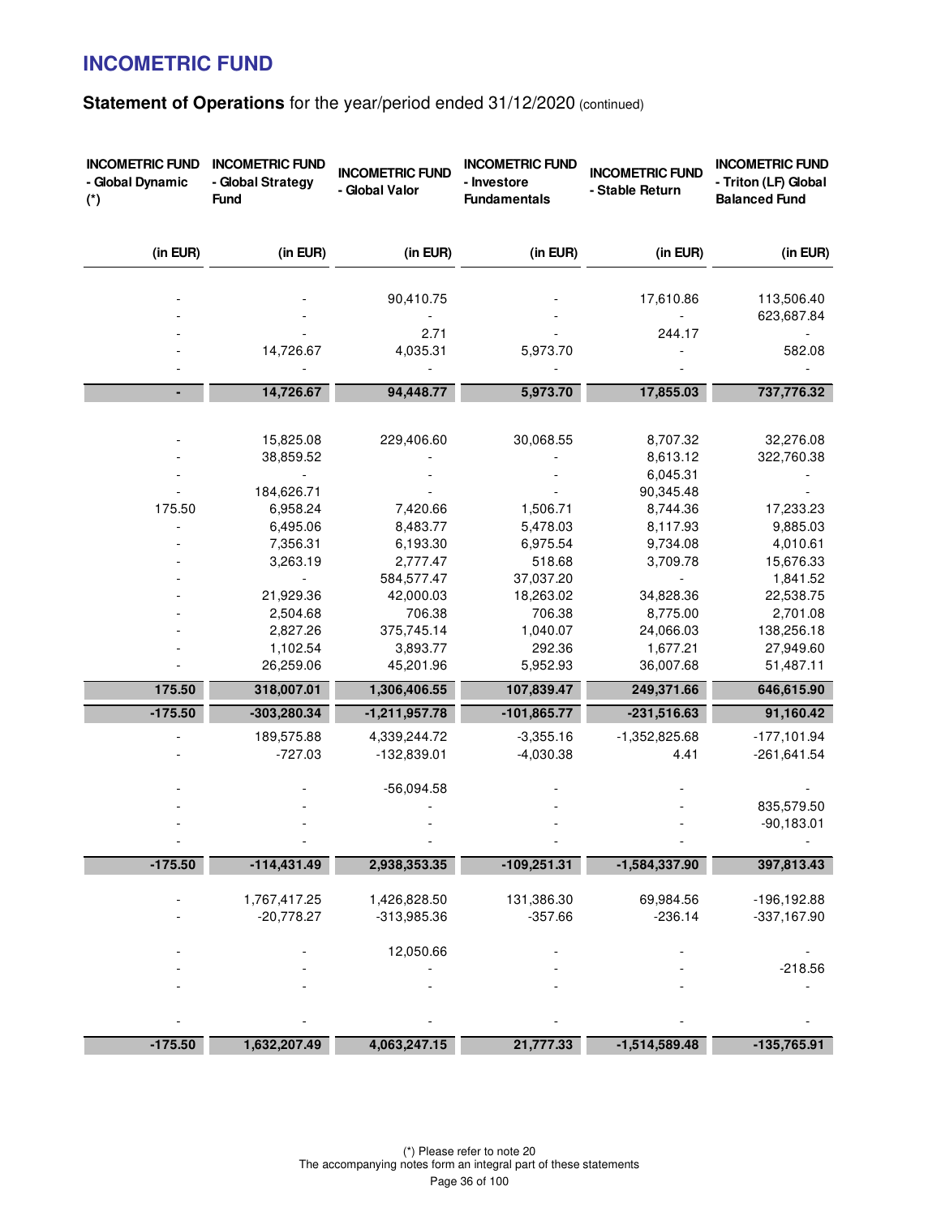# INCOMETRIC FUND

## Statement of Operations for the year/period ended 31/12/2020 (continued)

| INCOMETRIC FUND - Global Dynamic (*) | INCOMETRIC FUND - Global Strategy Fund | INCOMETRIC FUND - Global Valor | INCOMETRIC FUND - Investore Fundamentals | INCOMETRIC FUND - Stable Return | INCOMETRIC FUND - Triton (LF) Global Balanced Fund |
|---|---|---|---|---|---|
| (in EUR) | (in EUR) | (in EUR) | (in EUR) | (in EUR) | (in EUR) |
| - | - | 90,410.75 | - | 17,610.86 | 113,506.40 |
| - | - | - | - | - | 623,687.84 |
| - | - | 2.71 | - | 244.17 | - |
| - | 14,726.67 | 4,035.31 | 5,973.70 | - | 582.08 |
| - | - | - | - | - | - |
| **-** | **14,726.67** | **94,448.77** | **5,973.70** | **17,855.03** | **737,776.32** |
| - | 15,825.08 | 229,406.60 | 30,068.55 | 8,707.32 | 32,276.08 |
| - | 38,859.52 | - | - | 8,613.12 | 322,760.38 |
| - | - | - | - | 6,045.31 | - |
| - | 184,626.71 | - | - | 90,345.48 | - |
| 175.50 | 6,958.24 | 7,420.66 | 1,506.71 | 8,744.36 | 17,233.23 |
| - | 6,495.06 | 8,483.77 | 5,478.03 | 8,117.93 | 9,885.03 |
| - | 7,356.31 | 6,193.30 | 6,975.54 | 9,734.08 | 4,010.61 |
| - | 3,263.19 | 2,777.47 | 518.68 | 3,709.78 | 15,676.33 |
| - | - | 584,577.47 | 37,037.20 | - | 1,841.52 |
| - | 21,929.36 | 42,000.03 | 18,263.02 | 34,828.36 | 22,538.75 |
| - | 2,504.68 | 706.38 | 706.38 | 8,775.00 | 2,701.08 |
| - | 2,827.26 | 375,745.14 | 1,040.07 | 24,066.03 | 138,256.18 |
| - | 1,102.54 | 3,893.77 | 292.36 | 1,677.21 | 27,949.60 |
| - | 26,259.06 | 45,201.96 | 5,952.93 | 36,007.68 | 51,487.11 |
| **175.50** | **318,007.01** | **1,306,406.55** | **107,839.47** | **249,371.66** | **646,615.90** |
| **-175.50** | **-303,280.34** | **-1,211,957.78** | **-101,865.77** | **-231,516.63** | **91,160.42** |
| - | 189,575.88 | 4,339,244.72 | -3,355.16 | -1,352,825.68 | -177,101.94 |
| - | -727.03 | -132,839.01 | -4,030.38 | 4.41 | -261,641.54 |
| - | - | -56,094.58 | - | - | - |
| - | - | - | - | - | 835,579.50 |
| - | - | - | - | - | -90,183.01 |
| - | - | - | - | - | - |
| **-175.50** | **-114,431.49** | **2,938,353.35** | **-109,251.31** | **-1,584,337.90** | **397,813.43** |
| - | 1,767,417.25 | 1,426,828.50 | 131,386.30 | 69,984.56 | -196,192.88 |
| - | -20,778.27 | -313,985.36 | -357.66 | -236.14 | -337,167.90 |
| - | - | 12,050.66 | - | - | - |
| - | - | - | - | - | -218.56 |
| - | - | - | - | - | - |
| - | - | - | - | - | - |
| **-175.50** | **1,632,207.49** | **4,063,247.15** | **21,777.33** | **-1,514,589.48** | **-135,765.91** |

(*) Please refer to note 20

The accompanying notes form an integral part of these statements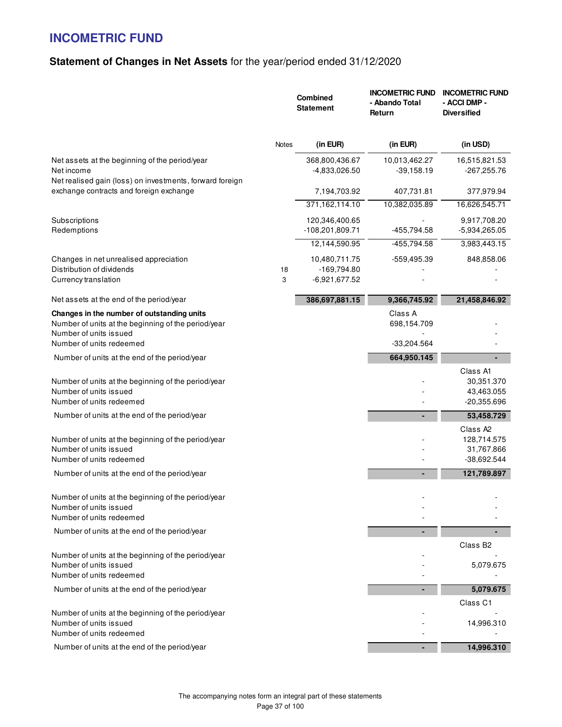# INCOMETRIC FUND

## Statement of Changes in Net Assets for the year/period ended 31/12/2020

| | Notes | Combined Statement | INCOMETRIC FUND - Abando Total Return | INCOMETRIC FUND - ACCI DMP - Diversified |
|---|---|---|---|---|
| | | (in EUR) | (in EUR) | (in USD) |
| Net assets at the beginning of the period/year | | 368,800,436.67 | 10,013,462.27 | 16,515,821.53 |
| Net income | | -4,833,026.50 | -39,158.19 | -267,255.76 |
| Net realised gain (loss) on investments, forward foreign exchange contracts and foreign exchange | | 7,194,703.92 | 407,731.81 | 377,979.94 |
| | | 371,162,114.10 | 10,382,035.89 | 16,626,545.71 |
| Subscriptions | | 120,346,400.65 | - | 9,917,708.20 |
| Redemptions | | -108,201,809.71 | -455,794.58 | -5,934,265.05 |
| | | 12,144,590.95 | -455,794.58 | 3,983,443.15 |
| Changes in net unrealised appreciation | | 10,480,711.75 | -559,495.39 | 848,858.06 |
| Distribution of dividends | 18 | -169,794.80 | - | - |
| Currency translation | 3 | -6,921,677.52 | - | - |
| Net assets at the end of the period/year | | **386,697,881.15** | **9,366,745.92** | **21,458,846.92** |
| **Changes in the number of outstanding units** | | | Class A | |
| Number of units at the beginning of the period/year | | | 698,154.709 | - |
| Number of units issued | | | - | - |
| Number of units redeemed | | | -33,204.564 | - |
| Number of units at the end of the period/year | | | **664,950.145** | **-** |
| | | | | Class A1 |
| Number of units at the beginning of the period/year | | | - | 30,351.370 |
| Number of units issued | | | - | 43,463.055 |
| Number of units redeemed | | | - | -20,355.696 |
| Number of units at the end of the period/year | | | **-** | **53,458.729** |
| | | | | Class A2 |
| Number of units at the beginning of the period/year | | | - | 128,714.575 |
| Number of units issued | | | - | 31,767.866 |
| Number of units redeemed | | | - | -38,692.544 |
| Number of units at the end of the period/year | | | **-** | **121,789.897** |
| Number of units at the beginning of the period/year | | | - | - |
| Number of units issued | | | - | - |
| Number of units redeemed | | | - | - |
| Number of units at the end of the period/year | | | **-** | **-** |
| | | | | Class B2 |
| Number of units at the beginning of the period/year | | | - | - |
| Number of units issued | | | - | 5,079.675 |
| Number of units redeemed | | | - | - |
| Number of units at the end of the period/year | | | **-** | **5,079.675** |
| | | | | Class C1 |
| Number of units at the beginning of the period/year | | | - | - |
| Number of units issued | | | - | 14,996.310 |
| Number of units redeemed | | | - | - |
| Number of units at the end of the period/year | | | **-** | **14,996.310** |

The accompanying notes form an integral part of these statements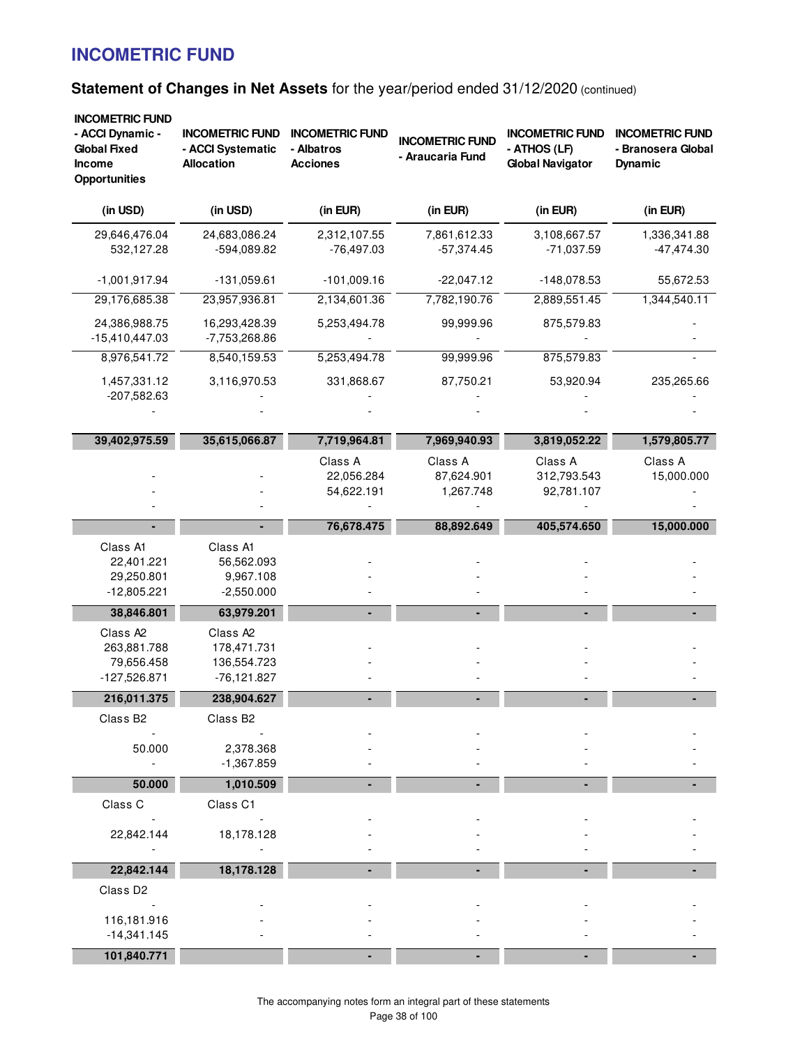# INCOMETRIC FUND

## Statement of Changes in Net Assets for the year/period ended 31/12/2020 (continued)

| INCOMETRIC FUND - ACCI Dynamic - Global Fixed Income Opportunities | INCOMETRIC FUND - ACCI Systematic Allocation | INCOMETRIC FUND - Albatros Acciones | INCOMETRIC FUND - Araucaria Fund | INCOMETRIC FUND - ATHOS (LF) Global Navigator | INCOMETRIC FUND - Branosera Global Dynamic |
|---|---|---|---|---|---|
| (in USD) | (in USD) | (in EUR) | (in EUR) | (in EUR) | (in EUR) |
| 29,646,476.04 | 24,683,086.24 | 2,312,107.55 | 7,861,612.33 | 3,108,667.57 | 1,336,341.88 |
| 532,127.28 | -594,089.82 | -76,497.03 | -57,374.45 | -71,037.59 | -47,474.30 |
| -1,001,917.94 | -131,059.61 | -101,009.16 | -22,047.12 | -148,078.53 | 55,672.53 |
| 29,176,685.38 | 23,957,936.81 | 2,134,601.36 | 7,782,190.76 | 2,889,551.45 | 1,344,540.11 |
| 24,386,988.75 | 16,293,428.39 | 5,253,494.78 | 99,999.96 | 875,579.83 | - |
| -15,410,447.03 | -7,753,268.86 | - | - | - | - |
| 8,976,541.72 | 8,540,159.53 | 5,253,494.78 | 99,999.96 | 875,579.83 | - |
| 1,457,331.12 | 3,116,970.53 | 331,868.67 | 87,750.21 | 53,920.94 | 235,265.66 |
| -207,582.63 | - | - | - | - | - |
| - | - | - | - | - | - |
| **39,402,975.59** | **35,615,066.87** | **7,719,964.81** | **7,969,940.93** | **3,819,052.22** | **1,579,805.77** |
| | | Class A | Class A | Class A | Class A |
| - | - | 22,056.284 | 87,624.901 | 312,793.543 | 15,000.000 |
| - | - | 54,622.191 | 1,267.748 | 92,781.107 | - |
| - | - | - | - | - | - |
| **-** | **-** | **76,678.475** | **88,892.649** | **405,574.650** | **15,000.000** |
| Class A1 | Class A1 | | | | |
| 22,401.221 | 56,562.093 | - | - | - | - |
| 29,250.801 | 9,967.108 | - | - | - | - |
| -12,805.221 | -2,550.000 | - | - | - | - |
| **38,846.801** | **63,979.201** | **-** | **-** | **-** | **-** |
| Class A2 | Class A2 | | | | |
| 263,881.788 | 178,471.731 | - | - | - | - |
| 79,656.458 | 136,554.723 | - | - | - | - |
| -127,526.871 | -76,121.827 | - | - | - | - |
| **216,011.375** | **238,904.627** | **-** | **-** | **-** | **-** |
| Class B2 | Class B2 | | | | |
| - | - | - | - | - | - |
| 50.000 | 2,378.368 | - | - | - | - |
| - | -1,367.859 | - | - | - | - |
| **50.000** | **1,010.509** | **-** | **-** | **-** | **-** |
| Class C | Class C1 | | | | |
| - | - | - | - | - | - |
| 22,842.144 | 18,178.128 | - | - | - | - |
| - | - | - | - | - | - |
| **22,842.144** | **18,178.128** | **-** | **-** | **-** | **-** |
| Class D2 | | | | | |
| - | - | - | - | - | - |
| 116,181.916 | - | - | - | - | - |
| -14,341.145 | - | - | - | - | - |
| **101,840.771** | | **-** | **-** | **-** | **-** |

The accompanying notes form an integral part of these statements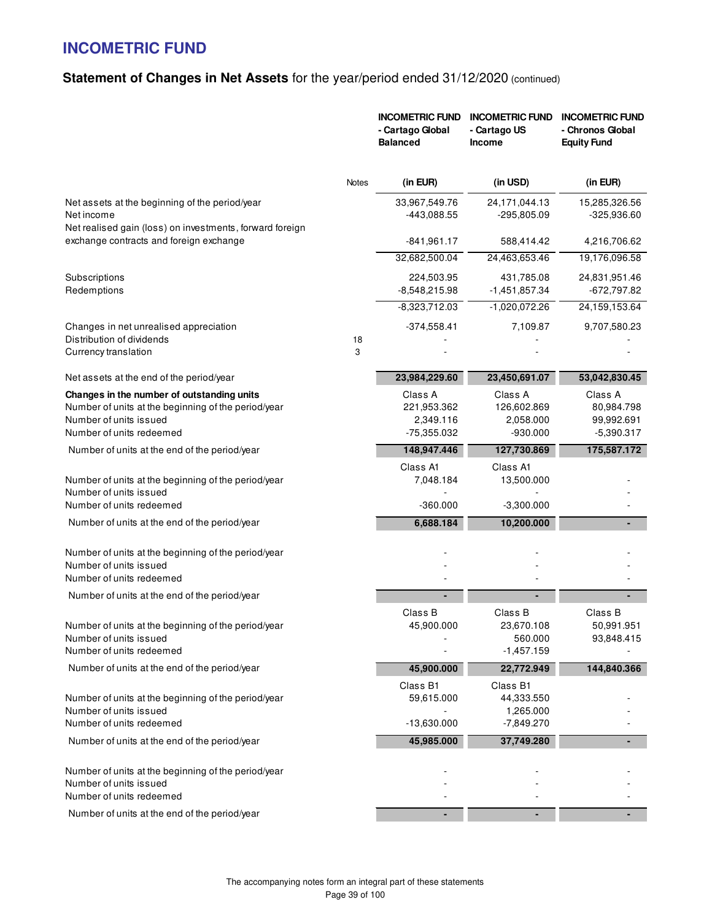# INCOMETRIC FUND

## Statement of Changes in Net Assets for the year/period ended 31/12/2020 (continued)

| | Notes | INCOMETRIC FUND - Cartago Global Balanced | INCOMETRIC FUND - Cartago US Income | INCOMETRIC FUND - Chronos Global Equity Fund |
|---|---|---|---|---|
| | | (in EUR) | (in USD) | (in EUR) |
| Net assets at the beginning of the period/year | | 33,967,549.76 | 24,171,044.13 | 15,285,326.56 |
| Net income | | -443,088.55 | -295,805.09 | -325,936.60 |
| Net realised gain (loss) on investments, forward foreign exchange contracts and foreign exchange | | -841,961.17 | 588,414.42 | 4,216,706.62 |
| | | 32,682,500.04 | 24,463,653.46 | 19,176,096.58 |
| Subscriptions | | 224,503.95 | 431,785.08 | 24,831,951.46 |
| Redemptions | | -8,548,215.98 | -1,451,857.34 | -672,797.82 |
| | | -8,323,712.03 | -1,020,072.26 | 24,159,153.64 |
| Changes in net unrealised appreciation | | -374,558.41 | 7,109.87 | 9,707,580.23 |
| Distribution of dividends | 18 | - | - | - |
| Currency translation | 3 | - | - | - |
| **Net assets at the end of the period/year** | | **23,984,229.60** | **23,450,691.07** | **53,042,830.45** |
| **Changes in the number of outstanding units** | | Class A | Class A | Class A |
| Number of units at the beginning of the period/year | | 221,953.362 | 126,602.869 | 80,984.798 |
| Number of units issued | | 2,349.116 | 2,058.000 | 99,992.691 |
| Number of units redeemed | | -75,355.032 | -930.000 | -5,390.317 |
| Number of units at the end of the period/year | | **148,947.446** | **127,730.869** | **175,587.172** |
| | | Class A1 | Class A1 | |
| Number of units at the beginning of the period/year | | 7,048.184 | 13,500.000 | - |
| Number of units issued | | - | - | - |
| Number of units redeemed | | -360.000 | -3,300.000 | - |
| Number of units at the end of the period/year | | **6,688.184** | **10,200.000** | **-** |
| Number of units at the beginning of the period/year | | - | - | - |
| Number of units issued | | - | - | - |
| Number of units redeemed | | - | - | - |
| Number of units at the end of the period/year | | **-** | **-** | **-** |
| | | Class B | Class B | Class B |
| Number of units at the beginning of the period/year | | 45,900.000 | 23,670.108 | 50,991.951 |
| Number of units issued | | - | 560.000 | 93,848.415 |
| Number of units redeemed | | - | -1,457.159 | - |
| Number of units at the end of the period/year | | **45,900.000** | **22,772.949** | **144,840.366** |
| | | Class B1 | Class B1 | |
| Number of units at the beginning of the period/year | | 59,615.000 | 44,333.550 | - |
| Number of units issued | | - | 1,265.000 | - |
| Number of units redeemed | | -13,630.000 | -7,849.270 | - |
| Number of units at the end of the period/year | | **45,985.000** | **37,749.280** | **-** |
| Number of units at the beginning of the period/year | | - | - | - |
| Number of units issued | | - | - | - |
| Number of units redeemed | | - | - | - |
| Number of units at the end of the period/year | | **-** | **-** | **-** |

The accompanying notes form an integral part of these statements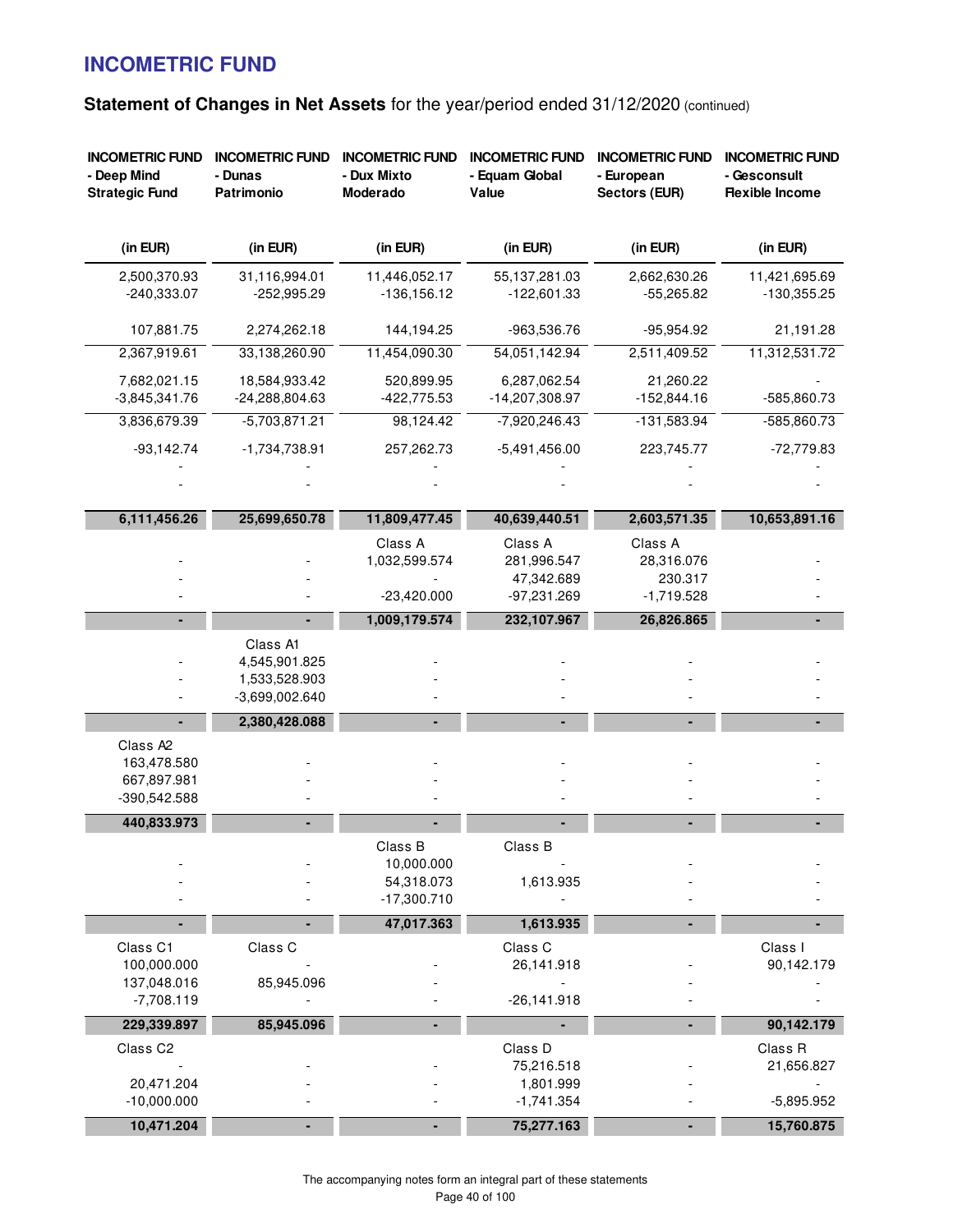# INCOMETRIC FUND

## Statement of Changes in Net Assets for the year/period ended 31/12/2020 (continued)

| INCOMETRIC FUND - Deep Mind Strategic Fund | INCOMETRIC FUND - Dunas Patrimonio | INCOMETRIC FUND - Dux Mixto Moderado | INCOMETRIC FUND - Equam Global Value | INCOMETRIC FUND - European Sectors (EUR) | INCOMETRIC FUND - Gesconsult Flexible Income |
|---|---|---|---|---|---|
| (in EUR) | (in EUR) | (in EUR) | (in EUR) | (in EUR) | (in EUR) |
| 2,500,370.93 | 31,116,994.01 | 11,446,052.17 | 55,137,281.03 | 2,662,630.26 | 11,421,695.69 |
| -240,333.07 | -252,995.29 | -136,156.12 | -122,601.33 | -55,265.82 | -130,355.25 |
| 107,881.75 | 2,274,262.18 | 144,194.25 | -963,536.76 | -95,954.92 | 21,191.28 |
| 2,367,919.61 | 33,138,260.90 | 11,454,090.30 | 54,051,142.94 | 2,511,409.52 | 11,312,531.72 |
| 7,682,021.15 | 18,584,933.42 | 520,899.95 | 6,287,062.54 | 21,260.22 | - |
| -3,845,341.76 | -24,288,804.63 | -422,775.53 | -14,207,308.97 | -152,844.16 | -585,860.73 |
| 3,836,679.39 | -5,703,871.21 | 98,124.42 | -7,920,246.43 | -131,583.94 | -585,860.73 |
| -93,142.74 | -1,734,738.91 | 257,262.73 | -5,491,456.00 | 223,745.77 | -72,779.83 |
| - | - | - | - | - | - |
| - | - | - | - | - | - |
| **6,111,456.26** | **25,699,650.78** | **11,809,477.45** | **40,639,440.51** | **2,603,571.35** | **10,653,891.16** |
| | | Class A | Class A | Class A | |
| - | - | 1,032,599.574 | 281,996.547 | 28,316.076 | - |
| - | - | - | 47,342.689 | 230.317 | - |
| - | - | -23,420.000 | -97,231.269 | -1,719.528 | - |
| **-** | **-** | **1,009,179.574** | **232,107.967** | **26,826.865** | **-** |
| | Class A1 | | | | |
| - | 4,545,901.825 | - | - | - | - |
| - | 1,533,528.903 | - | - | - | - |
| - | -3,699,002.640 | - | - | - | - |
| **-** | **2,380,428.088** | **-** | **-** | **-** | **-** |
| Class A2 | | | | | |
| 163,478.580 | - | - | - | - | - |
| 667,897.981 | - | - | - | - | - |
| -390,542.588 | - | - | - | - | - |
| **440,833.973** | **-** | **-** | **-** | **-** | **-** |
| | | Class B | Class B | | |
| - | - | 10,000.000 | - | - | - |
| - | - | 54,318.073 | 1,613.935 | - | - |
| - | - | -17,300.710 | - | - | - |
| **-** | **-** | **47,017.363** | **1,613.935** | **-** | **-** |
| Class C1 | Class C | | Class C | | Class I |
| 100,000.000 | - | - | 26,141.918 | - | 90,142.179 |
| 137,048.016 | 85,945.096 | - | - | - | - |
| -7,708.119 | - | - | -26,141.918 | - | - |
| **229,339.897** | **85,945.096** | **-** | **-** | **-** | **90,142.179** |
| Class C2 | | | Class D | | Class R |
| - | - | - | 75,216.518 | - | 21,656.827 |
| 20,471.204 | - | - | 1,801.999 | - | - |
| -10,000.000 | - | - | -1,741.354 | - | -5,895.952 |
| **10,471.204** | **-** | **-** | **75,277.163** | **-** | **15,760.875** |

The accompanying notes form an integral part of these statements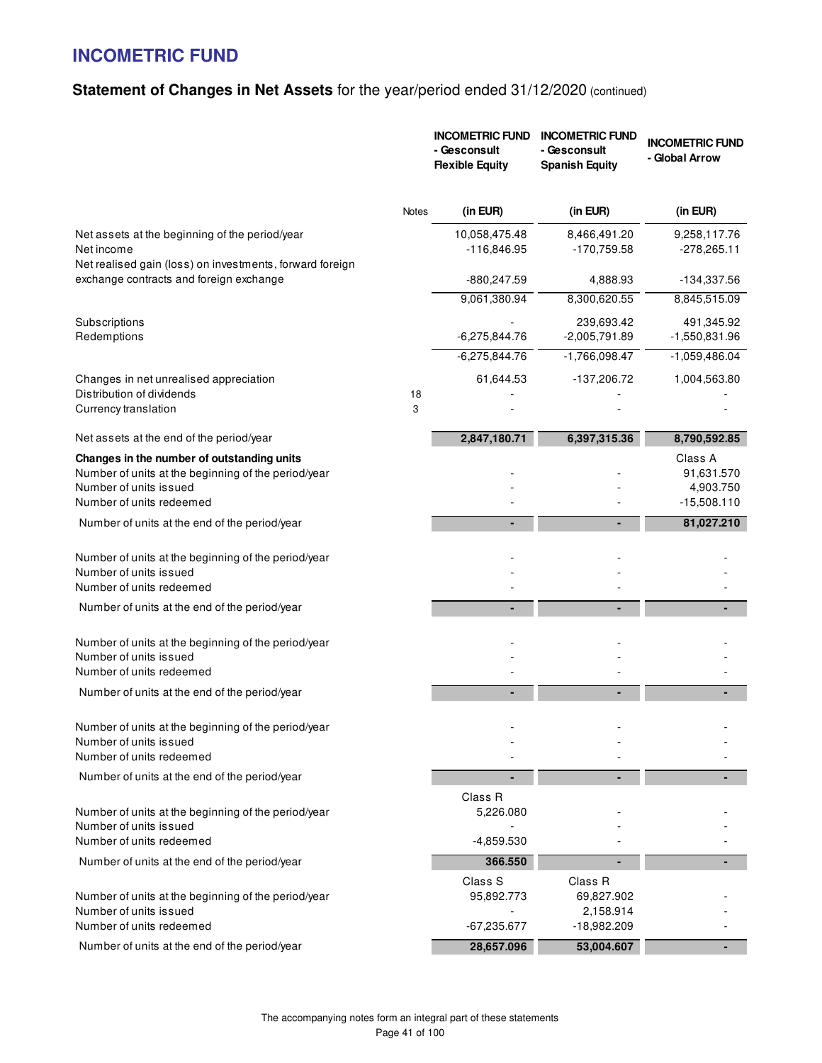# INCOMETRIC FUND

## Statement of Changes in Net Assets for the year/period ended 31/12/2020 (continued)

| | Notes | INCOMETRIC FUND - Gesconsult Flexible Equity | INCOMETRIC FUND - Gesconsult Spanish Equity | INCOMETRIC FUND - Global Arrow |
|---|---|---|---|---|
| | | (in EUR) | (in EUR) | (in EUR) |
| Net assets at the beginning of the period/year | | 10,058,475.48 | 8,466,491.20 | 9,258,117.76 |
| Net income | | -116,846.95 | -170,759.58 | -278,265.11 |
| Net realised gain (loss) on investments, forward foreign exchange contracts and foreign exchange | | -880,247.59 | 4,888.93 | -134,337.56 |
| | | 9,061,380.94 | 8,300,620.55 | 8,845,515.09 |
| Subscriptions | | - | 239,693.42 | 491,345.92 |
| Redemptions | | -6,275,844.76 | -2,005,791.89 | -1,550,831.96 |
| | | -6,275,844.76 | -1,766,098.47 | -1,059,486.04 |
| Changes in net unrealised appreciation | | 61,644.53 | -137,206.72 | 1,004,563.80 |
| Distribution of dividends | 18 | - | - | - |
| Currency translation | 3 | - | - | - |
| **Net assets at the end of the period/year** | | **2,847,180.71** | **6,397,315.36** | **8,790,592.85** |
| **Changes in the number of outstanding units** | | | | Class A |
| Number of units at the beginning of the period/year | | - | - | 91,631.570 |
| Number of units issued | | - | - | 4,903.750 |
| Number of units redeemed | | - | - | -15,508.110 |
| Number of units at the end of the period/year | | **-** | **-** | **81,027.210** |
| Number of units at the beginning of the period/year | | - | - | - |
| Number of units issued | | - | - | - |
| Number of units redeemed | | - | - | - |
| Number of units at the end of the period/year | | **-** | **-** | **-** |
| Number of units at the beginning of the period/year | | - | - | - |
| Number of units issued | | - | - | - |
| Number of units redeemed | | - | - | - |
| Number of units at the end of the period/year | | **-** | **-** | **-** |
| Number of units at the beginning of the period/year | | - | - | - |
| Number of units issued | | - | - | - |
| Number of units redeemed | | - | - | - |
| Number of units at the end of the period/year | | **-** | **-** | **-** |
| | | Class R | | |
| Number of units at the beginning of the period/year | | 5,226.080 | - | - |
| Number of units issued | | - | - | - |
| Number of units redeemed | | -4,859.530 | - | - |
| Number of units at the end of the period/year | | **366.550** | **-** | **-** |
| | | Class S | Class R | |
| Number of units at the beginning of the period/year | | 95,892.773 | 69,827.902 | - |
| Number of units issued | | - | 2,158.914 | - |
| Number of units redeemed | | -67,235.677 | -18,982.209 | - |
| Number of units at the end of the period/year | | **28,657.096** | **53,004.607** | **-** |

The accompanying notes form an integral part of these statements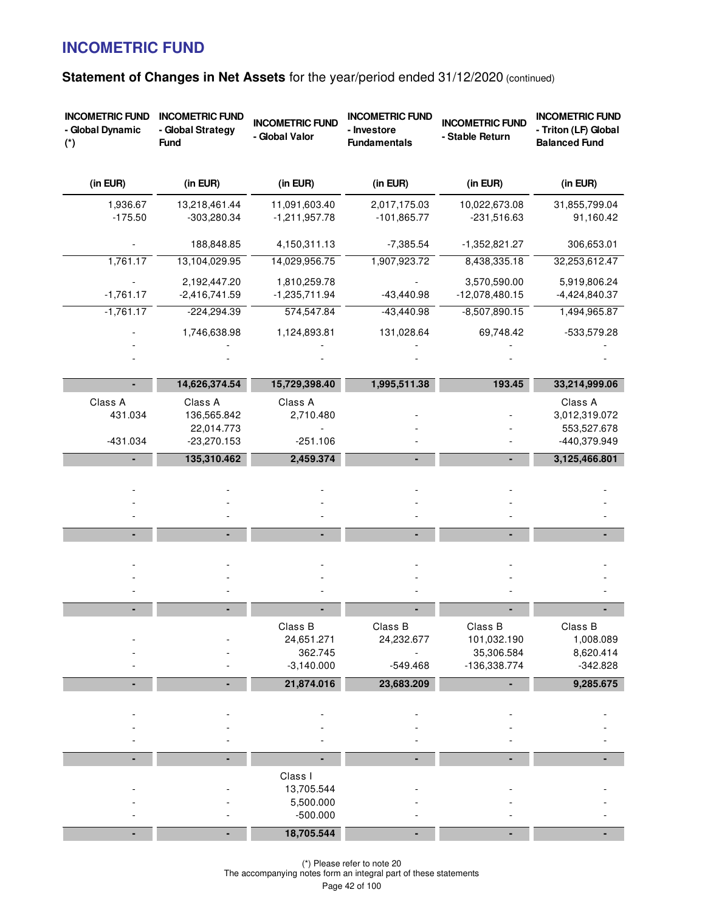# INCOMETRIC FUND

## Statement of Changes in Net Assets for the year/period ended 31/12/2020 (continued)

| INCOMETRIC FUND - Global Dynamic (*) | INCOMETRIC FUND - Global Strategy Fund | INCOMETRIC FUND - Global Valor | INCOMETRIC FUND - Investore Fundamentals | INCOMETRIC FUND - Stable Return | INCOMETRIC FUND - Triton (LF) Global Balanced Fund |
|---|---|---|---|---|---|
| (in EUR) | (in EUR) | (in EUR) | (in EUR) | (in EUR) | (in EUR) |
| 1,936.67 | 13,218,461.44 | 11,091,603.40 | 2,017,175.03 | 10,022,673.08 | 31,855,799.04 |
| -175.50 | -303,280.34 | -1,211,957.78 | -101,865.77 | -231,516.63 | 91,160.42 |
| - | 188,848.85 | 4,150,311.13 | -7,385.54 | -1,352,821.27 | 306,653.01 |
| 1,761.17 | 13,104,029.95 | 14,029,956.75 | 1,907,923.72 | 8,438,335.18 | 32,253,612.47 |
| - | 2,192,447.20 | 1,810,259.78 | - | 3,570,590.00 | 5,919,806.24 |
| -1,761.17 | -2,416,741.59 | -1,235,711.94 | -43,440.98 | -12,078,480.15 | -4,424,840.37 |
| -1,761.17 | -224,294.39 | 574,547.84 | -43,440.98 | -8,507,890.15 | 1,494,965.87 |
| - | 1,746,638.98 | 1,124,893.81 | 131,028.64 | 69,748.42 | -533,579.28 |
| - | - | - | - | - | - |
| - | - | - | - | - | - |
| **-** | **14,626,374.54** | **15,729,398.40** | **1,995,511.38** | **193.45** | **33,214,999.06** |
| Class A | Class A | Class A | | | Class A |
| 431.034 | 136,565.842 | 2,710.480 | - | - | 3,012,319.072 |
| | 22,014.773 | - | - | - | 553,527.678 |
| -431.034 | -23,270.153 | -251.106 | - | - | -440,379.949 |
| **-** | **135,310.462** | **2,459.374** | **-** | **-** | **3,125,466.801** |
| - | - | - | - | - | - |
| - | - | - | - | - | - |
| - | - | - | - | - | - |
| **-** | **-** | **-** | **-** | **-** | **-** |
| - | - | - | - | - | - |
| - | - | - | - | - | - |
| - | - | - | - | - | - |
| **-** | **-** | **-** | **-** | **-** | **-** |
| | | Class B | Class B | Class B | Class B |
| - | - | 24,651.271 | 24,232.677 | 101,032.190 | 1,008.089 |
| - | - | 362.745 | - | 35,306.584 | 8,620.414 |
| - | - | -3,140.000 | -549.468 | -136,338.774 | -342.828 |
| **-** | **-** | **21,874.016** | **23,683.209** | **-** | **9,285.675** |
| - | - | - | - | - | - |
| - | - | - | - | - | - |
| - | - | - | - | - | - |
| **-** | **-** | **-** | **-** | **-** | **-** |
| | | Class I | | | |
| - | - | 13,705.544 | - | - | - |
| - | - | 5,500.000 | - | - | - |
| - | - | -500.000 | - | - | - |
| **-** | **-** | **18,705.544** | **-** | **-** | **-** |

(*) Please refer to note 20

The accompanying notes form an integral part of these statements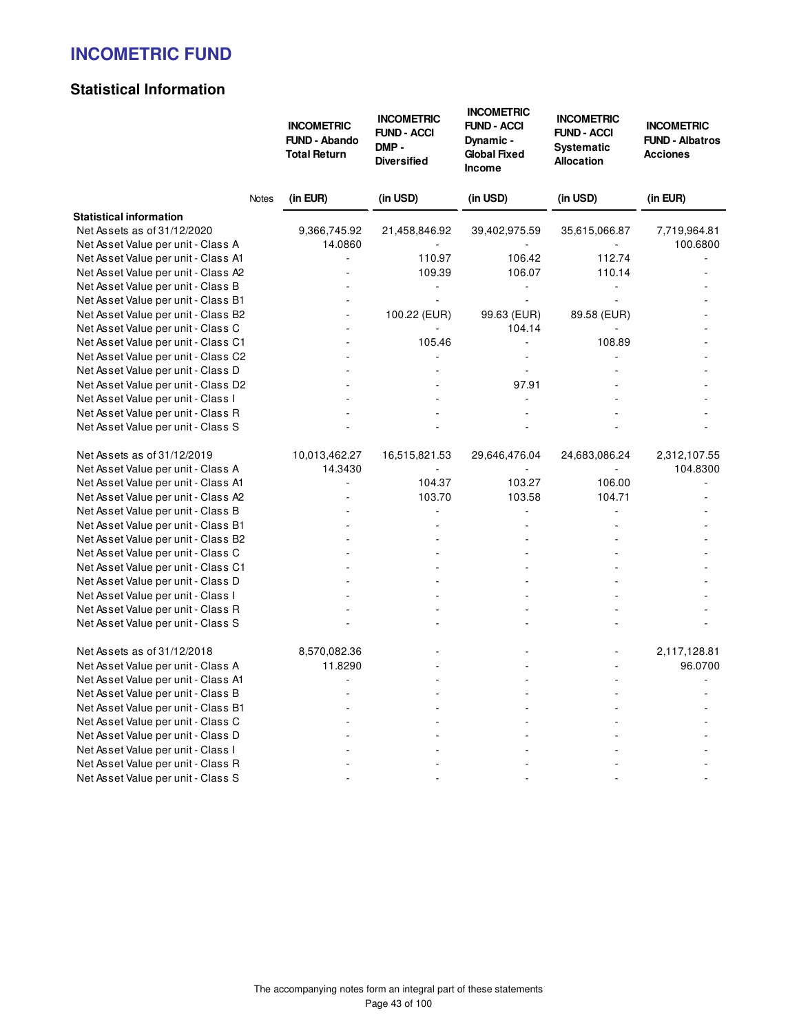# INCOMETRIC FUND

## Statistical Information

| | Notes | INCOMETRIC FUND - Abando Total Return | INCOMETRIC FUND - ACCI DMP - Diversified | INCOMETRIC FUND - ACCI Dynamic - Global Fixed Income | INCOMETRIC FUND - ACCI Systematic Allocation | INCOMETRIC FUND - Albatros Acciones |
|---|---|---|---|---|---|---|
| | | (in EUR) | (in USD) | (in USD) | (in USD) | (in EUR) |
| **Statistical information** | | | | | | |
| Net Assets as of 31/12/2020 | | 9,366,745.92 | 21,458,846.92 | 39,402,975.59 | 35,615,066.87 | 7,719,964.81 |
| Net Asset Value per unit - Class A | | 14.0860 | - | - | - | 100.6800 |
| Net Asset Value per unit - Class A1 | | - | 110.97 | 106.42 | 112.74 | - |
| Net Asset Value per unit - Class A2 | | - | 109.39 | 106.07 | 110.14 | - |
| Net Asset Value per unit - Class B | | - | - | - | - | - |
| Net Asset Value per unit - Class B1 | | - | - | - | - | - |
| Net Asset Value per unit - Class B2 | | - | 100.22 (EUR) | 99.63 (EUR) | 89.58 (EUR) | - |
| Net Asset Value per unit - Class C | | - | - | 104.14 | - | - |
| Net Asset Value per unit - Class C1 | | - | 105.46 | - | 108.89 | - |
| Net Asset Value per unit - Class C2 | | - | - | - | - | - |
| Net Asset Value per unit - Class D | | - | - | - | - | - |
| Net Asset Value per unit - Class D2 | | - | - | 97.91 | - | - |
| Net Asset Value per unit - Class I | | - | - | - | - | - |
| Net Asset Value per unit - Class R | | - | - | - | - | - |
| Net Asset Value per unit - Class S | | - | - | - | - | - |
| | | | | | | |
| Net Assets as of 31/12/2019 | | 10,013,462.27 | 16,515,821.53 | 29,646,476.04 | 24,683,086.24 | 2,312,107.55 |
| Net Asset Value per unit - Class A | | 14.3430 | - | - | - | 104.8300 |
| Net Asset Value per unit - Class A1 | | - | 104.37 | 103.27 | 106.00 | - |
| Net Asset Value per unit - Class A2 | | - | 103.70 | 103.58 | 104.71 | - |
| Net Asset Value per unit - Class B | | - | - | - | - | - |
| Net Asset Value per unit - Class B1 | | - | - | - | - | - |
| Net Asset Value per unit - Class B2 | | - | - | - | - | - |
| Net Asset Value per unit - Class C | | - | - | - | - | - |
| Net Asset Value per unit - Class C1 | | - | - | - | - | - |
| Net Asset Value per unit - Class D | | - | - | - | - | - |
| Net Asset Value per unit - Class I | | - | - | - | - | - |
| Net Asset Value per unit - Class R | | - | - | - | - | - |
| Net Asset Value per unit - Class S | | - | - | - | - | - |
| | | | | | | |
| Net Assets as of 31/12/2018 | | 8,570,082.36 | - | - | - | 2,117,128.81 |
| Net Asset Value per unit - Class A | | 11.8290 | - | - | - | 96.0700 |
| Net Asset Value per unit - Class A1 | | - | - | - | - | - |
| Net Asset Value per unit - Class B | | - | - | - | - | - |
| Net Asset Value per unit - Class B1 | | - | - | - | - | - |
| Net Asset Value per unit - Class C | | - | - | - | - | - |
| Net Asset Value per unit - Class D | | - | - | - | - | - |
| Net Asset Value per unit - Class I | | - | - | - | - | - |
| Net Asset Value per unit - Class R | | - | - | - | - | - |
| Net Asset Value per unit - Class S | | - | - | - | - | - |

The accompanying notes form an integral part of these statements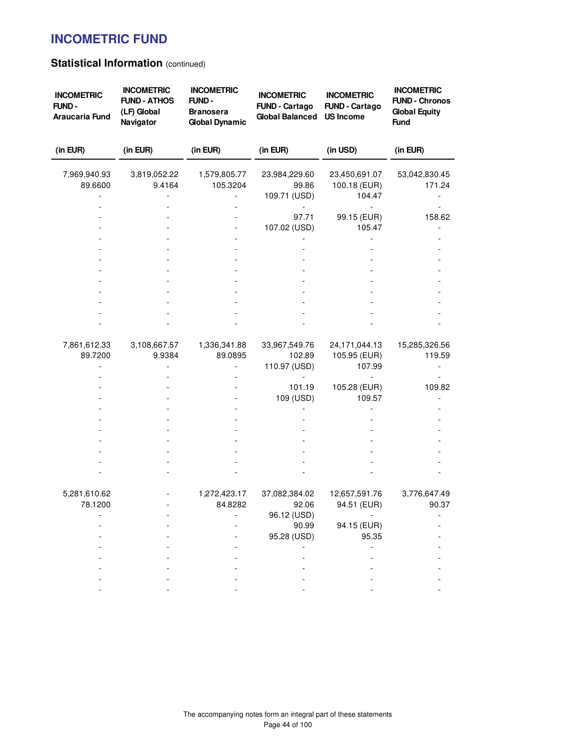# INCOMETRIC FUND

## Statistical Information (continued)

| INCOMETRIC FUND - Araucaria Fund | INCOMETRIC FUND - ATHOS (LF) Global Navigator | INCOMETRIC FUND - Branosera Global Dynamic | INCOMETRIC FUND - Cartago Global Balanced | INCOMETRIC FUND - Cartago US Income | INCOMETRIC FUND - Chronos Global Equity Fund |
|---|---|---|---|---|---|
| (in EUR) | (in EUR) | (in EUR) | (in EUR) | (in USD) | (in EUR) |
| 7,969,940.93 | 3,819,052.22 | 1,579,805.77 | 23,984,229.60 | 23,450,691.07 | 53,042,830.45 |
| 89.6600 | 9.4164 | 105.3204 | 99.86 | 100.18 (EUR) | 171.24 |
| - | - | - | 109.71 (USD) | 104.47 | - |
| - | - | - | - | - | - |
| - | - | - | 97.71 | 99.15 (EUR) | 158.62 |
| - | - | - | 107.02 (USD) | 105.47 | - |
| - | - | - | - | - | - |
| - | - | - | - | - | - |
| - | - | - | - | - | - |
| - | - | - | - | - | - |
| - | - | - | - | - | - |
| - | - | - | - | - | - |
| - | - | - | - | - | - |
| - | - | - | - | - | - |
| - | - | - | - | - | - |
| | | | | | |
| 7,861,612.33 | 3,108,667.57 | 1,336,341.88 | 33,967,549.76 | 24,171,044.13 | 15,285,326.56 |
| 89.7200 | 9.9384 | 89.0895 | 102.89 | 105.95 (EUR) | 119.59 |
| - | - | - | 110.97 (USD) | 107.99 | - |
| - | - | - | - | - | - |
| - | - | - | 101.19 | 105.28 (EUR) | 109.82 |
| - | - | - | 109 (USD) | 109.57 | - |
| - | - | - | - | - | - |
| - | - | - | - | - | - |
| - | - | - | - | - | - |
| - | - | - | - | - | - |
| - | - | - | - | - | - |
| - | - | - | - | - | - |
| - | - | - | - | - | - |
| | | | | | |
| 5,281,610.62 | - | 1,272,423.17 | 37,082,384.02 | 12,657,591.76 | 3,776,647.49 |
| 78.1200 | - | 84.8282 | 92.06 | 94.51 (EUR) | 90.37 |
| - | - | - | 96.12 (USD) | - | - |
| - | - | - | 90.99 | 94.15 (EUR) | - |
| - | - | - | 95.28 (USD) | 95.35 | - |
| - | - | - | - | - | - |
| - | - | - | - | - | - |
| - | - | - | - | - | - |
| - | - | - | - | - | - |
| - | - | - | - | - | - |

The accompanying notes form an integral part of these statements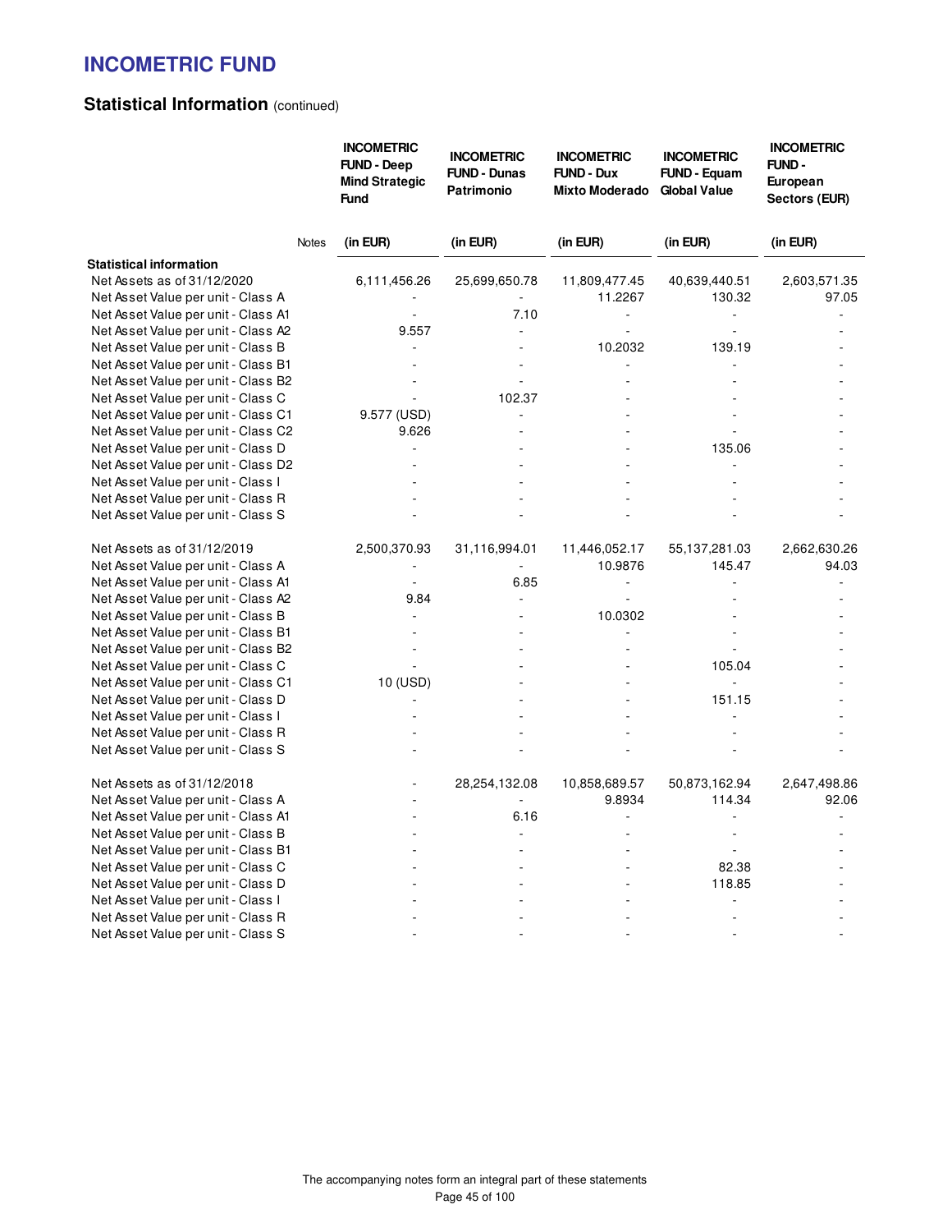# INCOMETRIC FUND

## Statistical Information (continued)

| | Notes | INCOMETRIC FUND - Deep Mind Strategic Fund | INCOMETRIC FUND - Dunas Patrimonio | INCOMETRIC FUND - Dux Mixto Moderado | INCOMETRIC FUND - Equam Global Value | INCOMETRIC FUND - European Sectors (EUR) |
|---|---|---|---|---|---|---|
| | | (in EUR) | (in EUR) | (in EUR) | (in EUR) | (in EUR) |
| **Statistical information** | | | | | | |
| Net Assets as of 31/12/2020 | | 6,111,456.26 | 25,699,650.78 | 11,809,477.45 | 40,639,440.51 | 2,603,571.35 |
| Net Asset Value per unit - Class A | | - | - | 11.2267 | 130.32 | 97.05 |
| Net Asset Value per unit - Class A1 | | - | 7.10 | - | - | - |
| Net Asset Value per unit - Class A2 | | 9.557 | - | - | - | - |
| Net Asset Value per unit - Class B | | - | - | 10.2032 | 139.19 | - |
| Net Asset Value per unit - Class B1 | | - | - | - | - | - |
| Net Asset Value per unit - Class B2 | | - | - | - | - | - |
| Net Asset Value per unit - Class C | | - | 102.37 | - | - | - |
| Net Asset Value per unit - Class C1 | | 9.577 (USD) | - | - | - | - |
| Net Asset Value per unit - Class C2 | | 9.626 | - | - | - | - |
| Net Asset Value per unit - Class D | | - | - | - | 135.06 | - |
| Net Asset Value per unit - Class D2 | | - | - | - | - | - |
| Net Asset Value per unit - Class I | | - | - | - | - | - |
| Net Asset Value per unit - Class R | | - | - | - | - | - |
| Net Asset Value per unit - Class S | | - | - | - | - | - |
| | | | | | | |
| Net Assets as of 31/12/2019 | | 2,500,370.93 | 31,116,994.01 | 11,446,052.17 | 55,137,281.03 | 2,662,630.26 |
| Net Asset Value per unit - Class A | | - | - | 10.9876 | 145.47 | 94.03 |
| Net Asset Value per unit - Class A1 | | - | 6.85 | - | - | - |
| Net Asset Value per unit - Class A2 | | 9.84 | - | - | - | - |
| Net Asset Value per unit - Class B | | - | - | 10.0302 | - | - |
| Net Asset Value per unit - Class B1 | | - | - | - | - | - |
| Net Asset Value per unit - Class B2 | | - | - | - | - | - |
| Net Asset Value per unit - Class C | | - | - | - | 105.04 | - |
| Net Asset Value per unit - Class C1 | | 10 (USD) | - | - | - | - |
| Net Asset Value per unit - Class D | | - | - | - | 151.15 | - |
| Net Asset Value per unit - Class I | | - | - | - | - | - |
| Net Asset Value per unit - Class R | | - | - | - | - | - |
| Net Asset Value per unit - Class S | | - | - | - | - | - |
| | | | | | | |
| Net Assets as of 31/12/2018 | | - | 28,254,132.08 | 10,858,689.57 | 50,873,162.94 | 2,647,498.86 |
| Net Asset Value per unit - Class A | | - | - | 9.8934 | 114.34 | 92.06 |
| Net Asset Value per unit - Class A1 | | - | 6.16 | - | - | - |
| Net Asset Value per unit - Class B | | - | - | - | - | - |
| Net Asset Value per unit - Class B1 | | - | - | - | - | - |
| Net Asset Value per unit - Class C | | - | - | - | 82.38 | - |
| Net Asset Value per unit - Class D | | - | - | - | 118.85 | - |
| Net Asset Value per unit - Class I | | - | - | - | - | - |
| Net Asset Value per unit - Class R | | - | - | - | - | - |
| Net Asset Value per unit - Class S | | - | - | - | - | - |

The accompanying notes form an integral part of these statements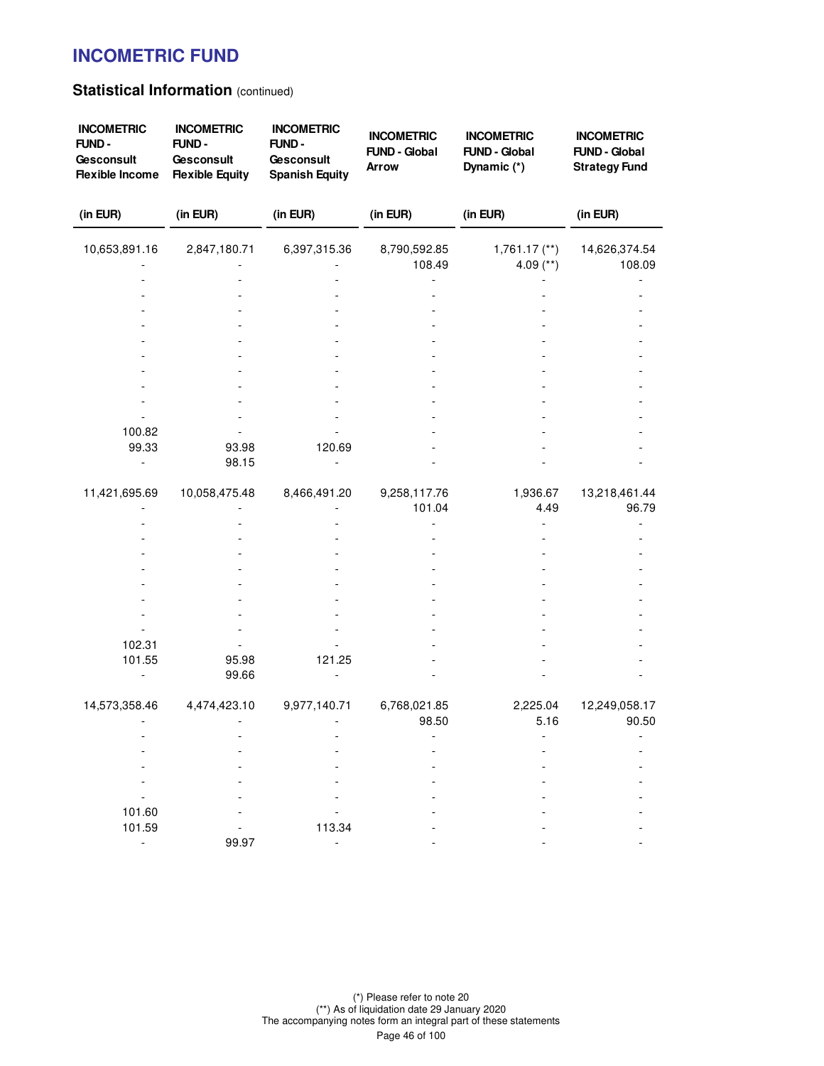## Statistical Information (continued)

| INCOMETRIC FUND - Gesconsult Flexible Income | INCOMETRIC FUND - Gesconsult Flexible Equity | INCOMETRIC FUND - Gesconsult Spanish Equity | INCOMETRIC FUND - Global Arrow | INCOMETRIC FUND - Global Dynamic (*) | INCOMETRIC FUND - Global Strategy Fund |
|---|---|---|---|---|---|
| (in EUR) | (in EUR) | (in EUR) | (in EUR) | (in EUR) | (in EUR) |
| 10,653,891.16 | 2,847,180.71 | 6,397,315.36 | 8,790,592.85 | 1,761.17 (**) | 14,626,374.54 |
| - | - | - | 108.49 | 4.09 (**) | 108.09 |
| - | - | - | - | - | - |
| - | - | - | - | - | - |
| - | - | - | - | - | - |
| - | - | - | - | - | - |
| - | - | - | - | - | - |
| - | - | - | - | - | - |
| - | - | - | - | - | - |
| - | - | - | - | - | - |
| - | - | - | - | - | - |
| - | - | - | - | - | - |
| 100.82 | - | - | - | - | - |
| 99.33 | 93.98 | 120.69 | - | - | - |
| - | 98.15 | - | - | - | - |
| | | | | | |
| 11,421,695.69 | 10,058,475.48 | 8,466,491.20 | 9,258,117.76 | 1,936.67 | 13,218,461.44 |
| - | - | - | 101.04 | 4.49 | 96.79 |
| - | - | - | - | - | - |
| - | - | - | - | - | - |
| - | - | - | - | - | - |
| - | - | - | - | - | - |
| - | - | - | - | - | - |
| - | - | - | - | - | - |
| - | - | - | - | - | - |
| - | - | - | - | - | - |
| 102.31 | - | - | - | - | - |
| 101.55 | 95.98 | 121.25 | - | - | - |
| - | 99.66 | - | - | - | - |
| | | | | | |
| 14,573,358.46 | 4,474,423.10 | 9,977,140.71 | 6,768,021.85 | 2,225.04 | 12,249,058.17 |
| - | - | - | 98.50 | 5.16 | 90.50 |
| - | - | - | - | - | - |
| - | - | - | - | - | - |
| - | - | - | - | - | - |
| - | - | - | - | - | - |
| - | - | - | - | - | - |
| 101.60 | - | - | - | - | - |
| 101.59 | - | 113.34 | - | - | - |
| - | 99.97 | - | - | - | - |

(*) Please refer to note 20

(**) As of liquidation date 29 January 2020

The accompanying notes form an integral part of these statements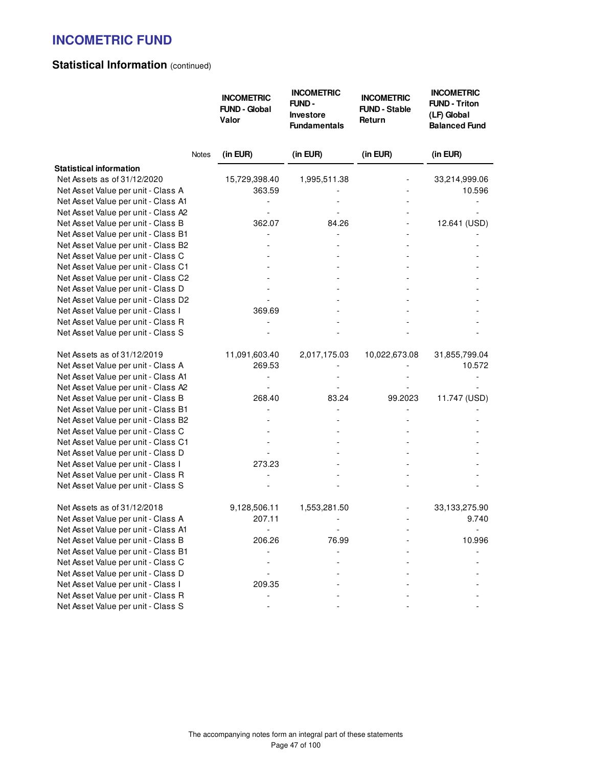# INCOMETRIC FUND

## Statistical Information (continued)

| | Notes | INCOMETRIC FUND - Global Valor (in EUR) | INCOMETRIC FUND - Investore Fundamentals (in EUR) | INCOMETRIC FUND - Stable Return (in EUR) | INCOMETRIC FUND - Triton (LF) Global Balanced Fund (in EUR) |
|---|---|---|---|---|---|
| **Statistical information** | | | | | |
| Net Assets as of 31/12/2020 | | 15,729,398.40 | 1,995,511.38 | - | 33,214,999.06 |
| Net Asset Value per unit - Class A | | 363.59 | - | - | 10.596 |
| Net Asset Value per unit - Class A1 | | - | - | - | - |
| Net Asset Value per unit - Class A2 | | - | - | - | - |
| Net Asset Value per unit - Class B | | 362.07 | 84.26 | - | 12.641 (USD) |
| Net Asset Value per unit - Class B1 | | - | - | - | - |
| Net Asset Value per unit - Class B2 | | - | - | - | - |
| Net Asset Value per unit - Class C | | - | - | - | - |
| Net Asset Value per unit - Class C1 | | - | - | - | - |
| Net Asset Value per unit - Class C2 | | - | - | - | - |
| Net Asset Value per unit - Class D | | - | - | - | - |
| Net Asset Value per unit - Class D2 | | - | - | - | - |
| Net Asset Value per unit - Class I | | 369.69 | - | - | - |
| Net Asset Value per unit - Class R | | - | - | - | - |
| Net Asset Value per unit - Class S | | - | - | - | - |
| | | | | | |
| Net Assets as of 31/12/2019 | | 11,091,603.40 | 2,017,175.03 | 10,022,673.08 | 31,855,799.04 |
| Net Asset Value per unit - Class A | | 269.53 | - | - | 10.572 |
| Net Asset Value per unit - Class A1 | | - | - | - | - |
| Net Asset Value per unit - Class A2 | | - | - | - | - |
| Net Asset Value per unit - Class B | | 268.40 | 83.24 | 99.2023 | 11.747 (USD) |
| Net Asset Value per unit - Class B1 | | - | - | - | - |
| Net Asset Value per unit - Class B2 | | - | - | - | - |
| Net Asset Value per unit - Class C | | - | - | - | - |
| Net Asset Value per unit - Class C1 | | - | - | - | - |
| Net Asset Value per unit - Class D | | - | - | - | - |
| Net Asset Value per unit - Class I | | 273.23 | - | - | - |
| Net Asset Value per unit - Class R | | - | - | - | - |
| Net Asset Value per unit - Class S | | - | - | - | - |
| | | | | | |
| Net Assets as of 31/12/2018 | | 9,128,506.11 | 1,553,281.50 | - | 33,133,275.90 |
| Net Asset Value per unit - Class A | | 207.11 | - | - | 9.740 |
| Net Asset Value per unit - Class A1 | | - | - | - | - |
| Net Asset Value per unit - Class B | | 206.26 | 76.99 | - | 10.996 |
| Net Asset Value per unit - Class B1 | | - | - | - | - |
| Net Asset Value per unit - Class C | | - | - | - | - |
| Net Asset Value per unit - Class D | | - | - | - | - |
| Net Asset Value per unit - Class I | | 209.35 | - | - | - |
| Net Asset Value per unit - Class R | | - | - | - | - |
| Net Asset Value per unit - Class S | | - | - | - | - |

The accompanying notes form an integral part of these statements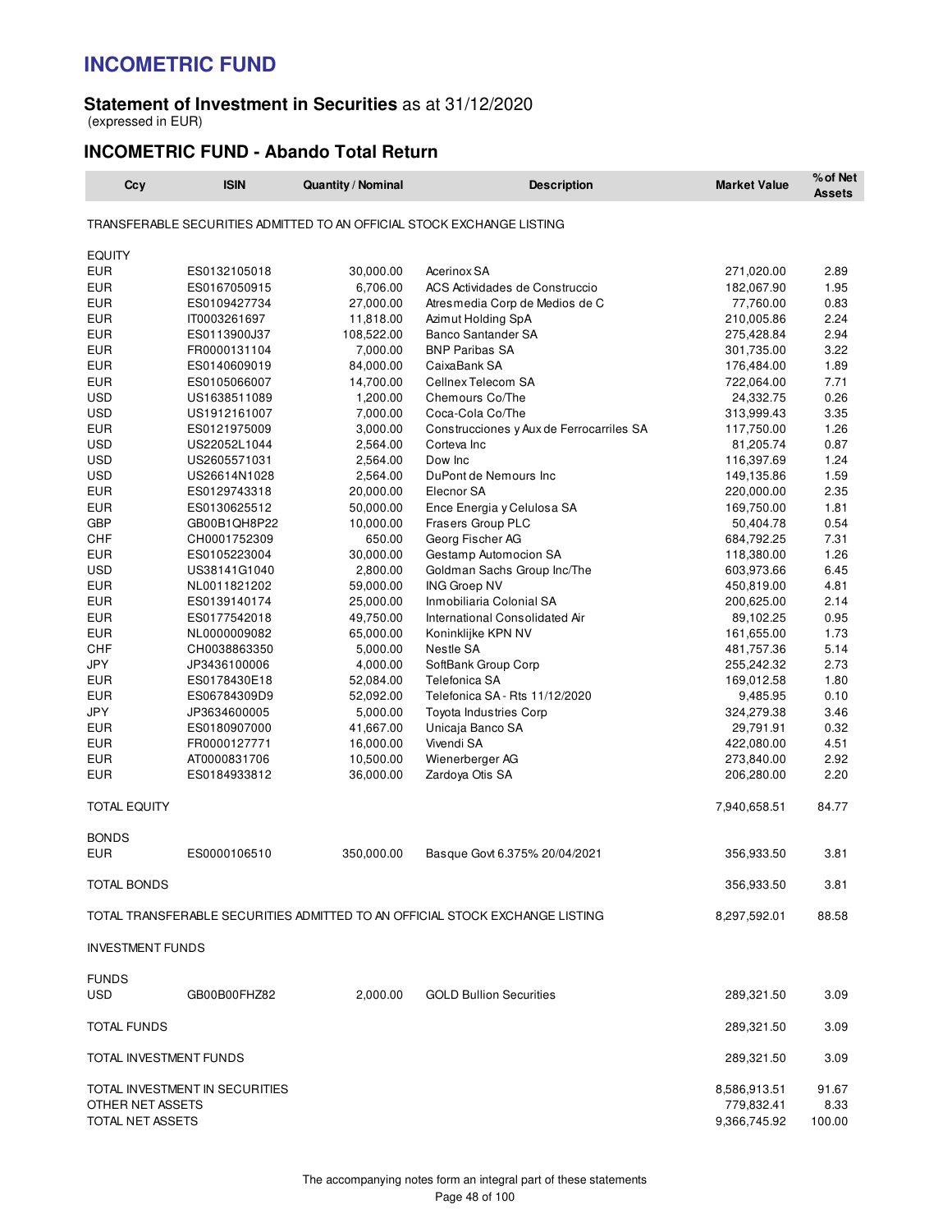# INCOMETRIC FUND

## Statement of Investment in Securities as at 31/12/2020

(expressed in EUR)

## INCOMETRIC FUND - Abando Total Return

| Ccy | ISIN | Quantity / Nominal | Description | Market Value | % of Net Assets |
|---|---|---|---|---|---|
| TRANSFERABLE SECURITIES ADMITTED TO AN OFFICIAL STOCK EXCHANGE LISTING | | | | | |
| EQUITY | | | | | |
| EUR | ES0132105018 | 30,000.00 | Acerinox SA | 271,020.00 | 2.89 |
| EUR | ES0167050915 | 6,706.00 | ACS Actividades de Construccio | 182,067.90 | 1.95 |
| EUR | ES0109427734 | 27,000.00 | Atresmedia Corp de Medios de C | 77,760.00 | 0.83 |
| EUR | IT0003261697 | 11,818.00 | Azimut Holding SpA | 210,005.86 | 2.24 |
| EUR | ES0113900J37 | 108,522.00 | Banco Santander SA | 275,428.84 | 2.94 |
| EUR | FR0000131104 | 7,000.00 | BNP Paribas SA | 301,735.00 | 3.22 |
| EUR | ES0140609019 | 84,000.00 | CaixaBank SA | 176,484.00 | 1.89 |
| EUR | ES0105066007 | 14,700.00 | Cellnex Telecom SA | 722,064.00 | 7.71 |
| USD | US1638511089 | 1,200.00 | Chemours Co/The | 24,332.75 | 0.26 |
| USD | US1912161007 | 7,000.00 | Coca-Cola Co/The | 313,999.43 | 3.35 |
| EUR | ES0121975009 | 3,000.00 | Construcciones y Aux de Ferrocarriles SA | 117,750.00 | 1.26 |
| USD | US22052L1044 | 2,564.00 | Corteva Inc | 81,205.74 | 0.87 |
| USD | US2605571031 | 2,564.00 | Dow Inc | 116,397.69 | 1.24 |
| USD | US26614N1028 | 2,564.00 | DuPont de Nemours Inc | 149,135.86 | 1.59 |
| EUR | ES0129743318 | 20,000.00 | Elecnor SA | 220,000.00 | 2.35 |
| EUR | ES0130625512 | 50,000.00 | Ence Energia y Celulosa SA | 169,750.00 | 1.81 |
| GBP | GB00B1QH8P22 | 10,000.00 | Frasers Group PLC | 50,404.78 | 0.54 |
| CHF | CH0001752309 | 650.00 | Georg Fischer AG | 684,792.25 | 7.31 |
| EUR | ES0105223004 | 30,000.00 | Gestamp Automocion SA | 118,380.00 | 1.26 |
| USD | US38141G1040 | 2,800.00 | Goldman Sachs Group Inc/The | 603,973.66 | 6.45 |
| EUR | NL0011821202 | 59,000.00 | ING Groep NV | 450,819.00 | 4.81 |
| EUR | ES0139140174 | 25,000.00 | Inmobiliaria Colonial SA | 200,625.00 | 2.14 |
| EUR | ES0177542018 | 49,750.00 | International Consolidated Air | 89,102.25 | 0.95 |
| EUR | NL0000009082 | 65,000.00 | Koninklijke KPN NV | 161,655.00 | 1.73 |
| CHF | CH0038863350 | 5,000.00 | Nestle SA | 481,757.36 | 5.14 |
| JPY | JP3436100006 | 4,000.00 | SoftBank Group Corp | 255,242.32 | 2.73 |
| EUR | ES0178430E18 | 52,084.00 | Telefonica SA | 169,012.58 | 1.80 |
| EUR | ES06784309D9 | 52,092.00 | Telefonica SA - Rts 11/12/2020 | 9,485.95 | 0.10 |
| JPY | JP3634600005 | 5,000.00 | Toyota Industries Corp | 324,279.38 | 3.46 |
| EUR | ES0180907000 | 41,667.00 | Unicaja Banco SA | 29,791.91 | 0.32 |
| EUR | FR0000127771 | 16,000.00 | Vivendi SA | 422,080.00 | 4.51 |
| EUR | AT0000831706 | 10,500.00 | Wienerberger AG | 273,840.00 | 2.92 |
| EUR | ES0184933812 | 36,000.00 | Zardoya Otis SA | 206,280.00 | 2.20 |
| TOTAL EQUITY | | | | 7,940,658.51 | 84.77 |
| BONDS | | | | | |
| EUR | ES0000106510 | 350,000.00 | Basque Govt 6.375% 20/04/2021 | 356,933.50 | 3.81 |
| TOTAL BONDS | | | | 356,933.50 | 3.81 |
| TOTAL TRANSFERABLE SECURITIES ADMITTED TO AN OFFICIAL STOCK EXCHANGE LISTING | | | | 8,297,592.01 | 88.58 |
| INVESTMENT FUNDS | | | | | |
| FUNDS | | | | | |
| USD | GB00B00FHZ82 | 2,000.00 | GOLD Bullion Securities | 289,321.50 | 3.09 |
| TOTAL FUNDS | | | | 289,321.50 | 3.09 |
| TOTAL INVESTMENT FUNDS | | | | 289,321.50 | 3.09 |
| TOTAL INVESTMENT IN SECURITIES | | | | 8,586,913.51 | 91.67 |
| OTHER NET ASSETS | | | | 779,832.41 | 8.33 |
| TOTAL NET ASSETS | | | | 9,366,745.92 | 100.00 |

The accompanying notes form an integral part of these statements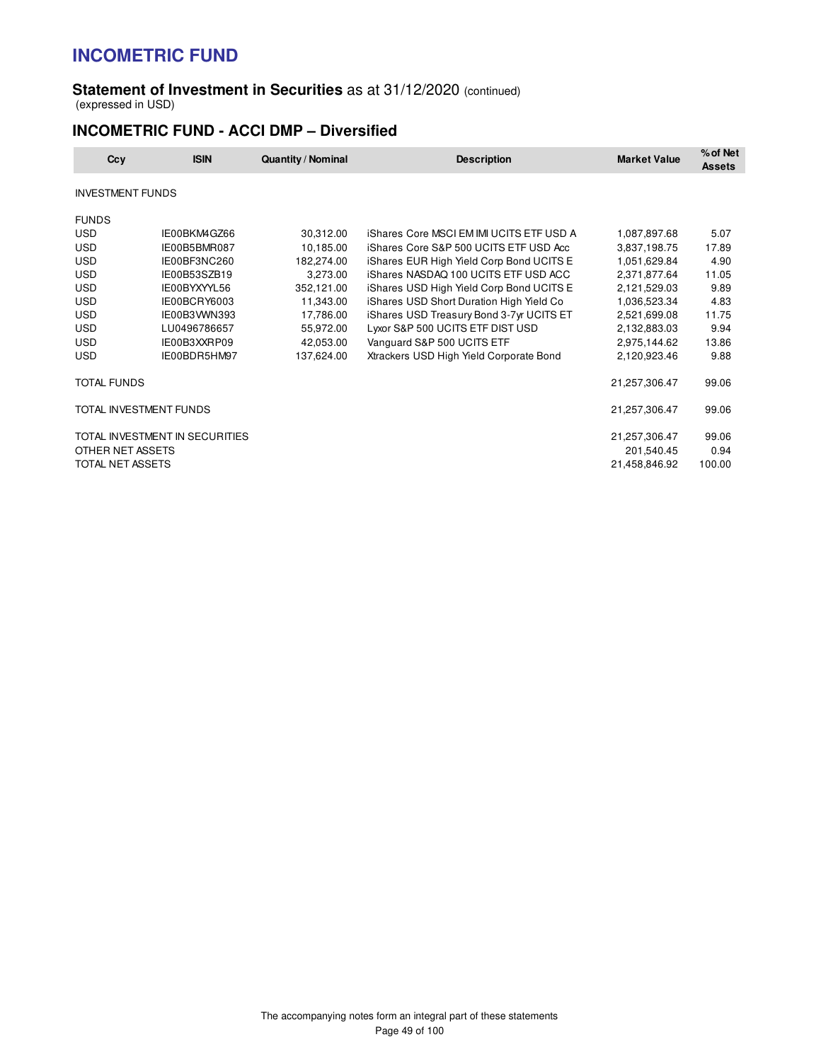# INCOMETRIC FUND

**Statement of Investment in Securities** as at 31/12/2020 (continued)
(expressed in USD)

## INCOMETRIC FUND - ACCI DMP – Diversified

| Ccy | ISIN | Quantity / Nominal | Description | Market Value | % of Net Assets |
|---|---|---|---|---|---|
| INVESTMENT FUNDS | | | | | |
| FUNDS | | | | | |
| USD | IE00BKM4GZ66 | 30,312.00 | iShares Core MSCI EM IMI UCITS ETF USD A | 1,087,897.68 | 5.07 |
| USD | IE00B5BMR087 | 10,185.00 | iShares Core S&P 500 UCITS ETF USD Acc | 3,837,198.75 | 17.89 |
| USD | IE00BF3NC260 | 182,274.00 | iShares EUR High Yield Corp Bond UCITS E | 1,051,629.84 | 4.90 |
| USD | IE00B53SZB19 | 3,273.00 | iShares NASDAQ 100 UCITS ETF USD ACC | 2,371,877.64 | 11.05 |
| USD | IE00BYXYYL56 | 352,121.00 | iShares USD High Yield Corp Bond UCITS E | 2,121,529.03 | 9.89 |
| USD | IE00BCRY6003 | 11,343.00 | iShares USD Short Duration High Yield Co | 1,036,523.34 | 4.83 |
| USD | IE00B3VWN393 | 17,786.00 | iShares USD Treasury Bond 3-7yr UCITS ET | 2,521,699.08 | 11.75 |
| USD | LU0496786657 | 55,972.00 | Lyxor S&P 500 UCITS ETF DIST USD | 2,132,883.03 | 9.94 |
| USD | IE00B3XXRP09 | 42,053.00 | Vanguard S&P 500 UCITS ETF | 2,975,144.62 | 13.86 |
| USD | IE00BDR5HM97 | 137,624.00 | Xtrackers USD High Yield Corporate Bond | 2,120,923.46 | 9.88 |
| TOTAL FUNDS | | | | 21,257,306.47 | 99.06 |
| TOTAL INVESTMENT FUNDS | | | | 21,257,306.47 | 99.06 |
| TOTAL INVESTMENT IN SECURITIES | | | | 21,257,306.47 | 99.06 |
| OTHER NET ASSETS | | | | 201,540.45 | 0.94 |
| TOTAL NET ASSETS | | | | 21,458,846.92 | 100.00 |

The accompanying notes form an integral part of these statements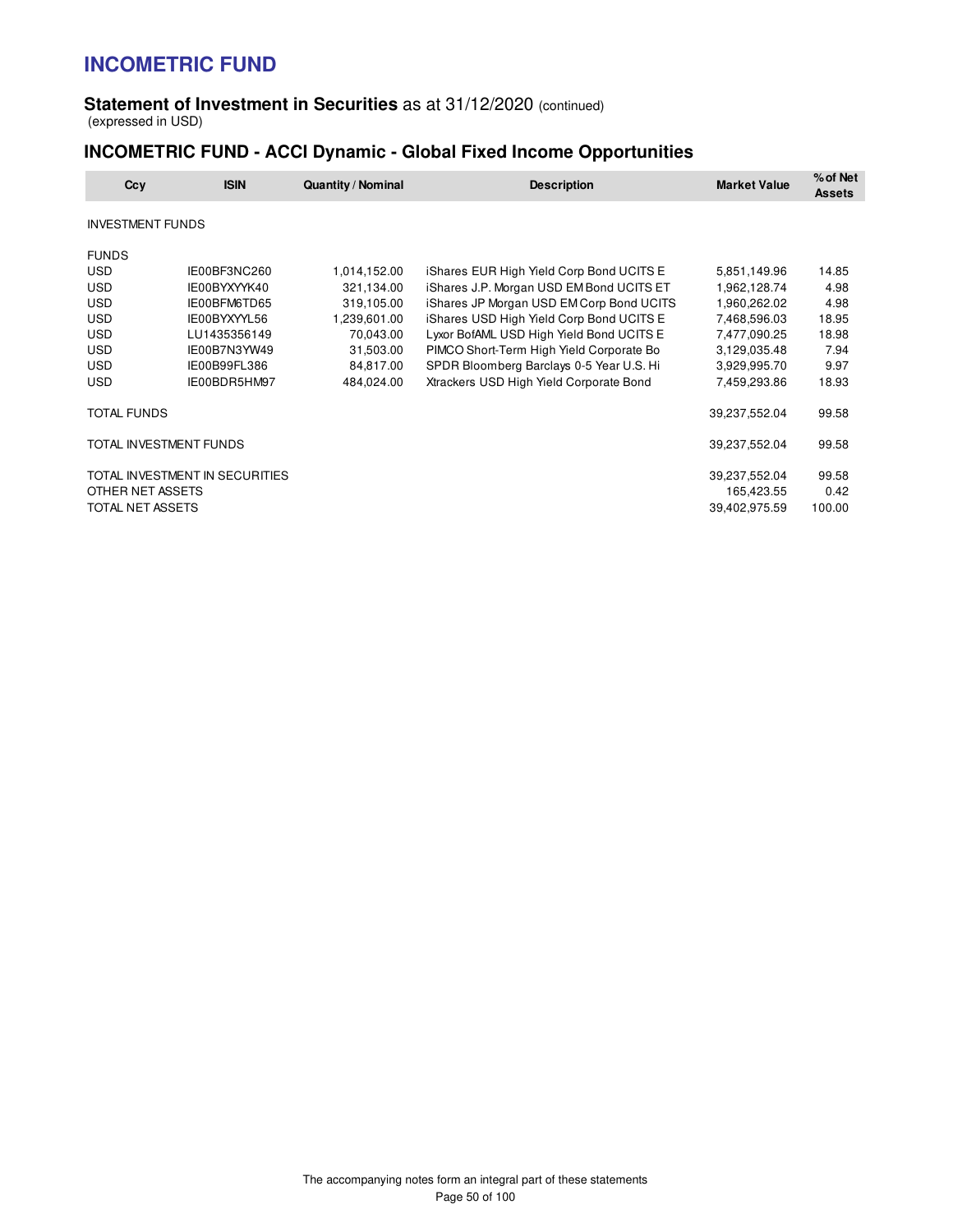# INCOMETRIC FUND

## Statement of Investment in Securities as at 31/12/2020 (continued)

(expressed in USD)

## INCOMETRIC FUND - ACCI Dynamic - Global Fixed Income Opportunities

| Ccy | ISIN | Quantity / Nominal | Description | Market Value | % of Net Assets |
|---|---|---|---|---|---|
| INVESTMENT FUNDS | | | | | |
| FUNDS | | | | | |
| USD | IE00BF3NC260 | 1,014,152.00 | iShares EUR High Yield Corp Bond UCITS E | 5,851,149.96 | 14.85 |
| USD | IE00BYXYYK40 | 321,134.00 | iShares J.P. Morgan USD EM Bond UCITS ET | 1,962,128.74 | 4.98 |
| USD | IE00BFM6TD65 | 319,105.00 | iShares JP Morgan USD EM Corp Bond UCITS | 1,960,262.02 | 4.98 |
| USD | IE00BYXYYL56 | 1,239,601.00 | iShares USD High Yield Corp Bond UCITS E | 7,468,596.03 | 18.95 |
| USD | LU1435356149 | 70,043.00 | Lyxor BofAML USD High Yield Bond UCITS E | 7,477,090.25 | 18.98 |
| USD | IE00B7N3YW49 | 31,503.00 | PIMCO Short-Term High Yield Corporate Bo | 3,129,035.48 | 7.94 |
| USD | IE00B99FL386 | 84,817.00 | SPDR Bloomberg Barclays 0-5 Year U.S. Hi | 3,929,995.70 | 9.97 |
| USD | IE00BDR5HM97 | 484,024.00 | Xtrackers USD High Yield Corporate Bond | 7,459,293.86 | 18.93 |
| TOTAL FUNDS | | | | 39,237,552.04 | 99.58 |
| TOTAL INVESTMENT FUNDS | | | | 39,237,552.04 | 99.58 |
| TOTAL INVESTMENT IN SECURITIES | | | | 39,237,552.04 | 99.58 |
| OTHER NET ASSETS | | | | 165,423.55 | 0.42 |
| TOTAL NET ASSETS | | | | 39,402,975.59 | 100.00 |

The accompanying notes form an integral part of these statements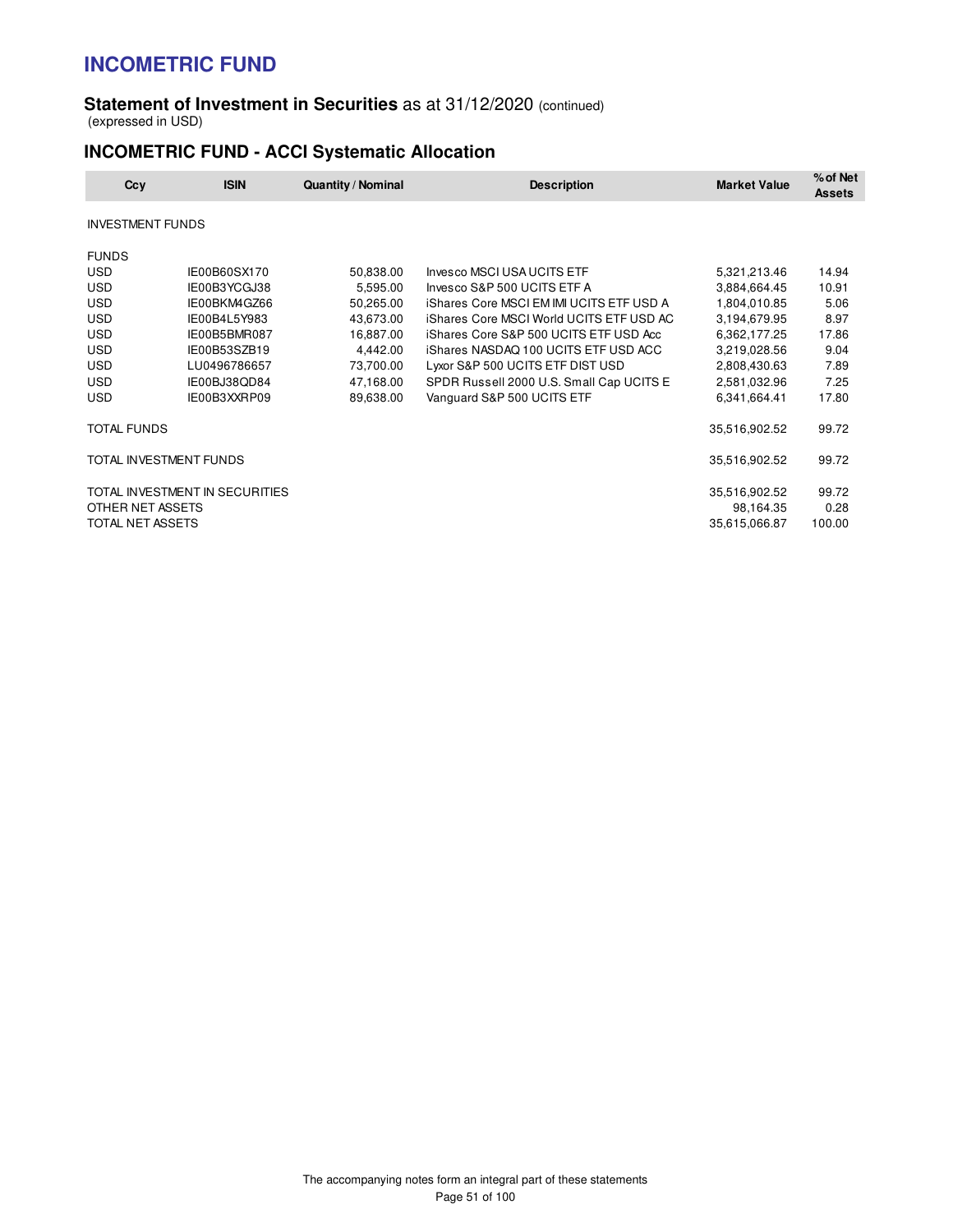# INCOMETRIC FUND

## Statement of Investment in Securities as at 31/12/2020 (continued)

(expressed in USD)

## INCOMETRIC FUND - ACCI Systematic Allocation

| Ccy | ISIN | Quantity / Nominal | Description | Market Value | % of Net Assets |
|---|---|---|---|---|---|
| INVESTMENT FUNDS | | | | | |
| FUNDS | | | | | |
| USD | IE00B60SX170 | 50,838.00 | Invesco MSCI USA UCITS ETF | 5,321,213.46 | 14.94 |
| USD | IE00B3YCGJ38 | 5,595.00 | Invesco S&P 500 UCITS ETF A | 3,884,664.45 | 10.91 |
| USD | IE00BKM4GZ66 | 50,265.00 | iShares Core MSCI EM IMI UCITS ETF USD A | 1,804,010.85 | 5.06 |
| USD | IE00B4L5Y983 | 43,673.00 | iShares Core MSCI World UCITS ETF USD AC | 3,194,679.95 | 8.97 |
| USD | IE00B5BMR087 | 16,887.00 | iShares Core S&P 500 UCITS ETF USD Acc | 6,362,177.25 | 17.86 |
| USD | IE00B53SZB19 | 4,442.00 | iShares NASDAQ 100 UCITS ETF USD ACC | 3,219,028.56 | 9.04 |
| USD | LU0496786657 | 73,700.00 | Lyxor S&P 500 UCITS ETF DIST USD | 2,808,430.63 | 7.89 |
| USD | IE00BJ38QD84 | 47,168.00 | SPDR Russell 2000 U.S. Small Cap UCITS E | 2,581,032.96 | 7.25 |
| USD | IE00B3XXRP09 | 89,638.00 | Vanguard S&P 500 UCITS ETF | 6,341,664.41 | 17.80 |
| TOTAL FUNDS | | | | 35,516,902.52 | 99.72 |
| TOTAL INVESTMENT FUNDS | | | | 35,516,902.52 | 99.72 |
| TOTAL INVESTMENT IN SECURITIES | | | | 35,516,902.52 | 99.72 |
| OTHER NET ASSETS | | | | 98,164.35 | 0.28 |
| TOTAL NET ASSETS | | | | 35,615,066.87 | 100.00 |

The accompanying notes form an integral part of these statements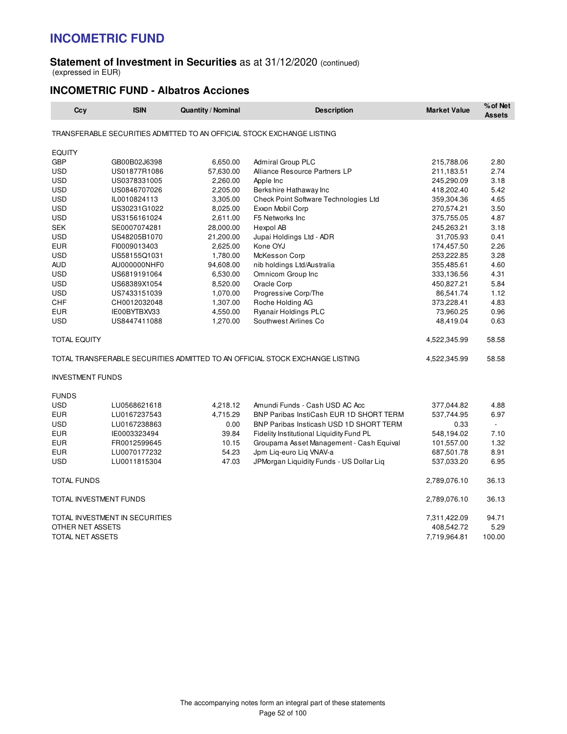# INCOMETRIC FUND

**Statement of Investment in Securities** as at 31/12/2020 (continued)
(expressed in EUR)

## INCOMETRIC FUND - Albatros Acciones

| Ccy | ISIN | Quantity / Nominal | Description | Market Value | % of Net Assets |
|---|---|---|---|---|---|
| TRANSFERABLE SECURITIES ADMITTED TO AN OFFICIAL STOCK EXCHANGE LISTING | | | | | |
| EQUITY | | | | | |
| GBP | GB00B02J6398 | 6,650.00 | Admiral Group PLC | 215,788.06 | 2.80 |
| USD | US01877R1086 | 57,630.00 | Alliance Resource Partners LP | 211,183.51 | 2.74 |
| USD | US0378331005 | 2,260.00 | Apple Inc | 245,290.09 | 3.18 |
| USD | US0846707026 | 2,205.00 | Berkshire Hathaway Inc | 418,202.40 | 5.42 |
| USD | IL0010824113 | 3,305.00 | Check Point Software Technologies Ltd | 359,304.36 | 4.65 |
| USD | US30231G1022 | 8,025.00 | Exxon Mobil Corp | 270,574.21 | 3.50 |
| USD | US3156161024 | 2,611.00 | F5 Networks Inc | 375,755.05 | 4.87 |
| SEK | SE0007074281 | 28,000.00 | Hexpol AB | 245,263.21 | 3.18 |
| USD | US48205B1070 | 21,200.00 | Jupai Holdings Ltd - ADR | 31,705.93 | 0.41 |
| EUR | FI0009013403 | 2,625.00 | Kone OYJ | 174,457.50 | 2.26 |
| USD | US58155Q1031 | 1,780.00 | McKesson Corp | 253,222.85 | 3.28 |
| AUD | AU000000NHF0 | 94,608.00 | nib holdings Ltd/Australia | 355,485.61 | 4.60 |
| USD | US6819191064 | 6,530.00 | Omnicom Group Inc | 333,136.56 | 4.31 |
| USD | US68389X1054 | 8,520.00 | Oracle Corp | 450,827.21 | 5.84 |
| USD | US7433151039 | 1,070.00 | Progressive Corp/The | 86,541.74 | 1.12 |
| CHF | CH0012032048 | 1,307.00 | Roche Holding AG | 373,228.41 | 4.83 |
| EUR | IE00BYTBXV33 | 4,550.00 | Ryanair Holdings PLC | 73,960.25 | 0.96 |
| USD | US8447411088 | 1,270.00 | Southwest Airlines Co | 48,419.04 | 0.63 |
| TOTAL EQUITY | | | | 4,522,345.99 | 58.58 |
| TOTAL TRANSFERABLE SECURITIES ADMITTED TO AN OFFICIAL STOCK EXCHANGE LISTING | | | | 4,522,345.99 | 58.58 |
| INVESTMENT FUNDS | | | | | |
| FUNDS | | | | | |
| USD | LU0568621618 | 4,218.12 | Amundi Funds - Cash USD AC Acc | 377,044.82 | 4.88 |
| EUR | LU0167237543 | 4,715.29 | BNP Paribas InstiCash EUR 1D SHORT TERM | 537,744.95 | 6.97 |
| USD | LU0167238863 | 0.00 | BNP Paribas Insticash USD 1D SHORT TERM | 0.33 | - |
| EUR | IE0003323494 | 39.84 | Fidelity Institutional Liquidity Fund PL | 548,194.02 | 7.10 |
| EUR | FR0012599645 | 10.15 | Groupama Asset Management - Cash Equival | 101,557.00 | 1.32 |
| EUR | LU0070177232 | 54.23 | Jpm Liq-euro Liq VNAV-a | 687,501.78 | 8.91 |
| USD | LU0011815304 | 47.03 | JPMorgan Liquidity Funds - US Dollar Liq | 537,033.20 | 6.95 |
| TOTAL FUNDS | | | | 2,789,076.10 | 36.13 |
| TOTAL INVESTMENT FUNDS | | | | 2,789,076.10 | 36.13 |
| TOTAL INVESTMENT IN SECURITIES | | | | 7,311,422.09 | 94.71 |
| OTHER NET ASSETS | | | | 408,542.72 | 5.29 |
| TOTAL NET ASSETS | | | | 7,719,964.81 | 100.00 |

The accompanying notes form an integral part of these statements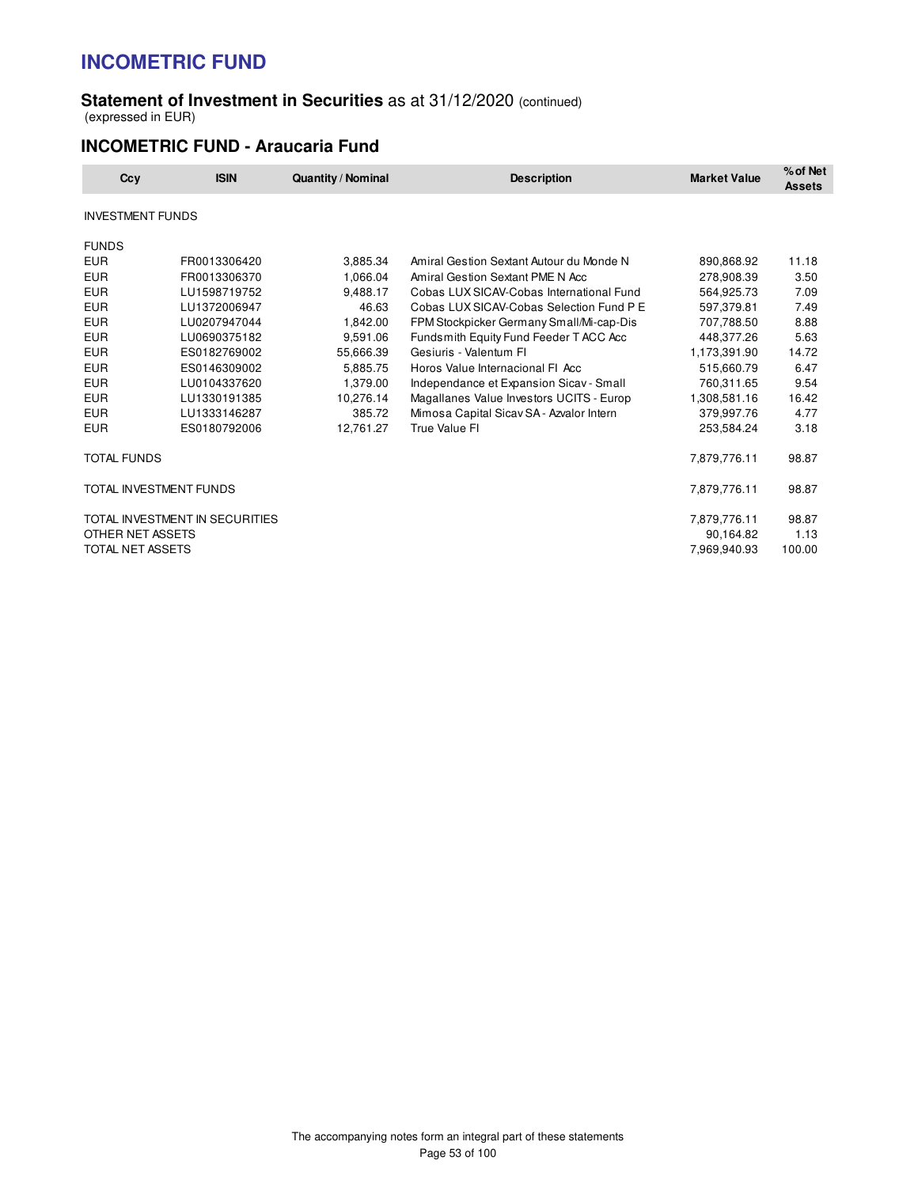# INCOMETRIC FUND

**Statement of Investment in Securities** as at 31/12/2020 (continued)
(expressed in EUR)

## INCOMETRIC FUND - Araucaria Fund

| Ccy | ISIN | Quantity / Nominal | Description | Market Value | % of Net Assets |
|---|---|---|---|---|---|
| INVESTMENT FUNDS | | | | | |
| FUNDS | | | | | |
| EUR | FR0013306420 | 3,885.34 | Amiral Gestion Sextant Autour du Monde N | 890,868.92 | 11.18 |
| EUR | FR0013306370 | 1,066.04 | Amiral Gestion Sextant PME N Acc | 278,908.39 | 3.50 |
| EUR | LU1598719752 | 9,488.17 | Cobas LUX SICAV-Cobas International Fund | 564,925.73 | 7.09 |
| EUR | LU1372006947 | 46.63 | Cobas LUX SICAV-Cobas Selection Fund P E | 597,379.81 | 7.49 |
| EUR | LU0207947044 | 1,842.00 | FPM Stockpicker Germany Small/Mi-cap-Dis | 707,788.50 | 8.88 |
| EUR | LU0690375182 | 9,591.06 | Fundsmith Equity Fund Feeder T ACC Acc | 448,377.26 | 5.63 |
| EUR | ES0182769002 | 55,666.39 | Gesiuris - Valentum FI | 1,173,391.90 | 14.72 |
| EUR | ES0146309002 | 5,885.75 | Horos Value Internacional FI Acc | 515,660.79 | 6.47 |
| EUR | LU0104337620 | 1,379.00 | Independance et Expansion Sicav - Small | 760,311.65 | 9.54 |
| EUR | LU1330191385 | 10,276.14 | Magallanes Value Investors UCITS - Europ | 1,308,581.16 | 16.42 |
| EUR | LU1333146287 | 385.72 | Mimosa Capital Sicav SA - Azvalor Intern | 379,997.76 | 4.77 |
| EUR | ES0180792006 | 12,761.27 | True Value FI | 253,584.24 | 3.18 |
| TOTAL FUNDS | | | | 7,879,776.11 | 98.87 |
| TOTAL INVESTMENT FUNDS | | | | 7,879,776.11 | 98.87 |
| TOTAL INVESTMENT IN SECURITIES | | | | 7,879,776.11 | 98.87 |
| OTHER NET ASSETS | | | | 90,164.82 | 1.13 |
| TOTAL NET ASSETS | | | | 7,969,940.93 | 100.00 |

The accompanying notes form an integral part of these statements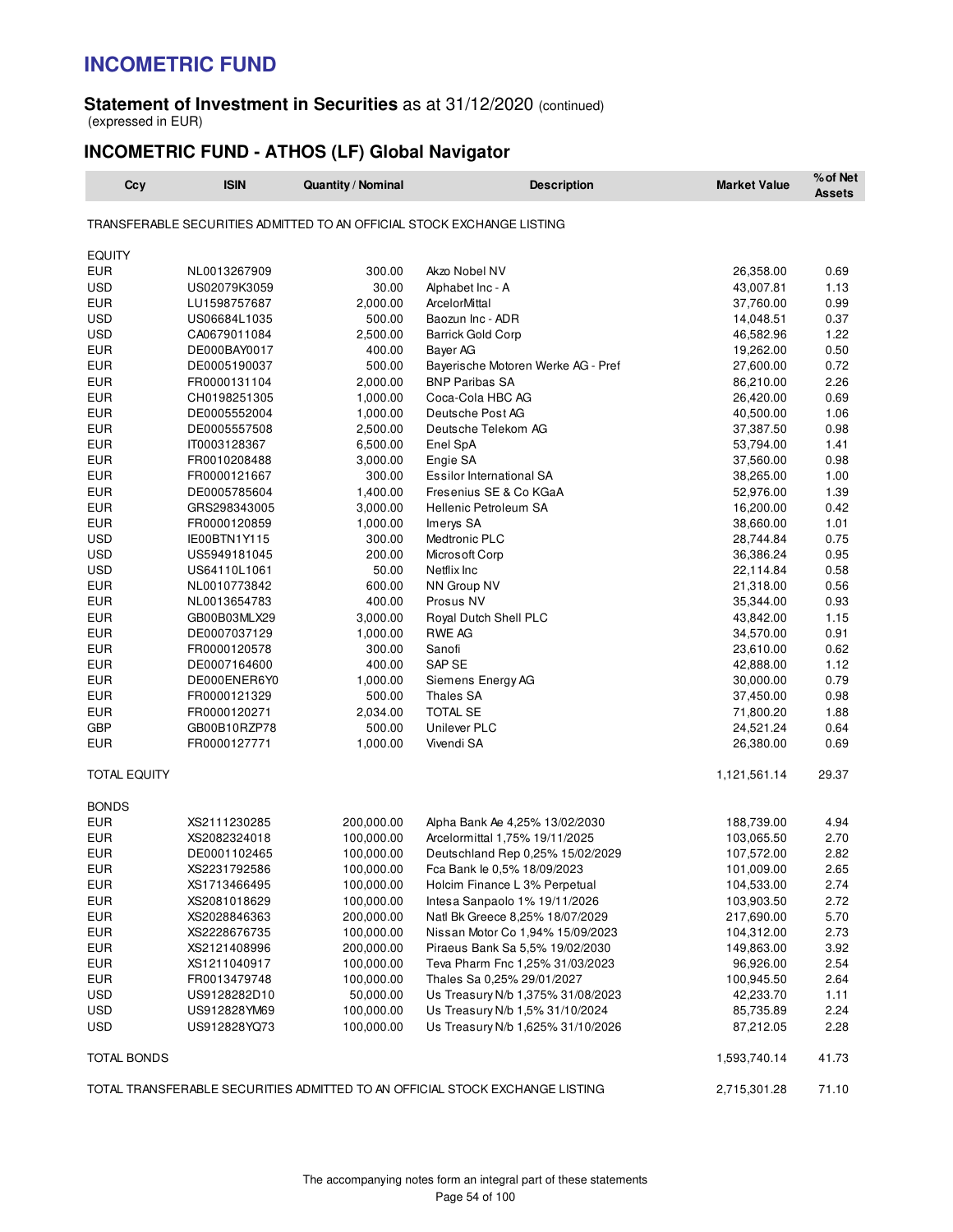# INCOMETRIC FUND

**Statement of Investment in Securities** as at 31/12/2020 (continued)
(expressed in EUR)

## INCOMETRIC FUND - ATHOS (LF) Global Navigator

| Ccy | ISIN | Quantity / Nominal | Description | Market Value | % of Net Assets |
|---|---|---|---|---|---|
| TRANSFERABLE SECURITIES ADMITTED TO AN OFFICIAL STOCK EXCHANGE LISTING | | | | | |
| EQUITY | | | | | |
| EUR | NL0013267909 | 300.00 | Akzo Nobel NV | 26,358.00 | 0.69 |
| USD | US02079K3059 | 30.00 | Alphabet Inc - A | 43,007.81 | 1.13 |
| EUR | LU1598757687 | 2,000.00 | ArcelorMittal | 37,760.00 | 0.99 |
| USD | US06684L1035 | 500.00 | Baozun Inc - ADR | 14,048.51 | 0.37 |
| USD | CA0679011084 | 2,500.00 | Barrick Gold Corp | 46,582.96 | 1.22 |
| EUR | DE000BAY0017 | 400.00 | Bayer AG | 19,262.00 | 0.50 |
| EUR | DE0005190037 | 500.00 | Bayerische Motoren Werke AG - Pref | 27,600.00 | 0.72 |
| EUR | FR0000131104 | 2,000.00 | BNP Paribas SA | 86,210.00 | 2.26 |
| EUR | CH0198251305 | 1,000.00 | Coca-Cola HBC AG | 26,420.00 | 0.69 |
| EUR | DE0005552004 | 1,000.00 | Deutsche Post AG | 40,500.00 | 1.06 |
| EUR | DE0005557508 | 2,500.00 | Deutsche Telekom AG | 37,387.50 | 0.98 |
| EUR | IT0003128367 | 6,500.00 | Enel SpA | 53,794.00 | 1.41 |
| EUR | FR0010208488 | 3,000.00 | Engie SA | 37,560.00 | 0.98 |
| EUR | FR0000121667 | 300.00 | Essilor International SA | 38,265.00 | 1.00 |
| EUR | DE0005785604 | 1,400.00 | Fresenius SE & Co KGaA | 52,976.00 | 1.39 |
| EUR | GRS298343005 | 3,000.00 | Hellenic Petroleum SA | 16,200.00 | 0.42 |
| EUR | FR0000120859 | 1,000.00 | Imerys SA | 38,660.00 | 1.01 |
| USD | IE00BTN1Y115 | 300.00 | Medtronic PLC | 28,744.84 | 0.75 |
| USD | US5949181045 | 200.00 | Microsoft Corp | 36,386.24 | 0.95 |
| USD | US64110L1061 | 50.00 | Netflix Inc | 22,114.84 | 0.58 |
| EUR | NL0010773842 | 600.00 | NN Group NV | 21,318.00 | 0.56 |
| EUR | NL0013654783 | 400.00 | Prosus NV | 35,344.00 | 0.93 |
| EUR | GB00B03MLX29 | 3,000.00 | Royal Dutch Shell PLC | 43,842.00 | 1.15 |
| EUR | DE0007037129 | 1,000.00 | RWE AG | 34,570.00 | 0.91 |
| EUR | FR0000120578 | 300.00 | Sanofi | 23,610.00 | 0.62 |
| EUR | DE0007164600 | 400.00 | SAP SE | 42,888.00 | 1.12 |
| EUR | DE000ENER6Y0 | 1,000.00 | Siemens Energy AG | 30,000.00 | 0.79 |
| EUR | FR0000121329 | 500.00 | Thales SA | 37,450.00 | 0.98 |
| EUR | FR0000120271 | 2,034.00 | TOTAL SE | 71,800.20 | 1.88 |
| GBP | GB00B10RZP78 | 500.00 | Unilever PLC | 24,521.24 | 0.64 |
| EUR | FR0000127771 | 1,000.00 | Vivendi SA | 26,380.00 | 0.69 |
| TOTAL EQUITY | | | | 1,121,561.14 | 29.37 |
| BONDS | | | | | |
| EUR | XS2111230285 | 200,000.00 | Alpha Bank Ae 4,25% 13/02/2030 | 188,739.00 | 4.94 |
| EUR | XS2082324018 | 100,000.00 | Arcelormittal 1,75% 19/11/2025 | 103,065.50 | 2.70 |
| EUR | DE0001102465 | 100,000.00 | Deutschland Rep 0,25% 15/02/2029 | 107,572.00 | 2.82 |
| EUR | XS2231792586 | 100,000.00 | Fca Bank Ie 0,5% 18/09/2023 | 101,009.00 | 2.65 |
| EUR | XS1713466495 | 100,000.00 | Holcim Finance L 3% Perpetual | 104,533.00 | 2.74 |
| EUR | XS2081018629 | 100,000.00 | Intesa Sanpaolo 1% 19/11/2026 | 103,903.50 | 2.72 |
| EUR | XS2028846363 | 200,000.00 | Natl Bk Greece 8,25% 18/07/2029 | 217,690.00 | 5.70 |
| EUR | XS2228676735 | 100,000.00 | Nissan Motor Co 1,94% 15/09/2023 | 104,312.00 | 2.73 |
| EUR | XS2121408996 | 200,000.00 | Piraeus Bank Sa 5,5% 19/02/2030 | 149,863.00 | 3.92 |
| EUR | XS1211040917 | 100,000.00 | Teva Pharm Fnc 1,25% 31/03/2023 | 96,926.00 | 2.54 |
| EUR | FR0013479748 | 100,000.00 | Thales Sa 0,25% 29/01/2027 | 100,945.50 | 2.64 |
| USD | US9128282D10 | 50,000.00 | Us Treasury N/b 1,375% 31/08/2023 | 42,233.70 | 1.11 |
| USD | US912828YM69 | 100,000.00 | Us Treasury N/b 1,5% 31/10/2024 | 85,735.89 | 2.24 |
| USD | US912828YQ73 | 100,000.00 | Us Treasury N/b 1,625% 31/10/2026 | 87,212.05 | 2.28 |
| TOTAL BONDS | | | | 1,593,740.14 | 41.73 |
| TOTAL TRANSFERABLE SECURITIES ADMITTED TO AN OFFICIAL STOCK EXCHANGE LISTING | | | | 2,715,301.28 | 71.10 |

The accompanying notes form an integral part of these statements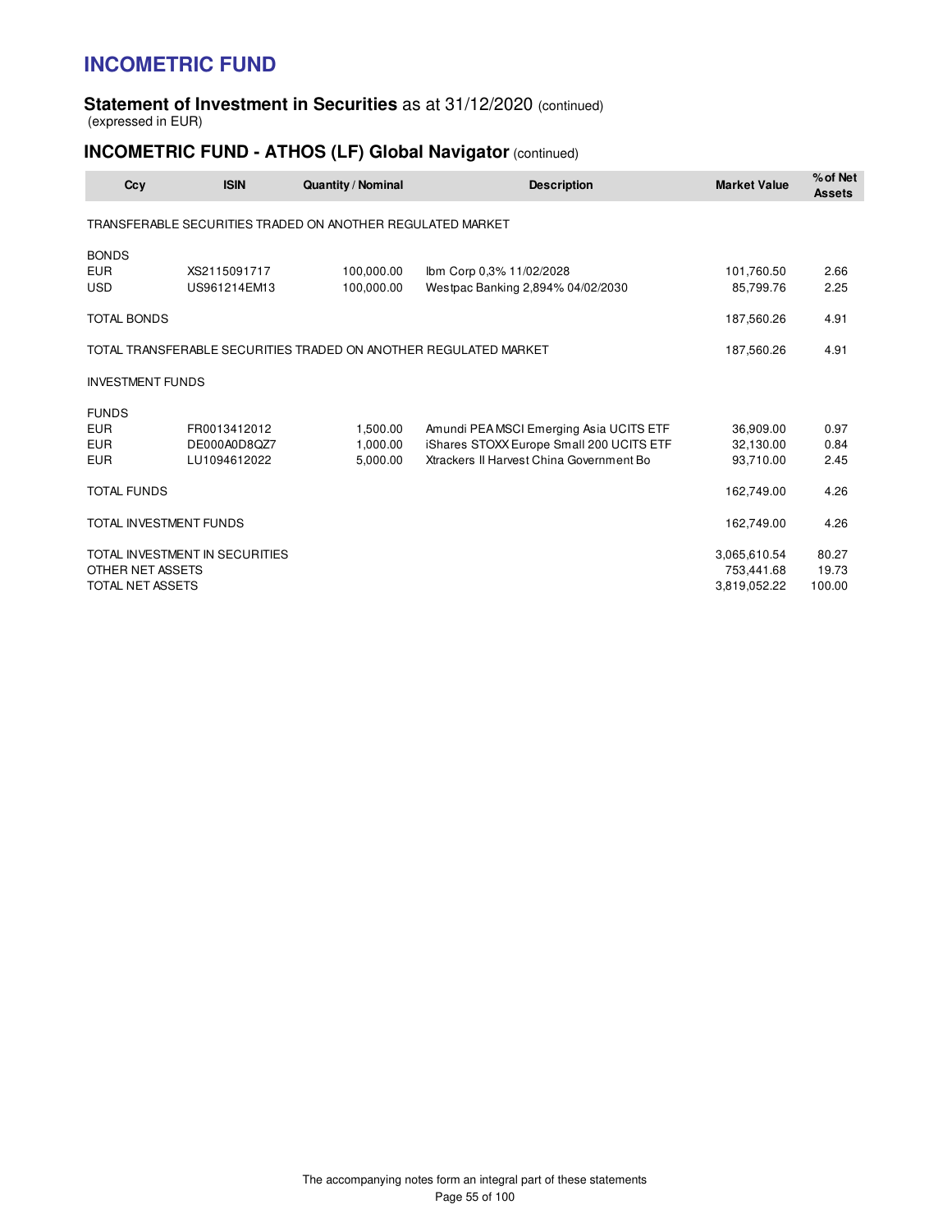# INCOMETRIC FUND

## Statement of Investment in Securities as at 31/12/2020 (continued)

(expressed in EUR)

## INCOMETRIC FUND - ATHOS (LF) Global Navigator (continued)

| Ccy | ISIN | Quantity / Nominal | Description | Market Value | % of Net Assets |
|---|---|---|---|---|---|
| TRANSFERABLE SECURITIES TRADED ON ANOTHER REGULATED MARKET | | | | | |
| BONDS | | | | | |
| EUR | XS2115091717 | 100,000.00 | Ibm Corp 0,3% 11/02/2028 | 101,760.50 | 2.66 |
| USD | US961214EM13 | 100,000.00 | Westpac Banking 2,894% 04/02/2030 | 85,799.76 | 2.25 |
| TOTAL BONDS | | | | 187,560.26 | 4.91 |
| TOTAL TRANSFERABLE SECURITIES TRADED ON ANOTHER REGULATED MARKET | | | | 187,560.26 | 4.91 |
| INVESTMENT FUNDS | | | | | |
| FUNDS | | | | | |
| EUR | FR0013412012 | 1,500.00 | Amundi PEA MSCI Emerging Asia UCITS ETF | 36,909.00 | 0.97 |
| EUR | DE000A0D8QZ7 | 1,000.00 | iShares STOXX Europe Small 200 UCITS ETF | 32,130.00 | 0.84 |
| EUR | LU1094612022 | 5,000.00 | Xtrackers II Harvest China Government Bo | 93,710.00 | 2.45 |
| TOTAL FUNDS | | | | 162,749.00 | 4.26 |
| TOTAL INVESTMENT FUNDS | | | | 162,749.00 | 4.26 |
| TOTAL INVESTMENT IN SECURITIES | | | | 3,065,610.54 | 80.27 |
| OTHER NET ASSETS | | | | 753,441.68 | 19.73 |
| TOTAL NET ASSETS | | | | 3,819,052.22 | 100.00 |

The accompanying notes form an integral part of these statements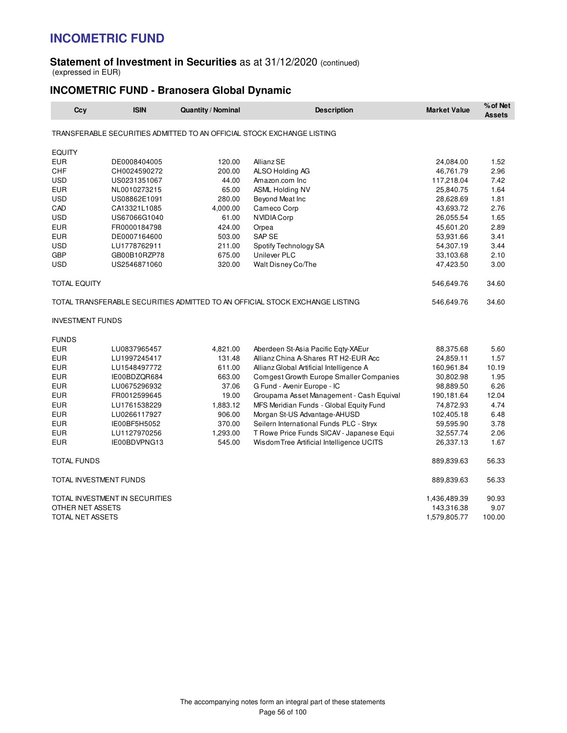# INCOMETRIC FUND

**Statement of Investment in Securities** as at 31/12/2020 (continued)
(expressed in EUR)

## INCOMETRIC FUND - Branosera Global Dynamic

| Ccy | ISIN | Quantity / Nominal | Description | Market Value | % of Net Assets |
|---|---|---|---|---|---|
| TRANSFERABLE SECURITIES ADMITTED TO AN OFFICIAL STOCK EXCHANGE LISTING | | | | | |
| EQUITY | | | | | |
| EUR | DE0008404005 | 120.00 | Allianz SE | 24,084.00 | 1.52 |
| CHF | CH0024590272 | 200.00 | ALSO Holding AG | 46,761.79 | 2.96 |
| USD | US0231351067 | 44.00 | Amazon.com Inc | 117,218.04 | 7.42 |
| EUR | NL0010273215 | 65.00 | ASML Holding NV | 25,840.75 | 1.64 |
| USD | US08862E1091 | 280.00 | Beyond Meat Inc | 28,628.69 | 1.81 |
| CAD | CA13321L1085 | 4,000.00 | Cameco Corp | 43,693.72 | 2.76 |
| USD | US67066G1040 | 61.00 | NVIDIA Corp | 26,055.54 | 1.65 |
| EUR | FR0000184798 | 424.00 | Orpea | 45,601.20 | 2.89 |
| EUR | DE0007164600 | 503.00 | SAP SE | 53,931.66 | 3.41 |
| USD | LU1778762911 | 211.00 | Spotify Technology SA | 54,307.19 | 3.44 |
| GBP | GB00B10RZP78 | 675.00 | Unilever PLC | 33,103.68 | 2.10 |
| USD | US2546871060 | 320.00 | Walt Disney Co/The | 47,423.50 | 3.00 |
| TOTAL EQUITY | | | | 546,649.76 | 34.60 |
| TOTAL TRANSFERABLE SECURITIES ADMITTED TO AN OFFICIAL STOCK EXCHANGE LISTING | | | | 546,649.76 | 34.60 |
| INVESTMENT FUNDS | | | | | |
| FUNDS | | | | | |
| EUR | LU0837965457 | 4,821.00 | Aberdeen St-Asia Pacific Eqty-XAEur | 88,375.68 | 5.60 |
| EUR | LU1997245417 | 131.48 | Allianz China A-Shares RT H2-EUR Acc | 24,859.11 | 1.57 |
| EUR | LU1548497772 | 611.00 | Allianz Global Artificial Intelligence A | 160,961.84 | 10.19 |
| EUR | IE00BDZQR684 | 663.00 | Comgest Growth Europe Smaller Companies | 30,802.98 | 1.95 |
| EUR | LU0675296932 | 37.06 | G Fund - Avenir Europe - IC | 98,889.50 | 6.26 |
| EUR | FR0012599645 | 19.00 | Groupama Asset Management - Cash Equival | 190,181.64 | 12.04 |
| EUR | LU1761538229 | 1,883.12 | MFS Meridian Funds - Global Equity Fund | 74,872.93 | 4.74 |
| EUR | LU0266117927 | 906.00 | Morgan St-US Advantage-AHUSD | 102,405.18 | 6.48 |
| EUR | IE00BF5H5052 | 370.00 | Seilern International Funds PLC - Stryx | 59,595.90 | 3.78 |
| EUR | LU1127970256 | 1,293.00 | T Rowe Price Funds SICAV - Japanese Equi | 32,557.74 | 2.06 |
| EUR | IE00BDVPNG13 | 545.00 | WisdomTree Artificial Intelligence UCITS | 26,337.13 | 1.67 |
| TOTAL FUNDS | | | | 889,839.63 | 56.33 |
| TOTAL INVESTMENT FUNDS | | | | 889,839.63 | 56.33 |
| TOTAL INVESTMENT IN SECURITIES | | | | 1,436,489.39 | 90.93 |
| OTHER NET ASSETS | | | | 143,316.38 | 9.07 |
| TOTAL NET ASSETS | | | | 1,579,805.77 | 100.00 |

The accompanying notes form an integral part of these statements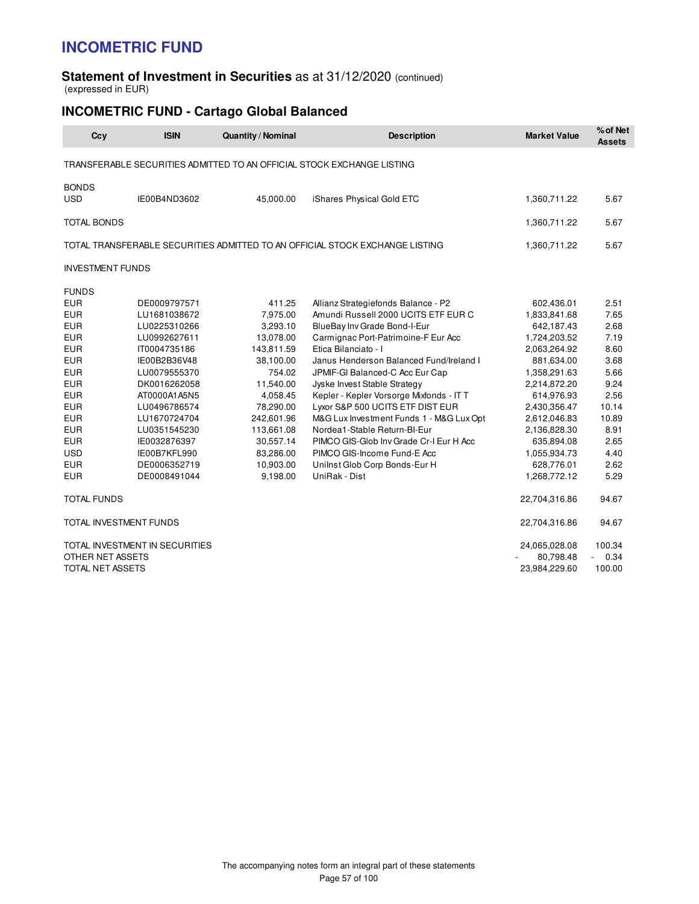# INCOMETRIC FUND

## Statement of Investment in Securities as at 31/12/2020 (continued)

(expressed in EUR)

## INCOMETRIC FUND - Cartago Global Balanced

| Ccy | ISIN | Quantity / Nominal | Description | Market Value | % of Net Assets |
|---|---|---|---|---|---|
| TRANSFERABLE SECURITIES ADMITTED TO AN OFFICIAL STOCK EXCHANGE LISTING | | | | | |
| BONDS | | | | | |
| USD | IE00B4ND3602 | 45,000.00 | iShares Physical Gold ETC | 1,360,711.22 | 5.67 |
| TOTAL BONDS | | | | 1,360,711.22 | 5.67 |
| TOTAL TRANSFERABLE SECURITIES ADMITTED TO AN OFFICIAL STOCK EXCHANGE LISTING | | | | 1,360,711.22 | 5.67 |
| INVESTMENT FUNDS | | | | | |
| FUNDS | | | | | |
| EUR | DE0009797571 | 411.25 | Allianz Strategiefonds Balance - P2 | 602,436.01 | 2.51 |
| EUR | LU1681038672 | 7,975.00 | Amundi Russell 2000 UCITS ETF EUR C | 1,833,841.68 | 7.65 |
| EUR | LU0225310266 | 3,293.10 | BlueBay Inv Grade Bond-I-Eur | 642,187.43 | 2.68 |
| EUR | LU0992627611 | 13,078.00 | Carmignac Port-Patrimoine-F Eur Acc | 1,724,203.52 | 7.19 |
| EUR | IT0004735186 | 143,811.59 | Etica Bilanciato - I | 2,063,264.92 | 8.60 |
| EUR | IE00B2B36V48 | 38,100.00 | Janus Henderson Balanced Fund/Ireland I | 881,634.00 | 3.68 |
| EUR | LU0079555370 | 754.02 | JPMIF-Gl Balanced-C Acc Eur Cap | 1,358,291.63 | 5.66 |
| EUR | DK0016262058 | 11,540.00 | Jyske Invest Stable Strategy | 2,214,872.20 | 9.24 |
| EUR | AT0000A1A5N5 | 4,058.45 | Kepler - Kepler Vorsorge Mixfonds - IT T | 614,976.93 | 2.56 |
| EUR | LU0496786574 | 78,290.00 | Lyxor S&P 500 UCITS ETF DIST EUR | 2,430,356.47 | 10.14 |
| EUR | LU1670724704 | 242,601.96 | M&G Lux Investment Funds 1 - M&G Lux Opt | 2,612,046.83 | 10.89 |
| EUR | LU0351545230 | 113,661.08 | Nordea1-Stable Return-BI-Eur | 2,136,828.30 | 8.91 |
| EUR | IE0032876397 | 30,557.14 | PIMCO GIS-Glob Inv Grade Cr-I Eur H Acc | 635,894.08 | 2.65 |
| USD | IE00B7KFL990 | 83,286.00 | PIMCO GIS-Income Fund-E Acc | 1,055,934.73 | 4.40 |
| EUR | DE0006352719 | 10,903.00 | UniInst Glob Corp Bonds-Eur H | 628,776.01 | 2.62 |
| EUR | DE0008491044 | 9,198.00 | UniRak - Dist | 1,268,772.12 | 5.29 |
| TOTAL FUNDS | | | | 22,704,316.86 | 94.67 |
| TOTAL INVESTMENT FUNDS | | | | 22,704,316.86 | 94.67 |
| TOTAL INVESTMENT IN SECURITIES | | | | 24,065,028.08 | 100.34 |
| OTHER NET ASSETS | | | | - 80,798.48 | - 0.34 |
| TOTAL NET ASSETS | | | | 23,984,229.60 | 100.00 |

The accompanying notes form an integral part of these statements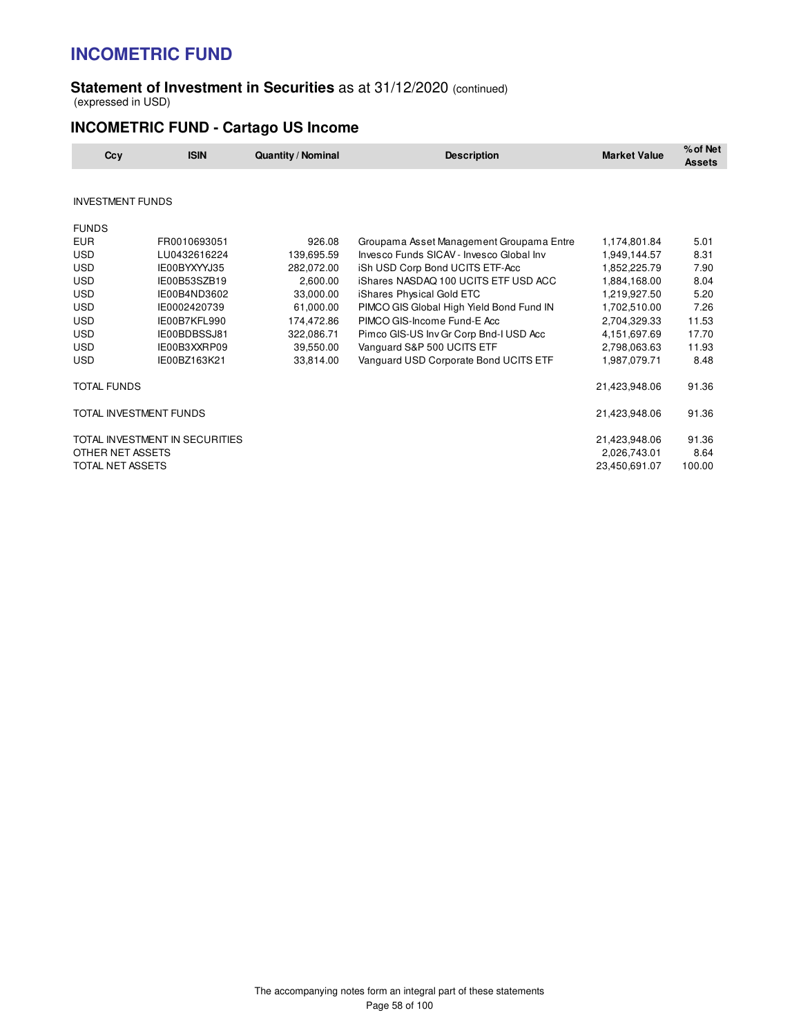# INCOMETRIC FUND

## Statement of Investment in Securities as at 31/12/2020 (continued)

(expressed in USD)

## INCOMETRIC FUND - Cartago US Income

| Ccy | ISIN | Quantity / Nominal | Description | Market Value | % of Net Assets |
|---|---|---|---|---|---|
| INVESTMENT FUNDS | | | | | |
| FUNDS | | | | | |
| EUR | FR0010693051 | 926.08 | Groupama Asset Management Groupama Entre | 1,174,801.84 | 5.01 |
| USD | LU0432616224 | 139,695.59 | Invesco Funds SICAV - Invesco Global Inv | 1,949,144.57 | 8.31 |
| USD | IE00BYXYYJ35 | 282,072.00 | iSh USD Corp Bond UCITS ETF-Acc | 1,852,225.79 | 7.90 |
| USD | IE00B53SZB19 | 2,600.00 | iShares NASDAQ 100 UCITS ETF USD ACC | 1,884,168.00 | 8.04 |
| USD | IE00B4ND3602 | 33,000.00 | iShares Physical Gold ETC | 1,219,927.50 | 5.20 |
| USD | IE0002420739 | 61,000.00 | PIMCO GIS Global High Yield Bond Fund IN | 1,702,510.00 | 7.26 |
| USD | IE00B7KFL990 | 174,472.86 | PIMCO GIS-Income Fund-E Acc | 2,704,329.33 | 11.53 |
| USD | IE00BDBSSJ81 | 322,086.71 | Pimco GIS-US Inv Gr Corp Bnd-I USD Acc | 4,151,697.69 | 17.70 |
| USD | IE00B3XXRP09 | 39,550.00 | Vanguard S&P 500 UCITS ETF | 2,798,063.63 | 11.93 |
| USD | IE00BZ163K21 | 33,814.00 | Vanguard USD Corporate Bond UCITS ETF | 1,987,079.71 | 8.48 |
| TOTAL FUNDS | | | | 21,423,948.06 | 91.36 |
| TOTAL INVESTMENT FUNDS | | | | 21,423,948.06 | 91.36 |
| TOTAL INVESTMENT IN SECURITIES | | | | 21,423,948.06 | 91.36 |
| OTHER NET ASSETS | | | | 2,026,743.01 | 8.64 |
| TOTAL NET ASSETS | | | | 23,450,691.07 | 100.00 |

The accompanying notes form an integral part of these statements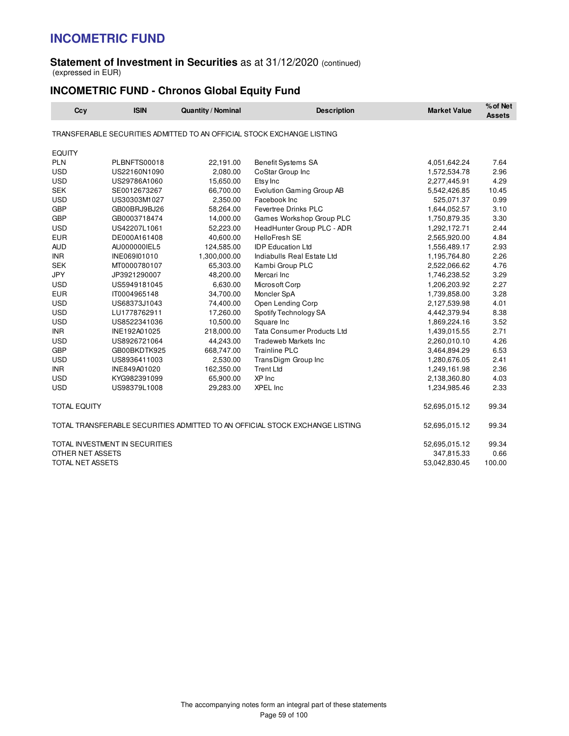# INCOMETRIC FUND

**Statement of Investment in Securities** as at 31/12/2020 (continued)
(expressed in EUR)

## INCOMETRIC FUND - Chronos Global Equity Fund

| Ccy | ISIN | Quantity / Nominal | Description | Market Value | % of Net Assets |
|---|---|---|---|---|---|
| TRANSFERABLE SECURITIES ADMITTED TO AN OFFICIAL STOCK EXCHANGE LISTING | | | | | |
| EQUITY | | | | | |
| PLN | PLBNFTS00018 | 22,191.00 | Benefit Systems SA | 4,051,642.24 | 7.64 |
| USD | US22160N1090 | 2,080.00 | CoStar Group Inc | 1,572,534.78 | 2.96 |
| USD | US29786A1060 | 15,650.00 | Etsy Inc | 2,277,445.91 | 4.29 |
| SEK | SE0012673267 | 66,700.00 | Evolution Gaming Group AB | 5,542,426.85 | 10.45 |
| USD | US30303M1027 | 2,350.00 | Facebook Inc | 525,071.37 | 0.99 |
| GBP | GB00BRJ9BJ26 | 58,264.00 | Fevertree Drinks PLC | 1,644,052.57 | 3.10 |
| GBP | GB0003718474 | 14,000.00 | Games Workshop Group PLC | 1,750,879.35 | 3.30 |
| USD | US42207L1061 | 52,223.00 | HeadHunter Group PLC - ADR | 1,292,172.71 | 2.44 |
| EUR | DE000A161408 | 40,600.00 | HelloFresh SE | 2,565,920.00 | 4.84 |
| AUD | AU000000IEL5 | 124,585.00 | IDP Education Ltd | 1,556,489.17 | 2.93 |
| INR | INE069I01010 | 1,300,000.00 | Indiabulls Real Estate Ltd | 1,195,764.80 | 2.26 |
| SEK | MT0000780107 | 65,303.00 | Kambi Group PLC | 2,522,066.62 | 4.76 |
| JPY | JP3921290007 | 48,200.00 | Mercari Inc | 1,746,238.52 | 3.29 |
| USD | US5949181045 | 6,630.00 | Microsoft Corp | 1,206,203.92 | 2.27 |
| EUR | IT0004965148 | 34,700.00 | Moncler SpA | 1,739,858.00 | 3.28 |
| USD | US68373J1043 | 74,400.00 | Open Lending Corp | 2,127,539.98 | 4.01 |
| USD | LU1778762911 | 17,260.00 | Spotify Technology SA | 4,442,379.94 | 8.38 |
| USD | US8522341036 | 10,500.00 | Square Inc | 1,869,224.16 | 3.52 |
| INR | INE192A01025 | 218,000.00 | Tata Consumer Products Ltd | 1,439,015.55 | 2.71 |
| USD | US8926721064 | 44,243.00 | Tradeweb Markets Inc | 2,260,010.10 | 4.26 |
| GBP | GB00BKDTK925 | 668,747.00 | Trainline PLC | 3,464,894.29 | 6.53 |
| USD | US8936411003 | 2,530.00 | TransDigm Group Inc | 1,280,676.05 | 2.41 |
| INR | INE849A01020 | 162,350.00 | Trent Ltd | 1,249,161.98 | 2.36 |
| USD | KYG982391099 | 65,900.00 | XP Inc | 2,138,360.80 | 4.03 |
| USD | US98379L1008 | 29,283.00 | XPEL Inc | 1,234,985.46 | 2.33 |
| TOTAL EQUITY | | | | 52,695,015.12 | 99.34 |
| TOTAL TRANSFERABLE SECURITIES ADMITTED TO AN OFFICIAL STOCK EXCHANGE LISTING | | | | 52,695,015.12 | 99.34 |
| TOTAL INVESTMENT IN SECURITIES | | | | 52,695,015.12 | 99.34 |
| OTHER NET ASSETS | | | | 347,815.33 | 0.66 |
| TOTAL NET ASSETS | | | | 53,042,830.45 | 100.00 |

The accompanying notes form an integral part of these statements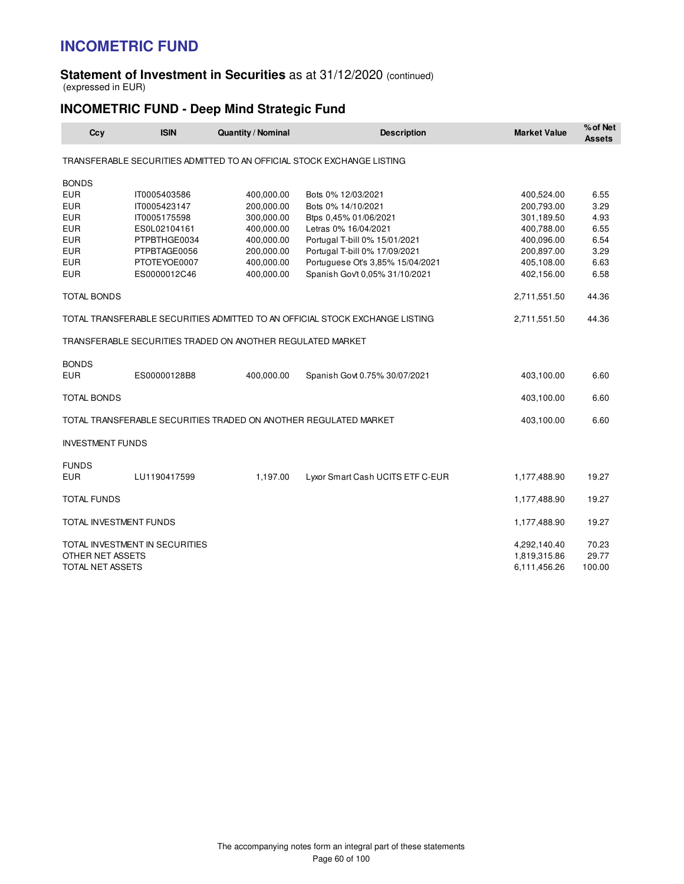# INCOMETRIC FUND

## Statement of Investment in Securities as at 31/12/2020 (continued)

(expressed in EUR)

### INCOMETRIC FUND - Deep Mind Strategic Fund

| Ccy | ISIN | Quantity / Nominal | Description | Market Value | % of Net Assets |
|---|---|---|---|---|---|
| TRANSFERABLE SECURITIES ADMITTED TO AN OFFICIAL STOCK EXCHANGE LISTING | | | | | |
| BONDS | | | | | |
| EUR | IT0005403586 | 400,000.00 | Bots 0% 12/03/2021 | 400,524.00 | 6.55 |
| EUR | IT0005423147 | 200,000.00 | Bots 0% 14/10/2021 | 200,793.00 | 3.29 |
| EUR | IT0005175598 | 300,000.00 | Btps 0,45% 01/06/2021 | 301,189.50 | 4.93 |
| EUR | ES0L02104161 | 400,000.00 | Letras 0% 16/04/2021 | 400,788.00 | 6.55 |
| EUR | PTPBTHGE0034 | 400,000.00 | Portugal T-bill 0% 15/01/2021 | 400,096.00 | 6.54 |
| EUR | PTPBTAGE0056 | 200,000.00 | Portugal T-bill 0% 17/09/2021 | 200,897.00 | 3.29 |
| EUR | PTOTEYOE0007 | 400,000.00 | Portuguese Ot's 3,85% 15/04/2021 | 405,108.00 | 6.63 |
| EUR | ES0000012C46 | 400,000.00 | Spanish Govt 0,05% 31/10/2021 | 402,156.00 | 6.58 |
| TOTAL BONDS | | | | 2,711,551.50 | 44.36 |
| TOTAL TRANSFERABLE SECURITIES ADMITTED TO AN OFFICIAL STOCK EXCHANGE LISTING | | | | 2,711,551.50 | 44.36 |
| TRANSFERABLE SECURITIES TRADED ON ANOTHER REGULATED MARKET | | | | | |
| BONDS | | | | | |
| EUR | ES00000128B8 | 400,000.00 | Spanish Govt 0.75% 30/07/2021 | 403,100.00 | 6.60 |
| TOTAL BONDS | | | | 403,100.00 | 6.60 |
| TOTAL TRANSFERABLE SECURITIES TRADED ON ANOTHER REGULATED MARKET | | | | 403,100.00 | 6.60 |
| INVESTMENT FUNDS | | | | | |
| FUNDS | | | | | |
| EUR | LU1190417599 | 1,197.00 | Lyxor Smart Cash UCITS ETF C-EUR | 1,177,488.90 | 19.27 |
| TOTAL FUNDS | | | | 1,177,488.90 | 19.27 |
| TOTAL INVESTMENT FUNDS | | | | 1,177,488.90 | 19.27 |
| TOTAL INVESTMENT IN SECURITIES | | | | 4,292,140.40 | 70.23 |
| OTHER NET ASSETS | | | | 1,819,315.86 | 29.77 |
| TOTAL NET ASSETS | | | | 6,111,456.26 | 100.00 |

The accompanying notes form an integral part of these statements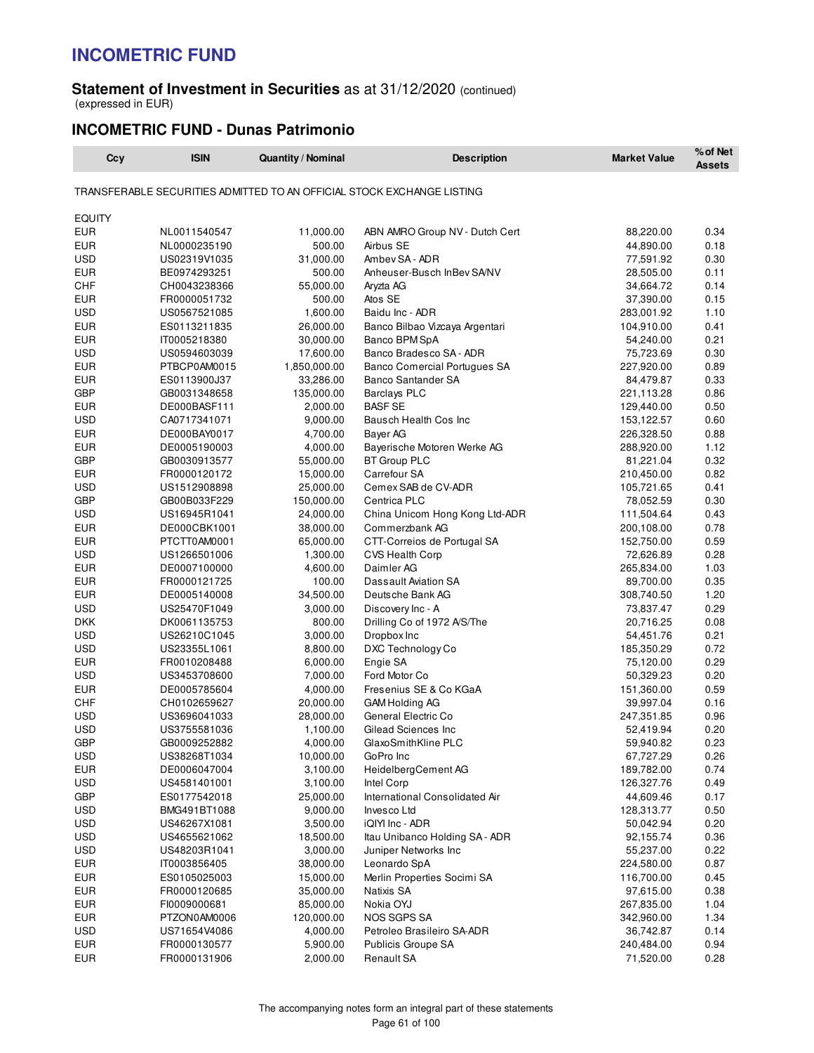# INCOMETRIC FUND

## Statement of Investment in Securities as at 31/12/2020 (continued)

(expressed in EUR)

## INCOMETRIC FUND - Dunas Patrimonio

| Ccy | ISIN | Quantity / Nominal | Description | Market Value | % of Net Assets |
|---|---|---|---|---|---|
| TRANSFERABLE SECURITIES ADMITTED TO AN OFFICIAL STOCK EXCHANGE LISTING | | | | | |
| EQUITY | | | | | |
| EUR | NL0011540547 | 11,000.00 | ABN AMRO Group NV - Dutch Cert | 88,220.00 | 0.34 |
| EUR | NL0000235190 | 500.00 | Airbus SE | 44,890.00 | 0.18 |
| USD | US02319V1035 | 31,000.00 | Ambev SA - ADR | 77,591.92 | 0.30 |
| EUR | BE0974293251 | 500.00 | Anheuser-Busch InBev SA/NV | 28,505.00 | 0.11 |
| CHF | CH0043238366 | 55,000.00 | Aryzta AG | 34,664.72 | 0.14 |
| EUR | FR0000051732 | 500.00 | Atos SE | 37,390.00 | 0.15 |
| USD | US0567521085 | 1,600.00 | Baidu Inc - ADR | 283,001.92 | 1.10 |
| EUR | ES0113211835 | 26,000.00 | Banco Bilbao Vizcaya Argentari | 104,910.00 | 0.41 |
| EUR | IT0005218380 | 30,000.00 | Banco BPM SpA | 54,240.00 | 0.21 |
| USD | US0594603039 | 17,600.00 | Banco Bradesco SA - ADR | 75,723.69 | 0.30 |
| EUR | PTBCP0AM0015 | 1,850,000.00 | Banco Comercial Portugues SA | 227,920.00 | 0.89 |
| EUR | ES0113900J37 | 33,286.00 | Banco Santander SA | 84,479.87 | 0.33 |
| GBP | GB0031348658 | 135,000.00 | Barclays PLC | 221,113.28 | 0.86 |
| EUR | DE000BASF111 | 2,000.00 | BASF SE | 129,440.00 | 0.50 |
| USD | CA0717341071 | 9,000.00 | Bausch Health Cos Inc | 153,122.57 | 0.60 |
| EUR | DE000BAY0017 | 4,700.00 | Bayer AG | 226,328.50 | 0.88 |
| EUR | DE0005190003 | 4,000.00 | Bayerische Motoren Werke AG | 288,920.00 | 1.12 |
| GBP | GB0030913577 | 55,000.00 | BT Group PLC | 81,221.04 | 0.32 |
| EUR | FR0000120172 | 15,000.00 | Carrefour SA | 210,450.00 | 0.82 |
| USD | US1512908898 | 25,000.00 | Cemex SAB de CV-ADR | 105,721.65 | 0.41 |
| GBP | GB00B033F229 | 150,000.00 | Centrica PLC | 78,052.59 | 0.30 |
| USD | US16945R1041 | 24,000.00 | China Unicom Hong Kong Ltd-ADR | 111,504.64 | 0.43 |
| EUR | DE000CBK1001 | 38,000.00 | Commerzbank AG | 200,108.00 | 0.78 |
| EUR | PTCTT0AM0001 | 65,000.00 | CTT-Correios de Portugal SA | 152,750.00 | 0.59 |
| USD | US1266501006 | 1,300.00 | CVS Health Corp | 72,626.89 | 0.28 |
| EUR | DE0007100000 | 4,600.00 | Daimler AG | 265,834.00 | 1.03 |
| EUR | FR0000121725 | 100.00 | Dassault Aviation SA | 89,700.00 | 0.35 |
| EUR | DE0005140008 | 34,500.00 | Deutsche Bank AG | 308,740.50 | 1.20 |
| USD | US25470F1049 | 3,000.00 | Discovery Inc - A | 73,837.47 | 0.29 |
| DKK | DK0061135753 | 800.00 | Drilling Co of 1972 A/S/The | 20,716.25 | 0.08 |
| USD | US26210C1045 | 3,000.00 | Dropbox Inc | 54,451.76 | 0.21 |
| USD | US23355L1061 | 8,800.00 | DXC Technology Co | 185,350.29 | 0.72 |
| EUR | FR0010208488 | 6,000.00 | Engie SA | 75,120.00 | 0.29 |
| USD | US3453708600 | 7,000.00 | Ford Motor Co | 50,329.23 | 0.20 |
| EUR | DE0005785604 | 4,000.00 | Fresenius SE & Co KGaA | 151,360.00 | 0.59 |
| CHF | CH0102659627 | 20,000.00 | GAM Holding AG | 39,997.04 | 0.16 |
| USD | US3696041033 | 28,000.00 | General Electric Co | 247,351.85 | 0.96 |
| USD | US3755581036 | 1,100.00 | Gilead Sciences Inc | 52,419.94 | 0.20 |
| GBP | GB0009252882 | 4,000.00 | GlaxoSmithKline PLC | 59,940.82 | 0.23 |
| USD | US38268T1034 | 10,000.00 | GoPro Inc | 67,727.29 | 0.26 |
| EUR | DE0006047004 | 3,100.00 | HeidelbergCement AG | 189,782.00 | 0.74 |
| USD | US4581401001 | 3,100.00 | Intel Corp | 126,327.76 | 0.49 |
| GBP | ES0177542018 | 25,000.00 | International Consolidated Air | 44,609.46 | 0.17 |
| USD | BMG491BT1088 | 9,000.00 | Invesco Ltd | 128,313.77 | 0.50 |
| USD | US46267X1081 | 3,500.00 | iQIYI Inc - ADR | 50,042.94 | 0.20 |
| USD | US4655621062 | 18,500.00 | Itau Unibanco Holding SA - ADR | 92,155.74 | 0.36 |
| USD | US48203R1041 | 3,000.00 | Juniper Networks Inc | 55,237.00 | 0.22 |
| EUR | IT0003856405 | 38,000.00 | Leonardo SpA | 224,580.00 | 0.87 |
| EUR | ES0105025003 | 15,000.00 | Merlin Properties Socimi SA | 116,700.00 | 0.45 |
| EUR | FR0000120685 | 35,000.00 | Natixis SA | 97,615.00 | 0.38 |
| EUR | FI0009000681 | 85,000.00 | Nokia OYJ | 267,835.00 | 1.04 |
| EUR | PTZON0AM0006 | 120,000.00 | NOS SGPS SA | 342,960.00 | 1.34 |
| USD | US71654V4086 | 4,000.00 | Petroleo Brasileiro SA-ADR | 36,742.87 | 0.14 |
| EUR | FR0000130577 | 5,900.00 | Publicis Groupe SA | 240,484.00 | 0.94 |
| EUR | FR0000131906 | 2,000.00 | Renault SA | 71,520.00 | 0.28 |

The accompanying notes form an integral part of these statements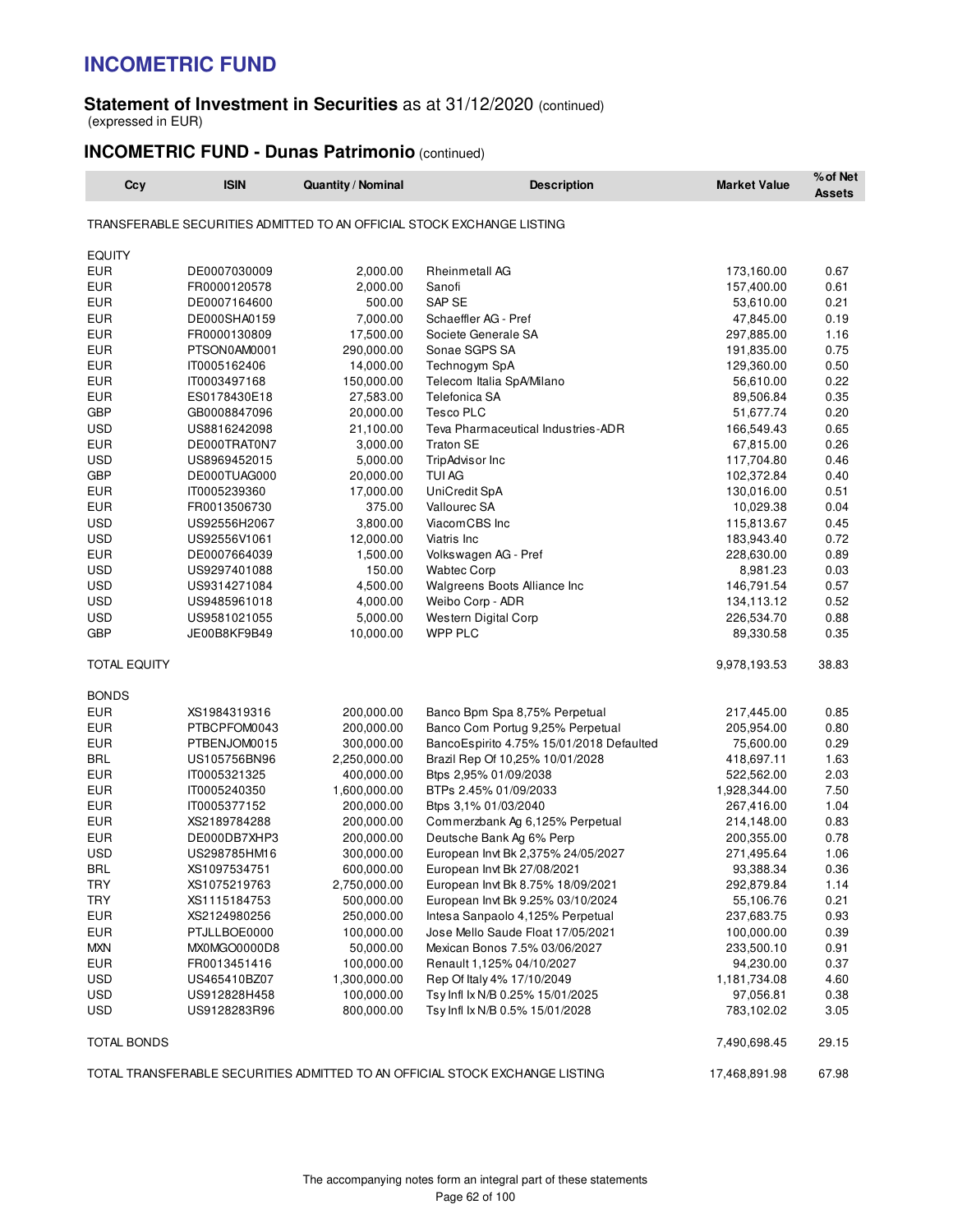# INCOMETRIC FUND

## Statement of Investment in Securities as at 31/12/2020 (continued)

(expressed in EUR)

### INCOMETRIC FUND - Dunas Patrimonio (continued)

| Ccy | ISIN | Quantity / Nominal | Description | Market Value | % of Net Assets |
|---|---|---|---|---|---|
| TRANSFERABLE SECURITIES ADMITTED TO AN OFFICIAL STOCK EXCHANGE LISTING | | | | | |
| EQUITY | | | | | |
| EUR | DE0007030009 | 2,000.00 | Rheinmetall AG | 173,160.00 | 0.67 |
| EUR | FR0000120578 | 2,000.00 | Sanofi | 157,400.00 | 0.61 |
| EUR | DE0007164600 | 500.00 | SAP SE | 53,610.00 | 0.21 |
| EUR | DE000SHA0159 | 7,000.00 | Schaeffler AG - Pref | 47,845.00 | 0.19 |
| EUR | FR0000130809 | 17,500.00 | Societe Generale SA | 297,885.00 | 1.16 |
| EUR | PTSON0AM0001 | 290,000.00 | Sonae SGPS SA | 191,835.00 | 0.75 |
| EUR | IT0005162406 | 14,000.00 | Technogym SpA | 129,360.00 | 0.50 |
| EUR | IT0003497168 | 150,000.00 | Telecom Italia SpA/Milano | 56,610.00 | 0.22 |
| EUR | ES0178430E18 | 27,583.00 | Telefonica SA | 89,506.84 | 0.35 |
| GBP | GB0008847096 | 20,000.00 | Tesco PLC | 51,677.74 | 0.20 |
| USD | US8816242098 | 21,100.00 | Teva Pharmaceutical Industries-ADR | 166,549.43 | 0.65 |
| EUR | DE000TRAT0N7 | 3,000.00 | Traton SE | 67,815.00 | 0.26 |
| USD | US8969452015 | 5,000.00 | TripAdvisor Inc | 117,704.80 | 0.46 |
| GBP | DE000TUAG000 | 20,000.00 | TUI AG | 102,372.84 | 0.40 |
| EUR | IT0005239360 | 17,000.00 | UniCredit SpA | 130,016.00 | 0.51 |
| EUR | FR0013506730 | 375.00 | Vallourec SA | 10,029.38 | 0.04 |
| USD | US92556H2067 | 3,800.00 | ViacomCBS Inc | 115,813.67 | 0.45 |
| USD | US92556V1061 | 12,000.00 | Viatris Inc | 183,943.40 | 0.72 |
| EUR | DE0007664039 | 1,500.00 | Volkswagen AG - Pref | 228,630.00 | 0.89 |
| USD | US9297401088 | 150.00 | Wabtec Corp | 8,981.23 | 0.03 |
| USD | US9314271084 | 4,500.00 | Walgreens Boots Alliance Inc | 146,791.54 | 0.57 |
| USD | US9485961018 | 4,000.00 | Weibo Corp - ADR | 134,113.12 | 0.52 |
| USD | US9581021055 | 5,000.00 | Western Digital Corp | 226,534.70 | 0.88 |
| GBP | JE00B8KF9B49 | 10,000.00 | WPP PLC | 89,330.58 | 0.35 |
| TOTAL EQUITY | | | | 9,978,193.53 | 38.83 |
| BONDS | | | | | |
| EUR | XS1984319316 | 200,000.00 | Banco Bpm Spa 8,75% Perpetual | 217,445.00 | 0.85 |
| EUR | PTBCPFOM0043 | 200,000.00 | Banco Com Portug 9,25% Perpetual | 205,954.00 | 0.80 |
| EUR | PTBENJOM0015 | 300,000.00 | BancoEspirito 4.75% 15/01/2018 Defaulted | 75,600.00 | 0.29 |
| BRL | US105756BN96 | 2,250,000.00 | Brazil Rep Of 10,25% 10/01/2028 | 418,697.11 | 1.63 |
| EUR | IT0005321325 | 400,000.00 | Btps 2,95% 01/09/2038 | 522,562.00 | 2.03 |
| EUR | IT0005240350 | 1,600,000.00 | BTPs 2.45% 01/09/2033 | 1,928,344.00 | 7.50 |
| EUR | IT0005377152 | 200,000.00 | Btps 3,1% 01/03/2040 | 267,416.00 | 1.04 |
| EUR | XS2189784288 | 200,000.00 | Commerzbank Ag 6,125% Perpetual | 214,148.00 | 0.83 |
| EUR | DE000DB7XHP3 | 200,000.00 | Deutsche Bank Ag 6% Perp | 200,355.00 | 0.78 |
| USD | US298785HM16 | 300,000.00 | European Invt Bk 2,375% 24/05/2027 | 271,495.64 | 1.06 |
| BRL | XS1097534751 | 600,000.00 | European Invt Bk 27/08/2021 | 93,388.34 | 0.36 |
| TRY | XS1075219763 | 2,750,000.00 | European Invt Bk 8.75% 18/09/2021 | 292,879.84 | 1.14 |
| TRY | XS1115184753 | 500,000.00 | European Invt Bk 9.25% 03/10/2024 | 55,106.76 | 0.21 |
| EUR | XS2124980256 | 250,000.00 | Intesa Sanpaolo 4,125% Perpetual | 237,683.75 | 0.93 |
| EUR | PTJLLBOE0000 | 100,000.00 | Jose Mello Saude Float 17/05/2021 | 100,000.00 | 0.39 |
| MXN | MX0MGO0000D8 | 50,000.00 | Mexican Bonos 7.5% 03/06/2027 | 233,500.10 | 0.91 |
| EUR | FR0013451416 | 100,000.00 | Renault 1,125% 04/10/2027 | 94,230.00 | 0.37 |
| USD | US465410BZ07 | 1,300,000.00 | Rep Of Italy 4% 17/10/2049 | 1,181,734.08 | 4.60 |
| USD | US912828H458 | 100,000.00 | Tsy Infl Ix N/B 0.25% 15/01/2025 | 97,056.81 | 0.38 |
| USD | US9128283R96 | 800,000.00 | Tsy Infl Ix N/B 0.5% 15/01/2028 | 783,102.02 | 3.05 |
| TOTAL BONDS | | | | 7,490,698.45 | 29.15 |
| TOTAL TRANSFERABLE SECURITIES ADMITTED TO AN OFFICIAL STOCK EXCHANGE LISTING | | | | 17,468,891.98 | 67.98 |

The accompanying notes form an integral part of these statements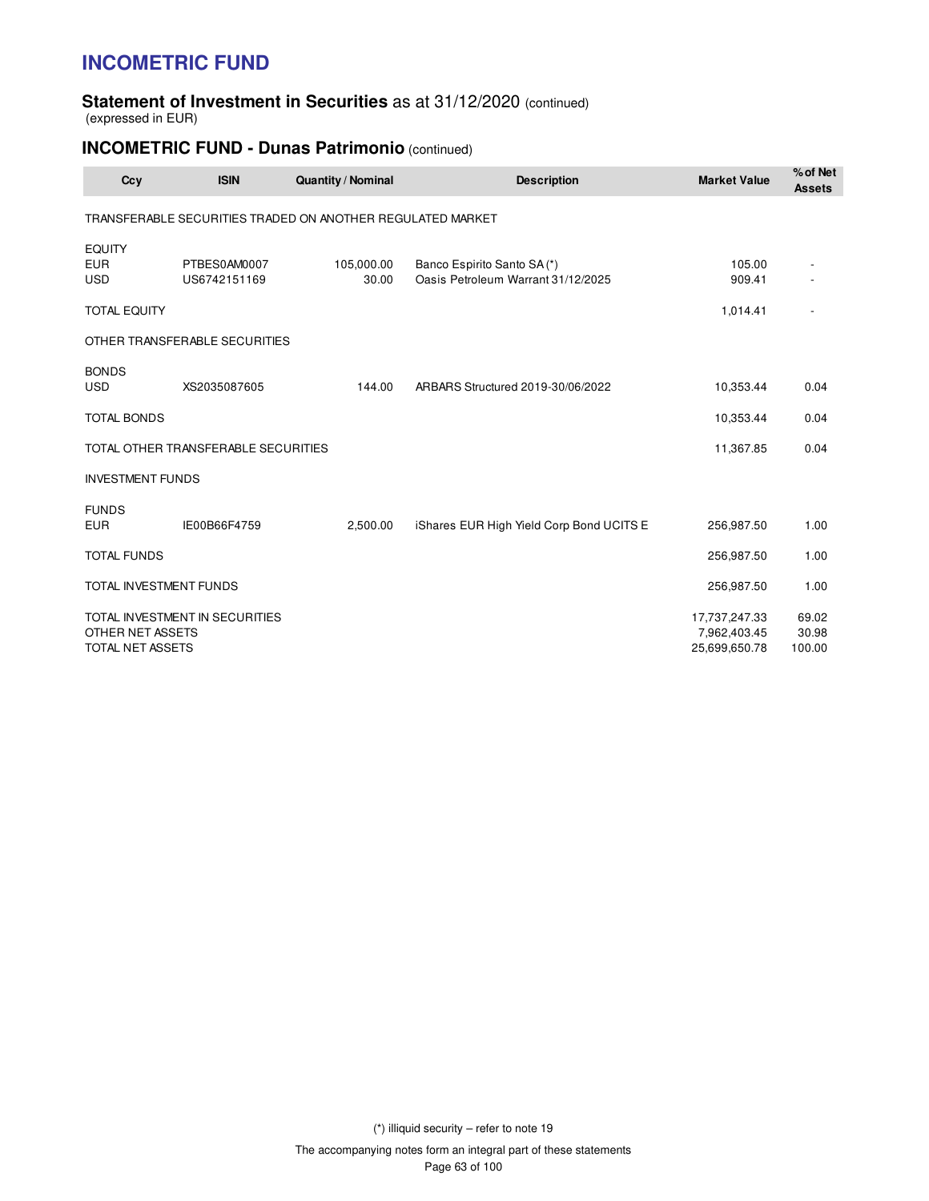# INCOMETRIC FUND

## Statement of Investment in Securities as at 31/12/2020 (continued)

(expressed in EUR)

## INCOMETRIC FUND - Dunas Patrimonio (continued)

| Ccy | ISIN | Quantity / Nominal | Description | Market Value | % of Net Assets |
|---|---|---|---|---|---|
| TRANSFERABLE SECURITIES TRADED ON ANOTHER REGULATED MARKET | | | | | |
| EQUITY | | | | | |
| EUR | PTBES0AM0007 | 105,000.00 | Banco Espirito Santo SA (*) | 105.00 | - |
| USD | US6742151169 | 30.00 | Oasis Petroleum Warrant 31/12/2025 | 909.41 | - |
| TOTAL EQUITY | | | | 1,014.41 | - |
| OTHER TRANSFERABLE SECURITIES | | | | | |
| BONDS | | | | | |
| USD | XS2035087605 | 144.00 | ARBARS Structured 2019-30/06/2022 | 10,353.44 | 0.04 |
| TOTAL BONDS | | | | 10,353.44 | 0.04 |
| TOTAL OTHER TRANSFERABLE SECURITIES | | | | 11,367.85 | 0.04 |
| INVESTMENT FUNDS | | | | | |
| FUNDS | | | | | |
| EUR | IE00B66F4759 | 2,500.00 | iShares EUR High Yield Corp Bond UCITS E | 256,987.50 | 1.00 |
| TOTAL FUNDS | | | | 256,987.50 | 1.00 |
| TOTAL INVESTMENT FUNDS | | | | 256,987.50 | 1.00 |
| TOTAL INVESTMENT IN SECURITIES | | | | 17,737,247.33 | 69.02 |
| OTHER NET ASSETS | | | | 7,962,403.45 | 30.98 |
| TOTAL NET ASSETS | | | | 25,699,650.78 | 100.00 |

(*) illiquid security – refer to note 19

The accompanying notes form an integral part of these statements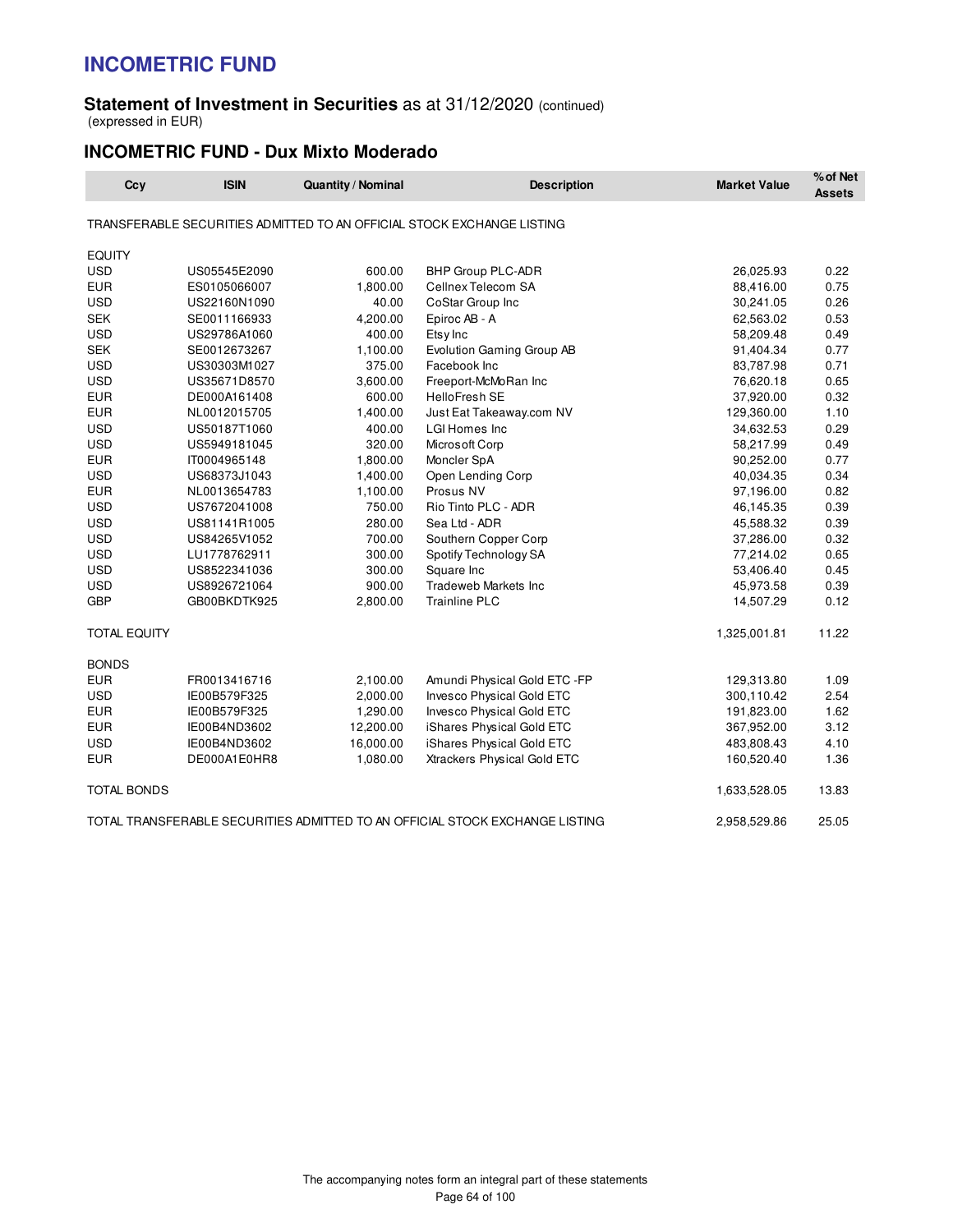# INCOMETRIC FUND

## Statement of Investment in Securities as at 31/12/2020 (continued)

(expressed in EUR)

### INCOMETRIC FUND - Dux Mixto Moderado

| Ccy | ISIN | Quantity / Nominal | Description | Market Value | % of Net Assets |
|---|---|---|---|---|---|
| TRANSFERABLE SECURITIES ADMITTED TO AN OFFICIAL STOCK EXCHANGE LISTING | | | | | |
| EQUITY | | | | | |
| USD | US05545E2090 | 600.00 | BHP Group PLC-ADR | 26,025.93 | 0.22 |
| EUR | ES0105066007 | 1,800.00 | Cellnex Telecom SA | 88,416.00 | 0.75 |
| USD | US22160N1090 | 40.00 | CoStar Group Inc | 30,241.05 | 0.26 |
| SEK | SE0011166933 | 4,200.00 | Epiroc AB - A | 62,563.02 | 0.53 |
| USD | US29786A1060 | 400.00 | Etsy Inc | 58,209.48 | 0.49 |
| SEK | SE0012673267 | 1,100.00 | Evolution Gaming Group AB | 91,404.34 | 0.77 |
| USD | US30303M1027 | 375.00 | Facebook Inc | 83,787.98 | 0.71 |
| USD | US35671D8570 | 3,600.00 | Freeport-McMoRan Inc | 76,620.18 | 0.65 |
| EUR | DE000A161408 | 600.00 | HelloFresh SE | 37,920.00 | 0.32 |
| EUR | NL0012015705 | 1,400.00 | Just Eat Takeaway.com NV | 129,360.00 | 1.10 |
| USD | US50187T1060 | 400.00 | LGI Homes Inc | 34,632.53 | 0.29 |
| USD | US5949181045 | 320.00 | Microsoft Corp | 58,217.99 | 0.49 |
| EUR | IT0004965148 | 1,800.00 | Moncler SpA | 90,252.00 | 0.77 |
| USD | US68373J1043 | 1,400.00 | Open Lending Corp | 40,034.35 | 0.34 |
| EUR | NL0013654783 | 1,100.00 | Prosus NV | 97,196.00 | 0.82 |
| USD | US7672041008 | 750.00 | Rio Tinto PLC - ADR | 46,145.35 | 0.39 |
| USD | US81141R1005 | 280.00 | Sea Ltd - ADR | 45,588.32 | 0.39 |
| USD | US84265V1052 | 700.00 | Southern Copper Corp | 37,286.00 | 0.32 |
| USD | LU1778762911 | 300.00 | Spotify Technology SA | 77,214.02 | 0.65 |
| USD | US8522341036 | 300.00 | Square Inc | 53,406.40 | 0.45 |
| USD | US8926721064 | 900.00 | Tradeweb Markets Inc | 45,973.58 | 0.39 |
| GBP | GB00BKDTK925 | 2,800.00 | Trainline PLC | 14,507.29 | 0.12 |
| TOTAL EQUITY | | | | 1,325,001.81 | 11.22 |
| BONDS | | | | | |
| EUR | FR0013416716 | 2,100.00 | Amundi Physical Gold ETC -FP | 129,313.80 | 1.09 |
| USD | IE00B579F325 | 2,000.00 | Invesco Physical Gold ETC | 300,110.42 | 2.54 |
| EUR | IE00B579F325 | 1,290.00 | Invesco Physical Gold ETC | 191,823.00 | 1.62 |
| EUR | IE00B4ND3602 | 12,200.00 | iShares Physical Gold ETC | 367,952.00 | 3.12 |
| USD | IE00B4ND3602 | 16,000.00 | iShares Physical Gold ETC | 483,808.43 | 4.10 |
| EUR | DE000A1E0HR8 | 1,080.00 | Xtrackers Physical Gold ETC | 160,520.40 | 1.36 |
| TOTAL BONDS | | | | 1,633,528.05 | 13.83 |
| TOTAL TRANSFERABLE SECURITIES ADMITTED TO AN OFFICIAL STOCK EXCHANGE LISTING | | | | 2,958,529.86 | 25.05 |

The accompanying notes form an integral part of these statements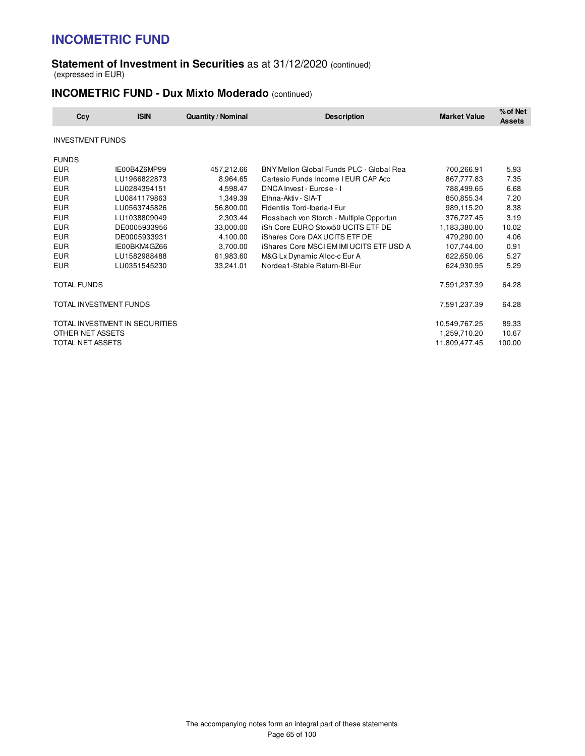# INCOMETRIC FUND

## Statement of Investment in Securities as at 31/12/2020 (continued)

(expressed in EUR)

### INCOMETRIC FUND - Dux Mixto Moderado (continued)

| Ccy | ISIN | Quantity / Nominal | Description | Market Value | % of Net Assets |
|---|---|---|---|---|---|
| INVESTMENT FUNDS | | | | | |
| FUNDS | | | | | |
| EUR | IE00B4Z6MP99 | 457,212.66 | BNY Mellon Global Funds PLC - Global Rea | 700,266.91 | 5.93 |
| EUR | LU1966822873 | 8,964.65 | Cartesio Funds Income I EUR CAP Acc | 867,777.83 | 7.35 |
| EUR | LU0284394151 | 4,598.47 | DNCA Invest - Eurose - I | 788,499.65 | 6.68 |
| EUR | LU0841179863 | 1,349.39 | Ethna-Aktiv - SIA-T | 850,855.34 | 7.20 |
| EUR | LU0563745826 | 56,800.00 | Fidentiis Tord-Iberia-I Eur | 989,115.20 | 8.38 |
| EUR | LU1038809049 | 2,303.44 | Flossbach von Storch - Multiple Opportun | 376,727.45 | 3.19 |
| EUR | DE0005933956 | 33,000.00 | iSh Core EURO Stoxx50 UCITS ETF DE | 1,183,380.00 | 10.02 |
| EUR | DE0005933931 | 4,100.00 | iShares Core DAX UCITS ETF DE | 479,290.00 | 4.06 |
| EUR | IE00BKM4GZ66 | 3,700.00 | iShares Core MSCI EM IMI UCITS ETF USD A | 107,744.00 | 0.91 |
| EUR | LU1582988488 | 61,983.60 | M&G Lx Dynamic Alloc-c Eur A | 622,650.06 | 5.27 |
| EUR | LU0351545230 | 33,241.01 | Nordea1-Stable Return-BI-Eur | 624,930.95 | 5.29 |
| TOTAL FUNDS | | | | 7,591,237.39 | 64.28 |
| TOTAL INVESTMENT FUNDS | | | | 7,591,237.39 | 64.28 |
| TOTAL INVESTMENT IN SECURITIES | | | | 10,549,767.25 | 89.33 |
| OTHER NET ASSETS | | | | 1,259,710.20 | 10.67 |
| TOTAL NET ASSETS | | | | 11,809,477.45 | 100.00 |

The accompanying notes form an integral part of these statements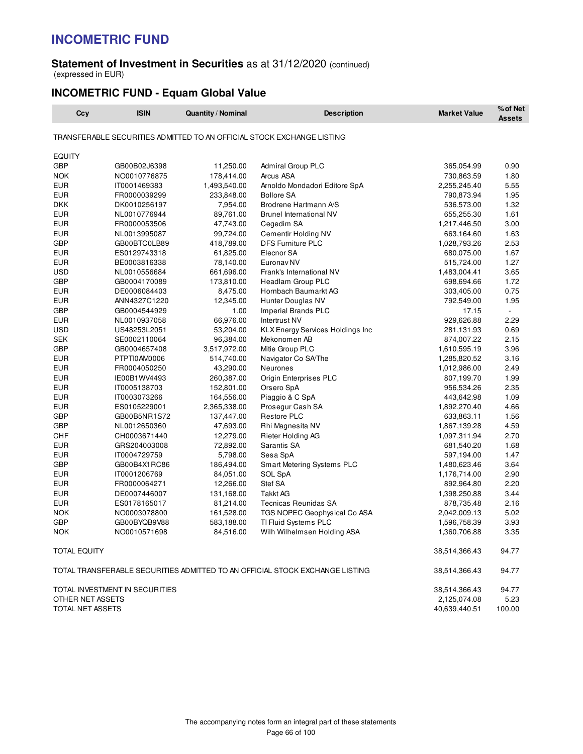# INCOMETRIC FUND

**Statement of Investment in Securities** as at 31/12/2020 (continued)
(expressed in EUR)

## INCOMETRIC FUND - Equam Global Value

| Ccy | ISIN | Quantity / Nominal | Description | Market Value | % of Net Assets |
|---|---|---|---|---|---|
| TRANSFERABLE SECURITIES ADMITTED TO AN OFFICIAL STOCK EXCHANGE LISTING | | | | | |
| EQUITY | | | | | |
| GBP | GB00B02J6398 | 11,250.00 | Admiral Group PLC | 365,054.99 | 0.90 |
| NOK | NO0010776875 | 178,414.00 | Arcus ASA | 730,863.59 | 1.80 |
| EUR | IT0001469383 | 1,493,540.00 | Arnoldo Mondadori Editore SpA | 2,255,245.40 | 5.55 |
| EUR | FR0000039299 | 233,848.00 | Bollore SA | 790,873.94 | 1.95 |
| DKK | DK0010256197 | 7,954.00 | Brodrene Hartmann A/S | 536,573.00 | 1.32 |
| EUR | NL0010776944 | 89,761.00 | Brunel International NV | 655,255.30 | 1.61 |
| EUR | FR0000053506 | 47,743.00 | Cegedim SA | 1,217,446.50 | 3.00 |
| EUR | NL0013995087 | 99,724.00 | Cementir Holding NV | 663,164.60 | 1.63 |
| GBP | GB00BTC0LB89 | 418,789.00 | DFS Furniture PLC | 1,028,793.26 | 2.53 |
| EUR | ES0129743318 | 61,825.00 | Elecnor SA | 680,075.00 | 1.67 |
| EUR | BE0003816338 | 78,140.00 | Euronav NV | 515,724.00 | 1.27 |
| USD | NL0010556684 | 661,696.00 | Frank's International NV | 1,483,004.41 | 3.65 |
| GBP | GB0004170089 | 173,810.00 | Headlam Group PLC | 698,694.66 | 1.72 |
| EUR | DE0006084403 | 8,475.00 | Hornbach Baumarkt AG | 303,405.00 | 0.75 |
| EUR | ANN4327C1220 | 12,345.00 | Hunter Douglas NV | 792,549.00 | 1.95 |
| GBP | GB0004544929 | 1.00 | Imperial Brands PLC | 17.15 | - |
| EUR | NL0010937058 | 66,976.00 | Intertrust NV | 929,626.88 | 2.29 |
| USD | US48253L2051 | 53,204.00 | KLX Energy Services Holdings Inc | 281,131.93 | 0.69 |
| SEK | SE0002110064 | 96,384.00 | Mekonomen AB | 874,007.22 | 2.15 |
| GBP | GB0004657408 | 3,517,972.00 | Mitie Group PLC | 1,610,595.19 | 3.96 |
| EUR | PTPTI0AM0006 | 514,740.00 | Navigator Co SA/The | 1,285,820.52 | 3.16 |
| EUR | FR0004050250 | 43,290.00 | Neurones | 1,012,986.00 | 2.49 |
| EUR | IE00B1WV4493 | 260,387.00 | Origin Enterprises PLC | 807,199.70 | 1.99 |
| EUR | IT0005138703 | 152,801.00 | Orsero SpA | 956,534.26 | 2.35 |
| EUR | IT0003073266 | 164,556.00 | Piaggio & C SpA | 443,642.98 | 1.09 |
| EUR | ES0105229001 | 2,365,338.00 | Prosegur Cash SA | 1,892,270.40 | 4.66 |
| GBP | GB00B5NR1S72 | 137,447.00 | Restore PLC | 633,863.11 | 1.56 |
| GBP | NL0012650360 | 47,693.00 | Rhi Magnesita NV | 1,867,139.28 | 4.59 |
| CHF | CH0003671440 | 12,279.00 | Rieter Holding AG | 1,097,311.94 | 2.70 |
| EUR | GRS204003008 | 72,892.00 | Sarantis SA | 681,540.20 | 1.68 |
| EUR | IT0004729759 | 5,798.00 | Sesa SpA | 597,194.00 | 1.47 |
| GBP | GB00B4X1RC86 | 186,494.00 | Smart Metering Systems PLC | 1,480,623.46 | 3.64 |
| EUR | IT0001206769 | 84,051.00 | SOL SpA | 1,176,714.00 | 2.90 |
| EUR | FR0000064271 | 12,266.00 | Stef SA | 892,964.80 | 2.20 |
| EUR | DE0007446007 | 131,168.00 | Takkt AG | 1,398,250.88 | 3.44 |
| EUR | ES0178165017 | 81,214.00 | Tecnicas Reunidas SA | 878,735.48 | 2.16 |
| NOK | NO0003078800 | 161,528.00 | TGS NOPEC Geophysical Co ASA | 2,042,009.13 | 5.02 |
| GBP | GB00BYQB9V88 | 583,188.00 | TI Fluid Systems PLC | 1,596,758.39 | 3.93 |
| NOK | NO0010571698 | 84,516.00 | Wilh Wilhelmsen Holding ASA | 1,360,706.88 | 3.35 |
| TOTAL EQUITY | | | | 38,514,366.43 | 94.77 |
| TOTAL TRANSFERABLE SECURITIES ADMITTED TO AN OFFICIAL STOCK EXCHANGE LISTING | | | | 38,514,366.43 | 94.77 |
| TOTAL INVESTMENT IN SECURITIES | | | | 38,514,366.43 | 94.77 |
| OTHER NET ASSETS | | | | 2,125,074.08 | 5.23 |
| TOTAL NET ASSETS | | | | 40,639,440.51 | 100.00 |

The accompanying notes form an integral part of these statements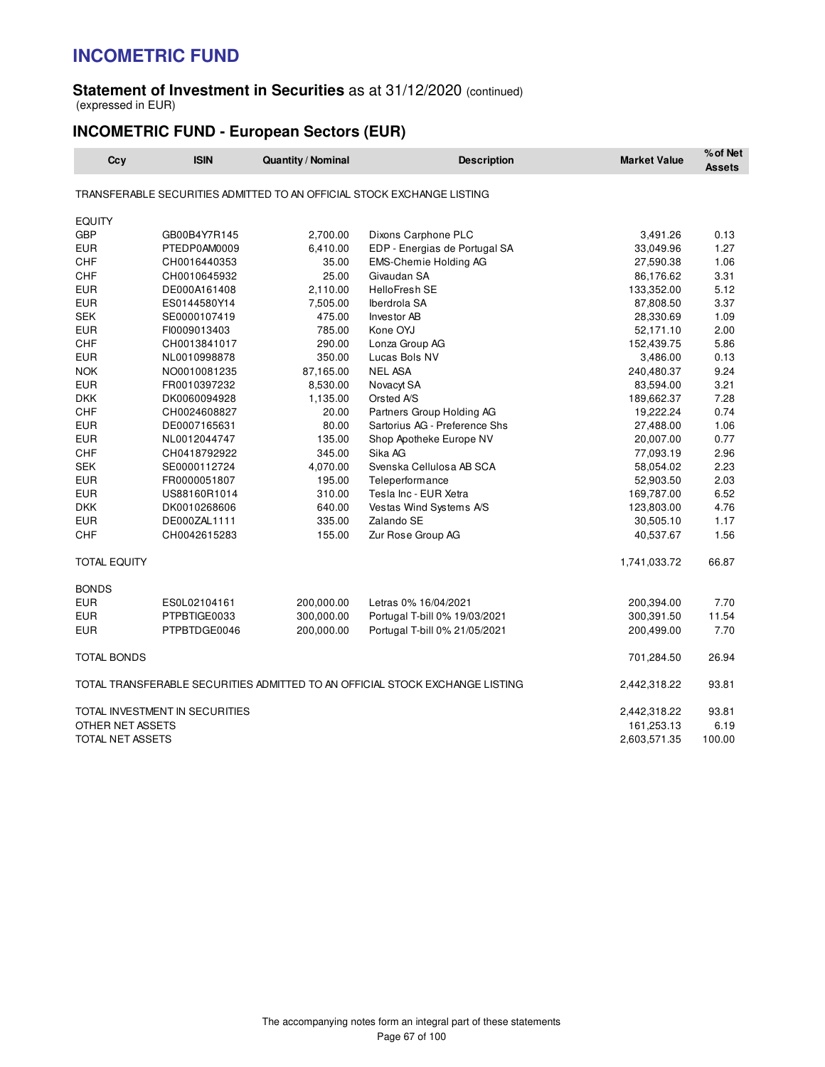# INCOMETRIC FUND

**Statement of Investment in Securities** as at 31/12/2020 (continued)
(expressed in EUR)

## INCOMETRIC FUND - European Sectors (EUR)

| Ccy | ISIN | Quantity / Nominal | Description | Market Value | % of Net Assets |
|---|---|---|---|---|---|
| TRANSFERABLE SECURITIES ADMITTED TO AN OFFICIAL STOCK EXCHANGE LISTING | | | | | |
| EQUITY | | | | | |
| GBP | GB00B4Y7R145 | 2,700.00 | Dixons Carphone PLC | 3,491.26 | 0.13 |
| EUR | PTEDP0AM0009 | 6,410.00 | EDP - Energias de Portugal SA | 33,049.96 | 1.27 |
| CHF | CH0016440353 | 35.00 | EMS-Chemie Holding AG | 27,590.38 | 1.06 |
| CHF | CH0010645932 | 25.00 | Givaudan SA | 86,176.62 | 3.31 |
| EUR | DE000A161408 | 2,110.00 | HelloFresh SE | 133,352.00 | 5.12 |
| EUR | ES0144580Y14 | 7,505.00 | Iberdrola SA | 87,808.50 | 3.37 |
| SEK | SE0000107419 | 475.00 | Investor AB | 28,330.69 | 1.09 |
| EUR | FI0009013403 | 785.00 | Kone OYJ | 52,171.10 | 2.00 |
| CHF | CH0013841017 | 290.00 | Lonza Group AG | 152,439.75 | 5.86 |
| EUR | NL0010998878 | 350.00 | Lucas Bols NV | 3,486.00 | 0.13 |
| NOK | NO0010081235 | 87,165.00 | NEL ASA | 240,480.37 | 9.24 |
| EUR | FR0010397232 | 8,530.00 | Novacyt SA | 83,594.00 | 3.21 |
| DKK | DK0060094928 | 1,135.00 | Orsted A/S | 189,662.37 | 7.28 |
| CHF | CH0024608827 | 20.00 | Partners Group Holding AG | 19,222.24 | 0.74 |
| EUR | DE0007165631 | 80.00 | Sartorius AG - Preference Shs | 27,488.00 | 1.06 |
| EUR | NL0012044747 | 135.00 | Shop Apotheke Europe NV | 20,007.00 | 0.77 |
| CHF | CH0418792922 | 345.00 | Sika AG | 77,093.19 | 2.96 |
| SEK | SE0000112724 | 4,070.00 | Svenska Cellulosa AB SCA | 58,054.02 | 2.23 |
| EUR | FR0000051807 | 195.00 | Teleperformance | 52,903.50 | 2.03 |
| EUR | US88160R1014 | 310.00 | Tesla Inc - EUR Xetra | 169,787.00 | 6.52 |
| DKK | DK0010268606 | 640.00 | Vestas Wind Systems A/S | 123,803.00 | 4.76 |
| EUR | DE000ZAL1111 | 335.00 | Zalando SE | 30,505.10 | 1.17 |
| CHF | CH0042615283 | 155.00 | Zur Rose Group AG | 40,537.67 | 1.56 |
| TOTAL EQUITY | | | | 1,741,033.72 | 66.87 |
| BONDS | | | | | |
| EUR | ES0L02104161 | 200,000.00 | Letras 0% 16/04/2021 | 200,394.00 | 7.70 |
| EUR | PTPBTIGE0033 | 300,000.00 | Portugal T-bill 0% 19/03/2021 | 300,391.50 | 11.54 |
| EUR | PTPBTDGE0046 | 200,000.00 | Portugal T-bill 0% 21/05/2021 | 200,499.00 | 7.70 |
| TOTAL BONDS | | | | 701,284.50 | 26.94 |
| TOTAL TRANSFERABLE SECURITIES ADMITTED TO AN OFFICIAL STOCK EXCHANGE LISTING | | | | 2,442,318.22 | 93.81 |
| TOTAL INVESTMENT IN SECURITIES | | | | 2,442,318.22 | 93.81 |
| OTHER NET ASSETS | | | | 161,253.13 | 6.19 |
| TOTAL NET ASSETS | | | | 2,603,571.35 | 100.00 |

The accompanying notes form an integral part of these statements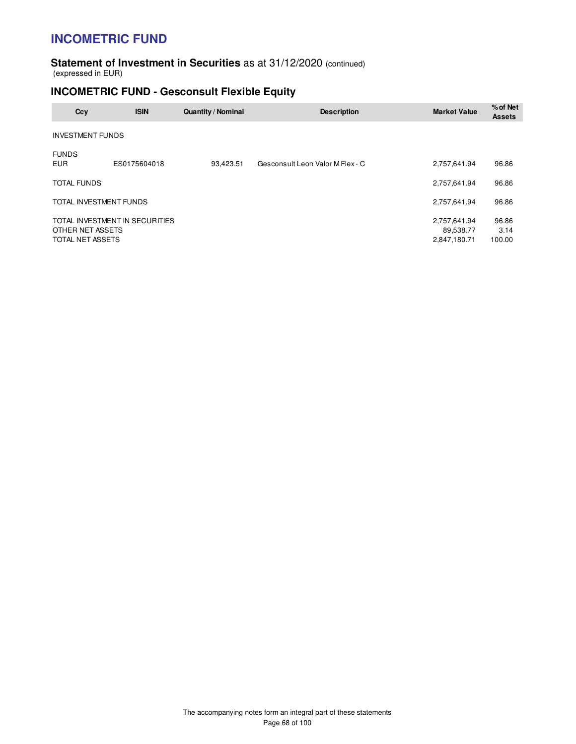# INCOMETRIC FUND

**Statement of Investment in Securities** as at 31/12/2020 (continued)
(expressed in EUR)

## INCOMETRIC FUND - Gesconsult Flexible Equity

| Ccy | ISIN | Quantity / Nominal | Description | Market Value | % of Net Assets |
|---|---|---|---|---|---|
| INVESTMENT FUNDS | | | | | |
| FUNDS | | | | | |
| EUR | ES0175604018 | 93,423.51 | Gesconsult Leon Valor M Flex - C | 2,757,641.94 | 96.86 |
| TOTAL FUNDS | | | | 2,757,641.94 | 96.86 |
| TOTAL INVESTMENT FUNDS | | | | 2,757,641.94 | 96.86 |
| TOTAL INVESTMENT IN SECURITIES | | | | 2,757,641.94 | 96.86 |
| OTHER NET ASSETS | | | | 89,538.77 | 3.14 |
| TOTAL NET ASSETS | | | | 2,847,180.71 | 100.00 |

The accompanying notes form an integral part of these statements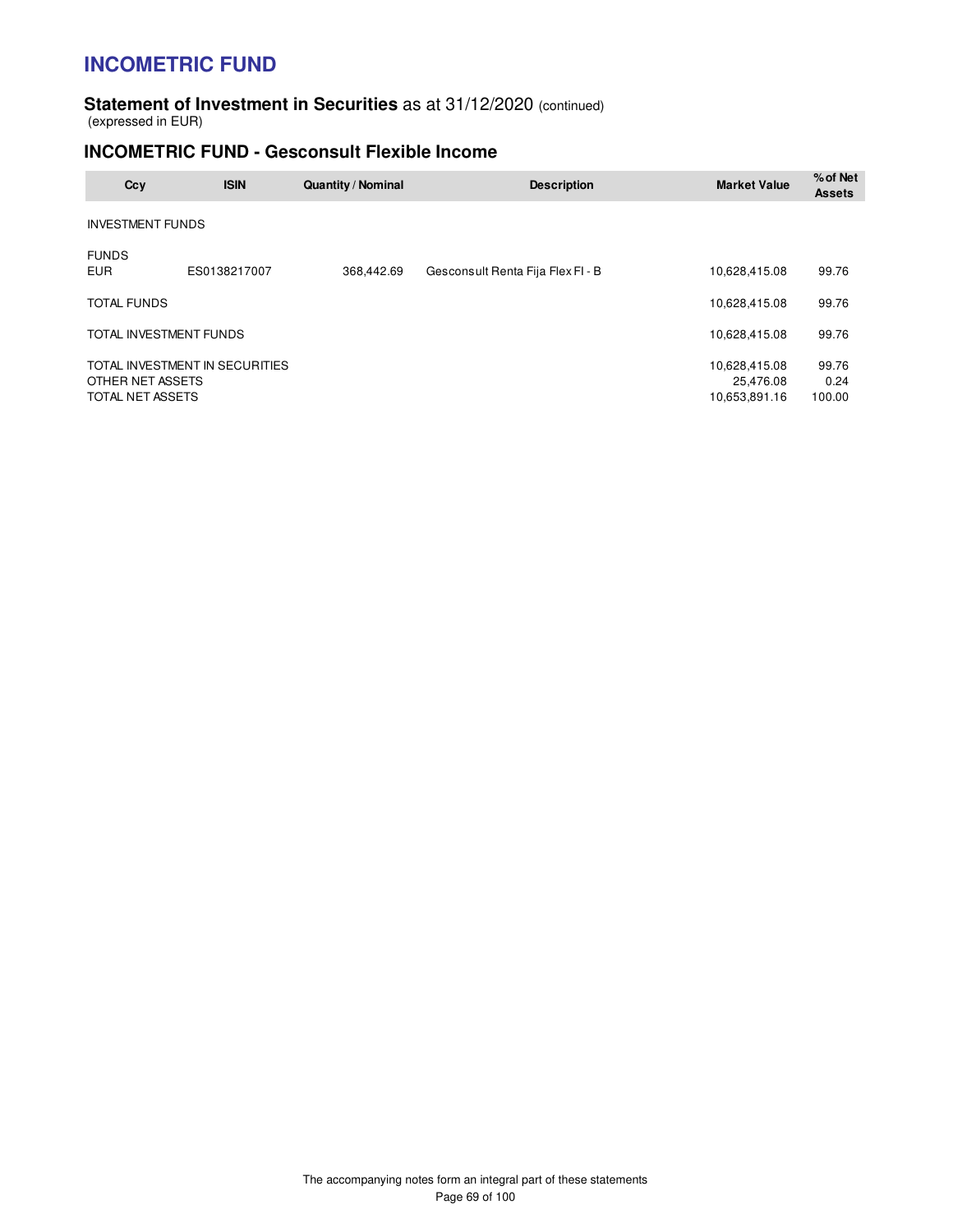# INCOMETRIC FUND

## Statement of Investment in Securities as at 31/12/2020 (continued)

(expressed in EUR)

### INCOMETRIC FUND - Gesconsult Flexible Income

| Ccy | ISIN | Quantity / Nominal | Description | Market Value | % of Net Assets |
|---|---|---|---|---|---|
| INVESTMENT FUNDS | | | | | |
| FUNDS | | | | | |
| EUR | ES0138217007 | 368,442.69 | Gesconsult Renta Fija Flex FI - B | 10,628,415.08 | 99.76 |
| TOTAL FUNDS | | | | 10,628,415.08 | 99.76 |
| TOTAL INVESTMENT FUNDS | | | | 10,628,415.08 | 99.76 |
| TOTAL INVESTMENT IN SECURITIES | | | | 10,628,415.08 | 99.76 |
| OTHER NET ASSETS | | | | 25,476.08 | 0.24 |
| TOTAL NET ASSETS | | | | 10,653,891.16 | 100.00 |

The accompanying notes form an integral part of these statements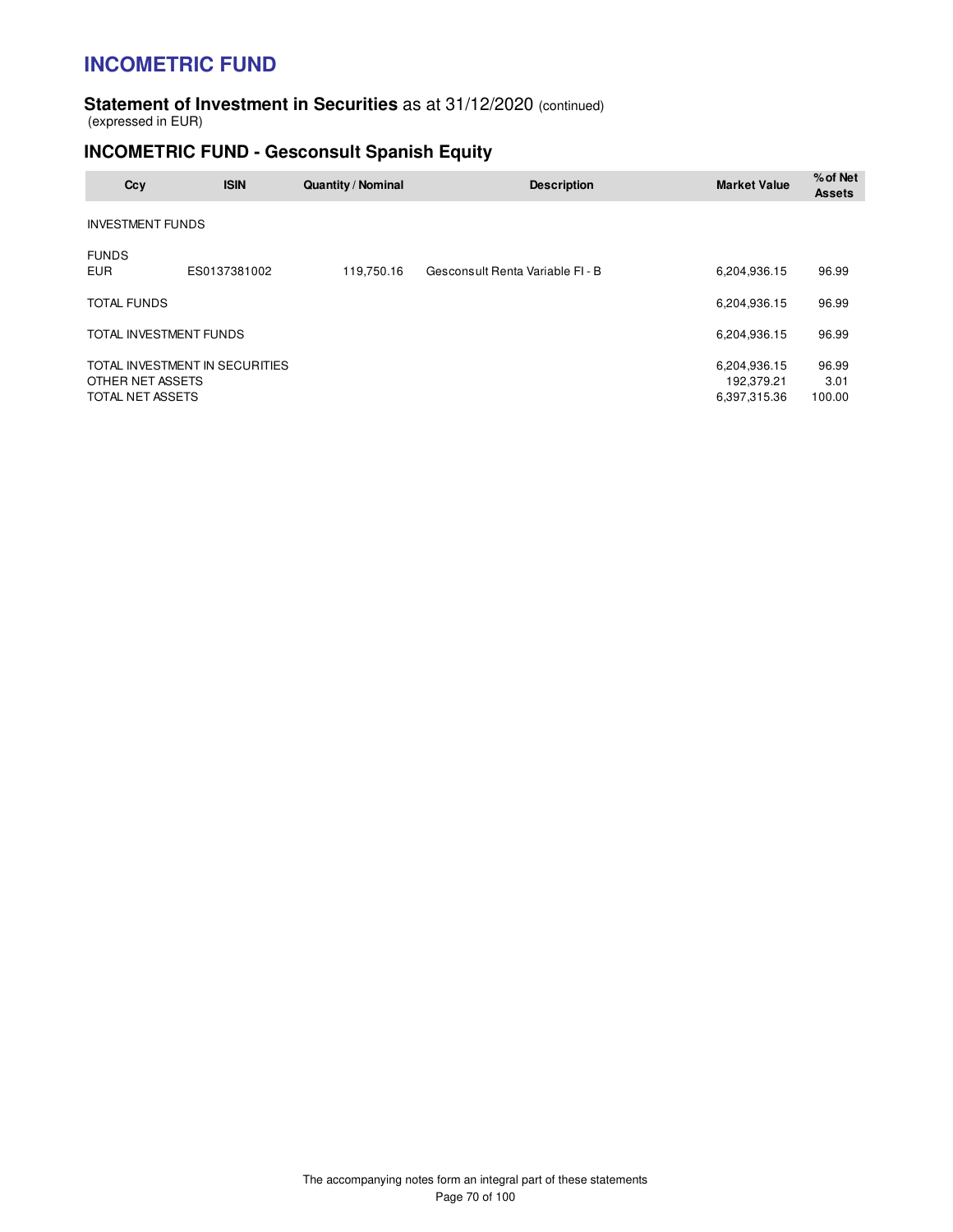# INCOMETRIC FUND

## Statement of Investment in Securities as at 31/12/2020 (continued)

(expressed in EUR)

### INCOMETRIC FUND - Gesconsult Spanish Equity

| Ccy | ISIN | Quantity / Nominal | Description | Market Value | % of Net Assets |
|---|---|---|---|---|---|
| INVESTMENT FUNDS | | | | | |
| FUNDS | | | | | |
| EUR | ES0137381002 | 119,750.16 | Gesconsult Renta Variable FI - B | 6,204,936.15 | 96.99 |
| TOTAL FUNDS | | | | 6,204,936.15 | 96.99 |
| TOTAL INVESTMENT FUNDS | | | | 6,204,936.15 | 96.99 |
| TOTAL INVESTMENT IN SECURITIES | | | | 6,204,936.15 | 96.99 |
| OTHER NET ASSETS | | | | 192,379.21 | 3.01 |
| TOTAL NET ASSETS | | | | 6,397,315.36 | 100.00 |

The accompanying notes form an integral part of these statements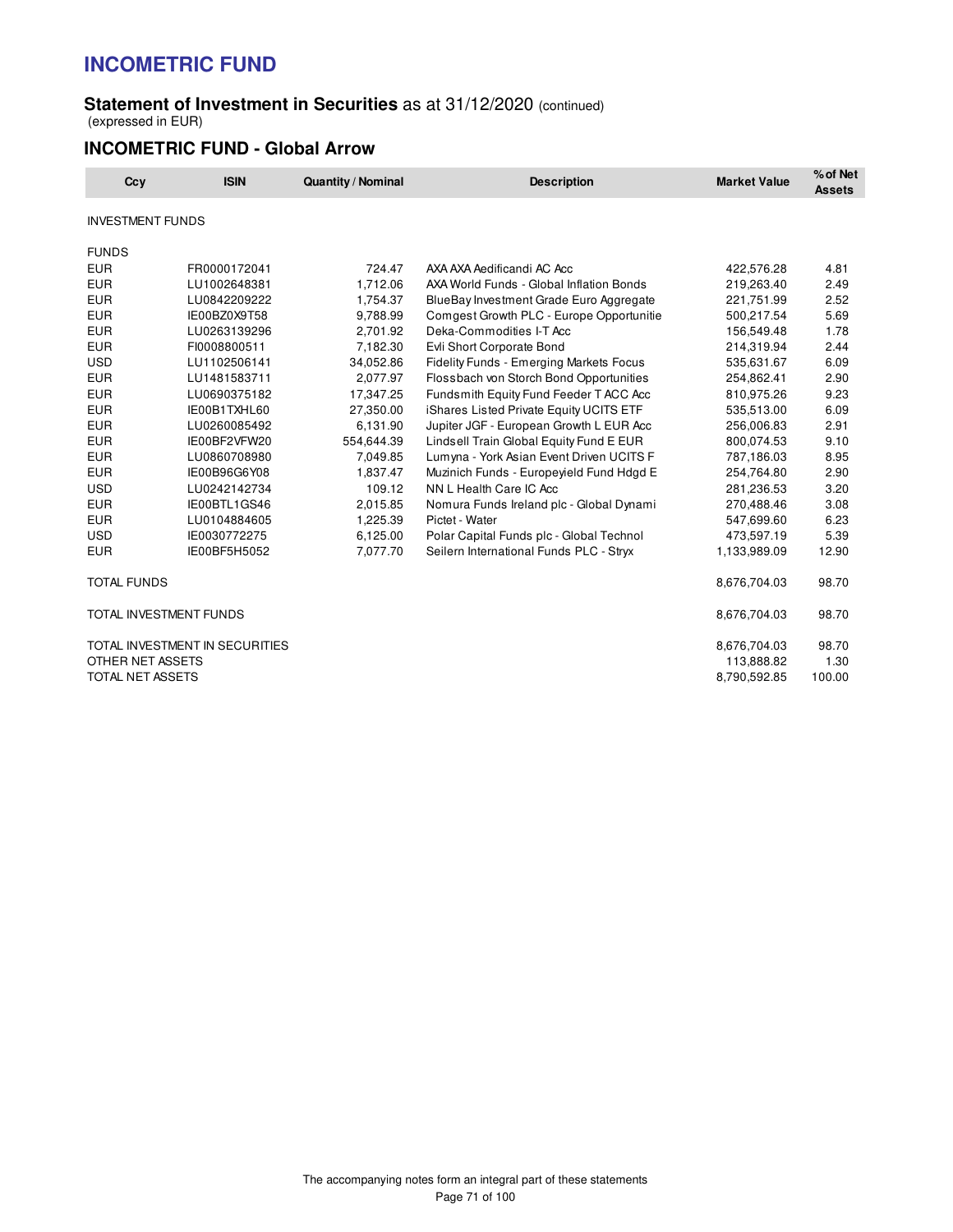# INCOMETRIC FUND

## Statement of Investment in Securities as at 31/12/2020 (continued)

(expressed in EUR)

### INCOMETRIC FUND - Global Arrow

| Ccy | ISIN | Quantity / Nominal | Description | Market Value | % of Net Assets |
|---|---|---|---|---|---|
| INVESTMENT FUNDS | | | | | |
| FUNDS | | | | | |
| EUR | FR0000172041 | 724.47 | AXA AXA Aedificandi AC Acc | 422,576.28 | 4.81 |
| EUR | LU1002648381 | 1,712.06 | AXA World Funds - Global Inflation Bonds | 219,263.40 | 2.49 |
| EUR | LU0842209222 | 1,754.37 | BlueBay Investment Grade Euro Aggregate | 221,751.99 | 2.52 |
| EUR | IE00BZ0X9T58 | 9,788.99 | Comgest Growth PLC - Europe Opportunitie | 500,217.54 | 5.69 |
| EUR | LU0263139296 | 2,701.92 | Deka-Commodities I-T Acc | 156,549.48 | 1.78 |
| EUR | FI0008800511 | 7,182.30 | Evli Short Corporate Bond | 214,319.94 | 2.44 |
| USD | LU1102506141 | 34,052.86 | Fidelity Funds - Emerging Markets Focus | 535,631.67 | 6.09 |
| EUR | LU1481583711 | 2,077.97 | Flossbach von Storch Bond Opportunities | 254,862.41 | 2.90 |
| EUR | LU0690375182 | 17,347.25 | Fundsmith Equity Fund Feeder T ACC Acc | 810,975.26 | 9.23 |
| EUR | IE00B1TXHL60 | 27,350.00 | iShares Listed Private Equity UCITS ETF | 535,513.00 | 6.09 |
| EUR | LU0260085492 | 6,131.90 | Jupiter JGF - European Growth L EUR Acc | 256,006.83 | 2.91 |
| EUR | IE00BF2VFW20 | 554,644.39 | Lindsell Train Global Equity Fund E EUR | 800,074.53 | 9.10 |
| EUR | LU0860708980 | 7,049.85 | Lumyna - York Asian Event Driven UCITS F | 787,186.03 | 8.95 |
| EUR | IE00B96G6Y08 | 1,837.47 | Muzinich Funds - Europeyield Fund Hdgd E | 254,764.80 | 2.90 |
| USD | LU0242142734 | 109.12 | NN L Health Care IC Acc | 281,236.53 | 3.20 |
| EUR | IE00BTL1GS46 | 2,015.85 | Nomura Funds Ireland plc - Global Dynami | 270,488.46 | 3.08 |
| EUR | LU0104884605 | 1,225.39 | Pictet - Water | 547,699.60 | 6.23 |
| USD | IE0030772275 | 6,125.00 | Polar Capital Funds plc - Global Technol | 473,597.19 | 5.39 |
| EUR | IE00BF5H5052 | 7,077.70 | Seilern International Funds PLC - Stryx | 1,133,989.09 | 12.90 |
| TOTAL FUNDS | | | | 8,676,704.03 | 98.70 |
| TOTAL INVESTMENT FUNDS | | | | 8,676,704.03 | 98.70 |
| TOTAL INVESTMENT IN SECURITIES | | | | 8,676,704.03 | 98.70 |
| OTHER NET ASSETS | | | | 113,888.82 | 1.30 |
| TOTAL NET ASSETS | | | | 8,790,592.85 | 100.00 |

The accompanying notes form an integral part of these statements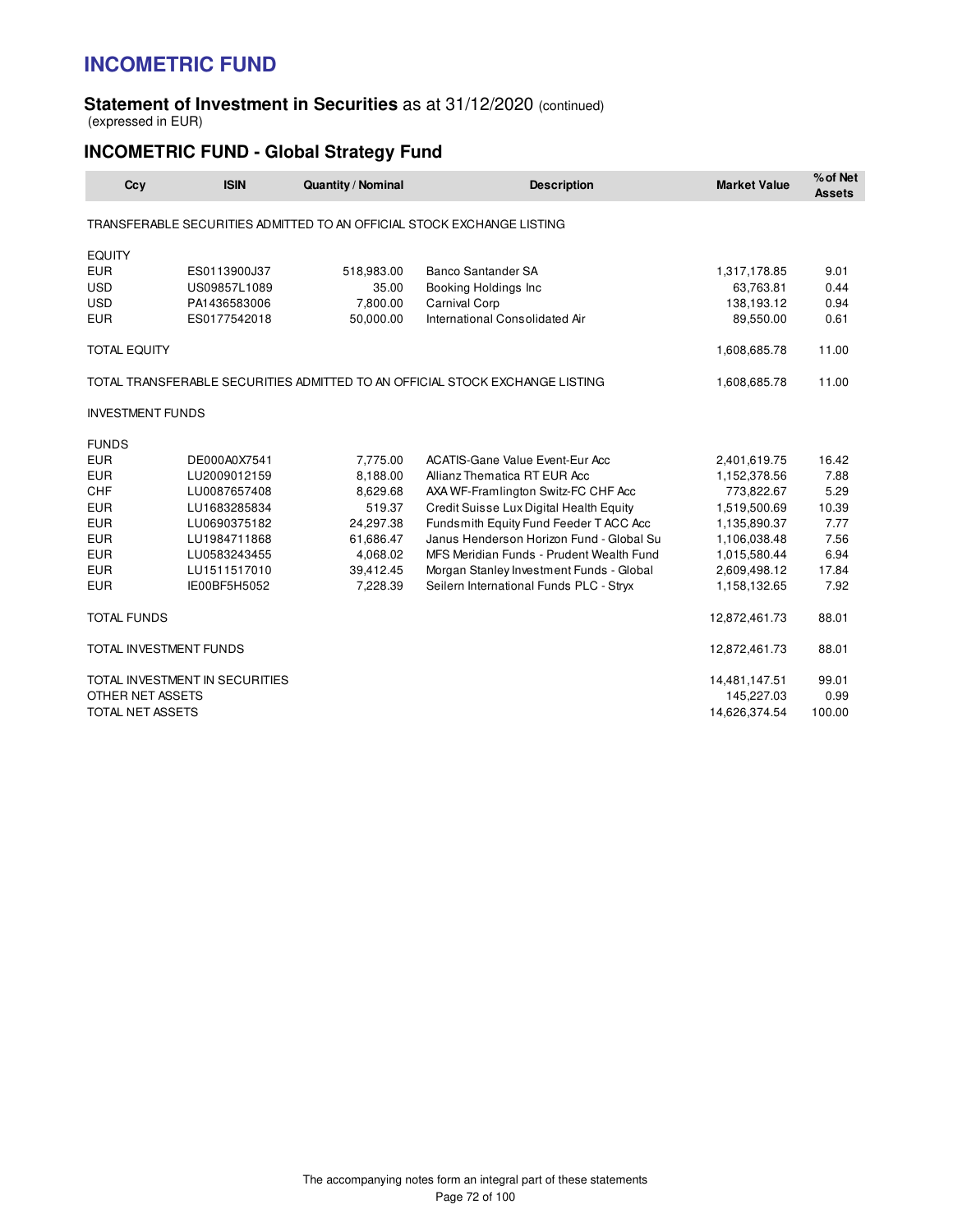# INCOMETRIC FUND

**Statement of Investment in Securities** as at 31/12/2020 (continued)
(expressed in EUR)

## INCOMETRIC FUND - Global Strategy Fund

| Ccy | ISIN | Quantity / Nominal | Description | Market Value | % of Net Assets |
|---|---|---|---|---|---|
| TRANSFERABLE SECURITIES ADMITTED TO AN OFFICIAL STOCK EXCHANGE LISTING | | | | | |
| EQUITY | | | | | |
| EUR | ES0113900J37 | 518,983.00 | Banco Santander SA | 1,317,178.85 | 9.01 |
| USD | US09857L1089 | 35.00 | Booking Holdings Inc | 63,763.81 | 0.44 |
| USD | PA1436583006 | 7,800.00 | Carnival Corp | 138,193.12 | 0.94 |
| EUR | ES0177542018 | 50,000.00 | International Consolidated Air | 89,550.00 | 0.61 |
| TOTAL EQUITY | | | | 1,608,685.78 | 11.00 |
| TOTAL TRANSFERABLE SECURITIES ADMITTED TO AN OFFICIAL STOCK EXCHANGE LISTING | | | | 1,608,685.78 | 11.00 |
| INVESTMENT FUNDS | | | | | |
| FUNDS | | | | | |
| EUR | DE000A0X7541 | 7,775.00 | ACATIS-Gane Value Event-Eur Acc | 2,401,619.75 | 16.42 |
| EUR | LU2009012159 | 8,188.00 | Allianz Thematica RT EUR Acc | 1,152,378.56 | 7.88 |
| CHF | LU0087657408 | 8,629.68 | AXA WF-Framlington Switz-FC CHF Acc | 773,822.67 | 5.29 |
| EUR | LU1683285834 | 519.37 | Credit Suisse Lux Digital Health Equity | 1,519,500.69 | 10.39 |
| EUR | LU0690375182 | 24,297.38 | Fundsmith Equity Fund Feeder T ACC Acc | 1,135,890.37 | 7.77 |
| EUR | LU1984711868 | 61,686.47 | Janus Henderson Horizon Fund - Global Su | 1,106,038.48 | 7.56 |
| EUR | LU0583243455 | 4,068.02 | MFS Meridian Funds - Prudent Wealth Fund | 1,015,580.44 | 6.94 |
| EUR | LU1511517010 | 39,412.45 | Morgan Stanley Investment Funds - Global | 2,609,498.12 | 17.84 |
| EUR | IE00BF5H5052 | 7,228.39 | Seilern International Funds PLC - Stryx | 1,158,132.65 | 7.92 |
| TOTAL FUNDS | | | | 12,872,461.73 | 88.01 |
| TOTAL INVESTMENT FUNDS | | | | 12,872,461.73 | 88.01 |
| TOTAL INVESTMENT IN SECURITIES | | | | 14,481,147.51 | 99.01 |
| OTHER NET ASSETS | | | | 145,227.03 | 0.99 |
| TOTAL NET ASSETS | | | | 14,626,374.54 | 100.00 |

The accompanying notes form an integral part of these statements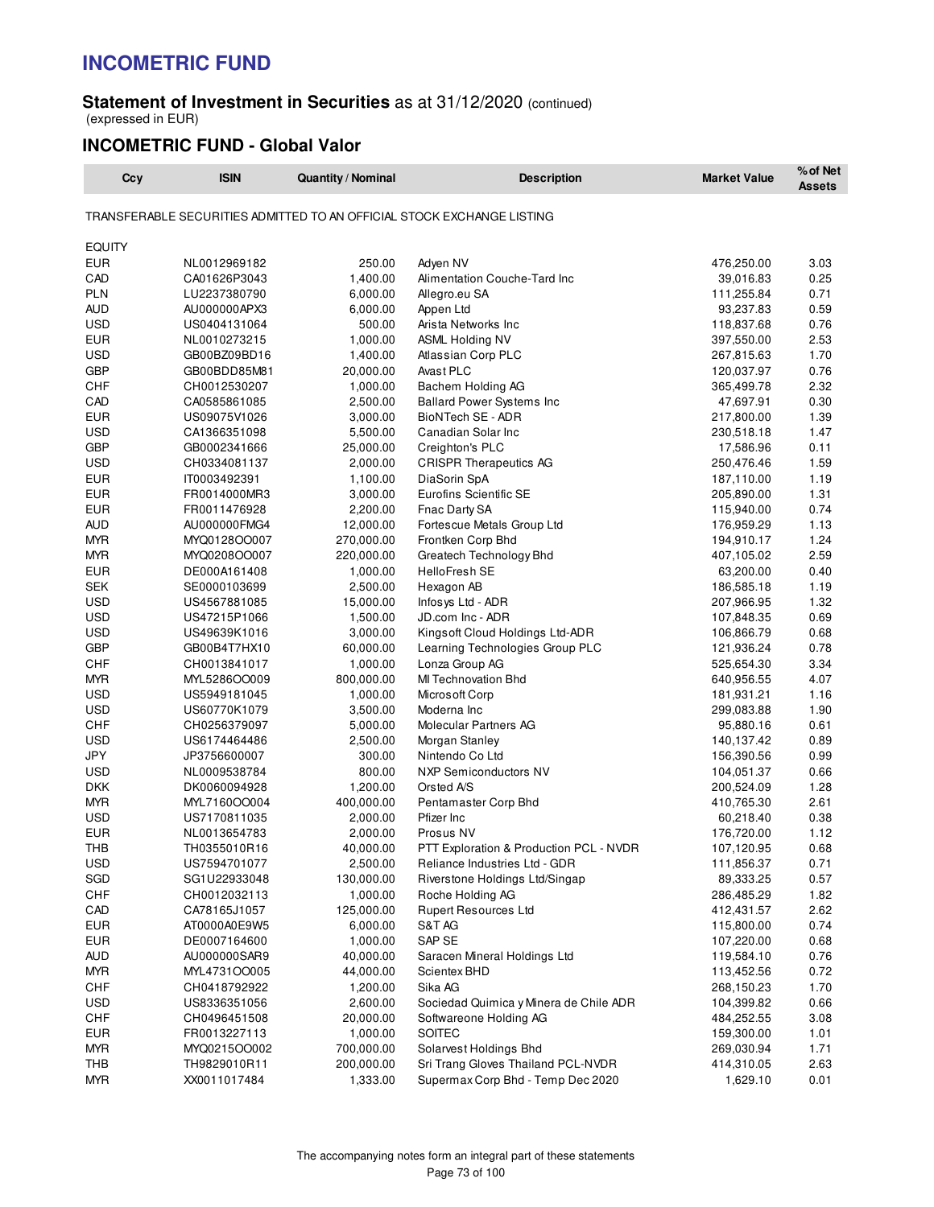# INCOMETRIC FUND

**Statement of Investment in Securities** as at 31/12/2020 (continued)
(expressed in EUR)

## INCOMETRIC FUND - Global Valor

| Ccy | ISIN | Quantity / Nominal | Description | Market Value | % of Net Assets |
|---|---|---|---|---|---|
| TRANSFERABLE SECURITIES ADMITTED TO AN OFFICIAL STOCK EXCHANGE LISTING | | | | | |
| EQUITY | | | | | |
| EUR | NL0012969182 | 250.00 | Adyen NV | 476,250.00 | 3.03 |
| CAD | CA01626P3043 | 1,400.00 | Alimentation Couche-Tard Inc | 39,016.83 | 0.25 |
| PLN | LU2237380790 | 6,000.00 | Allegro.eu SA | 111,255.84 | 0.71 |
| AUD | AU000000APX3 | 6,000.00 | Appen Ltd | 93,237.83 | 0.59 |
| USD | US0404131064 | 500.00 | Arista Networks Inc | 118,837.68 | 0.76 |
| EUR | NL0010273215 | 1,000.00 | ASML Holding NV | 397,550.00 | 2.53 |
| USD | GB00BZ09BD16 | 1,400.00 | Atlassian Corp PLC | 267,815.63 | 1.70 |
| GBP | GB00BDD85M81 | 20,000.00 | Avast PLC | 120,037.97 | 0.76 |
| CHF | CH0012530207 | 1,000.00 | Bachem Holding AG | 365,499.78 | 2.32 |
| CAD | CA0585861085 | 2,500.00 | Ballard Power Systems Inc | 47,697.91 | 0.30 |
| EUR | US09075V1026 | 3,000.00 | BioNTech SE - ADR | 217,800.00 | 1.39 |
| USD | CA1366351098 | 5,500.00 | Canadian Solar Inc | 230,518.18 | 1.47 |
| GBP | GB0002341666 | 25,000.00 | Creighton's PLC | 17,586.96 | 0.11 |
| USD | CH0334081137 | 2,000.00 | CRISPR Therapeutics AG | 250,476.46 | 1.59 |
| EUR | IT0003492391 | 1,100.00 | DiaSorin SpA | 187,110.00 | 1.19 |
| EUR | FR0014000MR3 | 3,000.00 | Eurofins Scientific SE | 205,890.00 | 1.31 |
| EUR | FR0011476928 | 2,200.00 | Fnac Darty SA | 115,940.00 | 0.74 |
| AUD | AU000000FMG4 | 12,000.00 | Fortescue Metals Group Ltd | 176,959.29 | 1.13 |
| MYR | MYQ0128OO007 | 270,000.00 | Frontken Corp Bhd | 194,910.17 | 1.24 |
| MYR | MYQ0208OO007 | 220,000.00 | Greatech Technology Bhd | 407,105.02 | 2.59 |
| EUR | DE000A161408 | 1,000.00 | HelloFresh SE | 63,200.00 | 0.40 |
| SEK | SE0000103699 | 2,500.00 | Hexagon AB | 186,585.18 | 1.19 |
| USD | US4567881085 | 15,000.00 | Infosys Ltd - ADR | 207,966.95 | 1.32 |
| USD | US47215P1066 | 1,500.00 | JD.com Inc - ADR | 107,848.35 | 0.69 |
| USD | US49639K1016 | 3,000.00 | Kingsoft Cloud Holdings Ltd-ADR | 106,866.79 | 0.68 |
| GBP | GB00B4T7HX10 | 60,000.00 | Learning Technologies Group PLC | 121,936.24 | 0.78 |
| CHF | CH0013841017 | 1,000.00 | Lonza Group AG | 525,654.30 | 3.34 |
| MYR | MYL5286OO009 | 800,000.00 | MI Technovation Bhd | 640,956.55 | 4.07 |
| USD | US5949181045 | 1,000.00 | Microsoft Corp | 181,931.21 | 1.16 |
| USD | US60770K1079 | 3,500.00 | Moderna Inc | 299,083.88 | 1.90 |
| CHF | CH0256379097 | 5,000.00 | Molecular Partners AG | 95,880.16 | 0.61 |
| USD | US6174464486 | 2,500.00 | Morgan Stanley | 140,137.42 | 0.89 |
| JPY | JP3756600007 | 300.00 | Nintendo Co Ltd | 156,390.56 | 0.99 |
| USD | NL0009538784 | 800.00 | NXP Semiconductors NV | 104,051.37 | 0.66 |
| DKK | DK0060094928 | 1,200.00 | Orsted A/S | 200,524.09 | 1.28 |
| MYR | MYL7160OO004 | 400,000.00 | Pentamaster Corp Bhd | 410,765.30 | 2.61 |
| USD | US7170811035 | 2,000.00 | Pfizer Inc | 60,218.40 | 0.38 |
| EUR | NL0013654783 | 2,000.00 | Prosus NV | 176,720.00 | 1.12 |
| THB | TH0355010R16 | 40,000.00 | PTT Exploration & Production PCL - NVDR | 107,120.95 | 0.68 |
| USD | US7594701077 | 2,500.00 | Reliance Industries Ltd - GDR | 111,856.37 | 0.71 |
| SGD | SG1U22933048 | 130,000.00 | Riverstone Holdings Ltd/Singap | 89,333.25 | 0.57 |
| CHF | CH0012032113 | 1,000.00 | Roche Holding AG | 286,485.29 | 1.82 |
| CAD | CA78165J1057 | 125,000.00 | Rupert Resources Ltd | 412,431.57 | 2.62 |
| EUR | AT0000A0E9W5 | 6,000.00 | S&T AG | 115,800.00 | 0.74 |
| EUR | DE0007164600 | 1,000.00 | SAP SE | 107,220.00 | 0.68 |
| AUD | AU000000SAR9 | 40,000.00 | Saracen Mineral Holdings Ltd | 119,584.10 | 0.76 |
| MYR | MYL4731OO005 | 44,000.00 | Scientex BHD | 113,452.56 | 0.72 |
| CHF | CH0418792922 | 1,200.00 | Sika AG | 268,150.23 | 1.70 |
| USD | US8336351056 | 2,600.00 | Sociedad Quimica y Minera de Chile ADR | 104,399.82 | 0.66 |
| CHF | CH0496451508 | 20,000.00 | Softwareone Holding AG | 484,252.55 | 3.08 |
| EUR | FR0013227113 | 1,000.00 | SOITEC | 159,300.00 | 1.01 |
| MYR | MYQ0215OO002 | 700,000.00 | Solarvest Holdings Bhd | 269,030.94 | 1.71 |
| THB | TH9829010R11 | 200,000.00 | Sri Trang Gloves Thailand PCL-NVDR | 414,310.05 | 2.63 |
| MYR | XX0011017484 | 1,333.00 | Supermax Corp Bhd - Temp Dec 2020 | 1,629.10 | 0.01 |

The accompanying notes form an integral part of these statements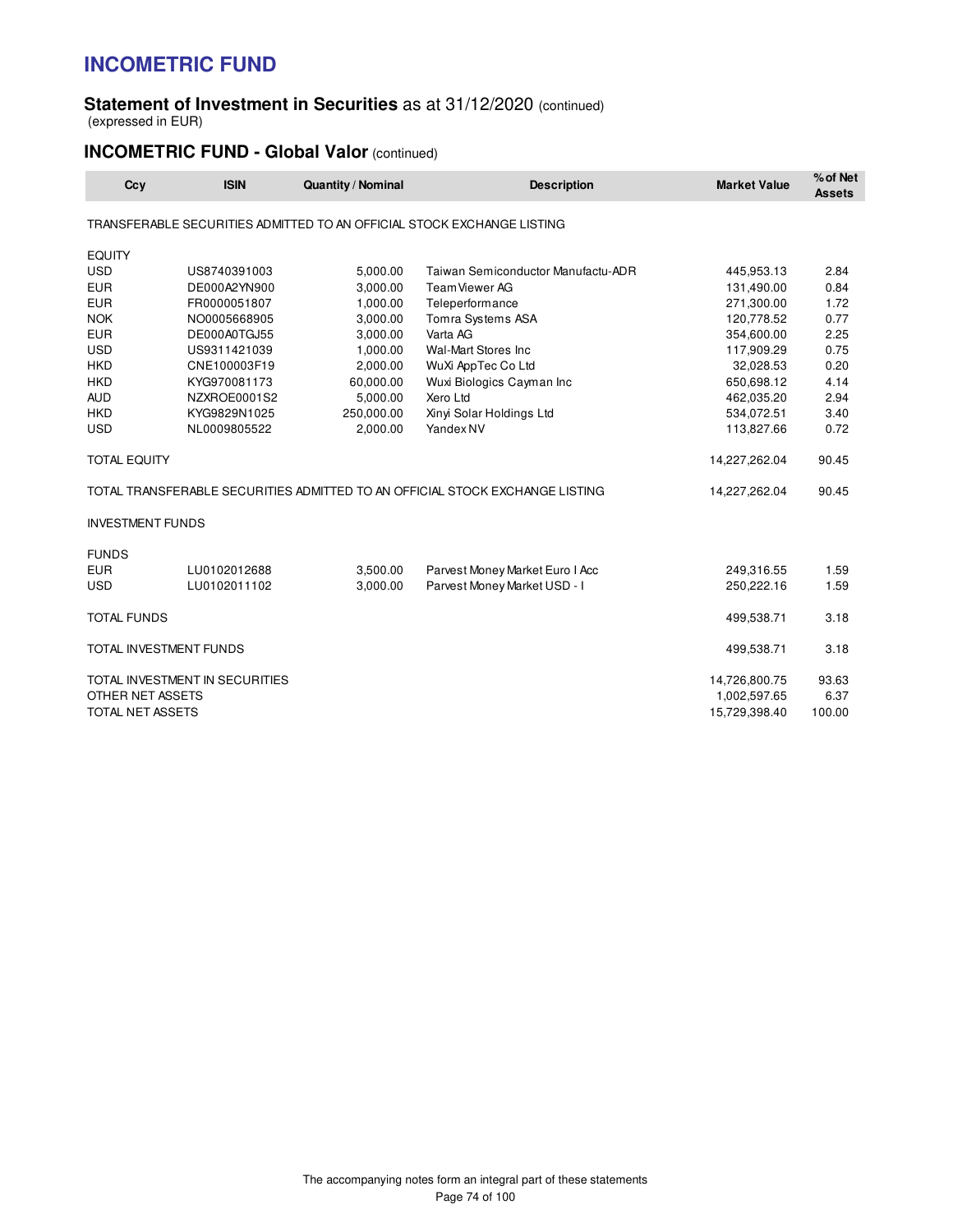# INCOMETRIC FUND

## Statement of Investment in Securities as at 31/12/2020 (continued)

(expressed in EUR)

### INCOMETRIC FUND - Global Valor (continued)

| Ccy | ISIN | Quantity / Nominal | Description | Market Value | % of Net Assets |
|---|---|---|---|---|---|
| TRANSFERABLE SECURITIES ADMITTED TO AN OFFICIAL STOCK EXCHANGE LISTING | | | | | |
| EQUITY | | | | | |
| USD | US8740391003 | 5,000.00 | Taiwan Semiconductor Manufactu-ADR | 445,953.13 | 2.84 |
| EUR | DE000A2YN900 | 3,000.00 | Team Viewer AG | 131,490.00 | 0.84 |
| EUR | FR0000051807 | 1,000.00 | Teleperformance | 271,300.00 | 1.72 |
| NOK | NO0005668905 | 3,000.00 | Tomra Systems ASA | 120,778.52 | 0.77 |
| EUR | DE000A0TGJ55 | 3,000.00 | Varta AG | 354,600.00 | 2.25 |
| USD | US9311421039 | 1,000.00 | Wal-Mart Stores Inc | 117,909.29 | 0.75 |
| HKD | CNE100003F19 | 2,000.00 | WuXi AppTec Co Ltd | 32,028.53 | 0.20 |
| HKD | KYG970081173 | 60,000.00 | Wuxi Biologics Cayman Inc | 650,698.12 | 4.14 |
| AUD | NZXROE0001S2 | 5,000.00 | Xero Ltd | 462,035.20 | 2.94 |
| HKD | KYG9829N1025 | 250,000.00 | Xinyi Solar Holdings Ltd | 534,072.51 | 3.40 |
| USD | NL0009805522 | 2,000.00 | Yandex NV | 113,827.66 | 0.72 |
| TOTAL EQUITY | | | | 14,227,262.04 | 90.45 |
| TOTAL TRANSFERABLE SECURITIES ADMITTED TO AN OFFICIAL STOCK EXCHANGE LISTING | | | | 14,227,262.04 | 90.45 |
| INVESTMENT FUNDS | | | | | |
| FUNDS | | | | | |
| EUR | LU0102012688 | 3,500.00 | Parvest Money Market Euro I Acc | 249,316.55 | 1.59 |
| USD | LU0102011102 | 3,000.00 | Parvest Money Market USD - I | 250,222.16 | 1.59 |
| TOTAL FUNDS | | | | 499,538.71 | 3.18 |
| TOTAL INVESTMENT FUNDS | | | | 499,538.71 | 3.18 |
| TOTAL INVESTMENT IN SECURITIES | | | | 14,726,800.75 | 93.63 |
| OTHER NET ASSETS | | | | 1,002,597.65 | 6.37 |
| TOTAL NET ASSETS | | | | 15,729,398.40 | 100.00 |

The accompanying notes form an integral part of these statements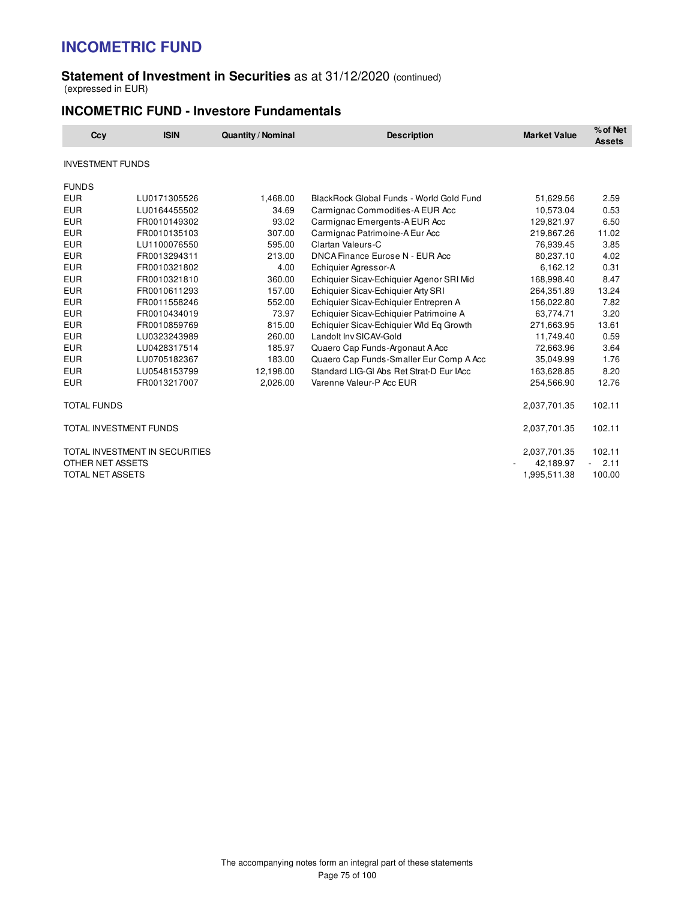# INCOMETRIC FUND

**Statement of Investment in Securities** as at 31/12/2020 (continued)
(expressed in EUR)

## INCOMETRIC FUND - Investore Fundamentals

| Ccy | ISIN | Quantity / Nominal | Description | Market Value | % of Net Assets |
|---|---|---|---|---|---|
| INVESTMENT FUNDS | | | | | |
| FUNDS | | | | | |
| EUR | LU0171305526 | 1,468.00 | BlackRock Global Funds - World Gold Fund | 51,629.56 | 2.59 |
| EUR | LU0164455502 | 34.69 | Carmignac Commodities-A EUR Acc | 10,573.04 | 0.53 |
| EUR | FR0010149302 | 93.02 | Carmignac Emergents-A EUR Acc | 129,821.97 | 6.50 |
| EUR | FR0010135103 | 307.00 | Carmignac Patrimoine-A Eur Acc | 219,867.26 | 11.02 |
| EUR | LU1100076550 | 595.00 | Clartan Valeurs-C | 76,939.45 | 3.85 |
| EUR | FR0013294311 | 213.00 | DNCA Finance Eurose N - EUR Acc | 80,237.10 | 4.02 |
| EUR | FR0010321802 | 4.00 | Echiquier Agressor-A | 6,162.12 | 0.31 |
| EUR | FR0010321810 | 360.00 | Echiquier Sicav-Echiquier Agenor SRI Mid | 168,998.40 | 8.47 |
| EUR | FR0010611293 | 157.00 | Echiquier Sicav-Echiquier Arty SRI | 264,351.89 | 13.24 |
| EUR | FR0011558246 | 552.00 | Echiquier Sicav-Echiquier Entrepren A | 156,022.80 | 7.82 |
| EUR | FR0010434019 | 73.97 | Echiquier Sicav-Echiquier Patrimoine A | 63,774.71 | 3.20 |
| EUR | FR0010859769 | 815.00 | Echiquier Sicav-Echiquier Wld Eq Growth | 271,663.95 | 13.61 |
| EUR | LU0323243989 | 260.00 | Landolt Inv SICAV-Gold | 11,749.40 | 0.59 |
| EUR | LU0428317514 | 185.97 | Quaero Cap Funds-Argonaut A Acc | 72,663.96 | 3.64 |
| EUR | LU0705182367 | 183.00 | Quaero Cap Funds-Smaller Eur Comp A Acc | 35,049.99 | 1.76 |
| EUR | LU0548153799 | 12,198.00 | Standard LIG-Gl Abs Ret Strat-D Eur IAcc | 163,628.85 | 8.20 |
| EUR | FR0013217007 | 2,026.00 | Varenne Valeur-P Acc EUR | 254,566.90 | 12.76 |
| TOTAL FUNDS | | | | 2,037,701.35 | 102.11 |
| TOTAL INVESTMENT FUNDS | | | | 2,037,701.35 | 102.11 |
| TOTAL INVESTMENT IN SECURITIES | | | | 2,037,701.35 | 102.11 |
| OTHER NET ASSETS | | | | -42,189.97 | -2.11 |
| TOTAL NET ASSETS | | | | 1,995,511.38 | 100.00 |

The accompanying notes form an integral part of these statements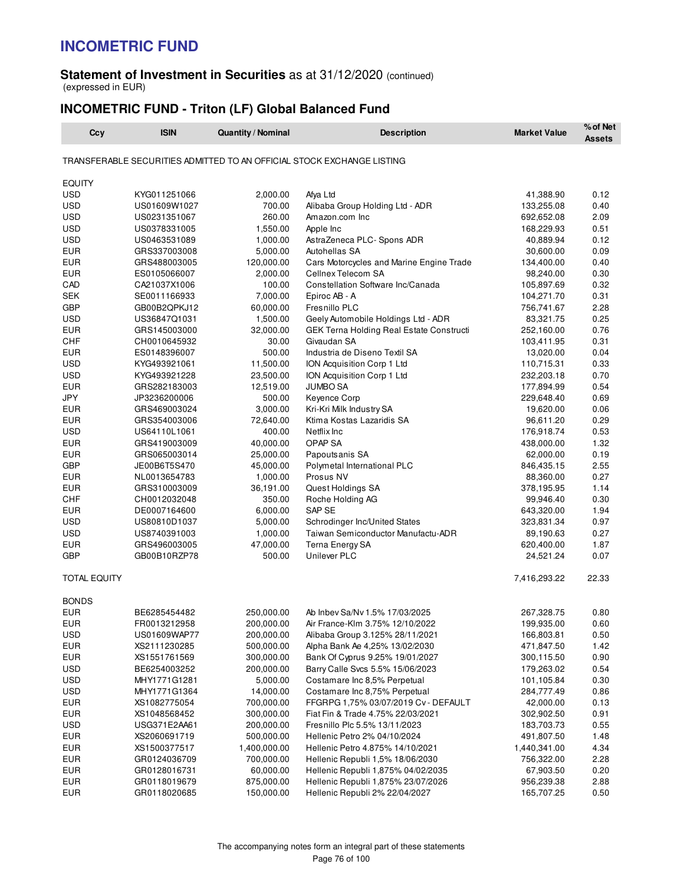# INCOMETRIC FUND

## Statement of Investment in Securities as at 31/12/2020 (continued)

(expressed in EUR)

## INCOMETRIC FUND - Triton (LF) Global Balanced Fund

| Ccy | ISIN | Quantity / Nominal | Description | Market Value | % of Net Assets |
|---|---|---|---|---|---|
| TRANSFERABLE SECURITIES ADMITTED TO AN OFFICIAL STOCK EXCHANGE LISTING | | | | | |
| EQUITY | | | | | |
| USD | KYG011251066 | 2,000.00 | Afya Ltd | 41,388.90 | 0.12 |
| USD | US01609W1027 | 700.00 | Alibaba Group Holding Ltd - ADR | 133,255.08 | 0.40 |
| USD | US0231351067 | 260.00 | Amazon.com Inc | 692,652.08 | 2.09 |
| USD | US0378331005 | 1,550.00 | Apple Inc | 168,229.93 | 0.51 |
| USD | US0463531089 | 1,000.00 | AstraZeneca PLC- Spons ADR | 40,889.94 | 0.12 |
| EUR | GRS337003008 | 5,000.00 | Autohellas SA | 30,600.00 | 0.09 |
| EUR | GRS488003005 | 120,000.00 | Cars Motorcycles and Marine Engine Trade | 134,400.00 | 0.40 |
| EUR | ES0105066007 | 2,000.00 | Cellnex Telecom SA | 98,240.00 | 0.30 |
| CAD | CA21037X1006 | 100.00 | Constellation Software Inc/Canada | 105,897.69 | 0.32 |
| SEK | SE0011166933 | 7,000.00 | Epiroc AB - A | 104,271.70 | 0.31 |
| GBP | GB00B2QPKJ12 | 60,000.00 | Fresnillo PLC | 756,741.67 | 2.28 |
| USD | US36847Q1031 | 1,500.00 | Geely Automobile Holdings Ltd - ADR | 83,321.75 | 0.25 |
| EUR | GRS145003000 | 32,000.00 | GEK Terna Holding Real Estate Constructi | 252,160.00 | 0.76 |
| CHF | CH0010645932 | 30.00 | Givaudan SA | 103,411.95 | 0.31 |
| EUR | ES0148396007 | 500.00 | Industria de Diseno Textil SA | 13,020.00 | 0.04 |
| USD | KYG493921061 | 11,500.00 | ION Acquisition Corp 1 Ltd | 110,715.31 | 0.33 |
| USD | KYG493921228 | 23,500.00 | ION Acquisition Corp 1 Ltd | 232,203.18 | 0.70 |
| EUR | GRS282183003 | 12,519.00 | JUMBO SA | 177,894.99 | 0.54 |
| JPY | JP3236200006 | 500.00 | Keyence Corp | 229,648.40 | 0.69 |
| EUR | GRS469003024 | 3,000.00 | Kri-Kri Milk Industry SA | 19,620.00 | 0.06 |
| EUR | GRS354003006 | 72,640.00 | Ktima Kostas Lazaridis SA | 96,611.20 | 0.29 |
| USD | US64110L1061 | 400.00 | Netflix Inc | 176,918.74 | 0.53 |
| EUR | GRS419003009 | 40,000.00 | OPAP SA | 438,000.00 | 1.32 |
| EUR | GRS065003014 | 25,000.00 | Papoutsanis SA | 62,000.00 | 0.19 |
| GBP | JE00B6T5S470 | 45,000.00 | Polymetal International PLC | 846,435.15 | 2.55 |
| EUR | NL0013654783 | 1,000.00 | Prosus NV | 88,360.00 | 0.27 |
| EUR | GRS310003009 | 36,191.00 | Quest Holdings SA | 378,195.95 | 1.14 |
| CHF | CH0012032048 | 350.00 | Roche Holding AG | 99,946.40 | 0.30 |
| EUR | DE0007164600 | 6,000.00 | SAP SE | 643,320.00 | 1.94 |
| USD | US80810D1037 | 5,000.00 | Schrodinger Inc/United States | 323,831.34 | 0.97 |
| USD | US8740391003 | 1,000.00 | Taiwan Semiconductor Manufactu-ADR | 89,190.63 | 0.27 |
| EUR | GRS496003005 | 47,000.00 | Terna Energy SA | 620,400.00 | 1.87 |
| GBP | GB00B10RZP78 | 500.00 | Unilever PLC | 24,521.24 | 0.07 |
| TOTAL EQUITY | | | | 7,416,293.22 | 22.33 |
| BONDS | | | | | |
| EUR | BE6285454482 | 250,000.00 | Ab Inbev Sa/Nv 1.5% 17/03/2025 | 267,328.75 | 0.80 |
| EUR | FR0013212958 | 200,000.00 | Air France-Klm 3.75% 12/10/2022 | 199,935.00 | 0.60 |
| USD | US01609WAP77 | 200,000.00 | Alibaba Group 3.125% 28/11/2021 | 166,803.81 | 0.50 |
| EUR | XS2111230285 | 500,000.00 | Alpha Bank Ae 4,25% 13/02/2030 | 471,847.50 | 1.42 |
| EUR | XS1551761569 | 300,000.00 | Bank Of Cyprus 9.25% 19/01/2027 | 300,115.50 | 0.90 |
| USD | BE6254003252 | 200,000.00 | Barry Calle Svcs 5.5% 15/06/2023 | 179,263.02 | 0.54 |
| USD | MHY1771G1281 | 5,000.00 | Costamare Inc 8,5% Perpetual | 101,105.84 | 0.30 |
| USD | MHY1771G1364 | 14,000.00 | Costamare Inc 8,75% Perpetual | 284,777.49 | 0.86 |
| EUR | XS1082775054 | 700,000.00 | FFGRPG 1,75% 03/07/2019 Cv - DEFAULT | 42,000.00 | 0.13 |
| EUR | XS1048568452 | 300,000.00 | Fiat Fin & Trade 4.75% 22/03/2021 | 302,902.50 | 0.91 |
| USD | USG371E2AA61 | 200,000.00 | Fresnillo Plc 5.5% 13/11/2023 | 183,703.73 | 0.55 |
| EUR | XS2060691719 | 500,000.00 | Hellenic Petro 2% 04/10/2024 | 491,807.50 | 1.48 |
| EUR | XS1500377517 | 1,400,000.00 | Hellenic Petro 4.875% 14/10/2021 | 1,440,341.00 | 4.34 |
| EUR | GR0124036709 | 700,000.00 | Hellenic Republi 1,5% 18/06/2030 | 756,322.00 | 2.28 |
| EUR | GR0128016731 | 60,000.00 | Hellenic Republi 1,875% 04/02/2035 | 67,903.50 | 0.20 |
| EUR | GR0118019679 | 875,000.00 | Hellenic Republi 1,875% 23/07/2026 | 956,239.38 | 2.88 |
| EUR | GR0118020685 | 150,000.00 | Hellenic Republi 2% 22/04/2027 | 165,707.25 | 0.50 |

The accompanying notes form an integral part of these statements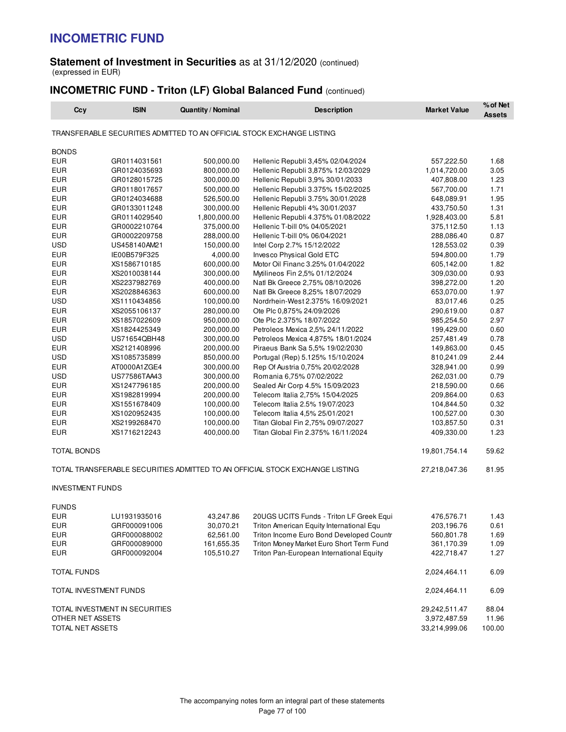# INCOMETRIC FUND

## Statement of Investment in Securities as at 31/12/2020 (continued)

(expressed in EUR)

## INCOMETRIC FUND - Triton (LF) Global Balanced Fund (continued)

| Ccy | ISIN | Quantity / Nominal | Description | Market Value | % of Net Assets |
|---|---|---|---|---|---|
| TRANSFERABLE SECURITIES ADMITTED TO AN OFFICIAL STOCK EXCHANGE LISTING | | | | | |
| BONDS | | | | | |
| EUR | GR0114031561 | 500,000.00 | Hellenic Republi 3,45% 02/04/2024 | 557,222.50 | 1.68 |
| EUR | GR0124035693 | 800,000.00 | Hellenic Republi 3,875% 12/03/2029 | 1,014,720.00 | 3.05 |
| EUR | GR0128015725 | 300,000.00 | Hellenic Republi 3,9% 30/01/2033 | 407,808.00 | 1.23 |
| EUR | GR0118017657 | 500,000.00 | Hellenic Republi 3.375% 15/02/2025 | 567,700.00 | 1.71 |
| EUR | GR0124034688 | 526,500.00 | Hellenic Republi 3.75% 30/01/2028 | 648,089.91 | 1.95 |
| EUR | GR0133011248 | 300,000.00 | Hellenic Republi 4% 30/01/2037 | 433,750.50 | 1.31 |
| EUR | GR0114029540 | 1,800,000.00 | Hellenic Republi 4.375% 01/08/2022 | 1,928,403.00 | 5.81 |
| EUR | GR0002210764 | 375,000.00 | Hellenic T-bill 0% 04/05/2021 | 375,112.50 | 1.13 |
| EUR | GR0002209758 | 288,000.00 | Hellenic T-bill 0% 06/04/2021 | 288,086.40 | 0.87 |
| USD | US458140AM21 | 150,000.00 | Intel Corp 2.7% 15/12/2022 | 128,553.02 | 0.39 |
| EUR | IE00B579F325 | 4,000.00 | Invesco Physical Gold ETC | 594,800.00 | 1.79 |
| EUR | XS1586710185 | 600,000.00 | Motor Oil Financ 3.25% 01/04/2022 | 605,142.00 | 1.82 |
| EUR | XS2010038144 | 300,000.00 | Mytilineos Fin 2,5% 01/12/2024 | 309,030.00 | 0.93 |
| EUR | XS2237982769 | 400,000.00 | Natl Bk Greece 2,75% 08/10/2026 | 398,272.00 | 1.20 |
| EUR | XS2028846363 | 600,000.00 | Natl Bk Greece 8,25% 18/07/2029 | 653,070.00 | 1.97 |
| USD | XS1110434856 | 100,000.00 | Nordrhein-West 2.375% 16/09/2021 | 83,017.46 | 0.25 |
| EUR | XS2055106137 | 280,000.00 | Ote Plc 0,875% 24/09/2026 | 290,619.00 | 0.87 |
| EUR | XS1857022609 | 950,000.00 | Ote Plc 2.375% 18/07/2022 | 985,254.50 | 2.97 |
| EUR | XS1824425349 | 200,000.00 | Petroleos Mexica 2,5% 24/11/2022 | 199,429.00 | 0.60 |
| USD | US71654QBH48 | 300,000.00 | Petroleos Mexica 4,875% 18/01/2024 | 257,481.49 | 0.78 |
| EUR | XS2121408996 | 200,000.00 | Piraeus Bank Sa 5,5% 19/02/2030 | 149,863.00 | 0.45 |
| USD | XS1085735899 | 850,000.00 | Portugal (Rep) 5.125% 15/10/2024 | 810,241.09 | 2.44 |
| EUR | AT0000A1ZGE4 | 300,000.00 | Rep Of Austria 0,75% 20/02/2028 | 328,941.00 | 0.99 |
| USD | US77586TAA43 | 300,000.00 | Romania 6,75% 07/02/2022 | 262,031.00 | 0.79 |
| EUR | XS1247796185 | 200,000.00 | Sealed Air Corp 4.5% 15/09/2023 | 218,590.00 | 0.66 |
| EUR | XS1982819994 | 200,000.00 | Telecom Italia 2,75% 15/04/2025 | 209,864.00 | 0.63 |
| EUR | XS1551678409 | 100,000.00 | Telecom Italia 2.5% 19/07/2023 | 104,844.50 | 0.32 |
| EUR | XS1020952435 | 100,000.00 | Telecom Italia 4,5% 25/01/2021 | 100,527.00 | 0.30 |
| EUR | XS2199268470 | 100,000.00 | Titan Global Fin 2,75% 09/07/2027 | 103,857.50 | 0.31 |
| EUR | XS1716212243 | 400,000.00 | Titan Global Fin 2.375% 16/11/2024 | 409,330.00 | 1.23 |
| TOTAL BONDS | | | | 19,801,754.14 | 59.62 |
| TOTAL TRANSFERABLE SECURITIES ADMITTED TO AN OFFICIAL STOCK EXCHANGE LISTING | | | | 27,218,047.36 | 81.95 |
| INVESTMENT FUNDS | | | | | |
| FUNDS | | | | | |
| EUR | LU1931935016 | 43,247.86 | 20UGS UCITS Funds - Triton LF Greek Equi | 476,576.71 | 1.43 |
| EUR | GRF000091006 | 30,070.21 | Triton American Equity International Equ | 203,196.76 | 0.61 |
| EUR | GRF000088002 | 62,561.00 | Triton Income Euro Bond Developed Countr | 560,801.78 | 1.69 |
| EUR | GRF000089000 | 161,655.35 | Triton Money Market Euro Short Term Fund | 361,170.39 | 1.09 |
| EUR | GRF000092004 | 105,510.27 | Triton Pan-European International Equity | 422,718.47 | 1.27 |
| TOTAL FUNDS | | | | 2,024,464.11 | 6.09 |
| TOTAL INVESTMENT FUNDS | | | | 2,024,464.11 | 6.09 |
| TOTAL INVESTMENT IN SECURITIES | | | | 29,242,511.47 | 88.04 |
| OTHER NET ASSETS | | | | 3,972,487.59 | 11.96 |
| TOTAL NET ASSETS | | | | 33,214,999.06 | 100.00 |

The accompanying notes form an integral part of these statements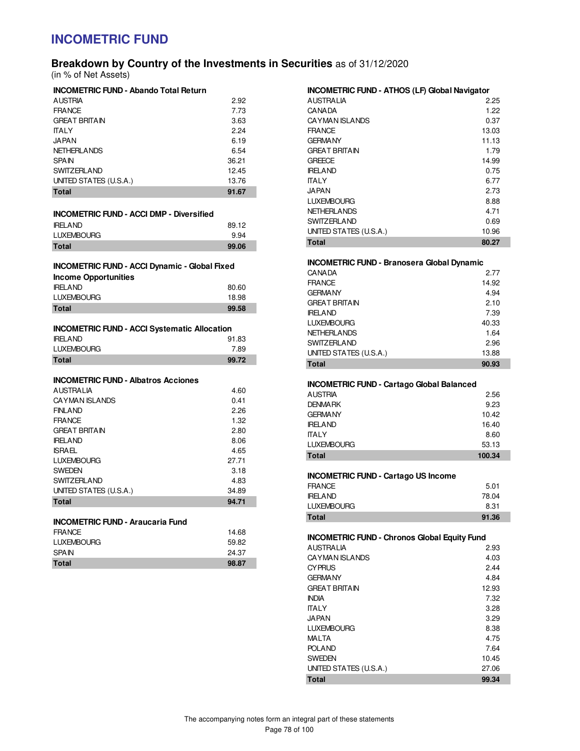# INCOMETRIC FUND

## Breakdown by Country of the Investments in Securities as of 31/12/2020

(in % of Net Assets)

### INCOMETRIC FUND - Abando Total Return

| Country | % |
|---|---|
| AUSTRIA | 2.92 |
| FRANCE | 7.73 |
| GREAT BRITAIN | 3.63 |
| ITALY | 2.24 |
| JAPAN | 6.19 |
| NETHERLANDS | 6.54 |
| SPAIN | 36.21 |
| SWITZERLAND | 12.45 |
| UNITED STATES (U.S.A.) | 13.76 |
| **Total** | **91.67** |

### INCOMETRIC FUND - ACCI DMP - Diversified

| Country | % |
|---|---|
| IRELAND | 89.12 |
| LUXEMBOURG | 9.94 |
| **Total** | **99.06** |

### INCOMETRIC FUND - ACCI Dynamic - Global Fixed Income Opportunities

| Country | % |
|---|---|
| IRELAND | 80.60 |
| LUXEMBOURG | 18.98 |
| **Total** | **99.58** |

### INCOMETRIC FUND - ACCI Systematic Allocation

| Country | % |
|---|---|
| IRELAND | 91.83 |
| LUXEMBOURG | 7.89 |
| **Total** | **99.72** |

### INCOMETRIC FUND - Albatros Acciones

| Country | % |
|---|---|
| AUSTRALIA | 4.60 |
| CAYMAN ISLANDS | 0.41 |
| FINLAND | 2.26 |
| FRANCE | 1.32 |
| GREAT BRITAIN | 2.80 |
| IRELAND | 8.06 |
| ISRAEL | 4.65 |
| LUXEMBOURG | 27.71 |
| SWEDEN | 3.18 |
| SWITZERLAND | 4.83 |
| UNITED STATES (U.S.A.) | 34.89 |
| **Total** | **94.71** |

### INCOMETRIC FUND - Araucaria Fund

| Country | % |
|---|---|
| FRANCE | 14.68 |
| LUXEMBOURG | 59.82 |
| SPAIN | 24.37 |
| **Total** | **98.87** |

### INCOMETRIC FUND - ATHOS (LF) Global Navigator

| Country | % |
|---|---|
| AUSTRALIA | 2.25 |
| CANADA | 1.22 |
| CAYMAN ISLANDS | 0.37 |
| FRANCE | 13.03 |
| GERMANY | 11.13 |
| GREAT BRITAIN | 1.79 |
| GREECE | 14.99 |
| IRELAND | 0.75 |
| ITALY | 6.77 |
| JAPAN | 2.73 |
| LUXEMBOURG | 8.88 |
| NETHERLANDS | 4.71 |
| SWITZERLAND | 0.69 |
| UNITED STATES (U.S.A.) | 10.96 |
| **Total** | **80.27** |

### INCOMETRIC FUND - Branosera Global Dynamic

| Country | % |
|---|---|
| CANADA | 2.77 |
| FRANCE | 14.92 |
| GERMANY | 4.94 |
| GREAT BRITAIN | 2.10 |
| IRELAND | 7.39 |
| LUXEMBOURG | 40.33 |
| NETHERLANDS | 1.64 |
| SWITZERLAND | 2.96 |
| UNITED STATES (U.S.A.) | 13.88 |
| **Total** | **90.93** |

### INCOMETRIC FUND - Cartago Global Balanced

| Country | % |
|---|---|
| AUSTRIA | 2.56 |
| DENMARK | 9.23 |
| GERMANY | 10.42 |
| IRELAND | 16.40 |
| ITALY | 8.60 |
| LUXEMBOURG | 53.13 |
| **Total** | **100.34** |

### INCOMETRIC FUND - Cartago US Income

| Country | % |
|---|---|
| FRANCE | 5.01 |
| IRELAND | 78.04 |
| LUXEMBOURG | 8.31 |
| **Total** | **91.36** |

### INCOMETRIC FUND - Chronos Global Equity Fund

| Country | % |
|---|---|
| AUSTRALIA | 2.93 |
| CAYMAN ISLANDS | 4.03 |
| CYPRUS | 2.44 |
| GERMANY | 4.84 |
| GREAT BRITAIN | 12.93 |
| INDIA | 7.32 |
| ITALY | 3.28 |
| JAPAN | 3.29 |
| LUXEMBOURG | 8.38 |
| MALTA | 4.75 |
| POLAND | 7.64 |
| SWEDEN | 10.45 |
| UNITED STATES (U.S.A.) | 27.06 |
| **Total** | **99.34** |

The accompanying notes form an integral part of these statements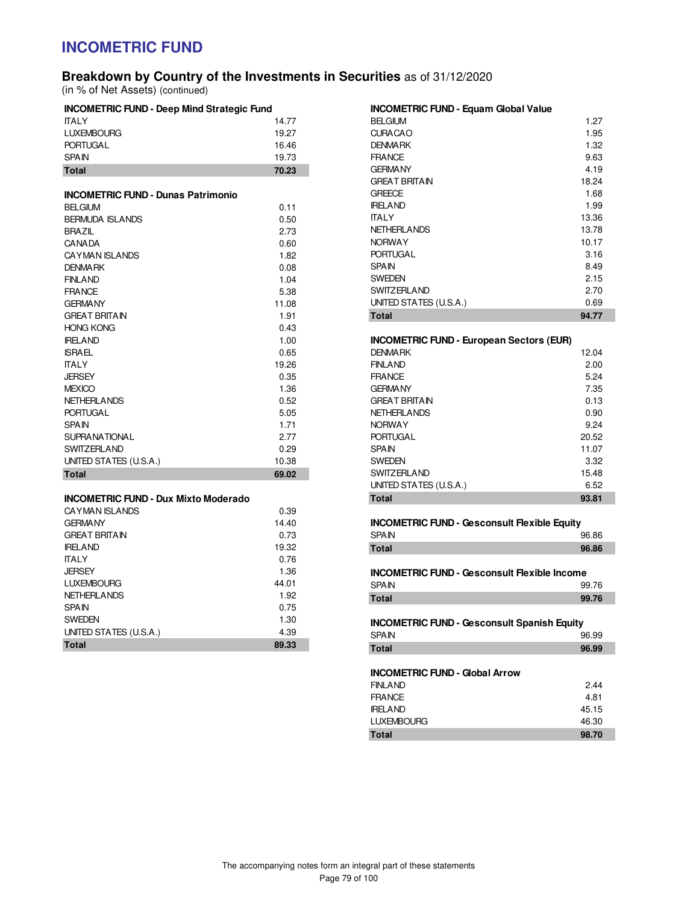# INCOMETRIC FUND

## Breakdown by Country of the Investments in Securities as of 31/12/2020

(in % of Net Assets) (continued)

| INCOMETRIC FUND - Deep Mind Strategic Fund | |
|---|---|
| ITALY | 14.77 |
| LUXEMBOURG | 19.27 |
| PORTUGAL | 16.46 |
| SPAIN | 19.73 |
| **Total** | **70.23** |

| INCOMETRIC FUND - Dunas Patrimonio | |
|---|---|
| BELGIUM | 0.11 |
| BERMUDA ISLANDS | 0.50 |
| BRAZIL | 2.73 |
| CANADA | 0.60 |
| CAYMAN ISLANDS | 1.82 |
| DENMARK | 0.08 |
| FINLAND | 1.04 |
| FRANCE | 5.38 |
| GERMANY | 11.08 |
| GREAT BRITAIN | 1.91 |
| HONG KONG | 0.43 |
| IRELAND | 1.00 |
| ISRAEL | 0.65 |
| ITALY | 19.26 |
| JERSEY | 0.35 |
| MEXICO | 1.36 |
| NETHERLANDS | 0.52 |
| PORTUGAL | 5.05 |
| SPAIN | 1.71 |
| SUPRANATIONAL | 2.77 |
| SWITZERLAND | 0.29 |
| UNITED STATES (U.S.A.) | 10.38 |
| **Total** | **69.02** |

| INCOMETRIC FUND - Dux Mixto Moderado | |
|---|---|
| CAYMAN ISLANDS | 0.39 |
| GERMANY | 14.40 |
| GREAT BRITAIN | 0.73 |
| IRELAND | 19.32 |
| ITALY | 0.76 |
| JERSEY | 1.36 |
| LUXEMBOURG | 44.01 |
| NETHERLANDS | 1.92 |
| SPAIN | 0.75 |
| SWEDEN | 1.30 |
| UNITED STATES (U.S.A.) | 4.39 |
| **Total** | **89.33** |

| INCOMETRIC FUND - Equam Global Value | |
|---|---|
| BELGIUM | 1.27 |
| CURACAO | 1.95 |
| DENMARK | 1.32 |
| FRANCE | 9.63 |
| GERMANY | 4.19 |
| GREAT BRITAIN | 18.24 |
| GREECE | 1.68 |
| IRELAND | 1.99 |
| ITALY | 13.36 |
| NETHERLANDS | 13.78 |
| NORWAY | 10.17 |
| PORTUGAL | 3.16 |
| SPAIN | 8.49 |
| SWEDEN | 2.15 |
| SWITZERLAND | 2.70 |
| UNITED STATES (U.S.A.) | 0.69 |
| **Total** | **94.77** |

| INCOMETRIC FUND - European Sectors (EUR) | |
|---|---|
| DENMARK | 12.04 |
| FINLAND | 2.00 |
| FRANCE | 5.24 |
| GERMANY | 7.35 |
| GREAT BRITAIN | 0.13 |
| NETHERLANDS | 0.90 |
| NORWAY | 9.24 |
| PORTUGAL | 20.52 |
| SPAIN | 11.07 |
| SWEDEN | 3.32 |
| SWITZERLAND | 15.48 |
| UNITED STATES (U.S.A.) | 6.52 |
| **Total** | **93.81** |

| INCOMETRIC FUND - Gesconsult Flexible Equity | |
|---|---|
| SPAIN | 96.86 |
| **Total** | **96.86** |

| INCOMETRIC FUND - Gesconsult Flexible Income | |
|---|---|
| SPAIN | 99.76 |
| **Total** | **99.76** |

| INCOMETRIC FUND - Gesconsult Spanish Equity | |
|---|---|
| SPAIN | 96.99 |
| **Total** | **96.99** |

| INCOMETRIC FUND - Global Arrow | |
|---|---|
| FINLAND | 2.44 |
| FRANCE | 4.81 |
| IRELAND | 45.15 |
| LUXEMBOURG | 46.30 |
| **Total** | **98.70** |

The accompanying notes form an integral part of these statements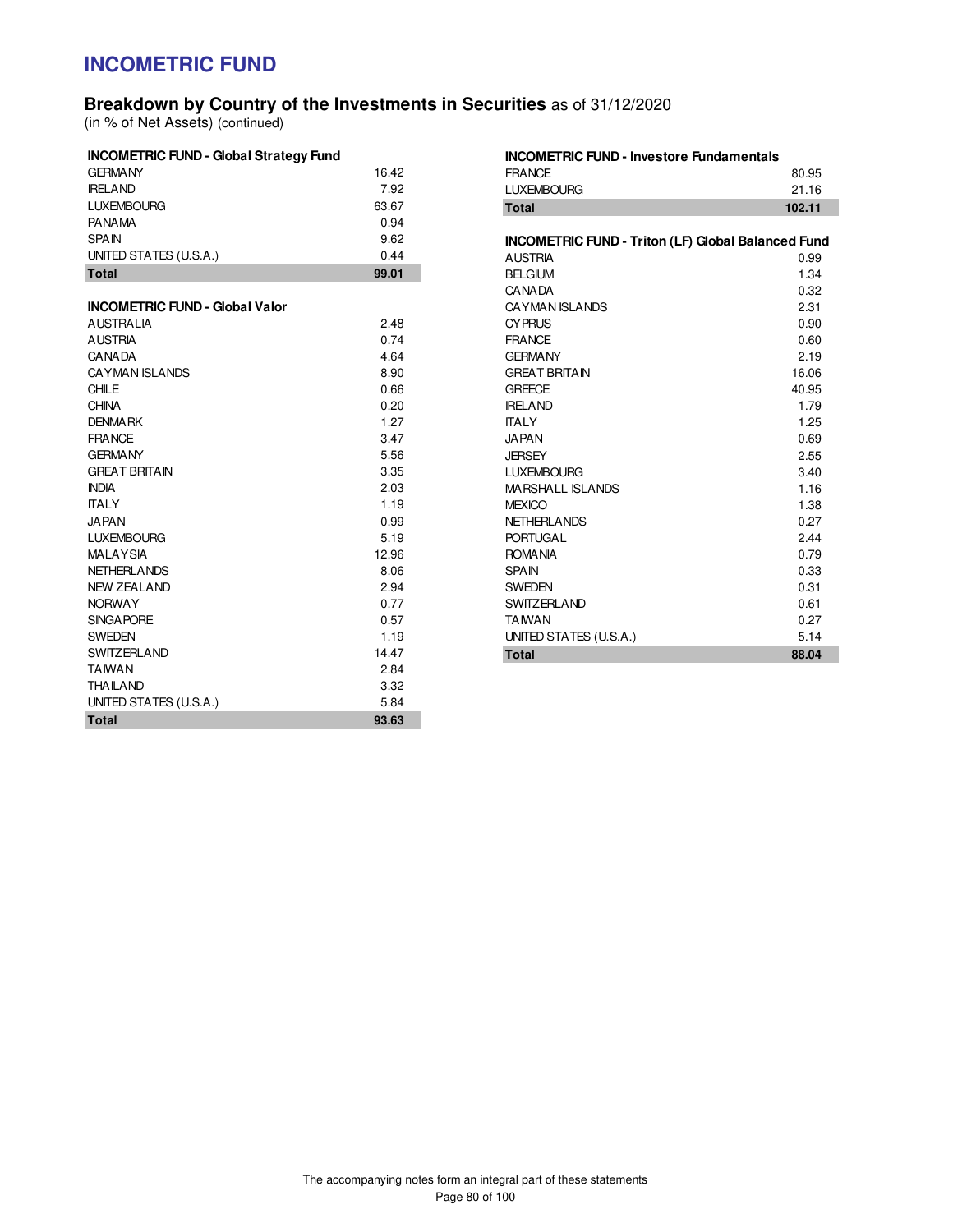# INCOMETRIC FUND

## Breakdown by Country of the Investments in Securities as of 31/12/2020

(in % of Net Assets) (continued)

| INCOMETRIC FUND - Global Strategy Fund | |
|---|---|
| GERMANY | 16.42 |
| IRELAND | 7.92 |
| LUXEMBOURG | 63.67 |
| PANAMA | 0.94 |
| SPAIN | 9.62 |
| UNITED STATES (U.S.A.) | 0.44 |
| **Total** | **99.01** |

| INCOMETRIC FUND - Global Valor | |
|---|---|
| AUSTRALIA | 2.48 |
| AUSTRIA | 0.74 |
| CANADA | 4.64 |
| CAYMAN ISLANDS | 8.90 |
| CHILE | 0.66 |
| CHINA | 0.20 |
| DENMARK | 1.27 |
| FRANCE | 3.47 |
| GERMANY | 5.56 |
| GREAT BRITAIN | 3.35 |
| INDIA | 2.03 |
| ITALY | 1.19 |
| JAPAN | 0.99 |
| LUXEMBOURG | 5.19 |
| MALAYSIA | 12.96 |
| NETHERLANDS | 8.06 |
| NEW ZEALAND | 2.94 |
| NORWAY | 0.77 |
| SINGAPORE | 0.57 |
| SWEDEN | 1.19 |
| SWITZERLAND | 14.47 |
| TAIWAN | 2.84 |
| THAILAND | 3.32 |
| UNITED STATES (U.S.A.) | 5.84 |
| **Total** | **93.63** |

| INCOMETRIC FUND - Investore Fundamentals | |
|---|---|
| FRANCE | 80.95 |
| LUXEMBOURG | 21.16 |
| **Total** | **102.11** |

| INCOMETRIC FUND - Triton (LF) Global Balanced Fund | |
|---|---|
| AUSTRIA | 0.99 |
| BELGIUM | 1.34 |
| CANADA | 0.32 |
| CAYMAN ISLANDS | 2.31 |
| CYPRUS | 0.90 |
| FRANCE | 0.60 |
| GERMANY | 2.19 |
| GREAT BRITAIN | 16.06 |
| GREECE | 40.95 |
| IRELAND | 1.79 |
| ITALY | 1.25 |
| JAPAN | 0.69 |
| JERSEY | 2.55 |
| LUXEMBOURG | 3.40 |
| MARSHALL ISLANDS | 1.16 |
| MEXICO | 1.38 |
| NETHERLANDS | 0.27 |
| PORTUGAL | 2.44 |
| ROMANIA | 0.79 |
| SPAIN | 0.33 |
| SWEDEN | 0.31 |
| SWITZERLAND | 0.61 |
| TAIWAN | 0.27 |
| UNITED STATES (U.S.A.) | 5.14 |
| **Total** | **88.04** |

The accompanying notes form an integral part of these statements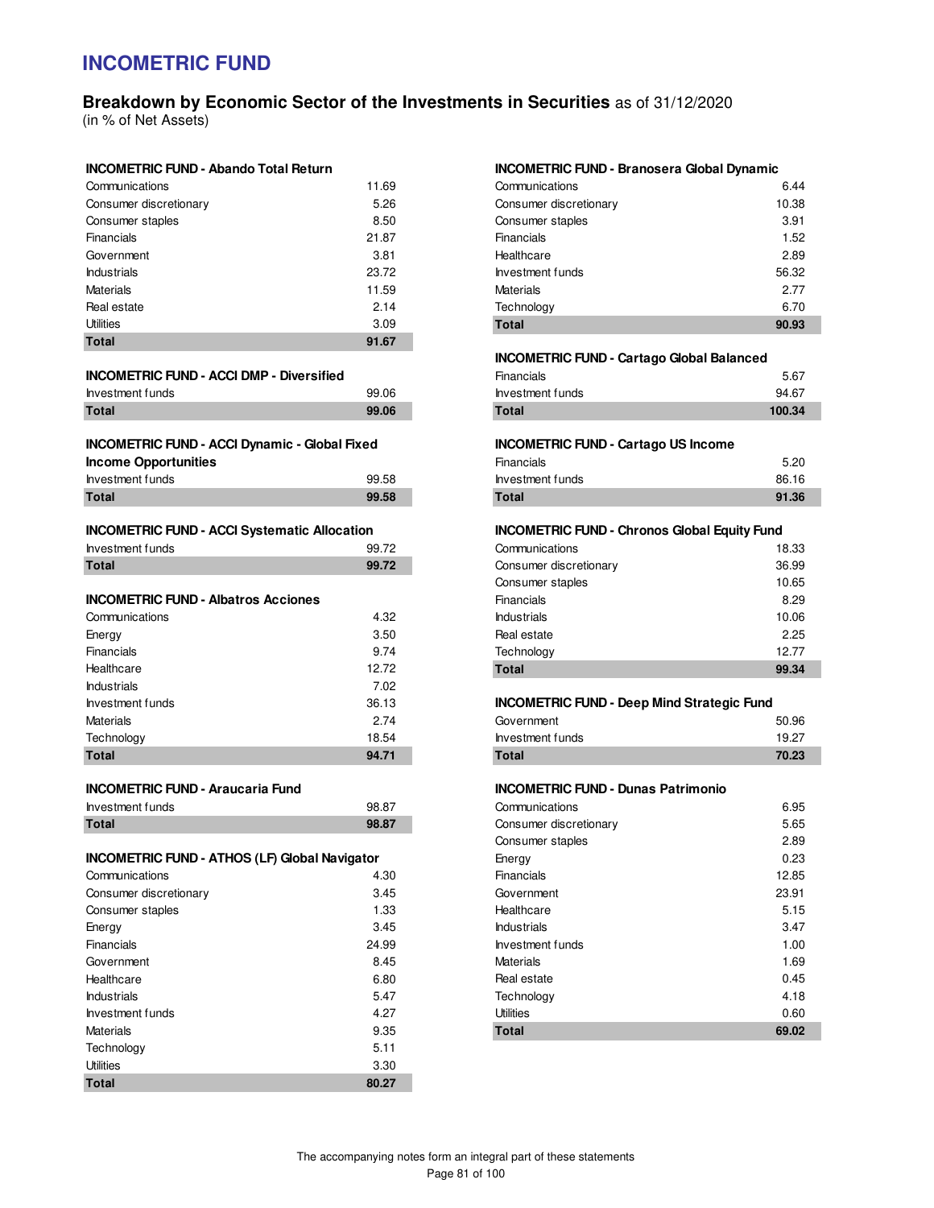# INCOMETRIC FUND

## Breakdown by Economic Sector of the Investments in Securities as of 31/12/2020

(in % of Net Assets)

| INCOMETRIC FUND - Abando Total Return | |
|---|---|
| Communications | 11.69 |
| Consumer discretionary | 5.26 |
| Consumer staples | 8.50 |
| Financials | 21.87 |
| Government | 3.81 |
| Industrials | 23.72 |
| Materials | 11.59 |
| Real estate | 2.14 |
| Utilities | 3.09 |
| **Total** | **91.67** |

| INCOMETRIC FUND - ACCI DMP - Diversified | |
|---|---|
| Investment funds | 99.06 |
| **Total** | **99.06** |

| INCOMETRIC FUND - ACCI Dynamic - Global Fixed Income Opportunities | |
|---|---|
| Investment funds | 99.58 |
| **Total** | **99.58** |

| INCOMETRIC FUND - ACCI Systematic Allocation | |
|---|---|
| Investment funds | 99.72 |
| **Total** | **99.72** |

| INCOMETRIC FUND - Albatros Acciones | |
|---|---|
| Communications | 4.32 |
| Energy | 3.50 |
| Financials | 9.74 |
| Healthcare | 12.72 |
| Industrials | 7.02 |
| Investment funds | 36.13 |
| Materials | 2.74 |
| Technology | 18.54 |
| **Total** | **94.71** |

| INCOMETRIC FUND - Araucaria Fund | |
|---|---|
| Investment funds | 98.87 |
| **Total** | **98.87** |

| INCOMETRIC FUND - ATHOS (LF) Global Navigator | |
|---|---|
| Communications | 4.30 |
| Consumer discretionary | 3.45 |
| Consumer staples | 1.33 |
| Energy | 3.45 |
| Financials | 24.99 |
| Government | 8.45 |
| Healthcare | 6.80 |
| Industrials | 5.47 |
| Investment funds | 4.27 |
| Materials | 9.35 |
| Technology | 5.11 |
| Utilities | 3.30 |
| **Total** | **80.27** |

| INCOMETRIC FUND - Branosera Global Dynamic | |
|---|---|
| Communications | 6.44 |
| Consumer discretionary | 10.38 |
| Consumer staples | 3.91 |
| Financials | 1.52 |
| Healthcare | 2.89 |
| Investment funds | 56.32 |
| Materials | 2.77 |
| Technology | 6.70 |
| **Total** | **90.93** |

| INCOMETRIC FUND - Cartago Global Balanced | |
|---|---|
| Financials | 5.67 |
| Investment funds | 94.67 |
| **Total** | **100.34** |

| INCOMETRIC FUND - Cartago US Income | |
|---|---|
| Financials | 5.20 |
| Investment funds | 86.16 |
| **Total** | **91.36** |

| INCOMETRIC FUND - Chronos Global Equity Fund | |
|---|---|
| Communications | 18.33 |
| Consumer discretionary | 36.99 |
| Consumer staples | 10.65 |
| Financials | 8.29 |
| Industrials | 10.06 |
| Real estate | 2.25 |
| Technology | 12.77 |
| **Total** | **99.34** |

| INCOMETRIC FUND - Deep Mind Strategic Fund | |
|---|---|
| Government | 50.96 |
| Investment funds | 19.27 |
| **Total** | **70.23** |

| INCOMETRIC FUND - Dunas Patrimonio | |
|---|---|
| Communications | 6.95 |
| Consumer discretionary | 5.65 |
| Consumer staples | 2.89 |
| Energy | 0.23 |
| Financials | 12.85 |
| Government | 23.91 |
| Healthcare | 5.15 |
| Industrials | 3.47 |
| Investment funds | 1.00 |
| Materials | 1.69 |
| Real estate | 0.45 |
| Technology | 4.18 |
| Utilities | 0.60 |
| **Total** | **69.02** |

The accompanying notes form an integral part of these statements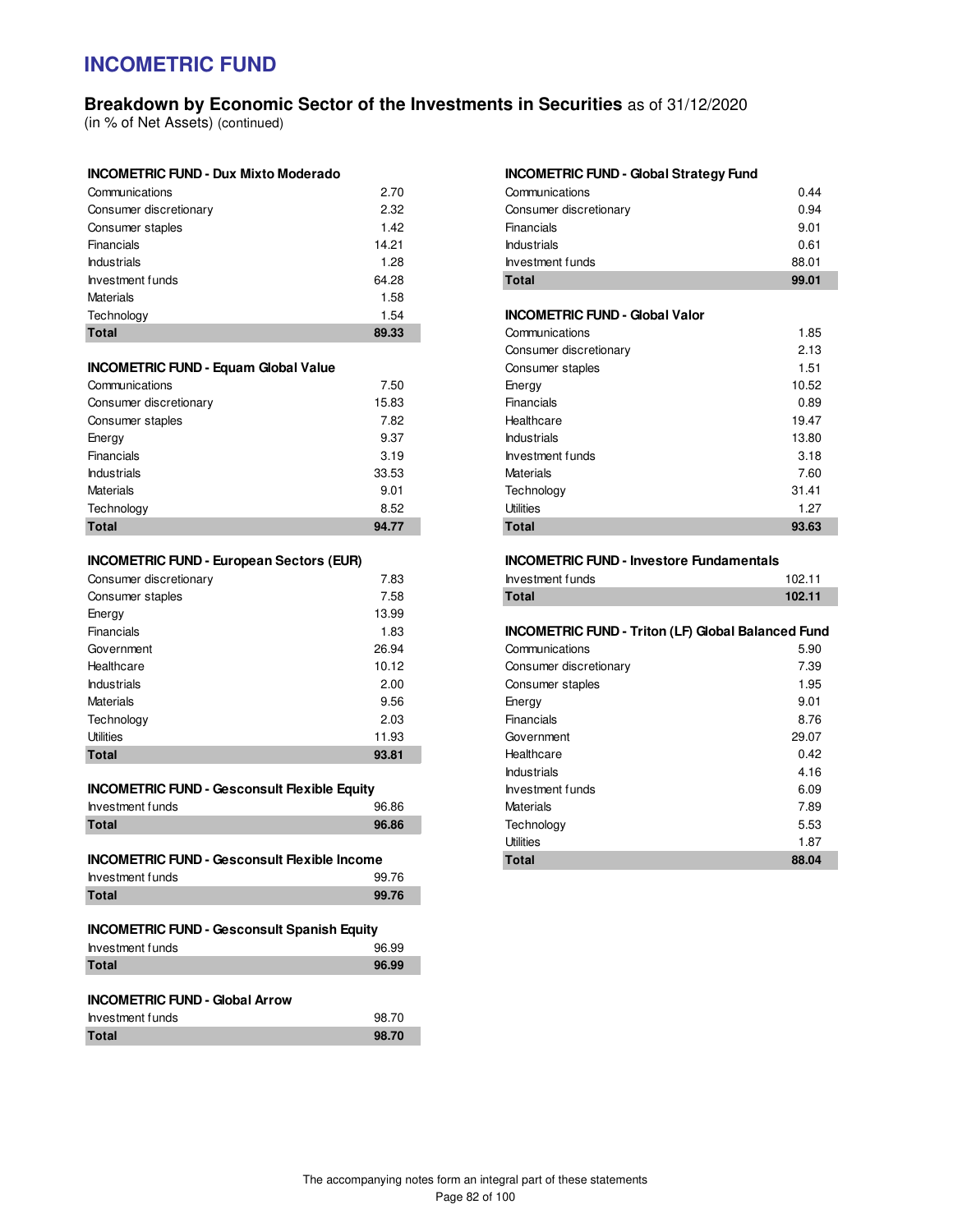# INCOMETRIC FUND

## Breakdown by Economic Sector of the Investments in Securities as of 31/12/2020

(in % of Net Assets) (continued)

### INCOMETRIC FUND - Dux Mixto Moderado

| | |
|---|---|
| Communications | 2.70 |
| Consumer discretionary | 2.32 |
| Consumer staples | 1.42 |
| Financials | 14.21 |
| Industrials | 1.28 |
| Investment funds | 64.28 |
| Materials | 1.58 |
| Technology | 1.54 |
| **Total** | **89.33** |

### INCOMETRIC FUND - Equam Global Value

| | |
|---|---|
| Communications | 7.50 |
| Consumer discretionary | 15.83 |
| Consumer staples | 7.82 |
| Energy | 9.37 |
| Financials | 3.19 |
| Industrials | 33.53 |
| Materials | 9.01 |
| Technology | 8.52 |
| **Total** | **94.77** |

### INCOMETRIC FUND - European Sectors (EUR)

| | |
|---|---|
| Consumer discretionary | 7.83 |
| Consumer staples | 7.58 |
| Energy | 13.99 |
| Financials | 1.83 |
| Government | 26.94 |
| Healthcare | 10.12 |
| Industrials | 2.00 |
| Materials | 9.56 |
| Technology | 2.03 |
| Utilities | 11.93 |
| **Total** | **93.81** |

### INCOMETRIC FUND - Gesconsult Flexible Equity

| | |
|---|---|
| Investment funds | 96.86 |
| **Total** | **96.86** |

### INCOMETRIC FUND - Gesconsult Flexible Income

| | |
|---|---|
| Investment funds | 99.76 |
| **Total** | **99.76** |

### INCOMETRIC FUND - Gesconsult Spanish Equity

| | |
|---|---|
| Investment funds | 96.99 |
| **Total** | **96.99** |

### INCOMETRIC FUND - Global Arrow

| | |
|---|---|
| Investment funds | 98.70 |
| **Total** | **98.70** |

### INCOMETRIC FUND - Global Strategy Fund

| | |
|---|---|
| Communications | 0.44 |
| Consumer discretionary | 0.94 |
| Financials | 9.01 |
| Industrials | 0.61 |
| Investment funds | 88.01 |
| **Total** | **99.01** |

### INCOMETRIC FUND - Global Valor

| | |
|---|---|
| Communications | 1.85 |
| Consumer discretionary | 2.13 |
| Consumer staples | 1.51 |
| Energy | 10.52 |
| Financials | 0.89 |
| Healthcare | 19.47 |
| Industrials | 13.80 |
| Investment funds | 3.18 |
| Materials | 7.60 |
| Technology | 31.41 |
| Utilities | 1.27 |
| **Total** | **93.63** |

### INCOMETRIC FUND - Investore Fundamentals

| | |
|---|---|
| Investment funds | 102.11 |
| **Total** | **102.11** |

### INCOMETRIC FUND - Triton (LF) Global Balanced Fund

| | |
|---|---|
| Communications | 5.90 |
| Consumer discretionary | 7.39 |
| Consumer staples | 1.95 |
| Energy | 9.01 |
| Financials | 8.76 |
| Government | 29.07 |
| Healthcare | 0.42 |
| Industrials | 4.16 |
| Investment funds | 6.09 |
| Materials | 7.89 |
| Technology | 5.53 |
| Utilities | 1.87 |
| **Total** | **88.04** |

The accompanying notes form an integral part of these statements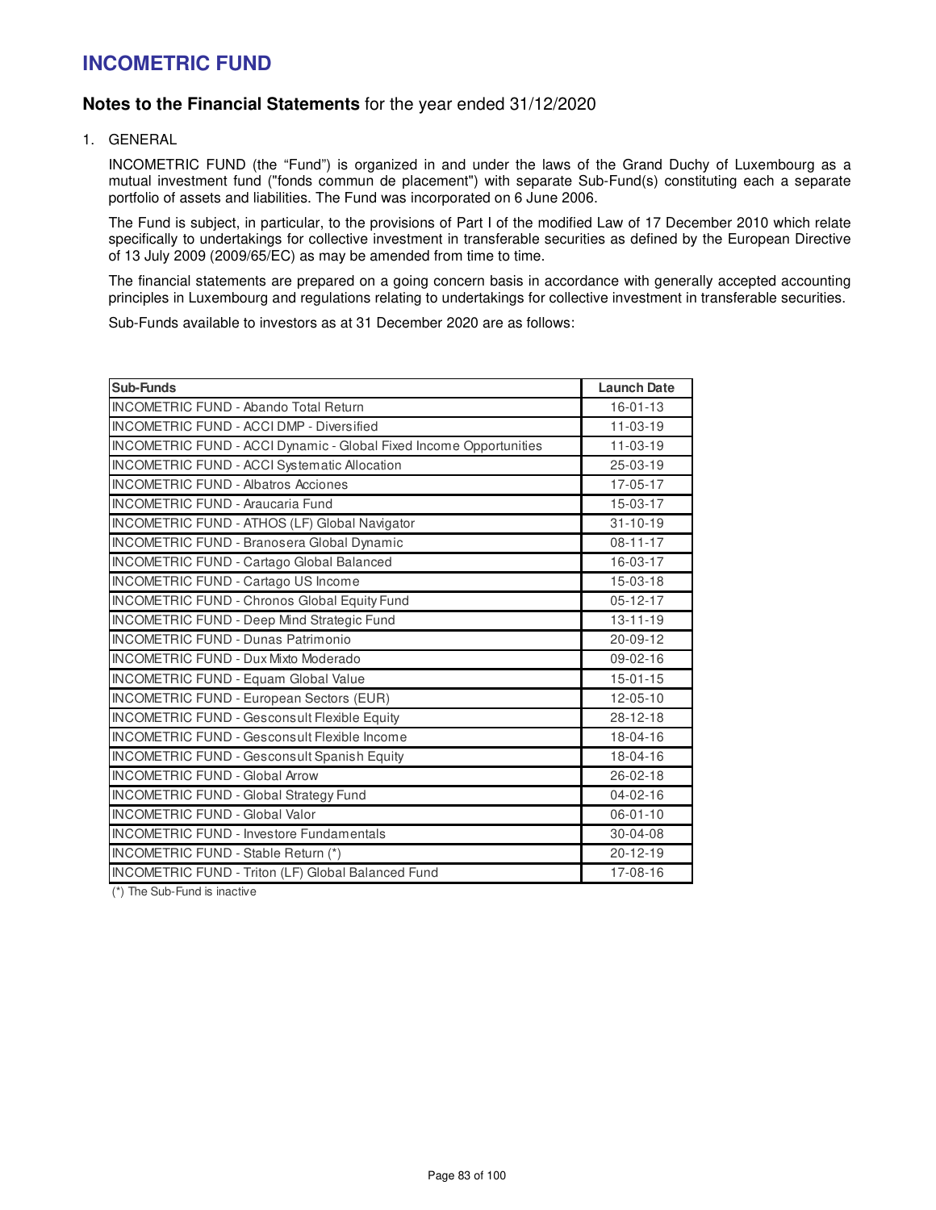# INCOMETRIC FUND

## **Notes to the Financial Statements** for the year ended 31/12/2020

1. GENERAL

   INCOMETRIC FUND (the “Fund”) is organized in and under the laws of the Grand Duchy of Luxembourg as a mutual investment fund ("fonds commun de placement") with separate Sub-Fund(s) constituting each a separate portfolio of assets and liabilities. The Fund was incorporated on 6 June 2006.

   The Fund is subject, in particular, to the provisions of Part I of the modified Law of 17 December 2010 which relate specifically to undertakings for collective investment in transferable securities as defined by the European Directive of 13 July 2009 (2009/65/EC) as may be amended from time to time.

   The financial statements are prepared on a going concern basis in accordance with generally accepted accounting principles in Luxembourg and regulations relating to undertakings for collective investment in transferable securities.

   Sub-Funds available to investors as at 31 December 2020 are as follows:

| Sub-Funds | Launch Date |
|---|---|
| INCOMETRIC FUND - Abando Total Return | 16-01-13 |
| INCOMETRIC FUND - ACCI DMP - Diversified | 11-03-19 |
| INCOMETRIC FUND - ACCI Dynamic - Global Fixed Income Opportunities | 11-03-19 |
| INCOMETRIC FUND - ACCI Systematic Allocation | 25-03-19 |
| INCOMETRIC FUND - Albatros Acciones | 17-05-17 |
| INCOMETRIC FUND - Araucaria Fund | 15-03-17 |
| INCOMETRIC FUND - ATHOS (LF) Global Navigator | 31-10-19 |
| INCOMETRIC FUND - Branosera Global Dynamic | 08-11-17 |
| INCOMETRIC FUND - Cartago Global Balanced | 16-03-17 |
| INCOMETRIC FUND - Cartago US Income | 15-03-18 |
| INCOMETRIC FUND - Chronos Global Equity Fund | 05-12-17 |
| INCOMETRIC FUND - Deep Mind Strategic Fund | 13-11-19 |
| INCOMETRIC FUND - Dunas Patrimonio | 20-09-12 |
| INCOMETRIC FUND - Dux Mixto Moderado | 09-02-16 |
| INCOMETRIC FUND - Equam Global Value | 15-01-15 |
| INCOMETRIC FUND - European Sectors (EUR) | 12-05-10 |
| INCOMETRIC FUND - Gesconsult Flexible Equity | 28-12-18 |
| INCOMETRIC FUND - Gesconsult Flexible Income | 18-04-16 |
| INCOMETRIC FUND - Gesconsult Spanish Equity | 18-04-16 |
| INCOMETRIC FUND - Global Arrow | 26-02-18 |
| INCOMETRIC FUND - Global Strategy Fund | 04-02-16 |
| INCOMETRIC FUND - Global Valor | 06-01-10 |
| INCOMETRIC FUND - Investore Fundamentals | 30-04-08 |
| INCOMETRIC FUND - Stable Return (*) | 20-12-19 |
| INCOMETRIC FUND - Triton (LF) Global Balanced Fund | 17-08-16 |

(*) The Sub-Fund is inactive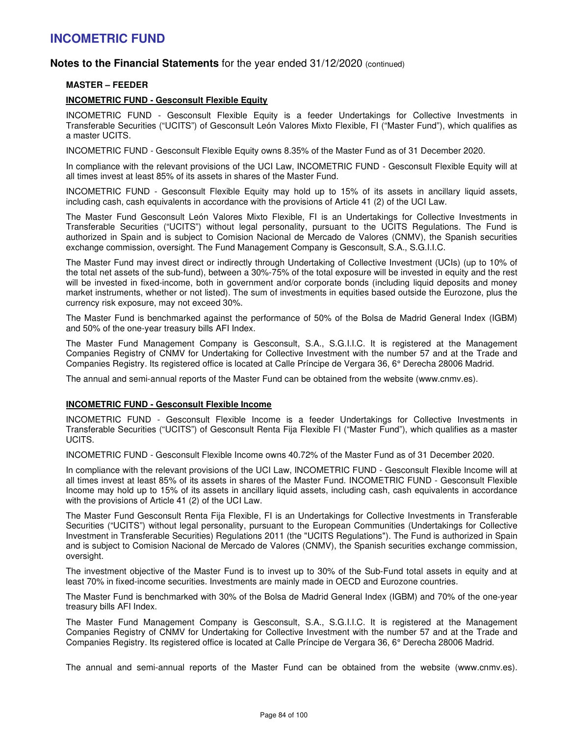**MASTER – FEEDER**

**INCOMETRIC FUND - Gesconsult Flexible Equity**

INCOMETRIC FUND - Gesconsult Flexible Equity is a feeder Undertakings for Collective Investments in Transferable Securities ("UCITS") of Gesconsult León Valores Mixto Flexible, FI ("Master Fund"), which qualifies as a master UCITS.

INCOMETRIC FUND - Gesconsult Flexible Equity owns 8.35% of the Master Fund as of 31 December 2020.

In compliance with the relevant provisions of the UCI Law, INCOMETRIC FUND - Gesconsult Flexible Equity will at all times invest at least 85% of its assets in shares of the Master Fund.

INCOMETRIC FUND - Gesconsult Flexible Equity may hold up to 15% of its assets in ancillary liquid assets, including cash, cash equivalents in accordance with the provisions of Article 41 (2) of the UCI Law.

The Master Fund Gesconsult León Valores Mixto Flexible, FI is an Undertakings for Collective Investments in Transferable Securities ("UCITS") without legal personality, pursuant to the UCITS Regulations. The Fund is authorized in Spain and is subject to Comision Nacional de Mercado de Valores (CNMV), the Spanish securities exchange commission, oversight. The Fund Management Company is Gesconsult, S.A., S.G.I.I.C.

The Master Fund may invest direct or indirectly through Undertaking of Collective Investment (UCIs) (up to 10% of the total net assets of the sub-fund), between a 30%-75% of the total exposure will be invested in equity and the rest will be invested in fixed-income, both in government and/or corporate bonds (including liquid deposits and money market instruments, whether or not listed). The sum of investments in equities based outside the Eurozone, plus the currency risk exposure, may not exceed 30%.

The Master Fund is benchmarked against the performance of 50% of the Bolsa de Madrid General Index (IGBM) and 50% of the one-year treasury bills AFI Index.

The Master Fund Management Company is Gesconsult, S.A., S.G.I.I.C. It is registered at the Management Companies Registry of CNMV for Undertaking for Collective Investment with the number 57 and at the Trade and Companies Registry. Its registered office is located at Calle Príncipe de Vergara 36, 6° Derecha 28006 Madrid.

The annual and semi-annual reports of the Master Fund can be obtained from the website (www.cnmv.es).

**INCOMETRIC FUND - Gesconsult Flexible Income**

INCOMETRIC FUND - Gesconsult Flexible Income is a feeder Undertakings for Collective Investments in Transferable Securities ("UCITS") of Gesconsult Renta Fija Flexible FI ("Master Fund"), which qualifies as a master UCITS.

INCOMETRIC FUND - Gesconsult Flexible Income owns 40.72% of the Master Fund as of 31 December 2020.

In compliance with the relevant provisions of the UCI Law, INCOMETRIC FUND - Gesconsult Flexible Income will at all times invest at least 85% of its assets in shares of the Master Fund. INCOMETRIC FUND - Gesconsult Flexible Income may hold up to 15% of its assets in ancillary liquid assets, including cash, cash equivalents in accordance with the provisions of Article 41 (2) of the UCI Law.

The Master Fund Gesconsult Renta Fija Flexible, FI is an Undertakings for Collective Investments in Transferable Securities ("UCITS") without legal personality, pursuant to the European Communities (Undertakings for Collective Investment in Transferable Securities) Regulations 2011 (the "UCITS Regulations"). The Fund is authorized in Spain and is subject to Comision Nacional de Mercado de Valores (CNMV), the Spanish securities exchange commission, oversight.

The investment objective of the Master Fund is to invest up to 30% of the Sub-Fund total assets in equity and at least 70% in fixed-income securities. Investments are mainly made in OECD and Eurozone countries.

The Master Fund is benchmarked with 30% of the Bolsa de Madrid General Index (IGBM) and 70% of the one-year treasury bills AFI Index.

The Master Fund Management Company is Gesconsult, S.A., S.G.I.I.C. It is registered at the Management Companies Registry of CNMV for Undertaking for Collective Investment with the number 57 and at the Trade and Companies Registry. Its registered office is located at Calle Príncipe de Vergara 36, 6° Derecha 28006 Madrid.

The annual and semi-annual reports of the Master Fund can be obtained from the website (www.cnmv.es).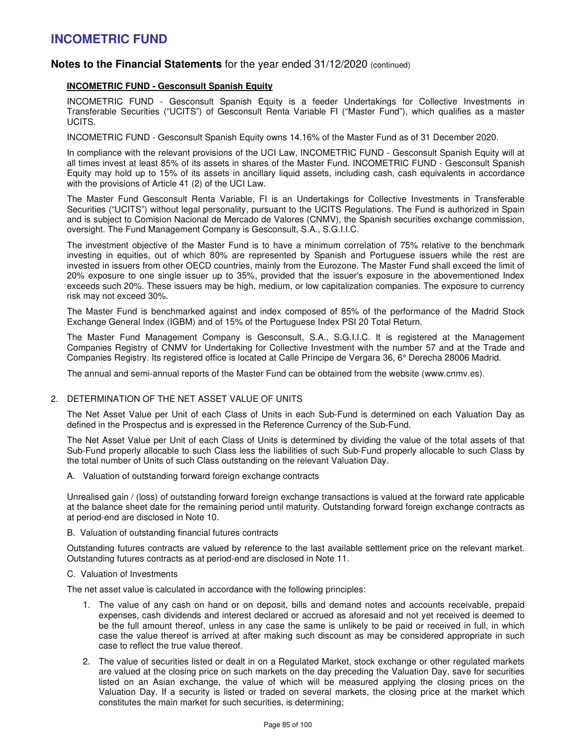**Notes to the Financial Statements** for the year ended 31/12/2020 (continued)

**INCOMETRIC FUND - Gesconsult Spanish Equity**

INCOMETRIC FUND - Gesconsult Spanish Equity is a feeder Undertakings for Collective Investments in Transferable Securities ("UCITS") of Gesconsult Renta Variable FI ("Master Fund"), which qualifies as a master UCITS.

INCOMETRIC FUND - Gesconsult Spanish Equity owns 14.16% of the Master Fund as of 31 December 2020.

In compliance with the relevant provisions of the UCI Law, INCOMETRIC FUND - Gesconsult Spanish Equity will at all times invest at least 85% of its assets in shares of the Master Fund. INCOMETRIC FUND - Gesconsult Spanish Equity may hold up to 15% of its assets in ancillary liquid assets, including cash, cash equivalents in accordance with the provisions of Article 41 (2) of the UCI Law.

The Master Fund Gesconsult Renta Variable, FI is an Undertakings for Collective Investments in Transferable Securities ("UCITS") without legal personality, pursuant to the UCITS Regulations. The Fund is authorized in Spain and is subject to Comision Nacional de Mercado de Valores (CNMV), the Spanish securities exchange commission, oversight. The Fund Management Company is Gesconsult, S.A., S.G.I.I.C.

The investment objective of the Master Fund is to have a minimum correlation of 75% relative to the benchmark investing in equities, out of which 80% are represented by Spanish and Portuguese issuers while the rest are invested in issuers from other OECD countries, mainly from the Eurozone. The Master Fund shall exceed the limit of 20% exposure to one single issuer up to 35%, provided that the issuer's exposure in the abovementioned Index exceeds such 20%. These issuers may be high, medium, or low capitalization companies. The exposure to currency risk may not exceed 30%.

The Master Fund is benchmarked against and index composed of 85% of the performance of the Madrid Stock Exchange General Index (IGBM) and of 15% of the Portuguese Index PSI 20 Total Return.

The Master Fund Management Company is Gesconsult, S.A., S.G.I.I.C. It is registered at the Management Companies Registry of CNMV for Undertaking for Collective Investment with the number 57 and at the Trade and Companies Registry. Its registered office is located at Calle Príncipe de Vergara 36, 6° Derecha 28006 Madrid.

The annual and semi-annual reports of the Master Fund can be obtained from the website (www.cnmv.es).

2. DETERMINATION OF THE NET ASSET VALUE OF UNITS

The Net Asset Value per Unit of each Class of Units in each Sub-Fund is determined on each Valuation Day as defined in the Prospectus and is expressed in the Reference Currency of the Sub-Fund.

The Net Asset Value per Unit of each Class of Units is determined by dividing the value of the total assets of that Sub-Fund properly allocable to such Class less the liabilities of such Sub-Fund properly allocable to such Class by the total number of Units of such Class outstanding on the relevant Valuation Day.

A. Valuation of outstanding forward foreign exchange contracts

Unrealised gain / (loss) of outstanding forward foreign exchange transactions is valued at the forward rate applicable at the balance sheet date for the remaining period until maturity. Outstanding forward foreign exchange contracts as at period-end are disclosed in Note 10.

B. Valuation of outstanding financial futures contracts

Outstanding futures contracts are valued by reference to the last available settlement price on the relevant market. Outstanding futures contracts as at period-end are disclosed in Note 11.

C. Valuation of Investments

The net asset value is calculated in accordance with the following principles:

1. The value of any cash on hand or on deposit, bills and demand notes and accounts receivable, prepaid expenses, cash dividends and interest declared or accrued as aforesaid and not yet received is deemed to be the full amount thereof, unless in any case the same is unlikely to be paid or received in full, in which case the value thereof is arrived at after making such discount as may be considered appropriate in such case to reflect the true value thereof.

2. The value of securities listed or dealt in on a Regulated Market, stock exchange or other regulated markets are valued at the closing price on such markets on the day preceding the Valuation Day, save for securities listed on an Asian exchange, the value of which will be measured applying the closing prices on the Valuation Day. If a security is listed or traded on several markets, the closing price at the market which constitutes the main market for such securities, is determining;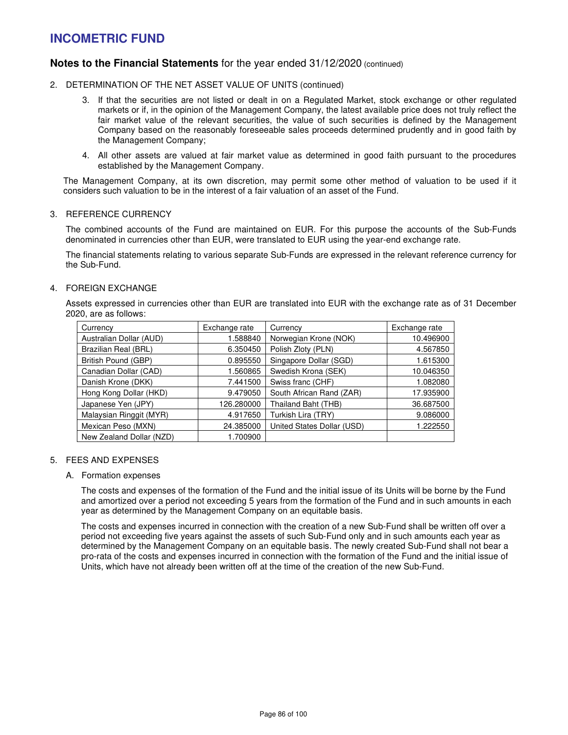# INCOMETRIC FUND

## Notes to the Financial Statements for the year ended 31/12/2020 (continued)

2. DETERMINATION OF THE NET ASSET VALUE OF UNITS (continued)

   3. If that the securities are not listed or dealt in on a Regulated Market, stock exchange or other regulated markets or if, in the opinion of the Management Company, the latest available price does not truly reflect the fair market value of the relevant securities, the value of such securities is defined by the Management Company based on the reasonably foreseeable sales proceeds determined prudently and in good faith by the Management Company;

   4. All other assets are valued at fair market value as determined in good faith pursuant to the procedures established by the Management Company.

   The Management Company, at its own discretion, may permit some other method of valuation to be used if it considers such valuation to be in the interest of a fair valuation of an asset of the Fund.

3. REFERENCE CURRENCY

   The combined accounts of the Fund are maintained on EUR. For this purpose the accounts of the Sub-Funds denominated in currencies other than EUR, were translated to EUR using the year-end exchange rate.

   The financial statements relating to various separate Sub-Funds are expressed in the relevant reference currency for the Sub-Fund.

4. FOREIGN EXCHANGE

   Assets expressed in currencies other than EUR are translated into EUR with the exchange rate as of 31 December 2020, are as follows:

| Currency | Exchange rate | Currency | Exchange rate |
|---|---|---|---|
| Australian Dollar (AUD) | 1.588840 | Norwegian Krone (NOK) | 10.496900 |
| Brazilian Real (BRL) | 6.350450 | Polish Zloty (PLN) | 4.567850 |
| British Pound (GBP) | 0.895550 | Singapore Dollar (SGD) | 1.615300 |
| Canadian Dollar (CAD) | 1.560865 | Swedish Krona (SEK) | 10.046350 |
| Danish Krone (DKK) | 7.441500 | Swiss franc (CHF) | 1.082080 |
| Hong Kong Dollar (HKD) | 9.479050 | South African Rand (ZAR) | 17.935900 |
| Japanese Yen (JPY) | 126.280000 | Thailand Baht (THB) | 36.687500 |
| Malaysian Ringgit (MYR) | 4.917650 | Turkish Lira (TRY) | 9.086000 |
| Mexican Peso (MXN) | 24.385000 | United States Dollar (USD) | 1.222550 |
| New Zealand Dollar (NZD) | 1.700900 | | |

5. FEES AND EXPENSES

   A. Formation expenses

   The costs and expenses of the formation of the Fund and the initial issue of its Units will be borne by the Fund and amortized over a period not exceeding 5 years from the formation of the Fund and in such amounts in each year as determined by the Management Company on an equitable basis.

   The costs and expenses incurred in connection with the creation of a new Sub-Fund shall be written off over a period not exceeding five years against the assets of such Sub-Fund only and in such amounts each year as determined by the Management Company on an equitable basis. The newly created Sub-Fund shall not bear a pro-rata of the costs and expenses incurred in connection with the formation of the Fund and the initial issue of Units, which have not already been written off at the time of the creation of the new Sub-Fund.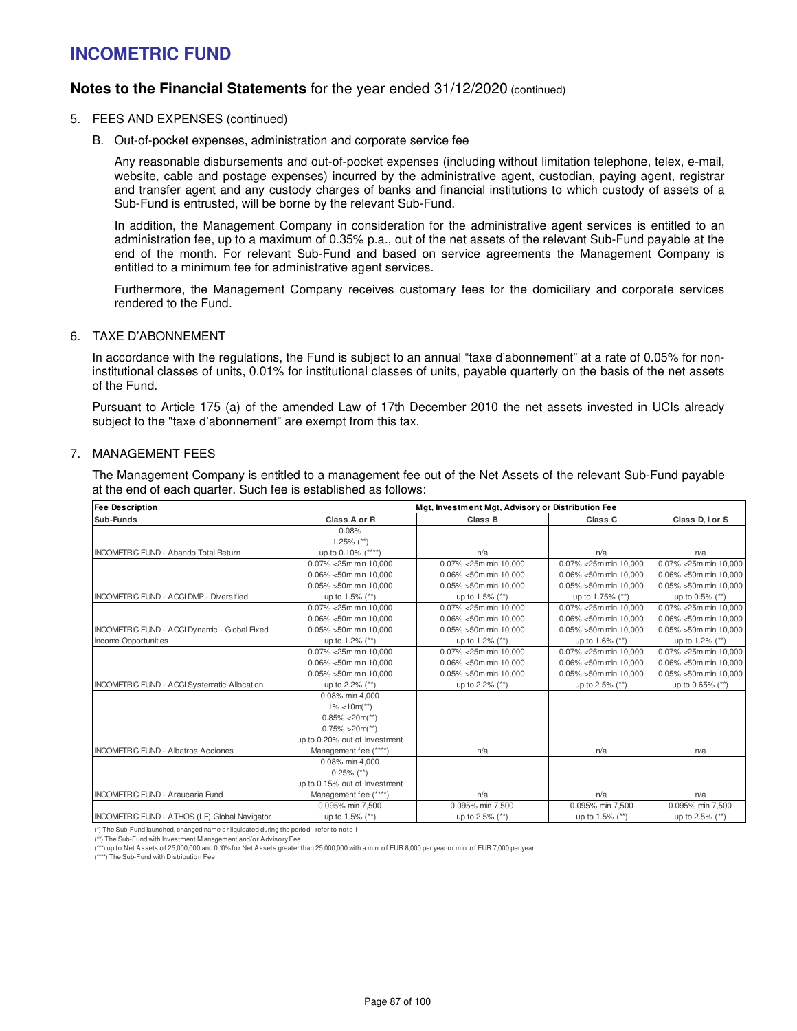# INCOMETRIC FUND

## Notes to the Financial Statements for the year ended 31/12/2020 (continued)

5. FEES AND EXPENSES (continued)

   B. Out-of-pocket expenses, administration and corporate service fee

   Any reasonable disbursements and out-of-pocket expenses (including without limitation telephone, telex, e-mail, website, cable and postage expenses) incurred by the administrative agent, custodian, paying agent, registrar and transfer agent and any custody charges of banks and financial institutions to which custody of assets of a Sub-Fund is entrusted, will be borne by the relevant Sub-Fund.

   In addition, the Management Company in consideration for the administrative agent services is entitled to an administration fee, up to a maximum of 0.35% p.a., out of the net assets of the relevant Sub-Fund payable at the end of the month. For relevant Sub-Fund and based on service agreements the Management Company is entitled to a minimum fee for administrative agent services.

   Furthermore, the Management Company receives customary fees for the domiciliary and corporate services rendered to the Fund.

6. TAXE D'ABONNEMENT

   In accordance with the regulations, the Fund is subject to an annual "taxe d'abonnement" at a rate of 0.05% for non-institutional classes of units, 0.01% for institutional classes of units, payable quarterly on the basis of the net assets of the Fund.

   Pursuant to Article 175 (a) of the amended Law of 17th December 2010 the net assets invested in UCIs already subject to the "taxe d'abonnement" are exempt from this tax.

7. MANAGEMENT FEES

   The Management Company is entitled to a management fee out of the Net Assets of the relevant Sub-Fund payable at the end of each quarter. Such fee is established as follows:

| Fee Description | Mgt, Investment Mgt, Advisory or Distribution Fee | | | |
|---|---|---|---|---|
| Sub-Funds | Class A or R | Class B | Class C | Class D, I or S |
| INCOMETRIC FUND - Abando Total Return | 0.08%<br>1.25% (**)<br>up to 0.10% (****) | n/a | n/a | n/a |
| INCOMETRIC FUND - ACCI DMP - Diversified | 0.07% <25m min 10,000<br>0.06% <50m min 10,000<br>0.05% >50m min 10,000<br>up to 1.5% (**) | 0.07% <25m min 10,000<br>0.06% <50m min 10,000<br>0.05% >50m min 10,000<br>up to 1.5% (**) | 0.07% <25m min 10,000<br>0.06% <50m min 10,000<br>0.05% >50m min 10,000<br>up to 1.75% (**) | 0.07% <25m min 10,000<br>0.06% <50m min 10,000<br>0.05% >50m min 10,000<br>up to 0.5% (**) |
| INCOMETRIC FUND - ACCI Dynamic - Global Fixed Income Opportunities | 0.07% <25m min 10,000<br>0.06% <50m min 10,000<br>0.05% >50m min 10,000<br>up to 1.2% (**) | 0.07% <25m min 10,000<br>0.06% <50m min 10,000<br>0.05% >50m min 10,000<br>up to 1.2% (**) | 0.07% <25m min 10,000<br>0.06% <50m min 10,000<br>0.05% >50m min 10,000<br>up to 1.6% (**) | 0.07% <25m min 10,000<br>0.06% <50m min 10,000<br>0.05% >50m min 10,000<br>up to 1.2% (**) |
| INCOMETRIC FUND - ACCI Systematic Allocation | 0.07% <25m min 10,000<br>0.06% <50m min 10,000<br>0.05% >50m min 10,000<br>up to 2.2% (**) | 0.07% <25m min 10,000<br>0.06% <50m min 10,000<br>0.05% >50m min 10,000<br>up to 2.2% (**) | 0.07% <25m min 10,000<br>0.06% <50m min 10,000<br>0.05% >50m min 10,000<br>up to 2.5% (**) | 0.07% <25m min 10,000<br>0.06% <50m min 10,000<br>0.05% >50m min 10,000<br>up to 0.65% (**) |
| INCOMETRIC FUND - Albatros Acciones | 0.08% min 4,000<br>1% <10m(**)<br>0.85% <20m(**)<br>0.75% >20m(**)<br>up to 0.20% out of Investment Management fee (****) | n/a | n/a | n/a |
| INCOMETRIC FUND - Araucaria Fund | 0.08% min 4,000<br>0.25% (**)<br>up to 0.15% out of Investment Management fee (****) | n/a | n/a | n/a |
| INCOMETRIC FUND - ATHOS (LF) Global Navigator | 0.095% min 7,500<br>up to 1.5% (**) | 0.095% min 7,500<br>up to 2.5% (**) | 0.095% min 7,500<br>up to 1.5% (**) | 0.095% min 7,500<br>up to 2.5% (**) |

(*) The Sub-Fund launched, changed name or liquidated during the period - refer to note 1
(**) The Sub-Fund with Investment Management and/or Advisory Fee
(***) up to Net Assets of 25,000,000 and 0.10% for Net Assets greater than 25,000,000 with a min. of EUR 8,000 per year or min. of EUR 7,000 per year
(****) The Sub-Fund with Distribution Fee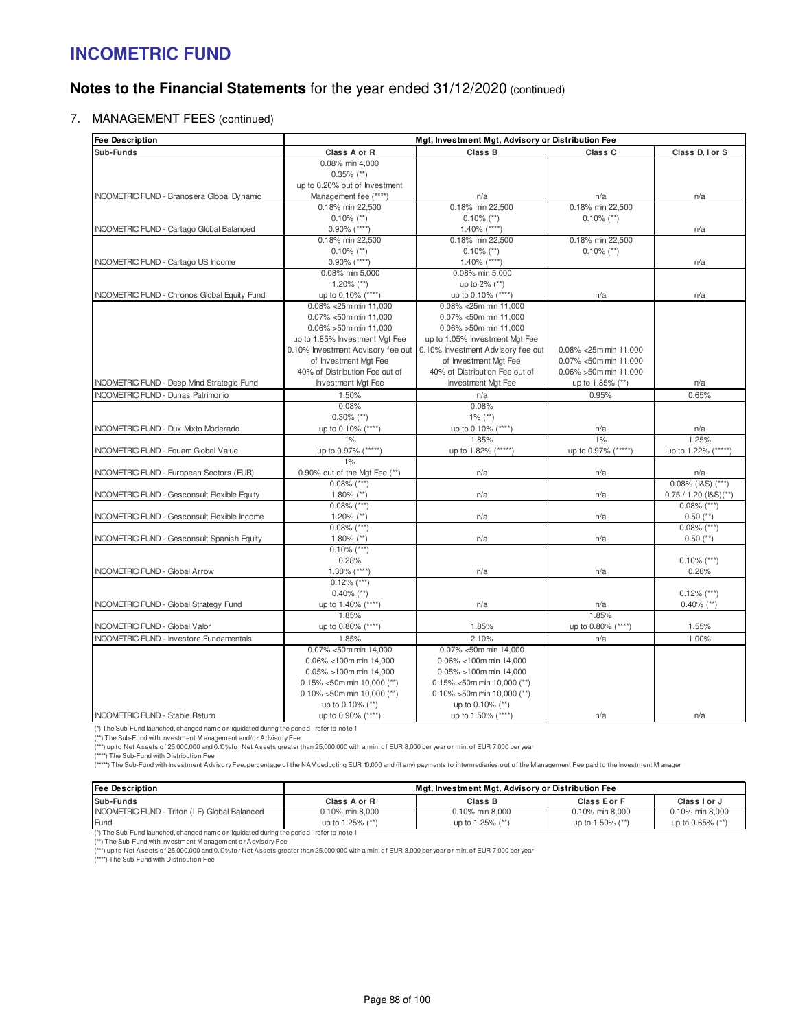# INCOMETRIC FUND

## Notes to the Financial Statements for the year ended 31/12/2020 (continued)

### 7. MANAGEMENT FEES (continued)

| Fee Description | Mgt, Investment Mgt, Advisory or Distribution Fee | | | |
|---|---|---|---|---|
| Sub-Funds | Class A or R | Class B | Class C | Class D, I or S |
| INCOMETRIC FUND - Branosera Global Dynamic | 0.08% min 4,000<br>0.35% (**)<br>up to 0.20% out of Investment Management fee (****) | n/a | n/a | n/a |
| INCOMETRIC FUND - Cartago Global Balanced | 0.18% min 22,500<br>0.10% (**)<br>0.90% (****) | 0.18% min 22,500<br>0.10% (**)<br>1.40% (****) | 0.18% min 22,500<br>0.10% (**) | n/a |
| INCOMETRIC FUND - Cartago US Income | 0.18% min 22,500<br>0.10% (**)<br>0.90% (****) | 0.18% min 22,500<br>0.10% (**)<br>1.40% (****) | 0.18% min 22,500<br>0.10% (**) | n/a |
| INCOMETRIC FUND - Chronos Global Equity Fund | 0.08% min 5,000<br>1.20% (**)<br>up to 0.10% (****) | 0.08% min 5,000<br>up to 2% (**)<br>up to 0.10% (****) | n/a | n/a |
| INCOMETRIC FUND - Deep Mind Strategic Fund | 0.08% <25m min 11,000<br>0.07% <50m min 11,000<br>0.06% >50m min 11,000<br>up to 1.85% Investment Mgt Fee<br>0.10% Investment Advisory fee out of Investment Mgt Fee<br>40% of Distribution Fee out of Investment Mgt Fee | 0.08% <25m min 11,000<br>0.07% <50m min 11,000<br>0.06% >50m min 11,000<br>up to 1.05% Investment Mgt Fee<br>0.10% Investment Advisory fee out of Investment Mgt Fee<br>40% of Distribution Fee out of Investment Mgt Fee | 0.08% <25m min 11,000<br>0.07% <50m min 11,000<br>0.06% >50m min 11,000<br>up to 1.85% (**) | n/a |
| INCOMETRIC FUND - Dunas Patrimonio | 1.50% | n/a | 0.95% | 0.65% |
| INCOMETRIC FUND - Dux Mixto Moderado | 0.08%<br>0.30% (**)<br>up to 0.10% (****) | 0.08%<br>1% (**)<br>up to 0.10% (****) | n/a | n/a |
| INCOMETRIC FUND - Equam Global Value | 1%<br>up to 0.97% (*****) | 1.85%<br>up to 1.82% (*****) | 1%<br>up to 0.97% (*****) | 1.25%<br>up to 1.22% (*****) |
| INCOMETRIC FUND - European Sectors (EUR) | 1%<br>0.90% out of the Mgt Fee (**) | n/a | n/a | n/a |
| INCOMETRIC FUND - Gesconsult Flexible Equity | 0.08% (***)<br>1.80% (**) | n/a | n/a | 0.08% (I&S) (***)<br>0.75 / 1.20 (I&S)(**) |
| INCOMETRIC FUND - Gesconsult Flexible Income | 0.08% (***)<br>1.20% (**) | n/a | n/a | 0.08% (***)<br>0.50 (**) |
| INCOMETRIC FUND - Gesconsult Spanish Equity | 0.08% (***)<br>1.80% (**) | n/a | n/a | 0.08% (***)<br>0.50 (**) |
| INCOMETRIC FUND - Global Arrow | 0.10% (***)<br>0.28%<br>1.30% (****) | n/a | n/a | 0.10% (***)<br>0.28% |
| INCOMETRIC FUND - Global Strategy Fund | 0.12% (***)<br>0.40% (**)<br>up to 1.40% (****) | n/a | n/a | 0.12% (***)<br>0.40% (**) |
| INCOMETRIC FUND - Global Valor | 1.85%<br>up to 0.80% (****) | 1.85% | 1.85%<br>up to 0.80% (****) | 1.55% |
| INCOMETRIC FUND - Investore Fundamentals | 1.85% | 2.10% | n/a | 1.00% |
| INCOMETRIC FUND - Stable Return | 0.07% <50m min 14,000<br>0.06% <100m min 14,000<br>0.05% >100m min 14,000<br>0.15% <50m min 10,000 (**)<br>0.10% >50m min 10,000 (**)<br>up to 0.10% (**)<br>up to 0.90% (****) | 0.07% <50m min 14,000<br>0.06% <100m min 14,000<br>0.05% >100m min 14,000<br>0.15% <50m min 10,000 (**)<br>0.10% >50m min 10,000 (**)<br>up to 0.10% (**)<br>up to 1.50% (****) | n/a | n/a |

(*) The Sub-Fund launched, changed name or liquidated during the period - refer to note 1
(**) The Sub-Fund with Investment Management and/or Advisory Fee
(***) up to Net Assets of 25,000,000 and 0.10% for Net Assets greater than 25,000,000 with a min. of EUR 8,000 per year or min. of EUR 7,000 per year
(****) The Sub-Fund with Distribution Fee
(*****) The Sub-Fund with Investment Advisory Fee, percentage of the NAV deducting EUR 10,000 and (if any) payments to intermediaries out of the Management Fee paid to the Investment Manager

| Fee Description | Mgt, Investment Mgt, Advisory or Distribution Fee | | | |
|---|---|---|---|---|
| Sub-Funds | Class A or R | Class B | Class E or F | Class I or J |
| INCOMETRIC FUND - Triton (LF) Global Balanced Fund | 0.10% min 8,000<br>up to 1.25% (**) | 0.10% min 8,000<br>up to 1.25% (**) | 0.10% min 8,000<br>up to 1.50% (**) | 0.10% min 8,000<br>up to 0.65% (**) |

(*) The Sub-Fund launched, changed name or liquidated during the period - refer to note 1
(**) The Sub-Fund with Investment Management or Advisory Fee
(***) up to Net Assets of 25,000,000 and 0.10% for Net Assets greater than 25,000,000 with a min. of EUR 8,000 per year or min. of EUR 7,000 per year
(****) The Sub-Fund with Distribution Fee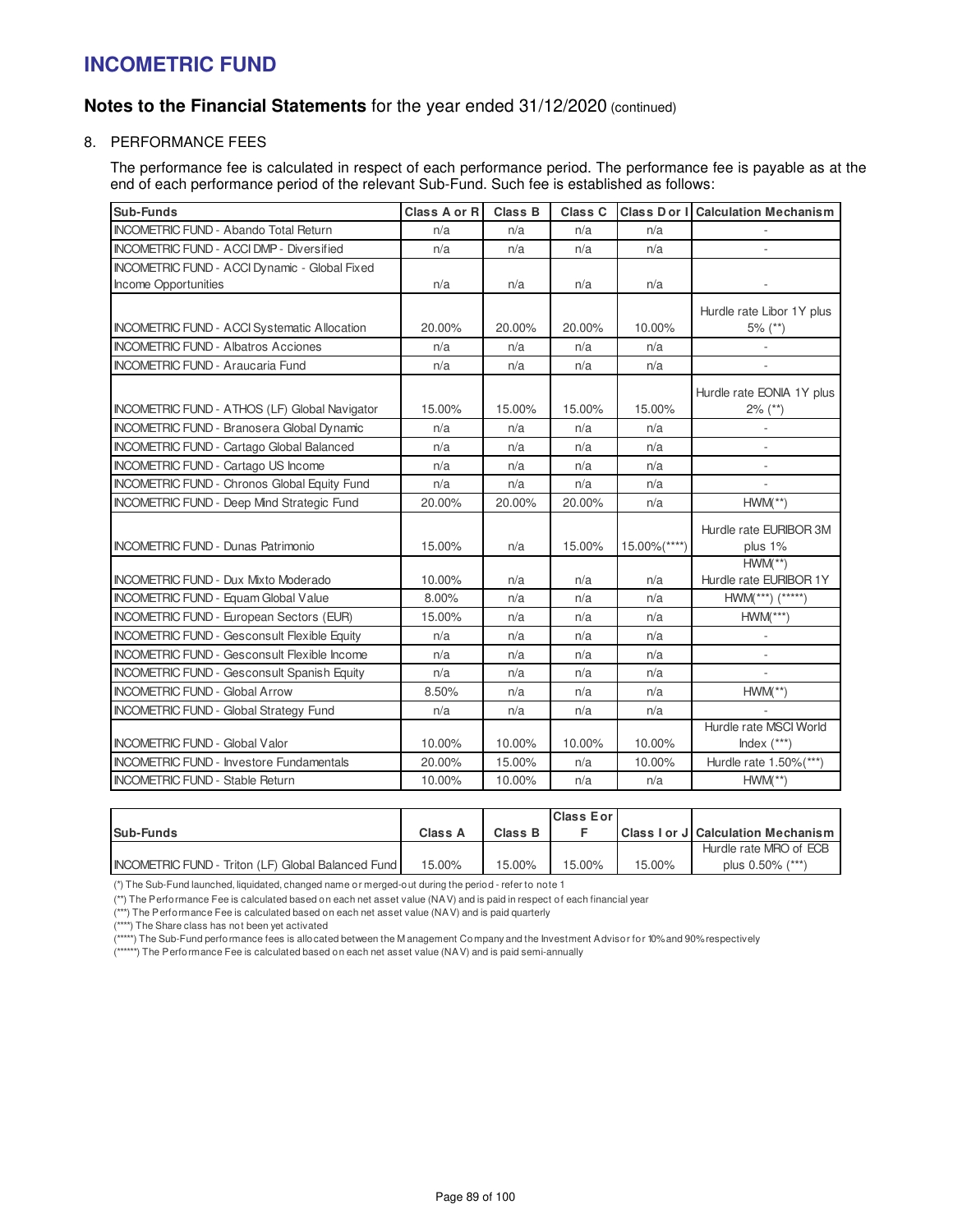# INCOMETRIC FUND

## Notes to the Financial Statements for the year ended 31/12/2020 (continued)

8. PERFORMANCE FEES

The performance fee is calculated in respect of each performance period. The performance fee is payable as at the end of each performance period of the relevant Sub-Fund. Such fee is established as follows:

| Sub-Funds | Class A or R | Class B | Class C | Class D or I | Calculation Mechanism |
|---|---|---|---|---|---|
| INCOMETRIC FUND - Abando Total Return | n/a | n/a | n/a | n/a | - |
| INCOMETRIC FUND - ACCI DMP - Diversified | n/a | n/a | n/a | n/a | - |
| INCOMETRIC FUND - ACCI Dynamic - Global Fixed Income Opportunities | n/a | n/a | n/a | n/a | - |
| INCOMETRIC FUND - ACCI Systematic Allocation | 20.00% | 20.00% | 20.00% | 10.00% | Hurdle rate Libor 1Y plus 5% (**) |
| INCOMETRIC FUND - Albatros Acciones | n/a | n/a | n/a | n/a | - |
| INCOMETRIC FUND - Araucaria Fund | n/a | n/a | n/a | n/a | - |
| INCOMETRIC FUND - ATHOS (LF) Global Navigator | 15.00% | 15.00% | 15.00% | 15.00% | Hurdle rate EONIA 1Y plus 2% (**) |
| INCOMETRIC FUND - Branosera Global Dynamic | n/a | n/a | n/a | n/a | - |
| INCOMETRIC FUND - Cartago Global Balanced | n/a | n/a | n/a | n/a | - |
| INCOMETRIC FUND - Cartago US Income | n/a | n/a | n/a | n/a | - |
| INCOMETRIC FUND - Chronos Global Equity Fund | n/a | n/a | n/a | n/a | - |
| INCOMETRIC FUND - Deep Mind Strategic Fund | 20.00% | 20.00% | 20.00% | n/a | HWM(**) |
| INCOMETRIC FUND - Dunas Patrimonio | 15.00% | n/a | 15.00% | 15.00%(****) | Hurdle rate EURIBOR 3M plus 1% |
| INCOMETRIC FUND - Dux Mixto Moderado | 10.00% | n/a | n/a | n/a | HWM(**) Hurdle rate EURIBOR 1Y |
| INCOMETRIC FUND - Equam Global Value | 8.00% | n/a | n/a | n/a | HWM(***) (*****) |
| INCOMETRIC FUND - European Sectors (EUR) | 15.00% | n/a | n/a | n/a | HWM(***) |
| INCOMETRIC FUND - Gesconsult Flexible Equity | n/a | n/a | n/a | n/a | - |
| INCOMETRIC FUND - Gesconsult Flexible Income | n/a | n/a | n/a | n/a | - |
| INCOMETRIC FUND - Gesconsult Spanish Equity | n/a | n/a | n/a | n/a | - |
| INCOMETRIC FUND - Global Arrow | 8.50% | n/a | n/a | n/a | HWM(**) |
| INCOMETRIC FUND - Global Strategy Fund | n/a | n/a | n/a | n/a | - |
| INCOMETRIC FUND - Global Valor | 10.00% | 10.00% | 10.00% | 10.00% | Hurdle rate MSCI World Index (***) |
| INCOMETRIC FUND - Investore Fundamentals | 20.00% | 15.00% | n/a | 10.00% | Hurdle rate 1.50%(***) |
| INCOMETRIC FUND - Stable Return | 10.00% | 10.00% | n/a | n/a | HWM(**) |

| Sub-Funds | Class A | Class B | Class E or F | Class I or J | Calculation Mechanism |
|---|---|---|---|---|---|
| INCOMETRIC FUND - Triton (LF) Global Balanced Fund | 15.00% | 15.00% | 15.00% | 15.00% | Hurdle rate MRO of ECB plus 0.50% (***) |

(*) The Sub-Fund launched, liquidated, changed name or merged-out during the period - refer to note 1

(**) The Performance Fee is calculated based on each net asset value (NAV) and is paid in respect of each financial year

(***) The Performance Fee is calculated based on each net asset value (NAV) and is paid quarterly

(****) The Share class has not been yet activated

(*****) The Sub-Fund performance fees is allocated between the Management Company and the Investment Advisor for 10% and 90% respectively

(******) The Performance Fee is calculated based on each net asset value (NAV) and is paid semi-annually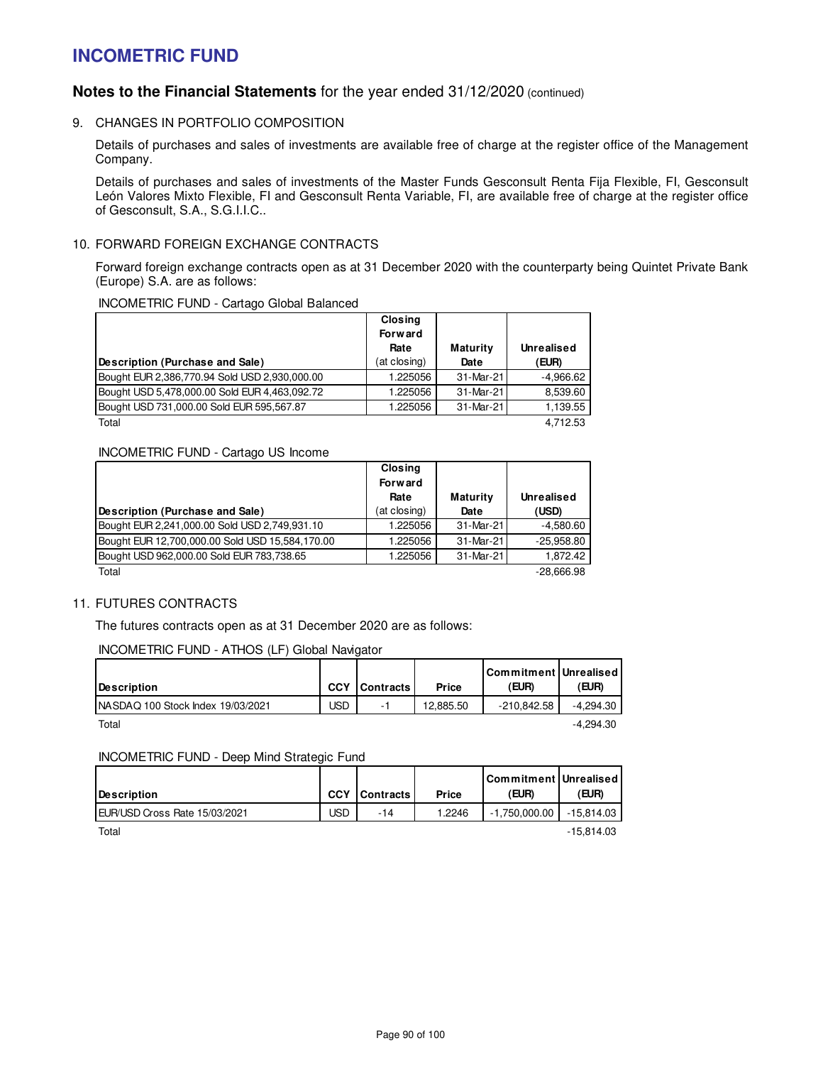# INCOMETRIC FUND

## Notes to the Financial Statements for the year ended 31/12/2020 (continued)

9. CHANGES IN PORTFOLIO COMPOSITION

Details of purchases and sales of investments are available free of charge at the register office of the Management Company.

Details of purchases and sales of investments of the Master Funds Gesconsult Renta Fija Flexible, FI, Gesconsult León Valores Mixto Flexible, FI and Gesconsult Renta Variable, FI, are available free of charge at the register office of Gesconsult, S.A., S.G.I.I.C..

10. FORWARD FOREIGN EXCHANGE CONTRACTS

Forward foreign exchange contracts open as at 31 December 2020 with the counterparty being Quintet Private Bank (Europe) S.A. are as follows:

INCOMETRIC FUND - Cartago Global Balanced

| Description (Purchase and Sale) | Closing Forward Rate (at closing) | Maturity Date | Unrealised (EUR) |
|---|---|---|---|
| Bought EUR 2,386,770.94 Sold USD 2,930,000.00 | 1.225056 | 31-Mar-21 | -4,966.62 |
| Bought USD 5,478,000.00 Sold EUR 4,463,092.72 | 1.225056 | 31-Mar-21 | 8,539.60 |
| Bought USD 731,000.00 Sold EUR 595,567.87 | 1.225056 | 31-Mar-21 | 1,139.55 |
| Total | | | 4,712.53 |

INCOMETRIC FUND - Cartago US Income

| Description (Purchase and Sale) | Closing Forward Rate (at closing) | Maturity Date | Unrealised (USD) |
|---|---|---|---|
| Bought EUR 2,241,000.00 Sold USD 2,749,931.10 | 1.225056 | 31-Mar-21 | -4,580.60 |
| Bought EUR 12,700,000.00 Sold USD 15,584,170.00 | 1.225056 | 31-Mar-21 | -25,958.80 |
| Bought USD 962,000.00 Sold EUR 783,738.65 | 1.225056 | 31-Mar-21 | 1,872.42 |
| Total | | | -28,666.98 |

11. FUTURES CONTRACTS

The futures contracts open as at 31 December 2020 are as follows:

INCOMETRIC FUND - ATHOS (LF) Global Navigator

| Description | CCY | Contracts | Price | Commitment (EUR) | Unrealised (EUR) |
|---|---|---|---|---|---|
| NASDAQ 100 Stock Index 19/03/2021 | USD | -1 | 12,885.50 | -210,842.58 | -4,294.30 |
| Total | | | | | -4,294.30 |

INCOMETRIC FUND - Deep Mind Strategic Fund

| Description | CCY | Contracts | Price | Commitment (EUR) | Unrealised (EUR) |
|---|---|---|---|---|---|
| EUR/USD Cross Rate 15/03/2021 | USD | -14 | 1.2246 | -1,750,000.00 | -15,814.03 |
| Total | | | | | -15,814.03 |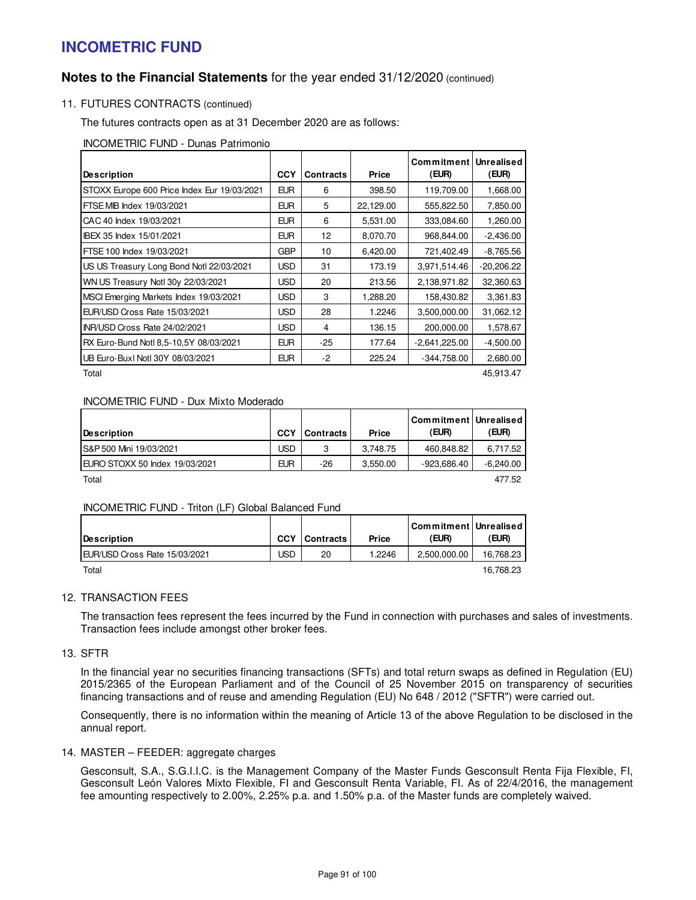# INCOMETRIC FUND

## Notes to the Financial Statements for the year ended 31/12/2020 (continued)

11. FUTURES CONTRACTS (continued)

The futures contracts open as at 31 December 2020 are as follows:

INCOMETRIC FUND - Dunas Patrimonio

| Description | CCY | Contracts | Price | Commitment (EUR) | Unrealised (EUR) |
|---|---|---|---|---|---|
| STOXX Europe 600 Price Index Eur 19/03/2021 | EUR | 6 | 398.50 | 119,709.00 | 1,668.00 |
| FTSE MIB Index 19/03/2021 | EUR | 5 | 22,129.00 | 555,822.50 | 7,850.00 |
| CAC 40 Index 19/03/2021 | EUR | 6 | 5,531.00 | 333,084.60 | 1,260.00 |
| IBEX 35 Index 15/01/2021 | EUR | 12 | 8,070.70 | 968,844.00 | -2,436.00 |
| FTSE 100 Index 19/03/2021 | GBP | 10 | 6,420.00 | 721,402.49 | -8,765.56 |
| US US Treasury Long Bond Notl 22/03/2021 | USD | 31 | 173.19 | 3,971,514.46 | -20,206.22 |
| WN US Treasury Notl 30y 22/03/2021 | USD | 20 | 213.56 | 2,138,971.82 | 32,360.63 |
| MSCI Emerging Markets Index 19/03/2021 | USD | 3 | 1,288.20 | 158,430.82 | 3,361.83 |
| EUR/USD Cross Rate 15/03/2021 | USD | 28 | 1.2246 | 3,500,000.00 | 31,062.12 |
| INR/USD Cross Rate 24/02/2021 | USD | 4 | 136.15 | 200,000.00 | 1,578.67 |
| RX Euro-Bund Notl 8,5-10,5Y 08/03/2021 | EUR | -25 | 177.64 | -2,641,225.00 | -4,500.00 |
| UB Euro-Buxl Notl 30Y 08/03/2021 | EUR | -2 | 225.24 | -344,758.00 | 2,680.00 |
| Total | | | | | 45,913.47 |

INCOMETRIC FUND - Dux Mixto Moderado

| Description | CCY | Contracts | Price | Commitment (EUR) | Unrealised (EUR) |
|---|---|---|---|---|---|
| S&P 500 Mini 19/03/2021 | USD | 3 | 3,748.75 | 460,848.82 | 6,717.52 |
| EURO STOXX 50 Index 19/03/2021 | EUR | -26 | 3,550.00 | -923,686.40 | -6,240.00 |
| Total | | | | | 477.52 |

INCOMETRIC FUND - Triton (LF) Global Balanced Fund

| Description | CCY | Contracts | Price | Commitment (EUR) | Unrealised (EUR) |
|---|---|---|---|---|---|
| EUR/USD Cross Rate 15/03/2021 | USD | 20 | 1.2246 | 2,500,000.00 | 16,768.23 |
| Total | | | | | 16,768.23 |

12. TRANSACTION FEES

The transaction fees represent the fees incurred by the Fund in connection with purchases and sales of investments. Transaction fees include amongst other broker fees.

13. SFTR

In the financial year no securities financing transactions (SFTs) and total return swaps as defined in Regulation (EU) 2015/2365 of the European Parliament and of the Council of 25 November 2015 on transparency of securities financing transactions and of reuse and amending Regulation (EU) No 648 / 2012 ("SFTR") were carried out.

Consequently, there is no information within the meaning of Article 13 of the above Regulation to be disclosed in the annual report.

14. MASTER – FEEDER: aggregate charges

Gesconsult, S.A., S.G.I.I.C. is the Management Company of the Master Funds Gesconsult Renta Fija Flexible, FI, Gesconsult León Valores Mixto Flexible, FI and Gesconsult Renta Variable, FI. As of 22/4/2016, the management fee amounting respectively to 2.00%, 2.25% p.a. and 1.50% p.a. of the Master funds are completely waived.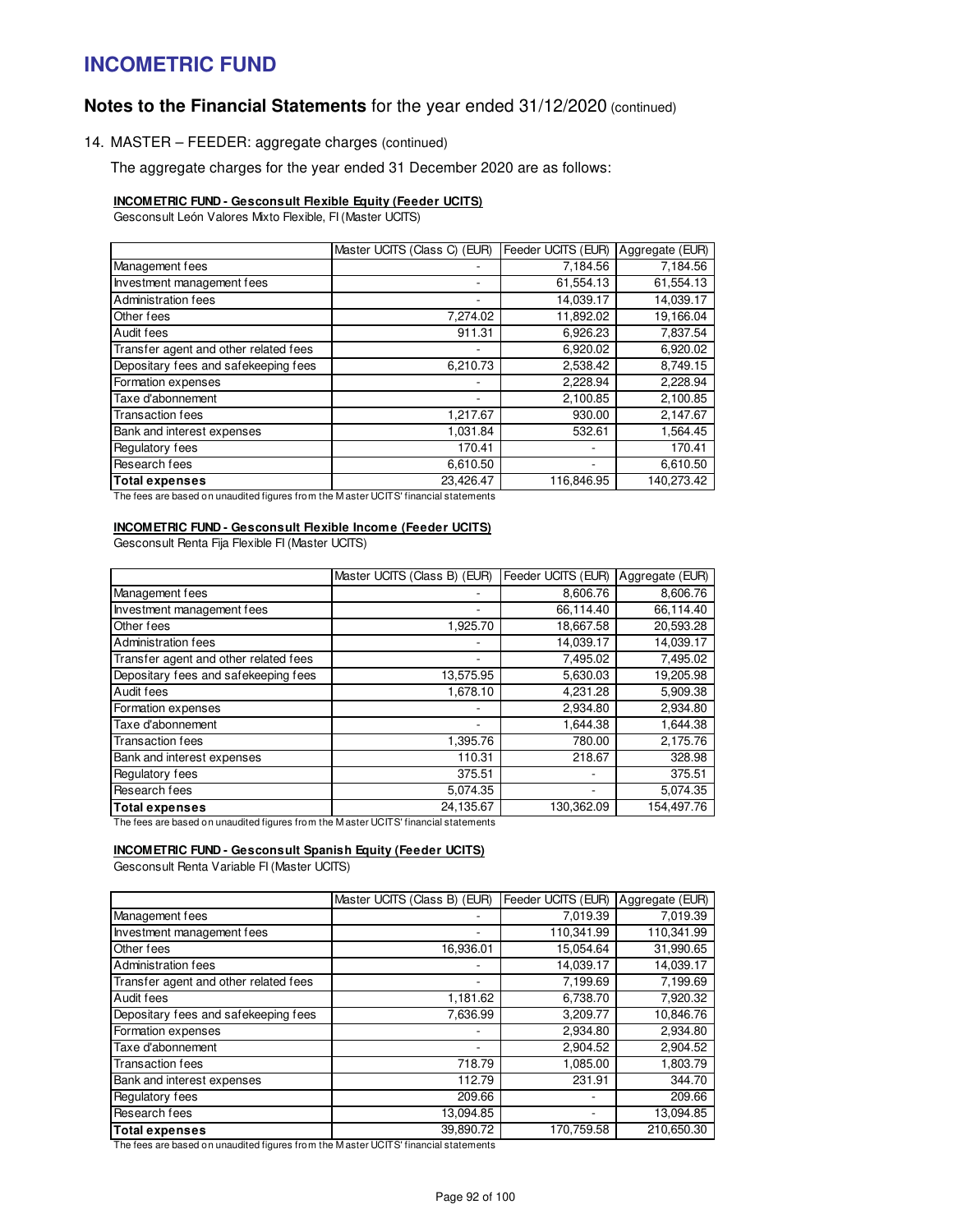# INCOMETRIC FUND

## Notes to the Financial Statements for the year ended 31/12/2020 (continued)

### 14. MASTER – FEEDER: aggregate charges (continued)

The aggregate charges for the year ended 31 December 2020 are as follows:

**INCOMETRIC FUND - Gesconsult Flexible Equity (Feeder UCITS)**

Gesconsult León Valores Mixto Flexible, FI (Master UCITS)

| | Master UCITS (Class C) (EUR) | Feeder UCITS (EUR) | Aggregate (EUR) |
|---|---|---|---|
| Management fees | - | 7,184.56 | 7,184.56 |
| Investment management fees | - | 61,554.13 | 61,554.13 |
| Administration fees | - | 14,039.17 | 14,039.17 |
| Other fees | 7,274.02 | 11,892.02 | 19,166.04 |
| Audit fees | 911.31 | 6,926.23 | 7,837.54 |
| Transfer agent and other related fees | - | 6,920.02 | 6,920.02 |
| Depositary fees and safekeeping fees | 6,210.73 | 2,538.42 | 8,749.15 |
| Formation expenses | - | 2,228.94 | 2,228.94 |
| Taxe d'abonnement | - | 2,100.85 | 2,100.85 |
| Transaction fees | 1,217.67 | 930.00 | 2,147.67 |
| Bank and interest expenses | 1,031.84 | 532.61 | 1,564.45 |
| Regulatory fees | 170.41 | - | 170.41 |
| Research fees | 6,610.50 | - | 6,610.50 |
| **Total expenses** | 23,426.47 | 116,846.95 | 140,273.42 |

The fees are based on unaudited figures from the Master UCITS' financial statements

**INCOMETRIC FUND - Gesconsult Flexible Income (Feeder UCITS)**

Gesconsult Renta Fija Flexible FI (Master UCITS)

| | Master UCITS (Class B) (EUR) | Feeder UCITS (EUR) | Aggregate (EUR) |
|---|---|---|---|
| Management fees | - | 8,606.76 | 8,606.76 |
| Investment management fees | - | 66,114.40 | 66,114.40 |
| Other fees | 1,925.70 | 18,667.58 | 20,593.28 |
| Administration fees | - | 14,039.17 | 14,039.17 |
| Transfer agent and other related fees | - | 7,495.02 | 7,495.02 |
| Depositary fees and safekeeping fees | 13,575.95 | 5,630.03 | 19,205.98 |
| Audit fees | 1,678.10 | 4,231.28 | 5,909.38 |
| Formation expenses | - | 2,934.80 | 2,934.80 |
| Taxe d'abonnement | - | 1,644.38 | 1,644.38 |
| Transaction fees | 1,395.76 | 780.00 | 2,175.76 |
| Bank and interest expenses | 110.31 | 218.67 | 328.98 |
| Regulatory fees | 375.51 | - | 375.51 |
| Research fees | 5,074.35 | - | 5,074.35 |
| **Total expenses** | 24,135.67 | 130,362.09 | 154,497.76 |

The fees are based on unaudited figures from the Master UCITS' financial statements

**INCOMETRIC FUND - Gesconsult Spanish Equity (Feeder UCITS)**

Gesconsult Renta Variable FI (Master UCITS)

| | Master UCITS (Class B) (EUR) | Feeder UCITS (EUR) | Aggregate (EUR) |
|---|---|---|---|
| Management fees | - | 7,019.39 | 7,019.39 |
| Investment management fees | - | 110,341.99 | 110,341.99 |
| Other fees | 16,936.01 | 15,054.64 | 31,990.65 |
| Administration fees | - | 14,039.17 | 14,039.17 |
| Transfer agent and other related fees | - | 7,199.69 | 7,199.69 |
| Audit fees | 1,181.62 | 6,738.70 | 7,920.32 |
| Depositary fees and safekeeping fees | 7,636.99 | 3,209.77 | 10,846.76 |
| Formation expenses | - | 2,934.80 | 2,934.80 |
| Taxe d'abonnement | - | 2,904.52 | 2,904.52 |
| Transaction fees | 718.79 | 1,085.00 | 1,803.79 |
| Bank and interest expenses | 112.79 | 231.91 | 344.70 |
| Regulatory fees | 209.66 | - | 209.66 |
| Research fees | 13,094.85 | - | 13,094.85 |
| **Total expenses** | 39,890.72 | 170,759.58 | 210,650.30 |

The fees are based on unaudited figures from the Master UCITS' financial statements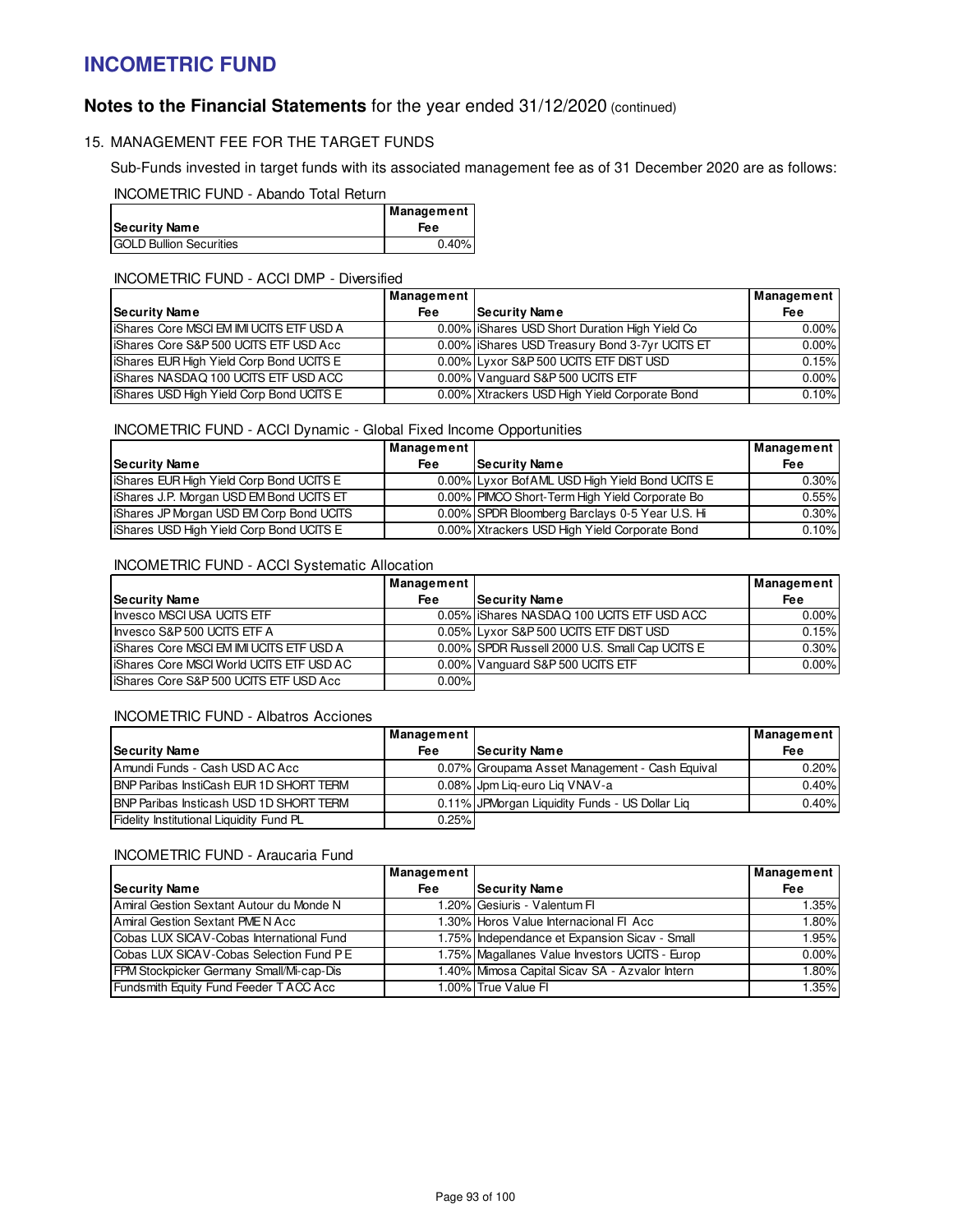# INCOMETRIC FUND

## Notes to the Financial Statements for the year ended 31/12/2020 (continued)

### 15. MANAGEMENT FEE FOR THE TARGET FUNDS

Sub-Funds invested in target funds with its associated management fee as of 31 December 2020 are as follows:

INCOMETRIC FUND - Abando Total Return

| Security Name | Management Fee |
|---|---|
| GOLD Bullion Securities | 0.40% |

INCOMETRIC FUND - ACCI DMP - Diversified

| Security Name | Management Fee | Security Name | Management Fee |
|---|---|---|---|
| iShares Core MSCI EM IMI UCITS ETF USD A | 0.00% | iShares USD Short Duration High Yield Co | 0.00% |
| iShares Core S&P 500 UCITS ETF USD Acc | 0.00% | iShares USD Treasury Bond 3-7yr UCITS ET | 0.00% |
| iShares EUR High Yield Corp Bond UCITS E | 0.00% | Lyxor S&P 500 UCITS ETF DIST USD | 0.15% |
| iShares NASDAQ 100 UCITS ETF USD ACC | 0.00% | Vanguard S&P 500 UCITS ETF | 0.00% |
| iShares USD High Yield Corp Bond UCITS E | 0.00% | Xtrackers USD High Yield Corporate Bond | 0.10% |

INCOMETRIC FUND - ACCI Dynamic - Global Fixed Income Opportunities

| Security Name | Management Fee | Security Name | Management Fee |
|---|---|---|---|
| iShares EUR High Yield Corp Bond UCITS E | 0.00% | Lyxor BofAML USD High Yield Bond UCITS E | 0.30% |
| iShares J.P. Morgan USD EM Bond UCITS ET | 0.00% | PIMCO Short-Term High Yield Corporate Bo | 0.55% |
| iShares JP Morgan USD EM Corp Bond UCITS | 0.00% | SPDR Bloomberg Barclays 0-5 Year U.S. Hi | 0.30% |
| iShares USD High Yield Corp Bond UCITS E | 0.00% | Xtrackers USD High Yield Corporate Bond | 0.10% |

INCOMETRIC FUND - ACCI Systematic Allocation

| Security Name | Management Fee | Security Name | Management Fee |
|---|---|---|---|
| Invesco MSCI USA UCITS ETF | 0.05% | iShares NASDAQ 100 UCITS ETF USD ACC | 0.00% |
| Invesco S&P 500 UCITS ETF A | 0.05% | Lyxor S&P 500 UCITS ETF DIST USD | 0.15% |
| iShares Core MSCI EM IMI UCITS ETF USD A | 0.00% | SPDR Russell 2000 U.S. Small Cap UCITS E | 0.30% |
| iShares Core MSCI World UCITS ETF USD AC | 0.00% | Vanguard S&P 500 UCITS ETF | 0.00% |
| iShares Core S&P 500 UCITS ETF USD Acc | 0.00% | | |

INCOMETRIC FUND - Albatros Acciones

| Security Name | Management Fee | Security Name | Management Fee |
|---|---|---|---|
| Amundi Funds - Cash USD AC Acc | 0.07% | Groupama Asset Management - Cash Equival | 0.20% |
| BNP Paribas InstiCash EUR 1D SHORT TERM | 0.08% | Jpm Liq-euro Liq VNAV-a | 0.40% |
| BNP Paribas Insticash USD 1D SHORT TERM | 0.11% | JPMorgan Liquidity Funds - US Dollar Liq | 0.40% |
| Fidelity Institutional Liquidity Fund PL | 0.25% | | |

INCOMETRIC FUND - Araucaria Fund

| Security Name | Management Fee | Security Name | Management Fee |
|---|---|---|---|
| Amiral Gestion Sextant Autour du Monde N | 1.20% | Gesiuris - Valentum FI | 1.35% |
| Amiral Gestion Sextant PME N Acc | 1.30% | Horos Value Internacional FI Acc | 1.80% |
| Cobas LUX SICAV-Cobas International Fund | 1.75% | Independance et Expansion Sicav - Small | 1.95% |
| Cobas LUX SICAV-Cobas Selection Fund P E | 1.75% | Magallanes Value Investors UCITS - Europ | 0.00% |
| FPM Stockpicker Germany Small/Mi-cap-Dis | 1.40% | Mimosa Capital Sicav SA - Azvalor Intern | 1.80% |
| Fundsmith Equity Fund Feeder T ACC Acc | 1.00% | True Value FI | 1.35% |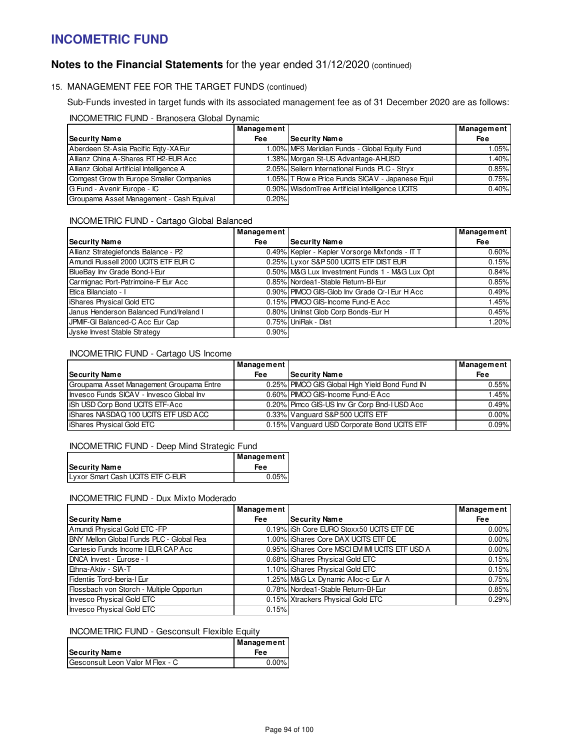# INCOMETRIC FUND

## Notes to the Financial Statements for the year ended 31/12/2020 (continued)

### 15. MANAGEMENT FEE FOR THE TARGET FUNDS (continued)

Sub-Funds invested in target funds with its associated management fee as of 31 December 2020 are as follows:

INCOMETRIC FUND - Branosera Global Dynamic

| Security Name | Management Fee | Security Name | Management Fee |
|---|---|---|---|
| Aberdeen St-Asia Pacific Eqty-XA Eur | 1.00% | MFS Meridian Funds - Global Equity Fund | 1.05% |
| Allianz China A-Shares RT H2-EUR Acc | 1.38% | Morgan St-US Advantage-AHUSD | 1.40% |
| Allianz Global Artificial Intelligence A | 2.05% | Seilern International Funds PLC - Stryx | 0.85% |
| Comgest Growth Europe Smaller Companies | 1.05% | T Rowe Price Funds SICAV - Japanese Equi | 0.75% |
| G Fund - Avenir Europe - IC | 0.90% | WisdomTree Artificial Intelligence UCITS | 0.40% |
| Groupama Asset Management - Cash Equival | 0.20% | | |

INCOMETRIC FUND - Cartago Global Balanced

| Security Name | Management Fee | Security Name | Management Fee |
|---|---|---|---|
| Allianz Strategiefonds Balance - P2 | 0.49% | Kepler - Kepler Vorsorge Mixfonds - IT T | 0.60% |
| Amundi Russell 2000 UCITS ETF EUR C | 0.25% | Lyxor S&P 500 UCITS ETF DIST EUR | 0.15% |
| BlueBay Inv Grade Bond-I-Eur | 0.50% | M&G Lux Investment Funds 1 - M&G Lux Opt | 0.84% |
| Carmignac Port-Patrimoine-F Eur Acc | 0.85% | Nordea1-Stable Return-BI-Eur | 0.85% |
| Etica Bilanciato - I | 0.90% | PIMCO GIS-Glob Inv Grade Cr-I Eur H Acc | 0.49% |
| iShares Physical Gold ETC | 0.15% | PIMCO GIS-Income Fund-E Acc | 1.45% |
| Janus Henderson Balanced Fund/Ireland I | 0.80% | UniInst Glob Corp Bonds-Eur H | 0.45% |
| JPMIF-Gl Balanced-C Acc Eur Cap | 0.75% | UniRak - Dist | 1.20% |
| Jyske Invest Stable Strategy | 0.90% | | |

INCOMETRIC FUND - Cartago US Income

| Security Name | Management Fee | Security Name | Management Fee |
|---|---|---|---|
| Groupama Asset Management Groupama Entre | 0.25% | PIMCO GIS Global High Yield Bond Fund IN | 0.55% |
| Invesco Funds SICAV - Invesco Global Inv | 0.60% | PIMCO GIS-Income Fund-E Acc | 1.45% |
| iSh USD Corp Bond UCITS ETF-Acc | 0.20% | Pimco GIS-US Inv Gr Corp Bnd-I USD Acc | 0.49% |
| iShares NASDAQ 100 UCITS ETF USD ACC | 0.33% | Vanguard S&P 500 UCITS ETF | 0.00% |
| iShares Physical Gold ETC | 0.15% | Vanguard USD Corporate Bond UCITS ETF | 0.09% |

INCOMETRIC FUND - Deep Mind Strategic Fund

| Security Name | Management Fee |
|---|---|
| Lyxor Smart Cash UCITS ETF C-EUR | 0.05% |

INCOMETRIC FUND - Dux Mixto Moderado

| Security Name | Management Fee | Security Name | Management Fee |
|---|---|---|---|
| Amundi Physical Gold ETC -FP | 0.19% | iSh Core EURO Stoxx50 UCITS ETF DE | 0.00% |
| BNY Mellon Global Funds PLC - Global Rea | 1.00% | iShares Core DAX UCITS ETF DE | 0.00% |
| Cartesio Funds Income I EUR CAP Acc | 0.95% | iShares Core MSCI EM IMI UCITS ETF USD A | 0.00% |
| DNCA Invest - Eurose - I | 0.68% | iShares Physical Gold ETC | 0.15% |
| Ethna-Aktiv - SIA-T | 1.10% | iShares Physical Gold ETC | 0.15% |
| Fidentiis Tord-Iberia-I Eur | 1.25% | M&G Lx Dynamic Alloc-c Eur A | 0.75% |
| Flossbach von Storch - Multiple Opportun | 0.78% | Nordea1-Stable Return-BI-Eur | 0.85% |
| Invesco Physical Gold ETC | 0.15% | Xtrackers Physical Gold ETC | 0.29% |
| Invesco Physical Gold ETC | 0.15% | | |

INCOMETRIC FUND - Gesconsult Flexible Equity

| Security Name | Management Fee |
|---|---|
| Gesconsult Leon Valor M Flex - C | 0.00% |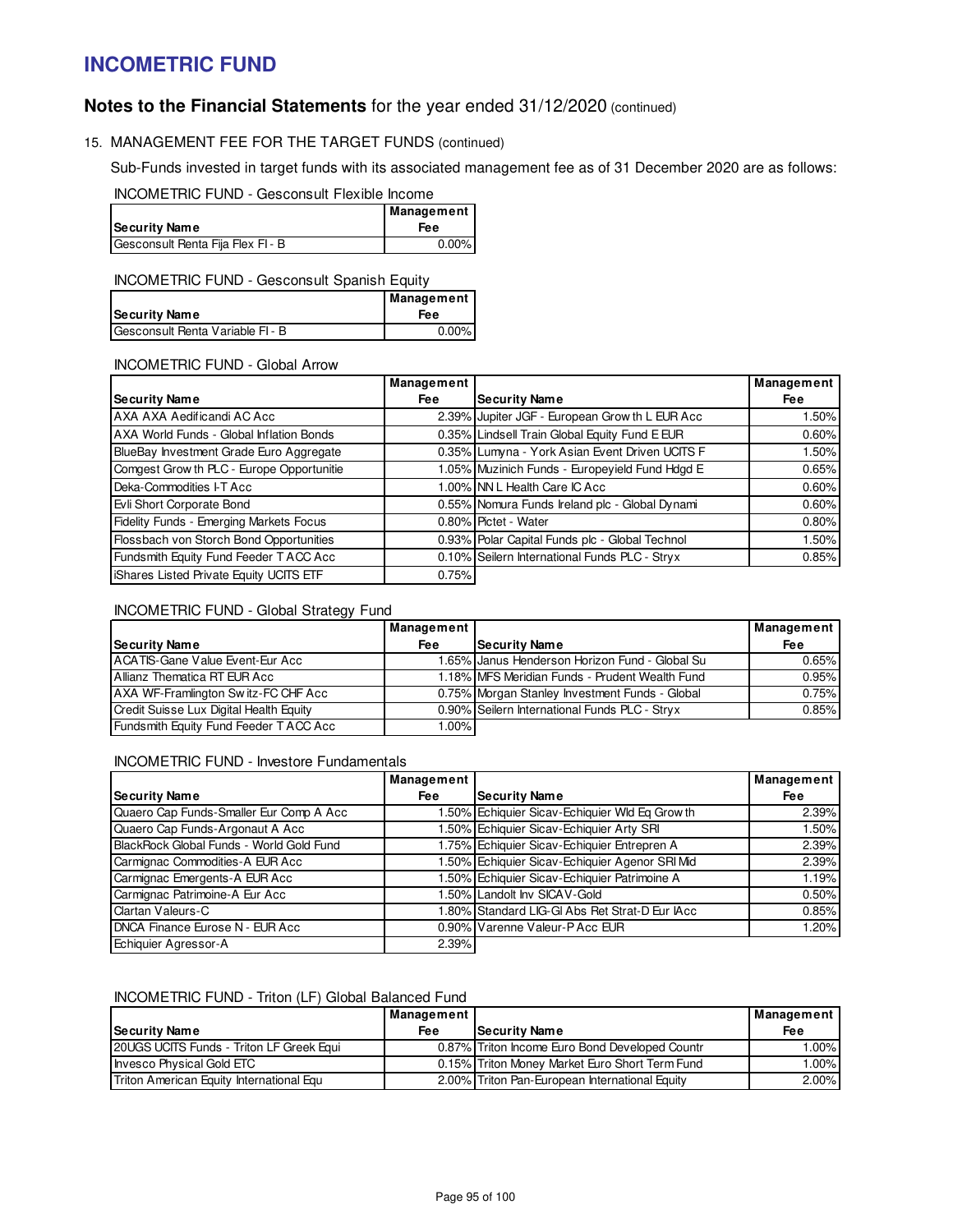# INCOMETRIC FUND

## Notes to the Financial Statements for the year ended 31/12/2020 (continued)

15. MANAGEMENT FEE FOR THE TARGET FUNDS (continued)

Sub-Funds invested in target funds with its associated management fee as of 31 December 2020 are as follows:

INCOMETRIC FUND - Gesconsult Flexible Income

| Security Name | Management Fee |
|---|---|
| Gesconsult Renta Fija Flex FI - B | 0.00% |

INCOMETRIC FUND - Gesconsult Spanish Equity

| Security Name | Management Fee |
|---|---|
| Gesconsult Renta Variable FI - B | 0.00% |

INCOMETRIC FUND - Global Arrow

| Security Name | Management Fee | Security Name | Management Fee |
|---|---|---|---|
| AXA AXA Aedificandi AC Acc | 2.39% | Jupiter JGF - European Growth L EUR Acc | 1.50% |
| AXA World Funds - Global Inflation Bonds | 0.35% | Lindsell Train Global Equity Fund E EUR | 0.60% |
| BlueBay Investment Grade Euro Aggregate | 0.35% | Lumyna - York Asian Event Driven UCITS F | 1.50% |
| Comgest Growth PLC - Europe Opportunitie | 1.05% | Muzinich Funds - Europeyield Fund Hdgd E | 0.65% |
| Deka-Commodities I-T Acc | 1.00% | NN L Health Care IC Acc | 0.60% |
| Evli Short Corporate Bond | 0.55% | Nomura Funds Ireland plc - Global Dynami | 0.60% |
| Fidelity Funds - Emerging Markets Focus | 0.80% | Pictet - Water | 0.80% |
| Flossbach von Storch Bond Opportunities | 0.93% | Polar Capital Funds plc - Global Technol | 1.50% |
| Fundsmith Equity Fund Feeder T ACC Acc | 0.10% | Seilern International Funds PLC - Stryx | 0.85% |
| iShares Listed Private Equity UCITS ETF | 0.75% | | |

INCOMETRIC FUND - Global Strategy Fund

| Security Name | Management Fee | Security Name | Management Fee |
|---|---|---|---|
| ACATIS-Gane Value Event-Eur Acc | 1.65% | Janus Henderson Horizon Fund - Global Su | 0.65% |
| Allianz Thematica RT EUR Acc | 1.18% | MFS Meridian Funds - Prudent Wealth Fund | 0.95% |
| AXA WF-Framlington Switz-FC CHF Acc | 0.75% | Morgan Stanley Investment Funds - Global | 0.75% |
| Credit Suisse Lux Digital Health Equity | 0.90% | Seilern International Funds PLC - Stryx | 0.85% |
| Fundsmith Equity Fund Feeder T ACC Acc | 1.00% | | |

INCOMETRIC FUND - Investore Fundamentals

| Security Name | Management Fee | Security Name | Management Fee |
|---|---|---|---|
| Quaero Cap Funds-Smaller Eur Comp A Acc | 1.50% | Echiquier Sicav-Echiquier Wld Eq Growth | 2.39% |
| Quaero Cap Funds-Argonaut A Acc | 1.50% | Echiquier Sicav-Echiquier Arty SRI | 1.50% |
| BlackRock Global Funds - World Gold Fund | 1.75% | Echiquier Sicav-Echiquier Entrepren A | 2.39% |
| Carmignac Commodities-A EUR Acc | 1.50% | Echiquier Sicav-Echiquier Agenor SRI Mid | 2.39% |
| Carmignac Emergents-A EUR Acc | 1.50% | Echiquier Sicav-Echiquier Patrimoine A | 1.19% |
| Carmignac Patrimoine-A Eur Acc | 1.50% | Landolt Inv SICAV-Gold | 0.50% |
| Clartan Valeurs-C | 1.80% | Standard LIG-GI Abs Ret Strat-D Eur IAcc | 0.85% |
| DNCA Finance Eurose N - EUR Acc | 0.90% | Varenne Valeur-P Acc EUR | 1.20% |
| Echiquier Agressor-A | 2.39% | | |

INCOMETRIC FUND - Triton (LF) Global Balanced Fund

| Security Name | Management Fee | Security Name | Management Fee |
|---|---|---|---|
| 20UGS UCITS Funds - Triton LF Greek Equi | 0.87% | Triton Income Euro Bond Developed Countr | 1.00% |
| Invesco Physical Gold ETC | 0.15% | Triton Money Market Euro Short Term Fund | 1.00% |
| Triton American Equity International Equ | 2.00% | Triton Pan-European International Equity | 2.00% |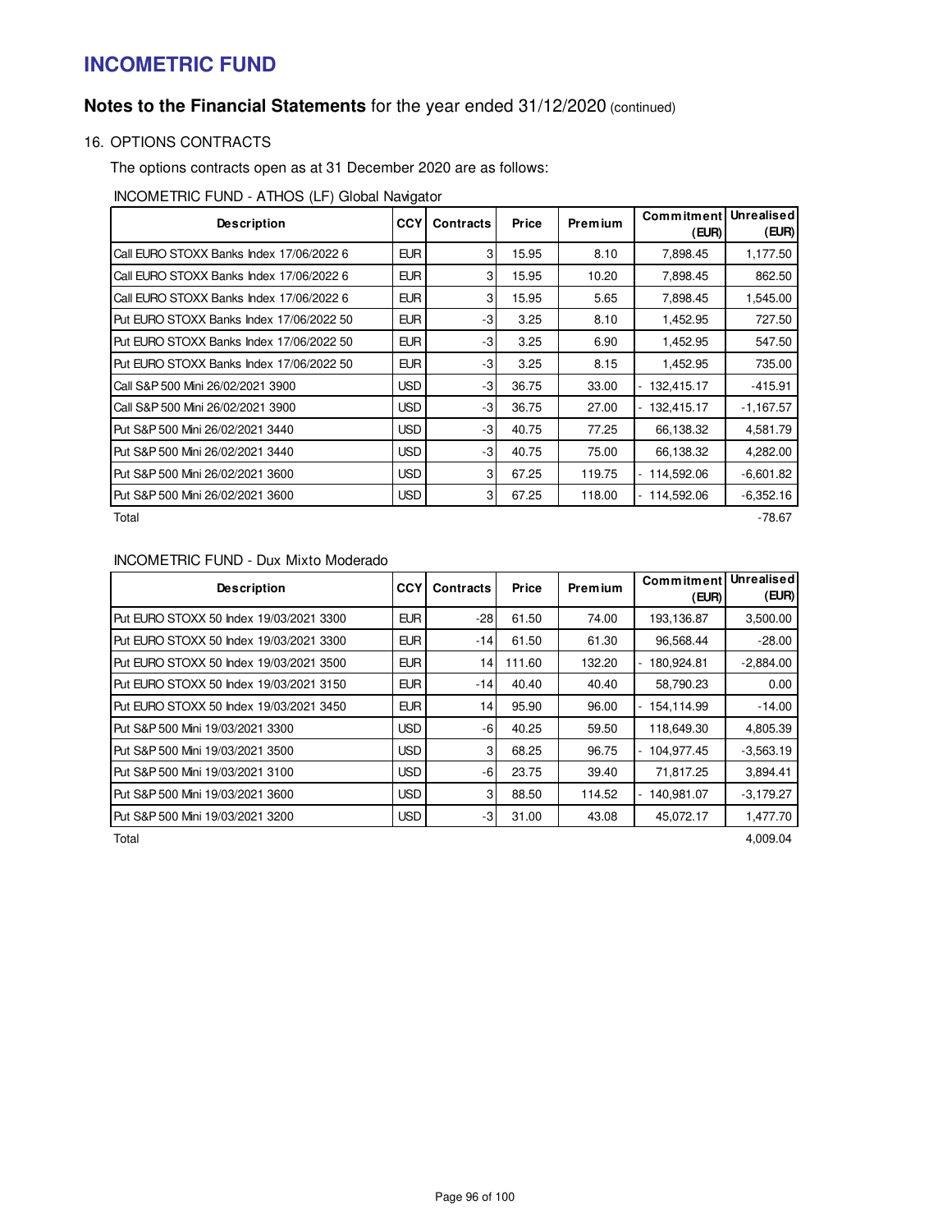# INCOMETRIC FUND

## Notes to the Financial Statements for the year ended 31/12/2020 (continued)

### 16. OPTIONS CONTRACTS

The options contracts open as at 31 December 2020 are as follows:

INCOMETRIC FUND - ATHOS (LF) Global Navigator

| Description | CCY | Contracts | Price | Premium | Commitment (EUR) | Unrealised (EUR) |
|---|---|---|---|---|---|---|
| Call EURO STOXX Banks Index 17/06/2022 6 | EUR | 3 | 15.95 | 8.10 | 7,898.45 | 1,177.50 |
| Call EURO STOXX Banks Index 17/06/2022 6 | EUR | 3 | 15.95 | 10.20 | 7,898.45 | 862.50 |
| Call EURO STOXX Banks Index 17/06/2022 6 | EUR | 3 | 15.95 | 5.65 | 7,898.45 | 1,545.00 |
| Put EURO STOXX Banks Index 17/06/2022 50 | EUR | -3 | 3.25 | 8.10 | 1,452.95 | 727.50 |
| Put EURO STOXX Banks Index 17/06/2022 50 | EUR | -3 | 3.25 | 6.90 | 1,452.95 | 547.50 |
| Put EURO STOXX Banks Index 17/06/2022 50 | EUR | -3 | 3.25 | 8.15 | 1,452.95 | 735.00 |
| Call S&P 500 Mini 26/02/2021 3900 | USD | -3 | 36.75 | 33.00 | - 132,415.17 | -415.91 |
| Call S&P 500 Mini 26/02/2021 3900 | USD | -3 | 36.75 | 27.00 | - 132,415.17 | -1,167.57 |
| Put S&P 500 Mini 26/02/2021 3440 | USD | -3 | 40.75 | 77.25 | 66,138.32 | 4,581.79 |
| Put S&P 500 Mini 26/02/2021 3440 | USD | -3 | 40.75 | 75.00 | 66,138.32 | 4,282.00 |
| Put S&P 500 Mini 26/02/2021 3600 | USD | 3 | 67.25 | 119.75 | - 114,592.06 | -6,601.82 |
| Put S&P 500 Mini 26/02/2021 3600 | USD | 3 | 67.25 | 118.00 | - 114,592.06 | -6,352.16 |
| Total | | | | | | -78.67 |

INCOMETRIC FUND - Dux Mixto Moderado

| Description | CCY | Contracts | Price | Premium | Commitment (EUR) | Unrealised (EUR) |
|---|---|---|---|---|---|---|
| Put EURO STOXX 50 Index 19/03/2021 3300 | EUR | -28 | 61.50 | 74.00 | 193,136.87 | 3,500.00 |
| Put EURO STOXX 50 Index 19/03/2021 3300 | EUR | -14 | 61.50 | 61.30 | 96,568.44 | -28.00 |
| Put EURO STOXX 50 Index 19/03/2021 3500 | EUR | 14 | 111.60 | 132.20 | - 180,924.81 | -2,884.00 |
| Put EURO STOXX 50 Index 19/03/2021 3150 | EUR | -14 | 40.40 | 40.40 | 58,790.23 | 0.00 |
| Put EURO STOXX 50 Index 19/03/2021 3450 | EUR | 14 | 95.90 | 96.00 | - 154,114.99 | -14.00 |
| Put S&P 500 Mini 19/03/2021 3300 | USD | -6 | 40.25 | 59.50 | 118,649.30 | 4,805.39 |
| Put S&P 500 Mini 19/03/2021 3500 | USD | 3 | 68.25 | 96.75 | - 104,977.45 | -3,563.19 |
| Put S&P 500 Mini 19/03/2021 3100 | USD | -6 | 23.75 | 39.40 | 71,817.25 | 3,894.41 |
| Put S&P 500 Mini 19/03/2021 3600 | USD | 3 | 88.50 | 114.52 | - 140,981.07 | -3,179.27 |
| Put S&P 500 Mini 19/03/2021 3200 | USD | -3 | 31.00 | 43.08 | 45,072.17 | 1,477.70 |
| Total | | | | | | 4,009.04 |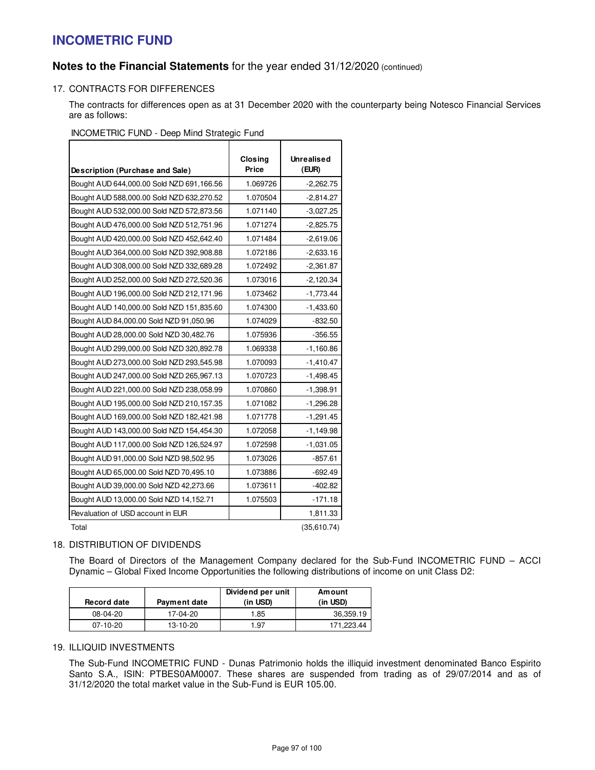# INCOMETRIC FUND

## Notes to the Financial Statements for the year ended 31/12/2020 (continued)

### 17. CONTRACTS FOR DIFFERENCES

The contracts for differences open as at 31 December 2020 with the counterparty being Notesco Financial Services are as follows:

INCOMETRIC FUND - Deep Mind Strategic Fund

| Description (Purchase and Sale) | Closing Price | Unrealised (EUR) |
|---|---|---|
| Bought AUD 644,000.00 Sold NZD 691,166.56 | 1.069726 | -2,262.75 |
| Bought AUD 588,000.00 Sold NZD 632,270.52 | 1.070504 | -2,814.27 |
| Bought AUD 532,000.00 Sold NZD 572,873.56 | 1.071140 | -3,027.25 |
| Bought AUD 476,000.00 Sold NZD 512,751.96 | 1.071274 | -2,825.75 |
| Bought AUD 420,000.00 Sold NZD 452,642.40 | 1.071484 | -2,619.06 |
| Bought AUD 364,000.00 Sold NZD 392,908.88 | 1.072186 | -2,633.16 |
| Bought AUD 308,000.00 Sold NZD 332,689.28 | 1.072492 | -2,361.87 |
| Bought AUD 252,000.00 Sold NZD 272,520.36 | 1.073016 | -2,120.34 |
| Bought AUD 196,000.00 Sold NZD 212,171.96 | 1.073462 | -1,773.44 |
| Bought AUD 140,000.00 Sold NZD 151,835.60 | 1.074300 | -1,433.60 |
| Bought AUD 84,000.00 Sold NZD 91,050.96 | 1.074029 | -832.50 |
| Bought AUD 28,000.00 Sold NZD 30,482.76 | 1.075936 | -356.55 |
| Bought AUD 299,000.00 Sold NZD 320,892.78 | 1.069338 | -1,160.86 |
| Bought AUD 273,000.00 Sold NZD 293,545.98 | 1.070093 | -1,410.47 |
| Bought AUD 247,000.00 Sold NZD 265,967.13 | 1.070723 | -1,498.45 |
| Bought AUD 221,000.00 Sold NZD 238,058.99 | 1.070860 | -1,398.91 |
| Bought AUD 195,000.00 Sold NZD 210,157.35 | 1.071082 | -1,296.28 |
| Bought AUD 169,000.00 Sold NZD 182,421.98 | 1.071778 | -1,291.45 |
| Bought AUD 143,000.00 Sold NZD 154,454.30 | 1.072058 | -1,149.98 |
| Bought AUD 117,000.00 Sold NZD 126,524.97 | 1.072598 | -1,031.05 |
| Bought AUD 91,000.00 Sold NZD 98,502.95 | 1.073026 | -857.61 |
| Bought AUD 65,000.00 Sold NZD 70,495.10 | 1.073886 | -692.49 |
| Bought AUD 39,000.00 Sold NZD 42,273.66 | 1.073611 | -402.82 |
| Bought AUD 13,000.00 Sold NZD 14,152.71 | 1.075503 | -171.18 |
| Revaluation of USD account in EUR | | 1,811.33 |
| Total | | (35,610.74) |

### 18. DISTRIBUTION OF DIVIDENDS

The Board of Directors of the Management Company declared for the Sub-Fund INCOMETRIC FUND – ACCI Dynamic – Global Fixed Income Opportunities the following distributions of income on unit Class D2:

| Record date | Payment date | Dividend per unit (in USD) | Amount (in USD) |
|---|---|---|---|
| 08-04-20 | 17-04-20 | 1.85 | 36,359.19 |
| 07-10-20 | 13-10-20 | 1.97 | 171,223.44 |

### 19. ILLIQUID INVESTMENTS

The Sub-Fund INCOMETRIC FUND - Dunas Patrimonio holds the illiquid investment denominated Banco Espirito Santo S.A., ISIN: PTBES0AM0007. These shares are suspended from trading as of 29/07/2014 and as of 31/12/2020 the total market value in the Sub-Fund is EUR 105.00.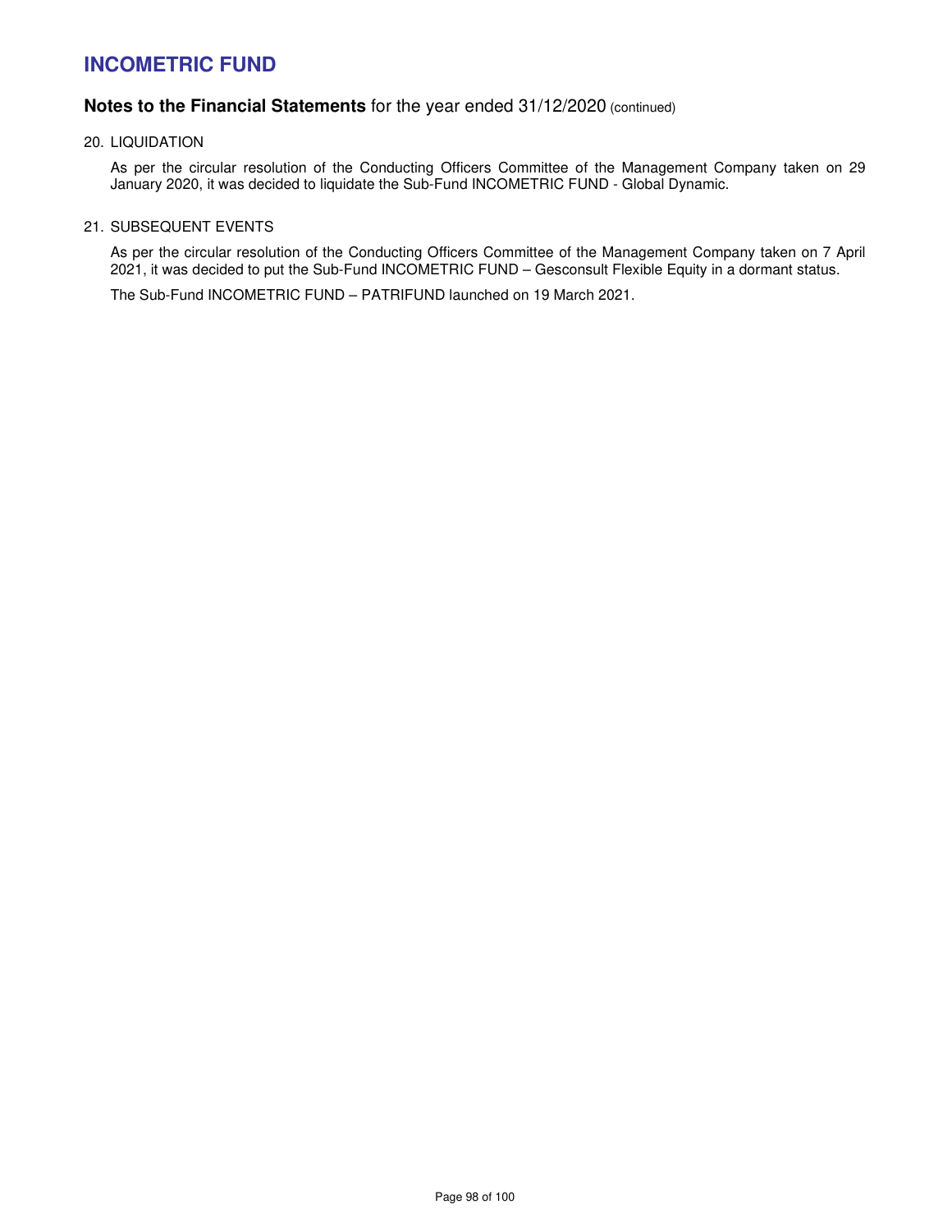# INCOMETRIC FUND

## **Notes to the Financial Statements** for the year ended 31/12/2020 (continued)

20. LIQUIDATION

    As per the circular resolution of the Conducting Officers Committee of the Management Company taken on 29 January 2020, it was decided to liquidate the Sub-Fund INCOMETRIC FUND - Global Dynamic.

21. SUBSEQUENT EVENTS

    As per the circular resolution of the Conducting Officers Committee of the Management Company taken on 7 April 2021, it was decided to put the Sub-Fund INCOMETRIC FUND – Gesconsult Flexible Equity in a dormant status.

    The Sub-Fund INCOMETRIC FUND – PATRIFUND launched on 19 March 2021.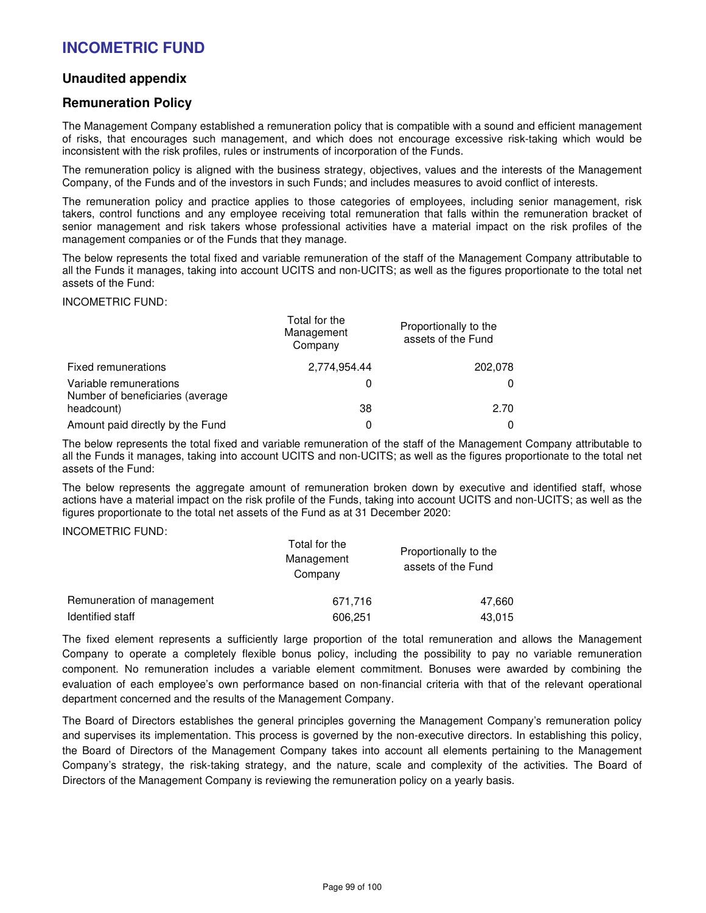# INCOMETRIC FUND

## Unaudited appendix

## Remuneration Policy

The Management Company established a remuneration policy that is compatible with a sound and efficient management of risks, that encourages such management, and which does not encourage excessive risk-taking which would be inconsistent with the risk profiles, rules or instruments of incorporation of the Funds.

The remuneration policy is aligned with the business strategy, objectives, values and the interests of the Management Company, of the Funds and of the investors in such Funds; and includes measures to avoid conflict of interests.

The remuneration policy and practice applies to those categories of employees, including senior management, risk takers, control functions and any employee receiving total remuneration that falls within the remuneration bracket of senior management and risk takers whose professional activities have a material impact on the risk profiles of the management companies or of the Funds that they manage.

The below represents the total fixed and variable remuneration of the staff of the Management Company attributable to all the Funds it manages, taking into account UCITS and non-UCITS; as well as the figures proportionate to the total net assets of the Fund:

INCOMETRIC FUND:

| | Total for the Management Company | Proportionally to the assets of the Fund |
|---|---|---|
| Fixed remunerations | 2,774,954.44 | 202,078 |
| Variable remunerations | 0 | 0 |
| Number of beneficiaries (average headcount) | 38 | 2.70 |
| Amount paid directly by the Fund | 0 | 0 |

The below represents the total fixed and variable remuneration of the staff of the Management Company attributable to all the Funds it manages, taking into account UCITS and non-UCITS; as well as the figures proportionate to the total net assets of the Fund:

The below represents the aggregate amount of remuneration broken down by executive and identified staff, whose actions have a material impact on the risk profile of the Funds, taking into account UCITS and non-UCITS; as well as the figures proportionate to the total net assets of the Fund as at 31 December 2020:

INCOMETRIC FUND:

| | Total for the Management Company | Proportionally to the assets of the Fund |
|---|---|---|
| Remuneration of management | 671,716 | 47,660 |
| Identified staff | 606,251 | 43,015 |

The fixed element represents a sufficiently large proportion of the total remuneration and allows the Management Company to operate a completely flexible bonus policy, including the possibility to pay no variable remuneration component. No remuneration includes a variable element commitment. Bonuses were awarded by combining the evaluation of each employee's own performance based on non-financial criteria with that of the relevant operational department concerned and the results of the Management Company.

The Board of Directors establishes the general principles governing the Management Company's remuneration policy and supervises its implementation. This process is governed by the non-executive directors. In establishing this policy, the Board of Directors of the Management Company takes into account all elements pertaining to the Management Company's strategy, the risk-taking strategy, and the nature, scale and complexity of the activities. The Board of Directors of the Management Company is reviewing the remuneration policy on a yearly basis.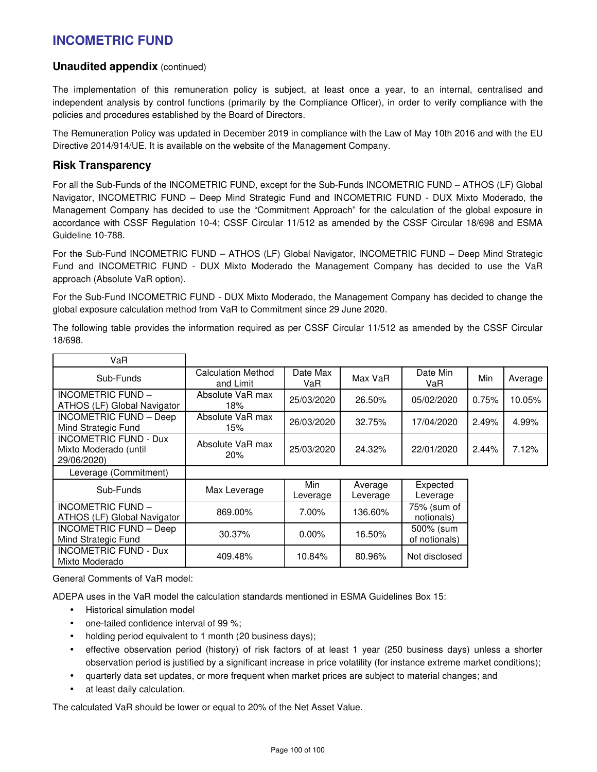# INCOMETRIC FUND

## Unaudited appendix (continued)

The implementation of this remuneration policy is subject, at least once a year, to an internal, centralised and independent analysis by control functions (primarily by the Compliance Officer), in order to verify compliance with the policies and procedures established by the Board of Directors.

The Remuneration Policy was updated in December 2019 in compliance with the Law of May 10th 2016 and with the EU Directive 2014/914/UE. It is available on the website of the Management Company.

## Risk Transparency

For all the Sub-Funds of the INCOMETRIC FUND, except for the Sub-Funds INCOMETRIC FUND – ATHOS (LF) Global Navigator, INCOMETRIC FUND – Deep Mind Strategic Fund and INCOMETRIC FUND - DUX Mixto Moderado, the Management Company has decided to use the "Commitment Approach" for the calculation of the global exposure in accordance with CSSF Regulation 10-4; CSSF Circular 11/512 as amended by the CSSF Circular 18/698 and ESMA Guideline 10-788.

For the Sub-Fund INCOMETRIC FUND – ATHOS (LF) Global Navigator, INCOMETRIC FUND – Deep Mind Strategic Fund and INCOMETRIC FUND - DUX Mixto Moderado the Management Company has decided to use the VaR approach (Absolute VaR option).

For the Sub-Fund INCOMETRIC FUND - DUX Mixto Moderado, the Management Company has decided to change the global exposure calculation method from VaR to Commitment since 29 June 2020.

The following table provides the information required as per CSSF Circular 11/512 as amended by the CSSF Circular 18/698.

| VaR | | | | | | |
|---|---|---|---|---|---|---|
| Sub-Funds | Calculation Method and Limit | Date Max VaR | Max VaR | Date Min VaR | Min | Average |
| INCOMETRIC FUND – ATHOS (LF) Global Navigator | Absolute VaR max 18% | 25/03/2020 | 26.50% | 05/02/2020 | 0.75% | 10.05% |
| INCOMETRIC FUND – Deep Mind Strategic Fund | Absolute VaR max 15% | 26/03/2020 | 32.75% | 17/04/2020 | 2.49% | 4.99% |
| INCOMETRIC FUND - Dux Mixto Moderado (until 29/06/2020) | Absolute VaR max 20% | 25/03/2020 | 24.32% | 22/01/2020 | 2.44% | 7.12% |

| Leverage (Commitment) | | | | |
|---|---|---|---|---|
| Sub-Funds | Max Leverage | Min Leverage | Average Leverage | Expected Leverage |
| INCOMETRIC FUND – ATHOS (LF) Global Navigator | 869.00% | 7.00% | 136.60% | 75% (sum of notionals) |
| INCOMETRIC FUND – Deep Mind Strategic Fund | 30.37% | 0.00% | 16.50% | 500% (sum of notionals) |
| INCOMETRIC FUND - Dux Mixto Moderado | 409.48% | 10.84% | 80.96% | Not disclosed |

General Comments of VaR model:

ADEPA uses in the VaR model the calculation standards mentioned in ESMA Guidelines Box 15:

- Historical simulation model
- one-tailed confidence interval of 99 %;
- holding period equivalent to 1 month (20 business days);
- effective observation period (history) of risk factors of at least 1 year (250 business days) unless a shorter observation period is justified by a significant increase in price volatility (for instance extreme market conditions);
- quarterly data set updates, or more frequent when market prices are subject to material changes; and
- at least daily calculation.

The calculated VaR should be lower or equal to 20% of the Net Asset Value.